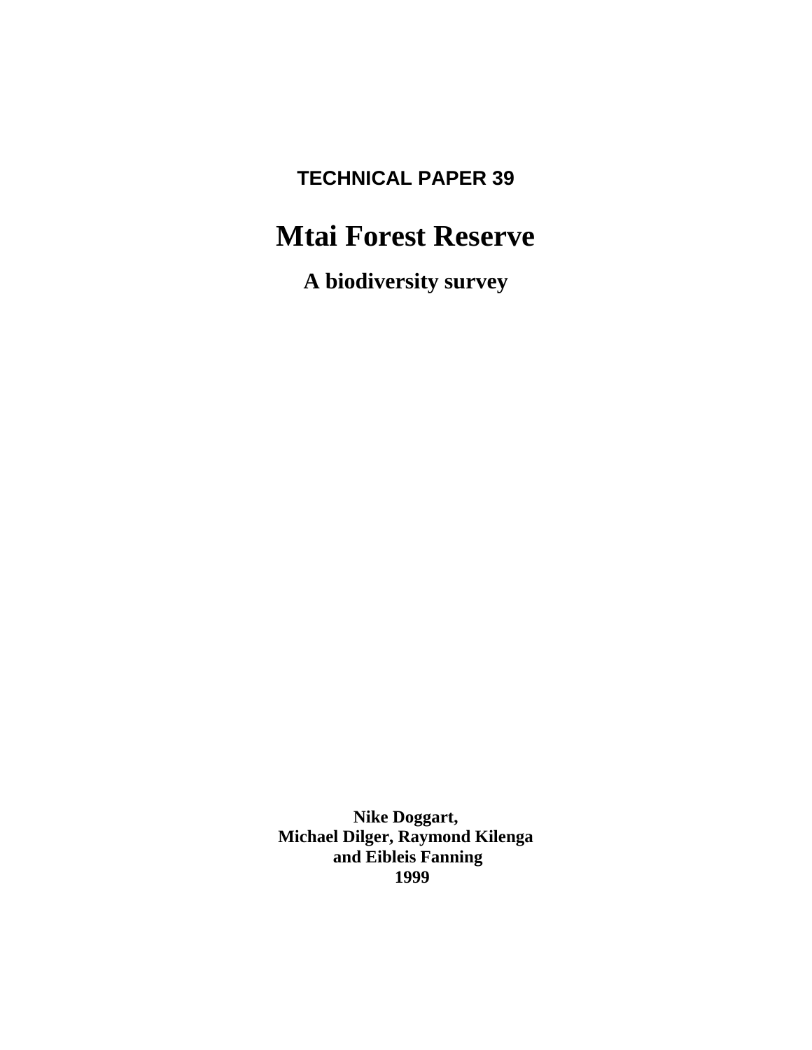**TECHNICAL PAPER 39**

# Mtai Forest Reserve

## A biodiversity survey

**Nike Doggart,**
**Michael Dilger, Raymond Kilenga**
**and Eibleis Fanning**
**1999**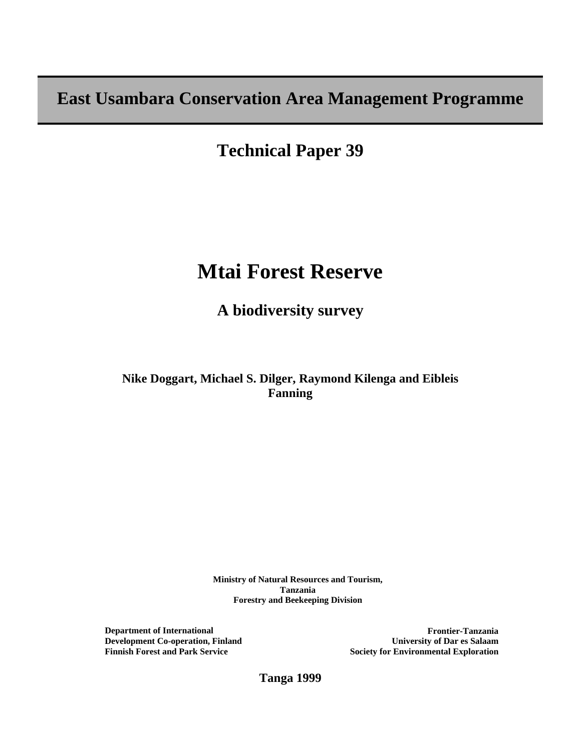# East Usambara Conservation Area Management Programme

## Technical Paper 39

# Mtai Forest Reserve

## A biodiversity survey

**Nike Doggart, Michael S. Dilger, Raymond Kilenga and Eibleis Fanning**

**Ministry of Natural Resources and Tourism, Tanzania**
**Forestry and Beekeeping Division**

**Department of International Development Co-operation, Finland**
**Finnish Forest and Park Service**

**Frontier-Tanzania**
**University of Dar es Salaam**
**Society for Environmental Exploration**

**Tanga 1999**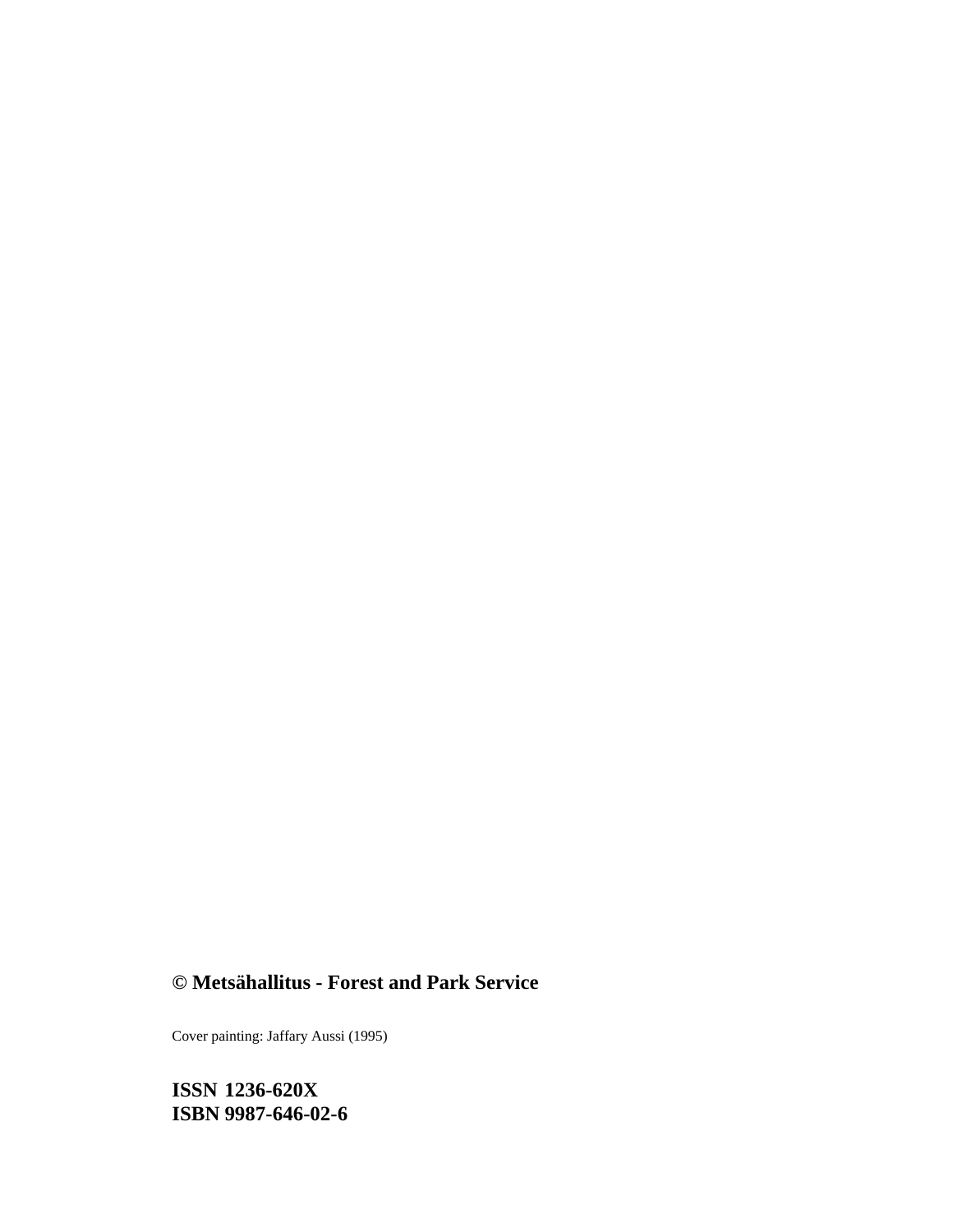**© Metsähallitus - Forest and Park Service**

Cover painting: Jaffary Aussi (1995)

**ISSN 1236-620X**
**ISBN 9987-646-02-6**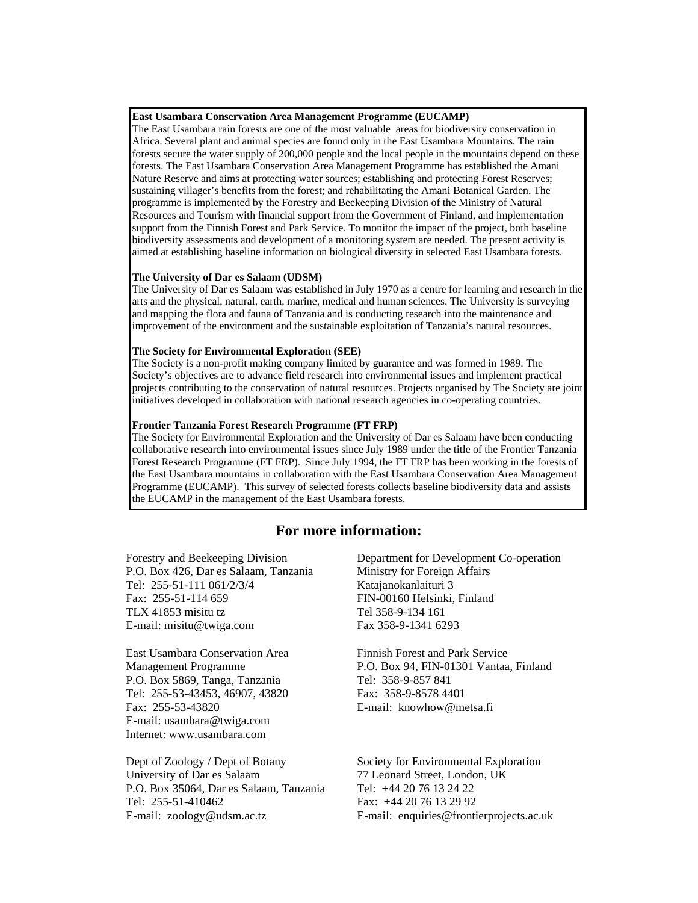**East Usambara Conservation Area Management Programme (EUCAMP)**

The East Usambara rain forests are one of the most valuable areas for biodiversity conservation in Africa. Several plant and animal species are found only in the East Usambara Mountains. The rain forests secure the water supply of 200,000 people and the local people in the mountains depend on these forests. The East Usambara Conservation Area Management Programme has established the Amani Nature Reserve and aims at protecting water sources; establishing and protecting Forest Reserves; sustaining villager's benefits from the forest; and rehabilitating the Amani Botanical Garden. The programme is implemented by the Forestry and Beekeeping Division of the Ministry of Natural Resources and Tourism with financial support from the Government of Finland, and implementation support from the Finnish Forest and Park Service. To monitor the impact of the project, both baseline biodiversity assessments and development of a monitoring system are needed. The present activity is aimed at establishing baseline information on biological diversity in selected East Usambara forests.

**The University of Dar es Salaam (UDSM)**

The University of Dar es Salaam was established in July 1970 as a centre for learning and research in the arts and the physical, natural, earth, marine, medical and human sciences. The University is surveying and mapping the flora and fauna of Tanzania and is conducting research into the maintenance and improvement of the environment and the sustainable exploitation of Tanzania's natural resources.

**The Society for Environmental Exploration (SEE)**

The Society is a non-profit making company limited by guarantee and was formed in 1989. The Society's objectives are to advance field research into environmental issues and implement practical projects contributing to the conservation of natural resources. Projects organised by The Society are joint initiatives developed in collaboration with national research agencies in co-operating countries.

**Frontier Tanzania Forest Research Programme (FT FRP)**

The Society for Environmental Exploration and the University of Dar es Salaam have been conducting collaborative research into environmental issues since July 1989 under the title of the Frontier Tanzania Forest Research Programme (FT FRP). Since July 1994, the FT FRP has been working in the forests of the East Usambara mountains in collaboration with the East Usambara Conservation Area Management Programme (EUCAMP). This survey of selected forests collects baseline biodiversity data and assists the EUCAMP in the management of the East Usambara forests.

## For more information:

Forestry and Beekeeping Division
P.O. Box 426, Dar es Salaam, Tanzania
Tel: 255-51-111 061/2/3/4
Fax: 255-51-114 659
TLX 41853 misitu tz
E-mail: misitu@twiga.com

East Usambara Conservation Area Management Programme
P.O. Box 5869, Tanga, Tanzania
Tel: 255-53-43453, 46907, 43820
Fax: 255-53-43820
E-mail: usambara@twiga.com
Internet: www.usambara.com

Dept of Zoology / Dept of Botany
University of Dar es Salaam
P.O. Box 35064, Dar es Salaam, Tanzania
Tel: 255-51-410462
E-mail: zoology@udsm.ac.tz

Department for Development Co-operation
Ministry for Foreign Affairs
Katajanokanlaituri 3
FIN-00160 Helsinki, Finland
Tel 358-9-134 161
Fax 358-9-1341 6293

Finnish Forest and Park Service
P.O. Box 94, FIN-01301 Vantaa, Finland
Tel: 358-9-857 841
Fax: 358-9-8578 4401
E-mail: knowhow@metsa.fi

Society for Environmental Exploration
77 Leonard Street, London, UK
Tel: +44 20 76 13 24 22
Fax: +44 20 76 13 29 92
E-mail: enquiries@frontierprojects.ac.uk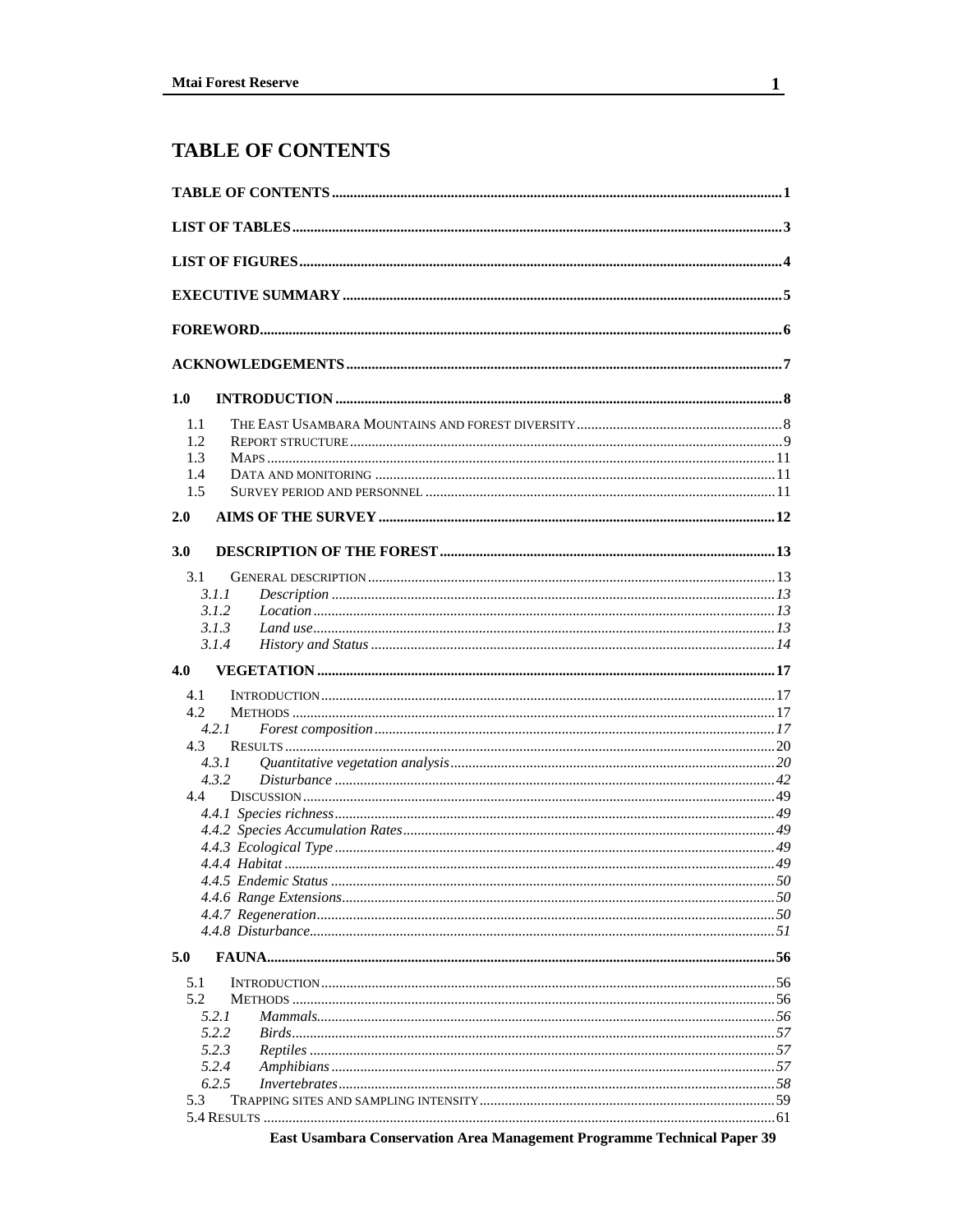# TABLE OF CONTENTS

**TABLE OF CONTENTS** .......... **1**

**LIST OF TABLES** .......... **3**

**LIST OF FIGURES** .......... **4**

**EXECUTIVE SUMMARY** .......... **5**

**FOREWORD** .......... **6**

**ACKNOWLEDGEMENTS** .......... **7**

**1.0 INTRODUCTION** .......... **8**

1.1 THE EAST USAMBARA MOUNTAINS AND FOREST DIVERSITY .......... 8
1.2 REPORT STRUCTURE .......... 9
1.3 MAPS .......... 11
1.4 DATA AND MONITORING .......... 11
1.5 SURVEY PERIOD AND PERSONNEL .......... 11

**2.0 AIMS OF THE SURVEY** .......... **12**

**3.0 DESCRIPTION OF THE FOREST** .......... **13**

3.1 GENERAL DESCRIPTION .......... 13
*3.1.1 Description* .......... *13*
*3.1.2 Location* .......... *13*
*3.1.3 Land use* .......... *13*
*3.1.4 History and Status* .......... *14*

**4.0 VEGETATION** .......... **17**

4.1 INTRODUCTION .......... 17
4.2 METHODS .......... 17
*4.2.1 Forest composition* .......... *17*
4.3 RESULTS .......... 20
*4.3.1 Quantitative vegetation analysis* .......... *20*
*4.3.2 Disturbance* .......... *42*
4.4 DISCUSSION .......... 49
*4.4.1 Species richness* .......... *49*
*4.4.2 Species Accumulation Rates* .......... *49*
*4.4.3 Ecological Type* .......... *49*
*4.4.4 Habitat* .......... *49*
*4.4.5 Endemic Status* .......... *50*
*4.4.6 Range Extensions* .......... *50*
*4.4.7 Regeneration* .......... *50*
*4.4.8 Disturbance* .......... *51*

**5.0 FAUNA** .......... **56**

5.1 INTRODUCTION .......... 56
5.2 METHODS .......... 56
*5.2.1 Mammals* .......... *56*
*5.2.2 Birds* .......... *57*
*5.2.3 Reptiles* .......... *57*
*5.2.4 Amphibians* .......... *57*
*6.2.5 Invertebrates* .......... *58*
5.3 TRAPPING SITES AND SAMPLING INTENSITY .......... 59
5.4 RESULTS .......... 61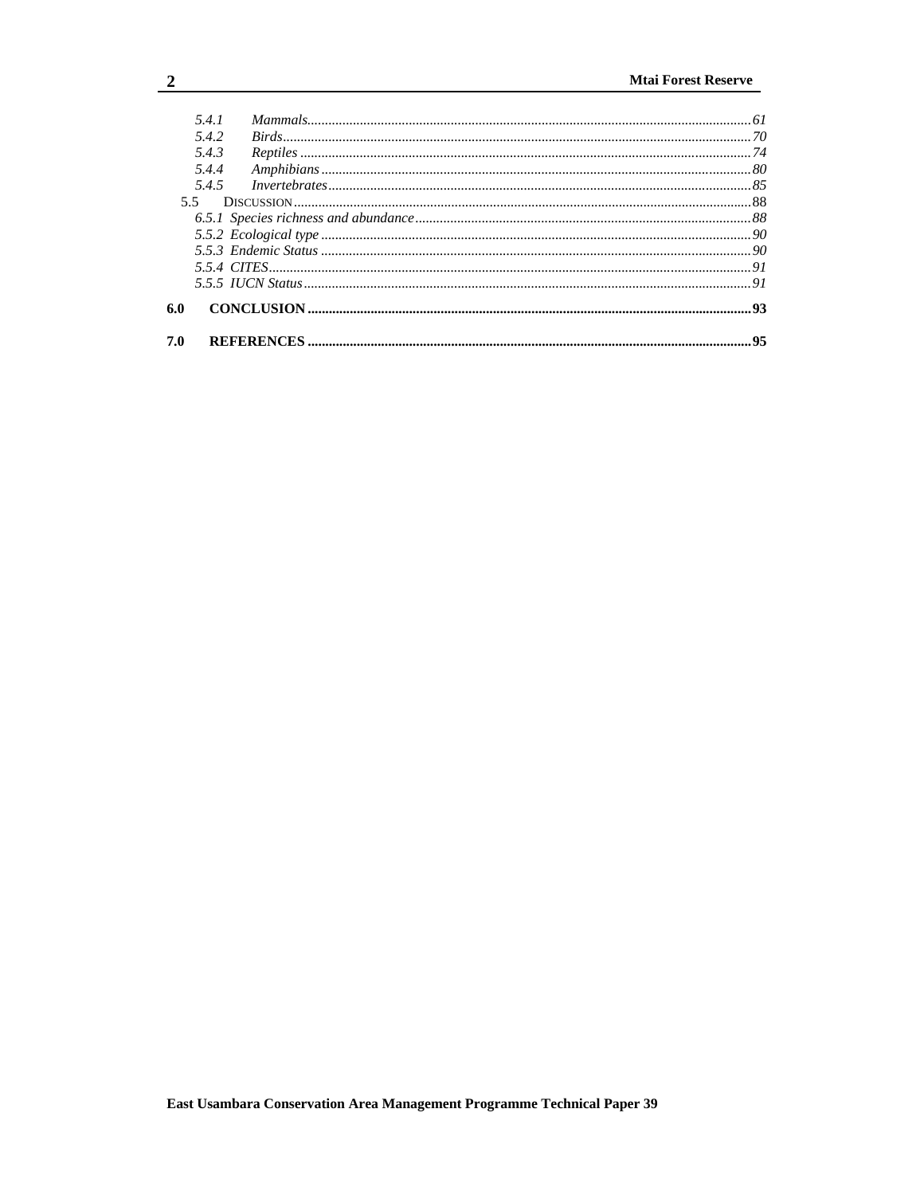- *5.4.1 Mammals* ... 61
- *5.4.2 Birds* ... 70
- *5.4.3 Reptiles* ... 74
- *5.4.4 Amphibians* ... 80
- *5.4.5 Invertebrates* ... 85
- 5.5 DISCUSSION ... 88
- *6.5.1 Species richness and abundance* ... 88
- *5.5.2 Ecological type* ... 90
- *5.5.3 Endemic Status* ... 90
- *5.5.4 CITES* ... 91
- *5.5.5 IUCN Status* ... 91

**6.0 CONCLUSION** ... 93

**7.0 REFERENCES** ... 95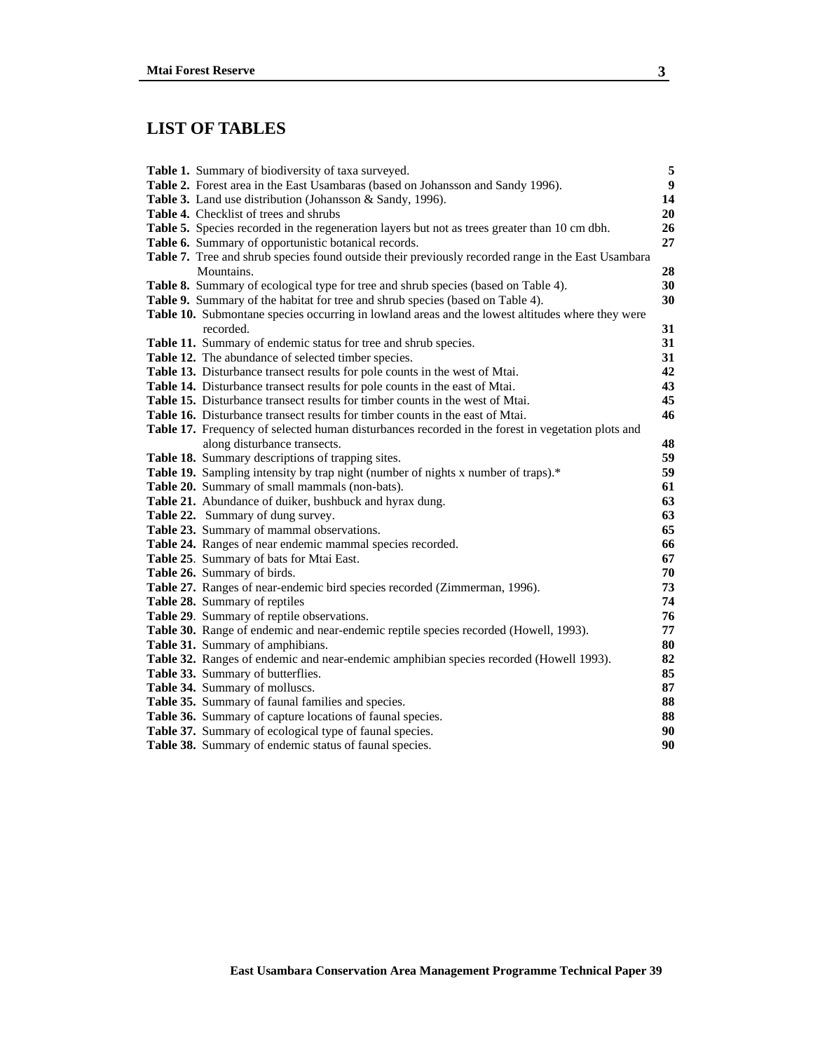# LIST OF TABLES

| | |
|---|---|
| **Table 1.** Summary of biodiversity of taxa surveyed. | **5** |
| **Table 2.** Forest area in the East Usambaras (based on Johansson and Sandy 1996). | **9** |
| **Table 3.** Land use distribution (Johansson & Sandy, 1996). | **14** |
| **Table 4.** Checklist of trees and shrubs | **20** |
| **Table 5.** Species recorded in the regeneration layers but not as trees greater than 10 cm dbh. | **26** |
| **Table 6.** Summary of opportunistic botanical records. | **27** |
| **Table 7.** Tree and shrub species found outside their previously recorded range in the East Usambara Mountains. | **28** |
| **Table 8.** Summary of ecological type for tree and shrub species (based on Table 4). | **30** |
| **Table 9.** Summary of the habitat for tree and shrub species (based on Table 4). | **30** |
| **Table 10.** Submontane species occurring in lowland areas and the lowest altitudes where they were recorded. | **31** |
| **Table 11.** Summary of endemic status for tree and shrub species. | **31** |
| **Table 12.** The abundance of selected timber species. | **31** |
| **Table 13.** Disturbance transect results for pole counts in the west of Mtai. | **42** |
| **Table 14.** Disturbance transect results for pole counts in the east of Mtai. | **43** |
| **Table 15.** Disturbance transect results for timber counts in the west of Mtai. | **45** |
| **Table 16.** Disturbance transect results for timber counts in the east of Mtai. | **46** |
| **Table 17.** Frequency of selected human disturbances recorded in the forest in vegetation plots and along disturbance transects. | **48** |
| **Table 18.** Summary descriptions of trapping sites. | **59** |
| **Table 19.** Sampling intensity by trap night (number of nights x number of traps).* | **59** |
| **Table 20.** Summary of small mammals (non-bats). | **61** |
| **Table 21.** Abundance of duiker, bushbuck and hyrax dung. | **63** |
| **Table 22.** Summary of dung survey. | **63** |
| **Table 23.** Summary of mammal observations. | **65** |
| **Table 24.** Ranges of near endemic mammal species recorded. | **66** |
| **Table 25**. Summary of bats for Mtai East. | **67** |
| **Table 26.** Summary of birds. | **70** |
| **Table 27.** Ranges of near-endemic bird species recorded (Zimmerman, 1996). | **73** |
| **Table 28.** Summary of reptiles | **74** |
| **Table 29**. Summary of reptile observations. | **76** |
| **Table 30.** Range of endemic and near-endemic reptile species recorded (Howell, 1993). | **77** |
| **Table 31.** Summary of amphibians. | **80** |
| **Table 32.** Ranges of endemic and near-endemic amphibian species recorded (Howell 1993). | **82** |
| **Table 33.** Summary of butterflies. | **85** |
| **Table 34.** Summary of molluscs. | **87** |
| **Table 35.** Summary of faunal families and species. | **88** |
| **Table 36.** Summary of capture locations of faunal species. | **88** |
| **Table 37.** Summary of ecological type of faunal species. | **90** |
| **Table 38.** Summary of endemic status of faunal species. | **90** |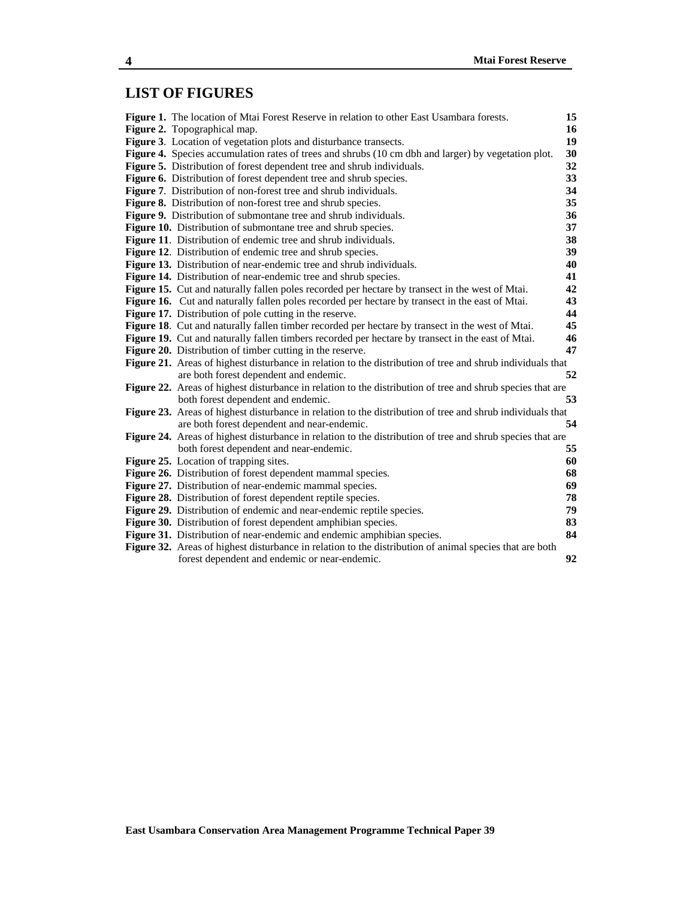## LIST OF FIGURES

| | | |
|---|---|---|
| **Figure 1.** | The location of Mtai Forest Reserve in relation to other East Usambara forests. | **15** |
| **Figure 2.** | Topographical map. | **16** |
| **Figure 3**. | Location of vegetation plots and disturbance transects. | **19** |
| **Figure 4.** | Species accumulation rates of trees and shrubs (10 cm dbh and larger) by vegetation plot. | **30** |
| **Figure 5.** | Distribution of forest dependent tree and shrub individuals. | **32** |
| **Figure 6.** | Distribution of forest dependent tree and shrub species. | **33** |
| **Figure 7**. | Distribution of non-forest tree and shrub individuals. | **34** |
| **Figure 8.** | Distribution of non-forest tree and shrub species. | **35** |
| **Figure 9.** | Distribution of submontane tree and shrub individuals. | **36** |
| **Figure 10.** | Distribution of submontane tree and shrub species. | **37** |
| **Figure 11**. | Distribution of endemic tree and shrub individuals. | **38** |
| **Figure 12**. | Distribution of endemic tree and shrub species. | **39** |
| **Figure 13.** | Distribution of near-endemic tree and shrub individuals. | **40** |
| **Figure 14.** | Distribution of near-endemic tree and shrub species. | **41** |
| **Figure 15.** | Cut and naturally fallen poles recorded per hectare by transect in the west of Mtai. | **42** |
| **Figure 16.** | Cut and naturally fallen poles recorded per hectare by transect in the east of Mtai. | **43** |
| **Figure 17.** | Distribution of pole cutting in the reserve. | **44** |
| **Figure 18**. | Cut and naturally fallen timber recorded per hectare by transect in the west of Mtai. | **45** |
| **Figure 19.** | Cut and naturally fallen timbers recorded per hectare by transect in the east of Mtai. | **46** |
| **Figure 20.** | Distribution of timber cutting in the reserve. | **47** |
| **Figure 21.** | Areas of highest disturbance in relation to the distribution of tree and shrub individuals that are both forest dependent and endemic. | **52** |
| **Figure 22.** | Areas of highest disturbance in relation to the distribution of tree and shrub species that are both forest dependent and endemic. | **53** |
| **Figure 23.** | Areas of highest disturbance in relation to the distribution of tree and shrub individuals that are both forest dependent and near-endemic. | **54** |
| **Figure 24.** | Areas of highest disturbance in relation to the distribution of tree and shrub species that are both forest dependent and near-endemic. | **55** |
| **Figure 25.** | Location of trapping sites. | **60** |
| **Figure 26.** | Distribution of forest dependent mammal species. | **68** |
| **Figure 27.** | Distribution of near-endemic mammal species. | **69** |
| **Figure 28.** | Distribution of forest dependent reptile species. | **78** |
| **Figure 29.** | Distribution of endemic and near-endemic reptile species. | **79** |
| **Figure 30.** | Distribution of forest dependent amphibian species. | **83** |
| **Figure 31.** | Distribution of near-endemic and endemic amphibian species. | **84** |
| **Figure 32.** | Areas of highest disturbance in relation to the distribution of animal species that are both forest dependent and endemic or near-endemic. | **92** |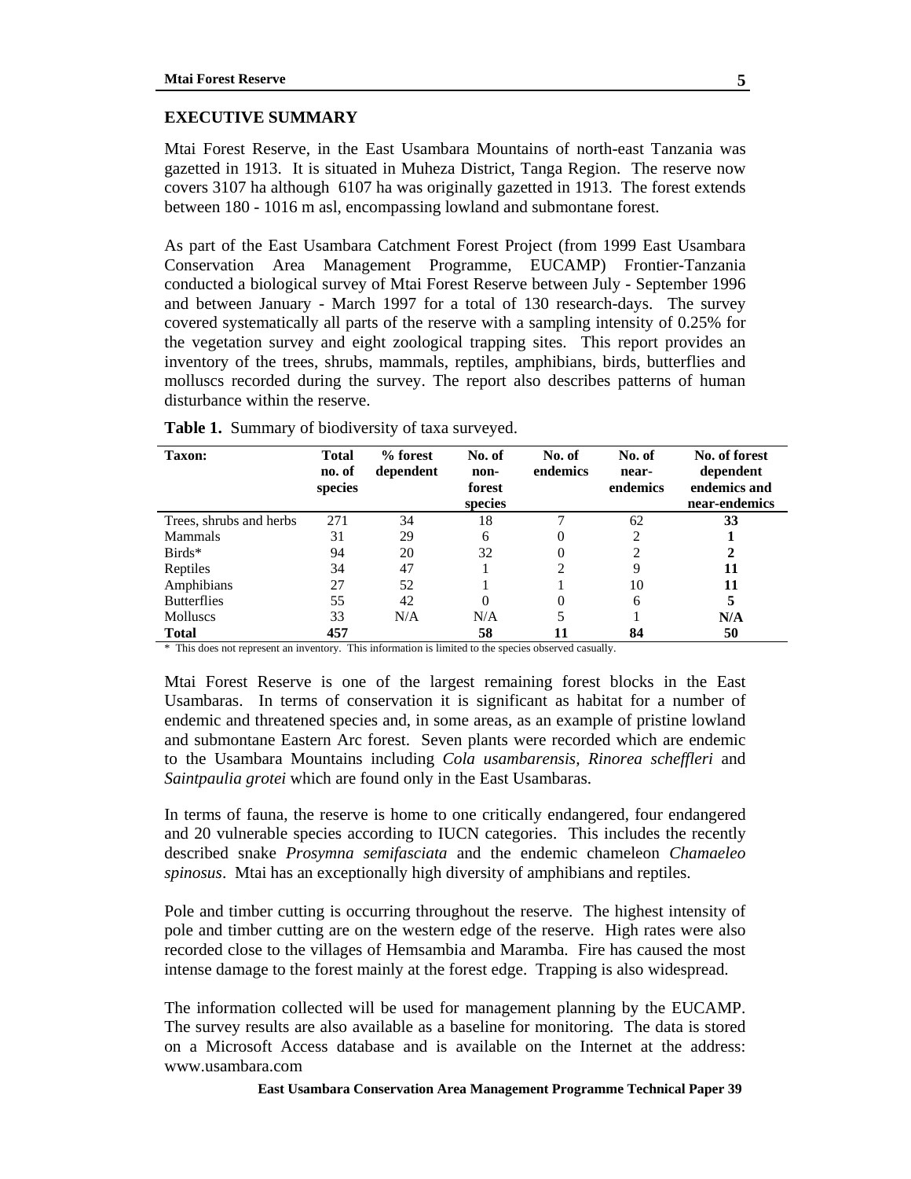## EXECUTIVE SUMMARY

Mtai Forest Reserve, in the East Usambara Mountains of north-east Tanzania was gazetted in 1913. It is situated in Muheza District, Tanga Region. The reserve now covers 3107 ha although 6107 ha was originally gazetted in 1913. The forest extends between 180 - 1016 m asl, encompassing lowland and submontane forest.

As part of the East Usambara Catchment Forest Project (from 1999 East Usambara Conservation Area Management Programme, EUCAMP) Frontier-Tanzania conducted a biological survey of Mtai Forest Reserve between July - September 1996 and between January - March 1997 for a total of 130 research-days. The survey covered systematically all parts of the reserve with a sampling intensity of 0.25% for the vegetation survey and eight zoological trapping sites. This report provides an inventory of the trees, shrubs, mammals, reptiles, amphibians, birds, butterflies and molluscs recorded during the survey. The report also describes patterns of human disturbance within the reserve.

**Table 1.** Summary of biodiversity of taxa surveyed.

| Taxon: | Total no. of species | % forest dependent | No. of non-forest species | No. of endemics | No. of near-endemics | No. of forest dependent endemics and near-endemics |
|---|---|---|---|---|---|---|
| Trees, shrubs and herbs | 271 | 34 | 18 | 7 | 62 | **33** |
| Mammals | 31 | 29 | 6 | 0 | 2 | **1** |
| Birds* | 94 | 20 | 32 | 0 | 2 | **2** |
| Reptiles | 34 | 47 | 1 | 2 | 9 | **11** |
| Amphibians | 27 | 52 | 1 | 1 | 10 | **11** |
| Butterflies | 55 | 42 | 0 | 0 | 6 | **5** |
| Molluscs | 33 | N/A | N/A | 5 | 1 | **N/A** |
| **Total** | **457** | | **58** | **11** | **84** | **50** |

\* This does not represent an inventory. This information is limited to the species observed casually.

Mtai Forest Reserve is one of the largest remaining forest blocks in the East Usambaras. In terms of conservation it is significant as habitat for a number of endemic and threatened species and, in some areas, as an example of pristine lowland and submontane Eastern Arc forest. Seven plants were recorded which are endemic to the Usambara Mountains including *Cola usambarensis, Rinorea scheffleri* and *Saintpaulia grotei* which are found only in the East Usambaras.

In terms of fauna, the reserve is home to one critically endangered, four endangered and 20 vulnerable species according to IUCN categories. This includes the recently described snake *Prosymna semifasciata* and the endemic chameleon *Chamaeleo spinosus*. Mtai has an exceptionally high diversity of amphibians and reptiles.

Pole and timber cutting is occurring throughout the reserve. The highest intensity of pole and timber cutting are on the western edge of the reserve. High rates were also recorded close to the villages of Hemsambia and Maramba. Fire has caused the most intense damage to the forest mainly at the forest edge. Trapping is also widespread.

The information collected will be used for management planning by the EUCAMP. The survey results are also available as a baseline for monitoring. The data is stored on a Microsoft Access database and is available on the Internet at the address: www.usambara.com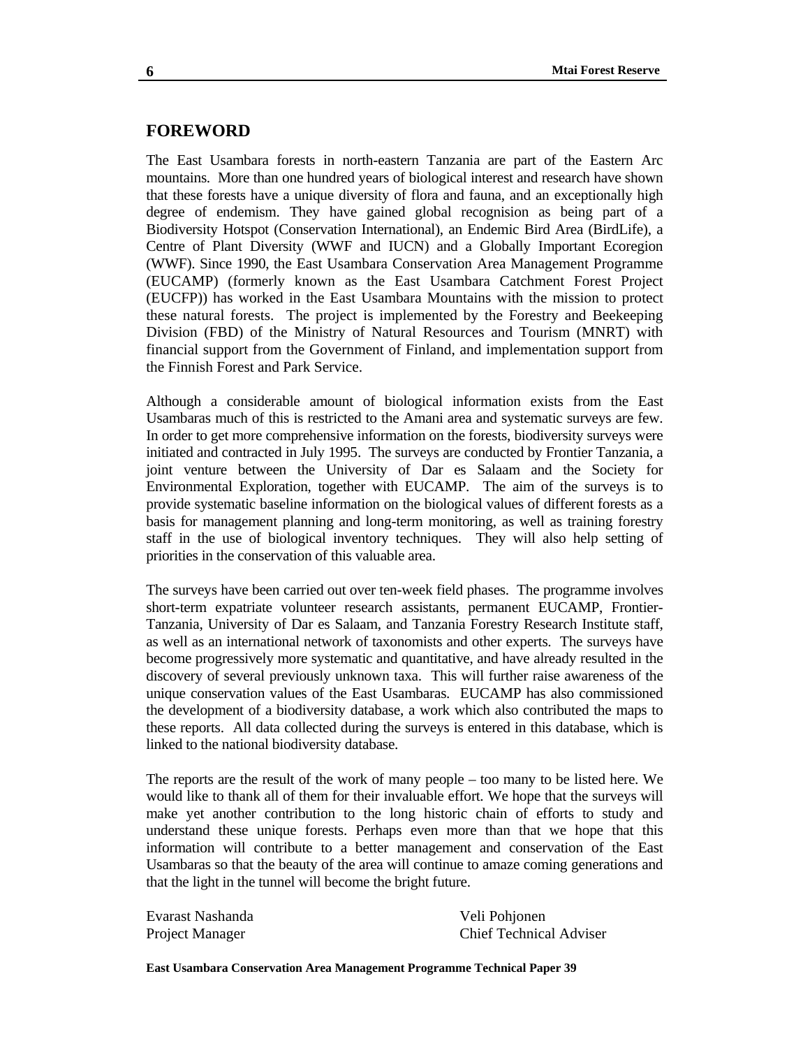## FOREWORD

The East Usambara forests in north-eastern Tanzania are part of the Eastern Arc mountains. More than one hundred years of biological interest and research have shown that these forests have a unique diversity of flora and fauna, and an exceptionally high degree of endemism. They have gained global recognision as being part of a Biodiversity Hotspot (Conservation International), an Endemic Bird Area (BirdLife), a Centre of Plant Diversity (WWF and IUCN) and a Globally Important Ecoregion (WWF). Since 1990, the East Usambara Conservation Area Management Programme (EUCAMP) (formerly known as the East Usambara Catchment Forest Project (EUCFP)) has worked in the East Usambara Mountains with the mission to protect these natural forests. The project is implemented by the Forestry and Beekeeping Division (FBD) of the Ministry of Natural Resources and Tourism (MNRT) with financial support from the Government of Finland, and implementation support from the Finnish Forest and Park Service.

Although a considerable amount of biological information exists from the East Usambaras much of this is restricted to the Amani area and systematic surveys are few. In order to get more comprehensive information on the forests, biodiversity surveys were initiated and contracted in July 1995. The surveys are conducted by Frontier Tanzania, a joint venture between the University of Dar es Salaam and the Society for Environmental Exploration, together with EUCAMP. The aim of the surveys is to provide systematic baseline information on the biological values of different forests as a basis for management planning and long-term monitoring, as well as training forestry staff in the use of biological inventory techniques. They will also help setting of priorities in the conservation of this valuable area.

The surveys have been carried out over ten-week field phases. The programme involves short-term expatriate volunteer research assistants, permanent EUCAMP, Frontier-Tanzania, University of Dar es Salaam, and Tanzania Forestry Research Institute staff, as well as an international network of taxonomists and other experts. The surveys have become progressively more systematic and quantitative, and have already resulted in the discovery of several previously unknown taxa. This will further raise awareness of the unique conservation values of the East Usambaras. EUCAMP has also commissioned the development of a biodiversity database, a work which also contributed the maps to these reports. All data collected during the surveys is entered in this database, which is linked to the national biodiversity database.

The reports are the result of the work of many people – too many to be listed here. We would like to thank all of them for their invaluable effort. We hope that the surveys will make yet another contribution to the long historic chain of efforts to study and understand these unique forests. Perhaps even more than that we hope that this information will contribute to a better management and conservation of the East Usambaras so that the beauty of the area will continue to amaze coming generations and that the light in the tunnel will become the bright future.

Evarast Nashanda
Project Manager

Veli Pohjonen
Chief Technical Adviser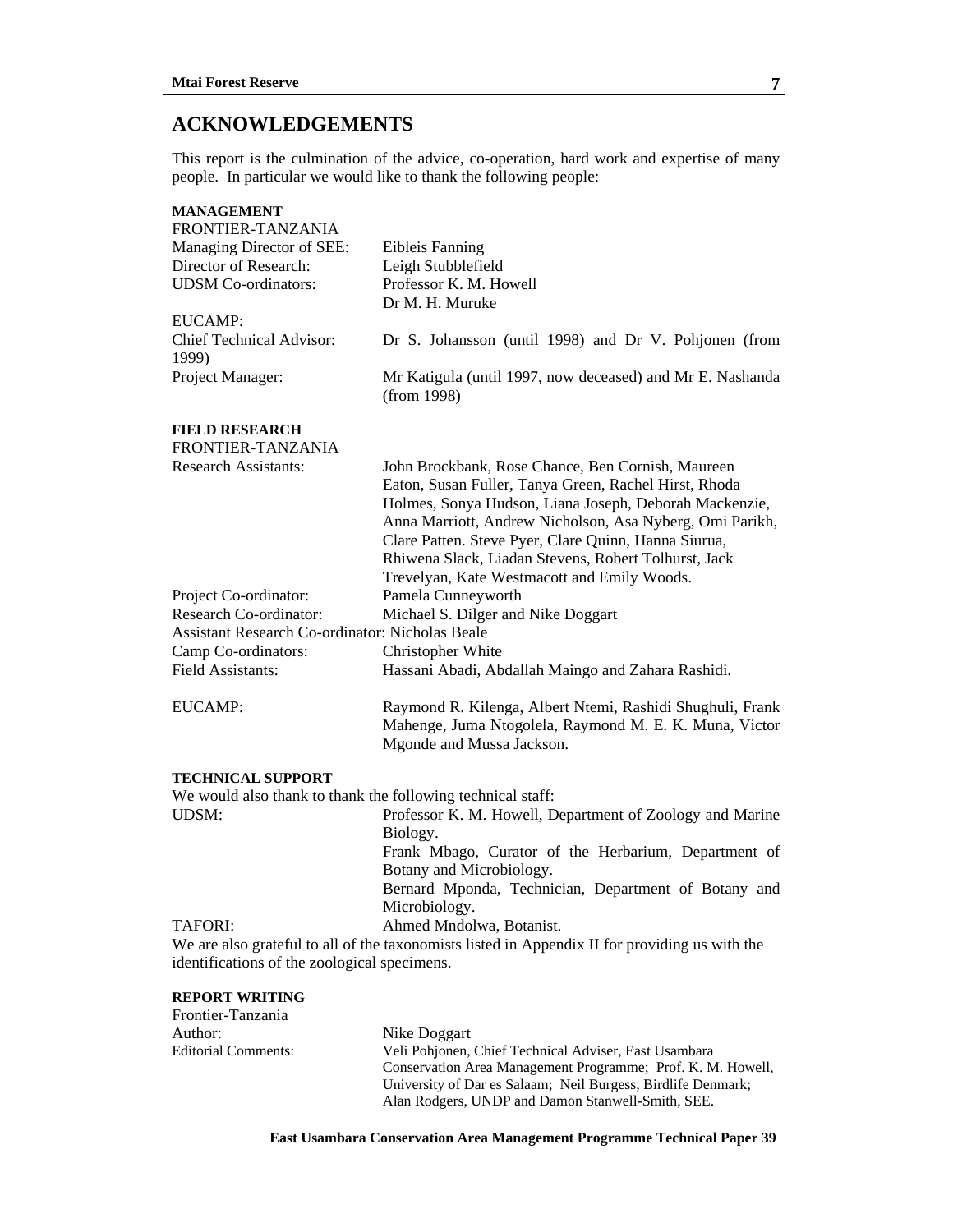# ACKNOWLEDGEMENTS

This report is the culmination of the advice, co-operation, hard work and expertise of many people. In particular we would like to thank the following people:

**MANAGEMENT**

FRONTIER-TANZANIA

| | |
|---|---|
| Managing Director of SEE: | Eibleis Fanning |
| Director of Research: | Leigh Stubblefield |
| UDSM Co-ordinators: | Professor K. M. Howell<br>Dr M. H. Muruke |

EUCAMP:

| | |
|---|---|
| Chief Technical Advisor: | Dr S. Johansson (until 1998) and Dr V. Pohjonen (from 1999) |
| Project Manager: | Mr Katigula (until 1997, now deceased) and Mr E. Nashanda (from 1998) |

**FIELD RESEARCH**

FRONTIER-TANZANIA

| | |
|---|---|
| Research Assistants: | John Brockbank, Rose Chance, Ben Cornish, Maureen Eaton, Susan Fuller, Tanya Green, Rachel Hirst, Rhoda Holmes, Sonya Hudson, Liana Joseph, Deborah Mackenzie, Anna Marriott, Andrew Nicholson, Asa Nyberg, Omi Parikh, Clare Patten. Steve Pyer, Clare Quinn, Hanna Siurua, Rhiwena Slack, Liadan Stevens, Robert Tolhurst, Jack Trevelyan, Kate Westmacott and Emily Woods. |
| Project Co-ordinator: | Pamela Cunneyworth |
| Research Co-ordinator: | Michael S. Dilger and Nike Doggart |
| Assistant Research Co-ordinator: | Nicholas Beale |
| Camp Co-ordinators: | Christopher White |
| Field Assistants: | Hassani Abadi, Abdallah Maingo and Zahara Rashidi. |
| EUCAMP: | Raymond R. Kilenga, Albert Ntemi, Rashidi Shughuli, Frank Mahenge, Juma Ntogolela, Raymond M. E. K. Muna, Victor Mgonde and Mussa Jackson. |

**TECHNICAL SUPPORT**

We would also thank to thank the following technical staff:

| | |
|---|---|
| UDSM: | Professor K. M. Howell, Department of Zoology and Marine Biology.<br>Frank Mbago, Curator of the Herbarium, Department of Botany and Microbiology.<br>Bernard Mponda, Technician, Department of Botany and Microbiology. |
| TAFORI: | Ahmed Mndolwa, Botanist. |

We are also grateful to all of the taxonomists listed in Appendix II for providing us with the identifications of the zoological specimens.

**REPORT WRITING**

Frontier-Tanzania

| | |
|---|---|
| Author: | Nike Doggart |
| Editorial Comments: | Veli Pohjonen, Chief Technical Adviser, East Usambara Conservation Area Management Programme; Prof. K. M. Howell, University of Dar es Salaam; Neil Burgess, Birdlife Denmark; Alan Rodgers, UNDP and Damon Stanwell-Smith, SEE. |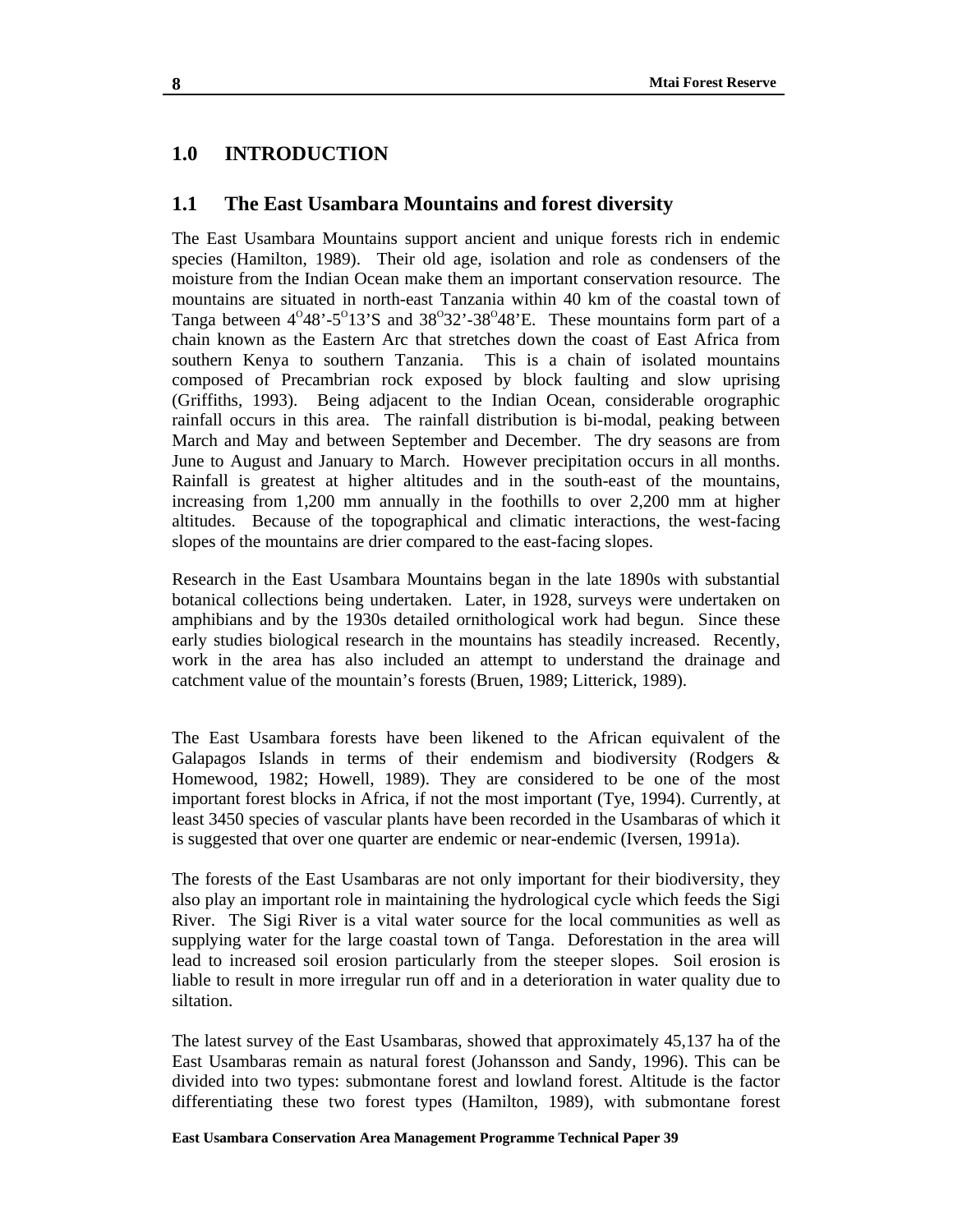# 1.0 INTRODUCTION

## 1.1 The East Usambara Mountains and forest diversity

The East Usambara Mountains support ancient and unique forests rich in endemic species (Hamilton, 1989). Their old age, isolation and role as condensers of the moisture from the Indian Ocean make them an important conservation resource. The mountains are situated in north-east Tanzania within 40 km of the coastal town of Tanga between $4^{o}48'$-$5^{o}13'$S and $38^{o}32'$-$38^{o}48'$E. These mountains form part of a chain known as the Eastern Arc that stretches down the coast of East Africa from southern Kenya to southern Tanzania. This is a chain of isolated mountains composed of Precambrian rock exposed by block faulting and slow uprising (Griffiths, 1993). Being adjacent to the Indian Ocean, considerable orographic rainfall occurs in this area. The rainfall distribution is bi-modal, peaking between March and May and between September and December. The dry seasons are from June to August and January to March. However precipitation occurs in all months. Rainfall is greatest at higher altitudes and in the south-east of the mountains, increasing from 1,200 mm annually in the foothills to over 2,200 mm at higher altitudes. Because of the topographical and climatic interactions, the west-facing slopes of the mountains are drier compared to the east-facing slopes.

Research in the East Usambara Mountains began in the late 1890s with substantial botanical collections being undertaken. Later, in 1928, surveys were undertaken on amphibians and by the 1930s detailed ornithological work had begun. Since these early studies biological research in the mountains has steadily increased. Recently, work in the area has also included an attempt to understand the drainage and catchment value of the mountain's forests (Bruen, 1989; Litterick, 1989).

The East Usambara forests have been likened to the African equivalent of the Galapagos Islands in terms of their endemism and biodiversity (Rodgers & Homewood, 1982; Howell, 1989). They are considered to be one of the most important forest blocks in Africa, if not the most important (Tye, 1994). Currently, at least 3450 species of vascular plants have been recorded in the Usambaras of which it is suggested that over one quarter are endemic or near-endemic (Iversen, 1991a).

The forests of the East Usambaras are not only important for their biodiversity, they also play an important role in maintaining the hydrological cycle which feeds the Sigi River. The Sigi River is a vital water source for the local communities as well as supplying water for the large coastal town of Tanga. Deforestation in the area will lead to increased soil erosion particularly from the steeper slopes. Soil erosion is liable to result in more irregular run off and in a deterioration in water quality due to siltation.

The latest survey of the East Usambaras, showed that approximately 45,137 ha of the East Usambaras remain as natural forest (Johansson and Sandy, 1996). This can be divided into two types: submontane forest and lowland forest. Altitude is the factor differentiating these two forest types (Hamilton, 1989), with submontane forest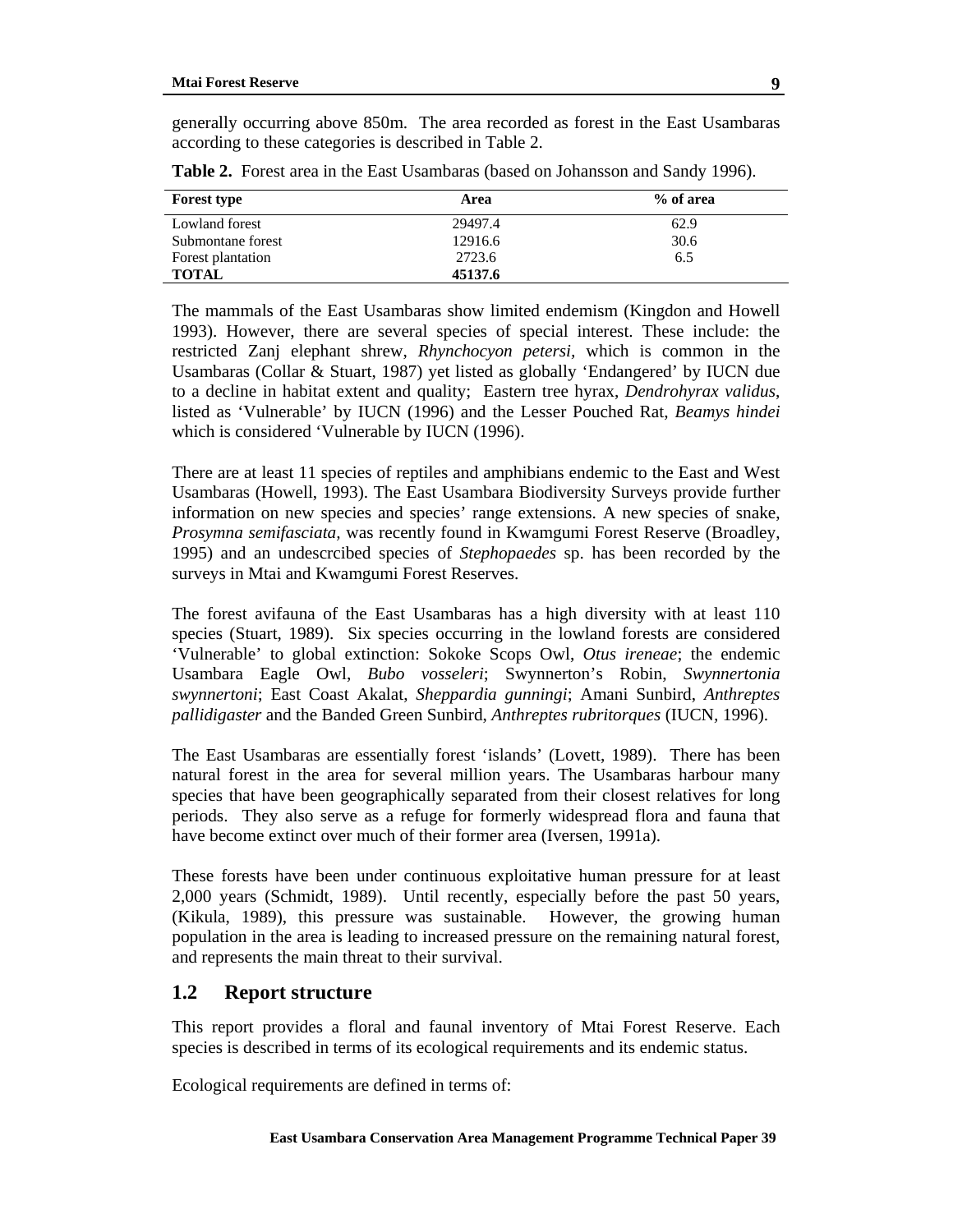generally occurring above 850m. The area recorded as forest in the East Usambaras according to these categories is described in Table 2.

**Table 2.** Forest area in the East Usambaras (based on Johansson and Sandy 1996).

| Forest type | Area | % of area |
|---|---|---|
| Lowland forest | 29497.4 | 62.9 |
| Submontane forest | 12916.6 | 30.6 |
| Forest plantation | 2723.6 | 6.5 |
| **TOTAL** | **45137.6** | |

The mammals of the East Usambaras show limited endemism (Kingdon and Howell 1993). However, there are several species of special interest. These include: the restricted Zanj elephant shrew, *Rhynchocyon petersi*, which is common in the Usambaras (Collar & Stuart, 1987) yet listed as globally 'Endangered' by IUCN due to a decline in habitat extent and quality; Eastern tree hyrax, *Dendrohyrax validus*, listed as 'Vulnerable' by IUCN (1996) and the Lesser Pouched Rat, *Beamys hindei* which is considered 'Vulnerable by IUCN (1996).

There are at least 11 species of reptiles and amphibians endemic to the East and West Usambaras (Howell, 1993). The East Usambara Biodiversity Surveys provide further information on new species and species' range extensions. A new species of snake, *Prosymna semifasciata*, was recently found in Kwamgumi Forest Reserve (Broadley, 1995) and an undescrcibed species of *Stephopaedes* sp. has been recorded by the surveys in Mtai and Kwamgumi Forest Reserves.

The forest avifauna of the East Usambaras has a high diversity with at least 110 species (Stuart, 1989). Six species occurring in the lowland forests are considered 'Vulnerable' to global extinction: Sokoke Scops Owl, *Otus ireneae*; the endemic Usambara Eagle Owl, *Bubo vosseleri*; Swynnerton's Robin, *Swynnertonia swynnertoni*; East Coast Akalat, *Sheppardia gunningi*; Amani Sunbird, *Anthreptes pallidigaster* and the Banded Green Sunbird, *Anthreptes rubritorques* (IUCN, 1996).

The East Usambaras are essentially forest 'islands' (Lovett, 1989). There has been natural forest in the area for several million years. The Usambaras harbour many species that have been geographically separated from their closest relatives for long periods. They also serve as a refuge for formerly widespread flora and fauna that have become extinct over much of their former area (Iversen, 1991a).

These forests have been under continuous exploitative human pressure for at least 2,000 years (Schmidt, 1989). Until recently, especially before the past 50 years, (Kikula, 1989), this pressure was sustainable. However, the growing human population in the area is leading to increased pressure on the remaining natural forest, and represents the main threat to their survival.

## 1.2 Report structure

This report provides a floral and faunal inventory of Mtai Forest Reserve. Each species is described in terms of its ecological requirements and its endemic status.

Ecological requirements are defined in terms of: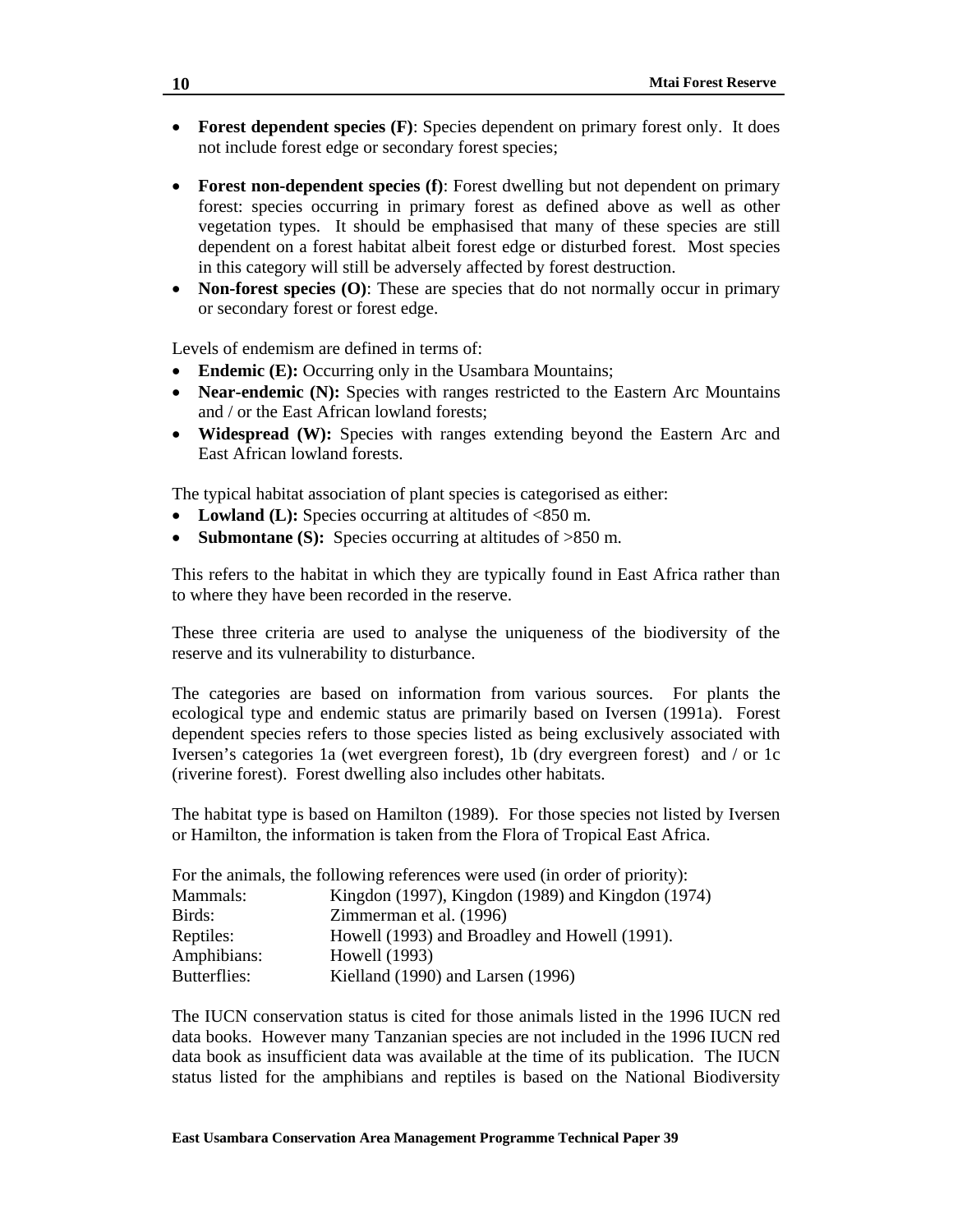- **Forest dependent species (F)**: Species dependent on primary forest only. It does not include forest edge or secondary forest species;
- **Forest non-dependent species (f)**: Forest dwelling but not dependent on primary forest: species occurring in primary forest as defined above as well as other vegetation types. It should be emphasised that many of these species are still dependent on a forest habitat albeit forest edge or disturbed forest. Most species in this category will still be adversely affected by forest destruction.
- **Non-forest species (O)**: These are species that do not normally occur in primary or secondary forest or forest edge.

Levels of endemism are defined in terms of:

- **Endemic (E):** Occurring only in the Usambara Mountains;
- **Near-endemic (N):** Species with ranges restricted to the Eastern Arc Mountains and / or the East African lowland forests;
- **Widespread (W):** Species with ranges extending beyond the Eastern Arc and East African lowland forests.

The typical habitat association of plant species is categorised as either:

- **Lowland (L):** Species occurring at altitudes of <850 m.
- **Submontane (S):** Species occurring at altitudes of >850 m.

This refers to the habitat in which they are typically found in East Africa rather than to where they have been recorded in the reserve.

These three criteria are used to analyse the uniqueness of the biodiversity of the reserve and its vulnerability to disturbance.

The categories are based on information from various sources. For plants the ecological type and endemic status are primarily based on Iversen (1991a). Forest dependent species refers to those species listed as being exclusively associated with Iversen's categories 1a (wet evergreen forest), 1b (dry evergreen forest) and / or 1c (riverine forest). Forest dwelling also includes other habitats.

The habitat type is based on Hamilton (1989). For those species not listed by Iversen or Hamilton, the information is taken from the Flora of Tropical East Africa.

For the animals, the following references were used (in order of priority):

| | |
|---|---|
| Mammals: | Kingdon (1997), Kingdon (1989) and Kingdon (1974) |
| Birds: | Zimmerman et al. (1996) |
| Reptiles: | Howell (1993) and Broadley and Howell (1991). |
| Amphibians: | Howell (1993) |
| Butterflies: | Kielland (1990) and Larsen (1996) |

The IUCN conservation status is cited for those animals listed in the 1996 IUCN red data books. However many Tanzanian species are not included in the 1996 IUCN red data book as insufficient data was available at the time of its publication. The IUCN status listed for the amphibians and reptiles is based on the National Biodiversity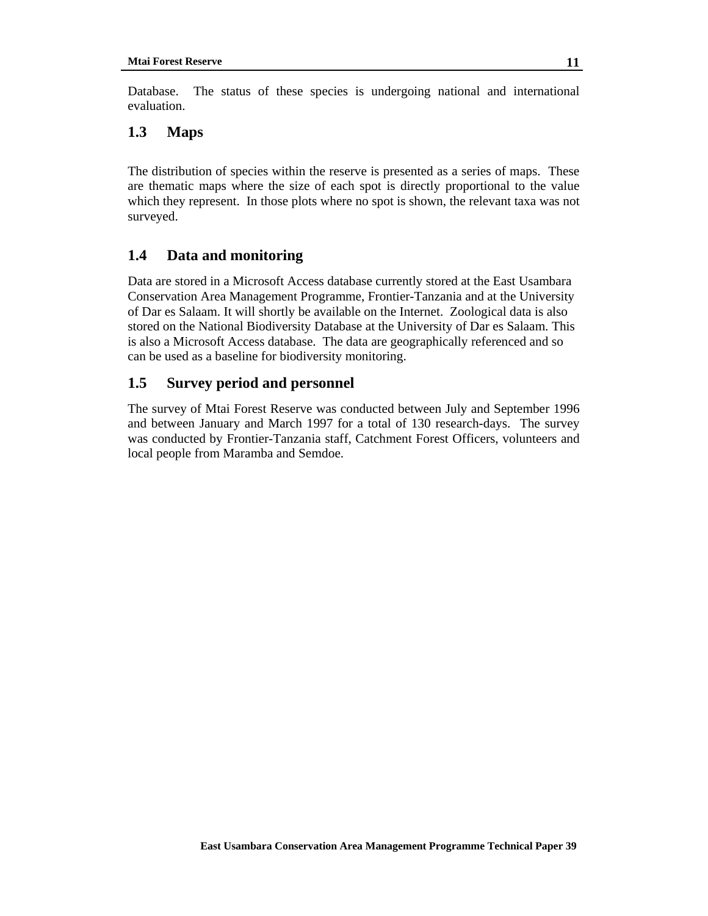Database. The status of these species is undergoing national and international evaluation.

## 1.3 Maps

The distribution of species within the reserve is presented as a series of maps. These are thematic maps where the size of each spot is directly proportional to the value which they represent. In those plots where no spot is shown, the relevant taxa was not surveyed.

## 1.4 Data and monitoring

Data are stored in a Microsoft Access database currently stored at the East Usambara Conservation Area Management Programme, Frontier-Tanzania and at the University of Dar es Salaam. It will shortly be available on the Internet. Zoological data is also stored on the National Biodiversity Database at the University of Dar es Salaam. This is also a Microsoft Access database. The data are geographically referenced and so can be used as a baseline for biodiversity monitoring.

## 1.5 Survey period and personnel

The survey of Mtai Forest Reserve was conducted between July and September 1996 and between January and March 1997 for a total of 130 research-days. The survey was conducted by Frontier-Tanzania staff, Catchment Forest Officers, volunteers and local people from Maramba and Semdoe.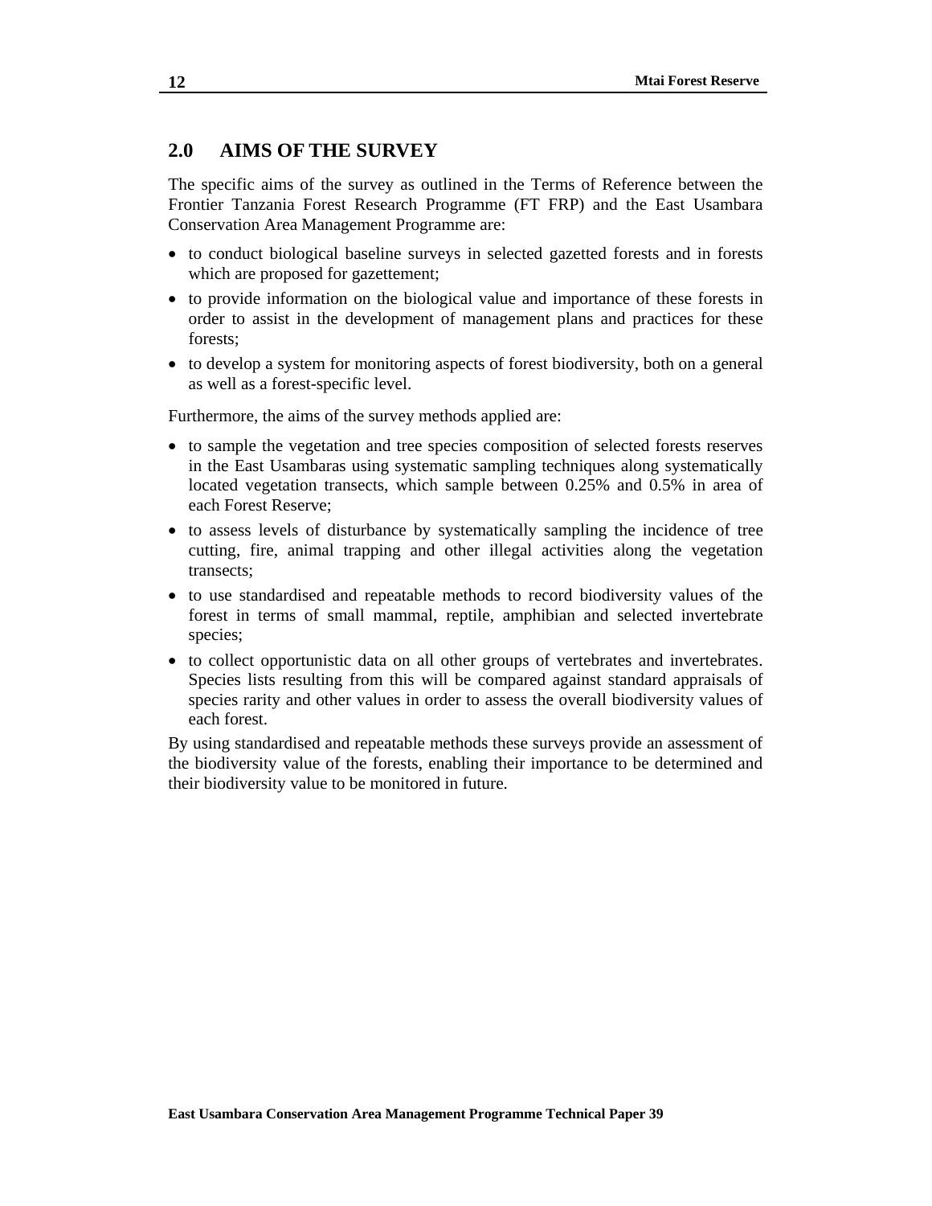## 2.0 AIMS OF THE SURVEY

The specific aims of the survey as outlined in the Terms of Reference between the Frontier Tanzania Forest Research Programme (FT FRP) and the East Usambara Conservation Area Management Programme are:

- to conduct biological baseline surveys in selected gazetted forests and in forests which are proposed for gazettement;
- to provide information on the biological value and importance of these forests in order to assist in the development of management plans and practices for these forests;
- to develop a system for monitoring aspects of forest biodiversity, both on a general as well as a forest-specific level.

Furthermore, the aims of the survey methods applied are:

- to sample the vegetation and tree species composition of selected forests reserves in the East Usambaras using systematic sampling techniques along systematically located vegetation transects, which sample between 0.25% and 0.5% in area of each Forest Reserve;
- to assess levels of disturbance by systematically sampling the incidence of tree cutting, fire, animal trapping and other illegal activities along the vegetation transects;
- to use standardised and repeatable methods to record biodiversity values of the forest in terms of small mammal, reptile, amphibian and selected invertebrate species;
- to collect opportunistic data on all other groups of vertebrates and invertebrates. Species lists resulting from this will be compared against standard appraisals of species rarity and other values in order to assess the overall biodiversity values of each forest.

By using standardised and repeatable methods these surveys provide an assessment of the biodiversity value of the forests, enabling their importance to be determined and their biodiversity value to be monitored in future.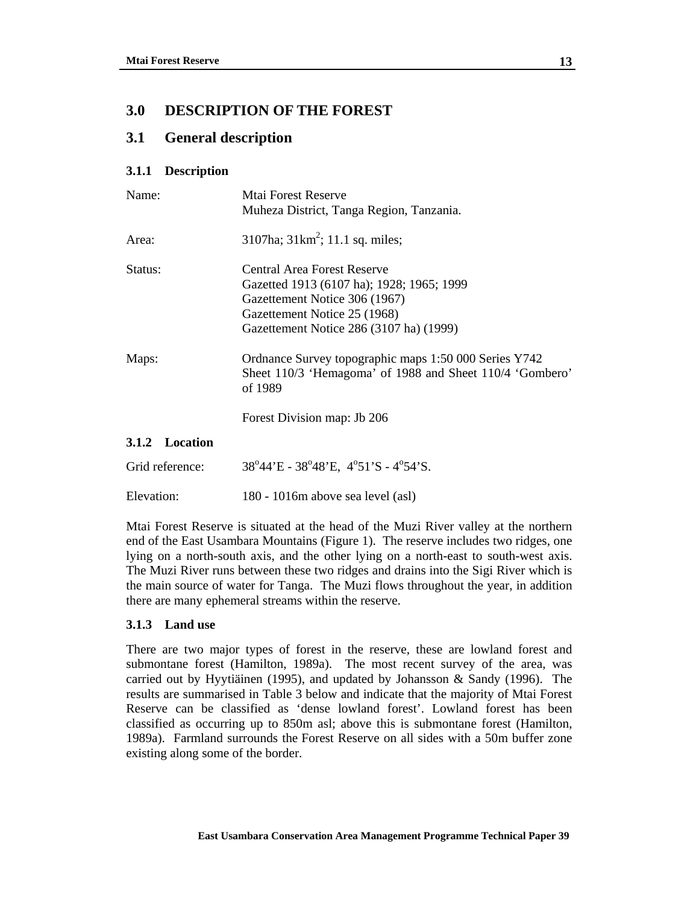# 3.0 DESCRIPTION OF THE FOREST

## 3.1 General description

### 3.1.1 Description

| | |
|---|---|
| Name: | Mtai Forest Reserve<br>Muheza District, Tanga Region, Tanzania. |
| Area: | 3107ha; 31km$^2$; 11.1 sq. miles; |
| Status: | Central Area Forest Reserve<br>Gazetted 1913 (6107 ha); 1928; 1965; 1999<br>Gazettement Notice 306 (1967)<br>Gazettement Notice 25 (1968)<br>Gazettement Notice 286 (3107 ha) (1999) |
| Maps: | Ordnance Survey topographic maps 1:50 000 Series Y742 Sheet 110/3 'Hemagoma' of 1988 and Sheet 110/4 'Gombero' of 1989<br><br>Forest Division map: Jb 206 |

### 3.1.2 Location

| | |
|---|---|
| Grid reference: | 38°44'E - 38°48'E, 4°51'S - 4°54'S. |
| Elevation: | 180 - 1016m above sea level (asl) |

Mtai Forest Reserve is situated at the head of the Muzi River valley at the northern end of the East Usambara Mountains (Figure 1). The reserve includes two ridges, one lying on a north-south axis, and the other lying on a north-east to south-west axis. The Muzi River runs between these two ridges and drains into the Sigi River which is the main source of water for Tanga. The Muzi flows throughout the year, in addition there are many ephemeral streams within the reserve.

### 3.1.3 Land use

There are two major types of forest in the reserve, these are lowland forest and submontane forest (Hamilton, 1989a). The most recent survey of the area, was carried out by Hyytiäinen (1995), and updated by Johansson & Sandy (1996). The results are summarised in Table 3 below and indicate that the majority of Mtai Forest Reserve can be classified as 'dense lowland forest'. Lowland forest has been classified as occurring up to 850m asl; above this is submontane forest (Hamilton, 1989a). Farmland surrounds the Forest Reserve on all sides with a 50m buffer zone existing along some of the border.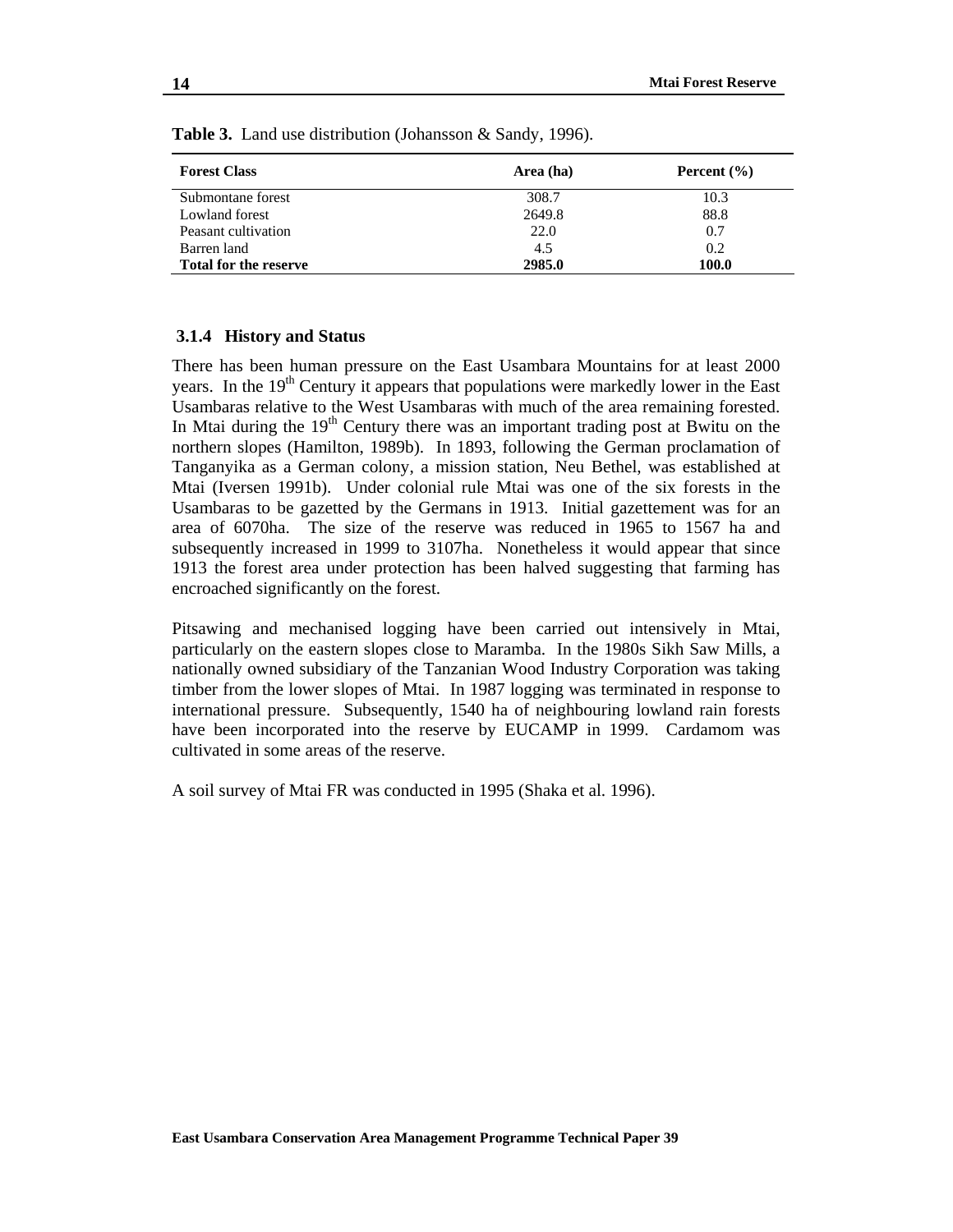**Table 3.** Land use distribution (Johansson & Sandy, 1996).

| Forest Class | Area (ha) | Percent (%) |
|---|---|---|
| Submontane forest | 308.7 | 10.3 |
| Lowland forest | 2649.8 | 88.8 |
| Peasant cultivation | 22.0 | 0.7 |
| Barren land | 4.5 | 0.2 |
| **Total for the reserve** | **2985.0** | **100.0** |

### 3.1.4 History and Status

There has been human pressure on the East Usambara Mountains for at least 2000 years. In the 19th Century it appears that populations were markedly lower in the East Usambaras relative to the West Usambaras with much of the area remaining forested. In Mtai during the 19th Century there was an important trading post at Bwitu on the northern slopes (Hamilton, 1989b). In 1893, following the German proclamation of Tanganyika as a German colony, a mission station, Neu Bethel, was established at Mtai (Iversen 1991b). Under colonial rule Mtai was one of the six forests in the Usambaras to be gazetted by the Germans in 1913. Initial gazettement was for an area of 6070ha. The size of the reserve was reduced in 1965 to 1567 ha and subsequently increased in 1999 to 3107ha. Nonetheless it would appear that since 1913 the forest area under protection has been halved suggesting that farming has encroached significantly on the forest.

Pitsawing and mechanised logging have been carried out intensively in Mtai, particularly on the eastern slopes close to Maramba. In the 1980s Sikh Saw Mills, a nationally owned subsidiary of the Tanzanian Wood Industry Corporation was taking timber from the lower slopes of Mtai. In 1987 logging was terminated in response to international pressure. Subsequently, 1540 ha of neighbouring lowland rain forests have been incorporated into the reserve by EUCAMP in 1999. Cardamom was cultivated in some areas of the reserve.

A soil survey of Mtai FR was conducted in 1995 (Shaka et al. 1996).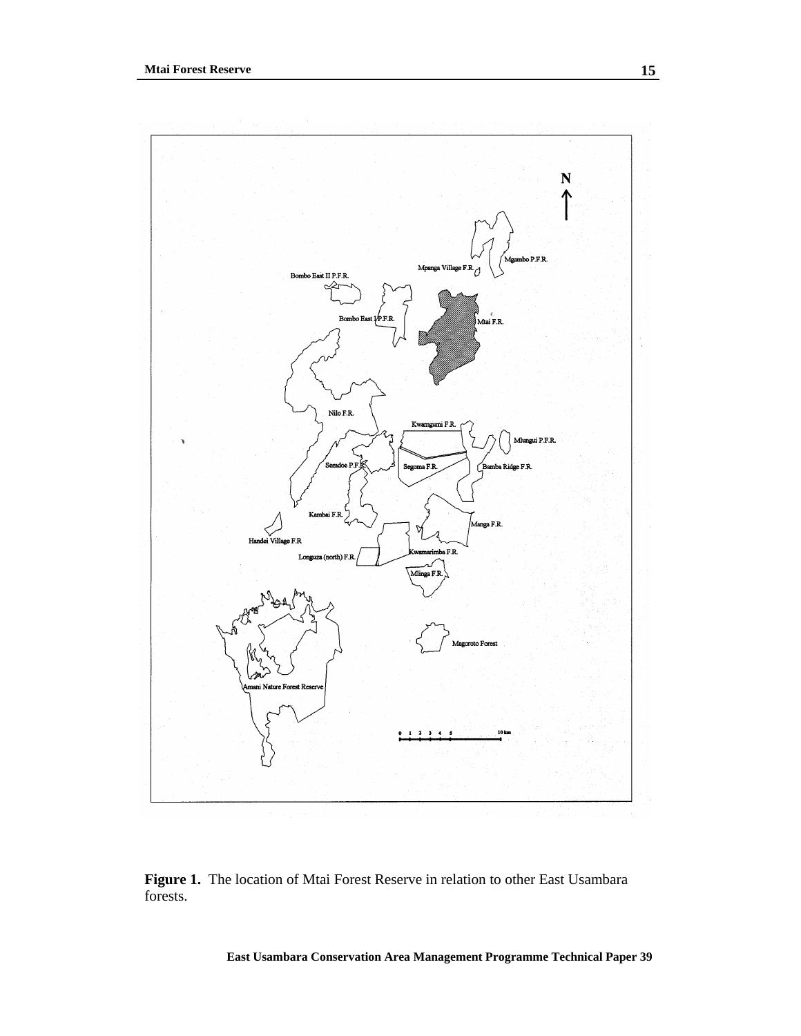**Figure 1.** The location of Mtai Forest Reserve in relation to other East Usambara forests.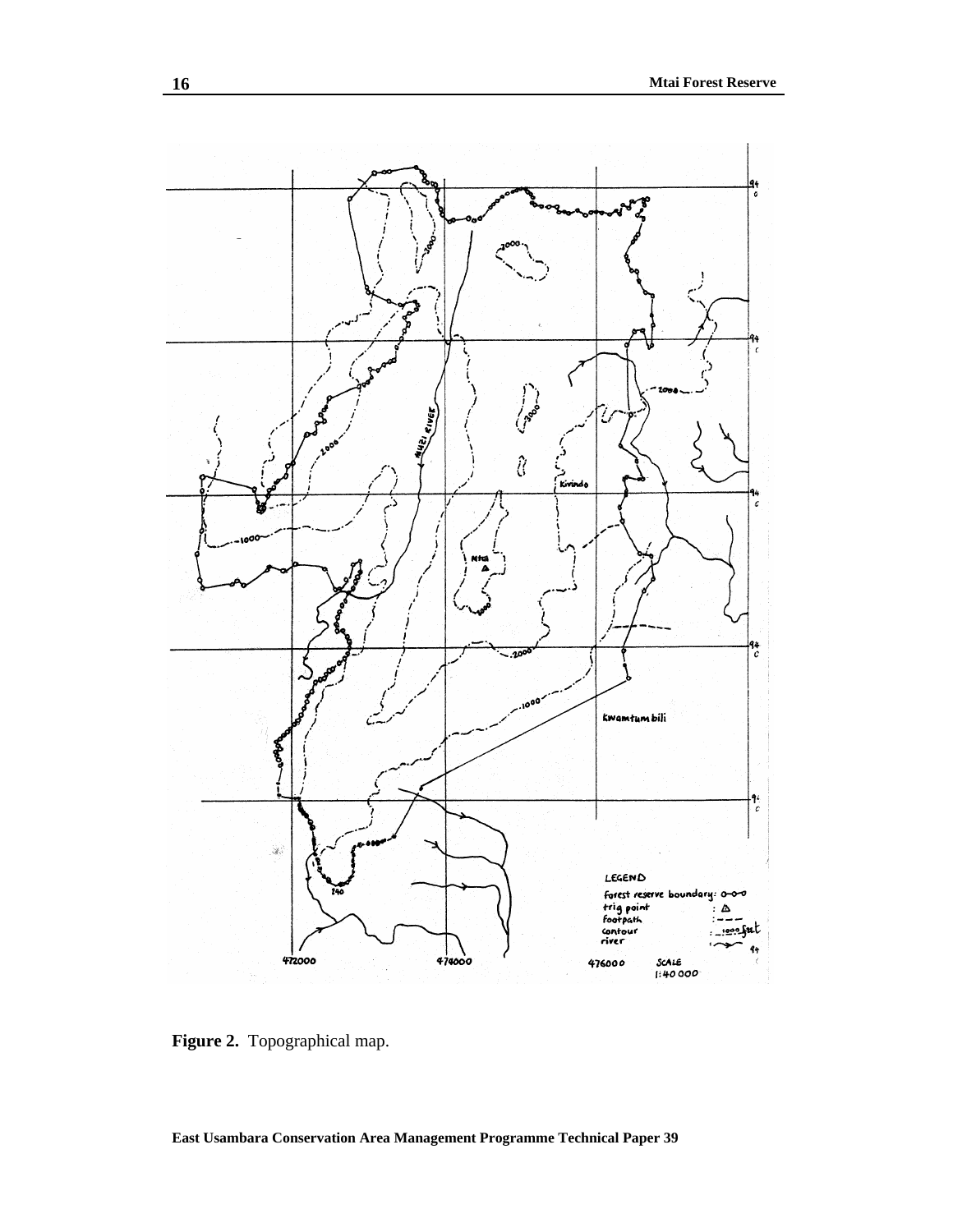**Figure 2.** Topographical map.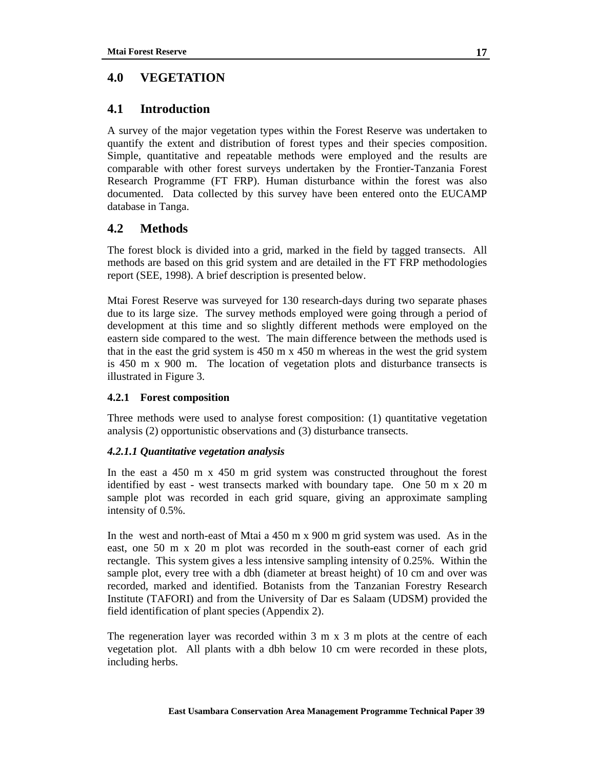# 4.0 VEGETATION

## 4.1 Introduction

A survey of the major vegetation types within the Forest Reserve was undertaken to quantify the extent and distribution of forest types and their species composition. Simple, quantitative and repeatable methods were employed and the results are comparable with other forest surveys undertaken by the Frontier-Tanzania Forest Research Programme (FT FRP). Human disturbance within the forest was also documented. Data collected by this survey have been entered onto the EUCAMP database in Tanga.

## 4.2 Methods

The forest block is divided into a grid, marked in the field by tagged transects. All methods are based on this grid system and are detailed in the FT FRP methodologies report (SEE, 1998). A brief description is presented below.

Mtai Forest Reserve was surveyed for 130 research-days during two separate phases due to its large size. The survey methods employed were going through a period of development at this time and so slightly different methods were employed on the eastern side compared to the west. The main difference between the methods used is that in the east the grid system is 450 m x 450 m whereas in the west the grid system is 450 m x 900 m. The location of vegetation plots and disturbance transects is illustrated in Figure 3.

### 4.2.1 Forest composition

Three methods were used to analyse forest composition: (1) quantitative vegetation analysis (2) opportunistic observations and (3) disturbance transects.

#### *4.2.1.1 Quantitative vegetation analysis*

In the east a 450 m x 450 m grid system was constructed throughout the forest identified by east - west transects marked with boundary tape. One 50 m x 20 m sample plot was recorded in each grid square, giving an approximate sampling intensity of 0.5%.

In the west and north-east of Mtai a 450 m x 900 m grid system was used. As in the east, one 50 m x 20 m plot was recorded in the south-east corner of each grid rectangle. This system gives a less intensive sampling intensity of 0.25%. Within the sample plot, every tree with a dbh (diameter at breast height) of 10 cm and over was recorded, marked and identified. Botanists from the Tanzanian Forestry Research Institute (TAFORI) and from the University of Dar es Salaam (UDSM) provided the field identification of plant species (Appendix 2).

The regeneration layer was recorded within 3 m x 3 m plots at the centre of each vegetation plot. All plants with a dbh below 10 cm were recorded in these plots, including herbs.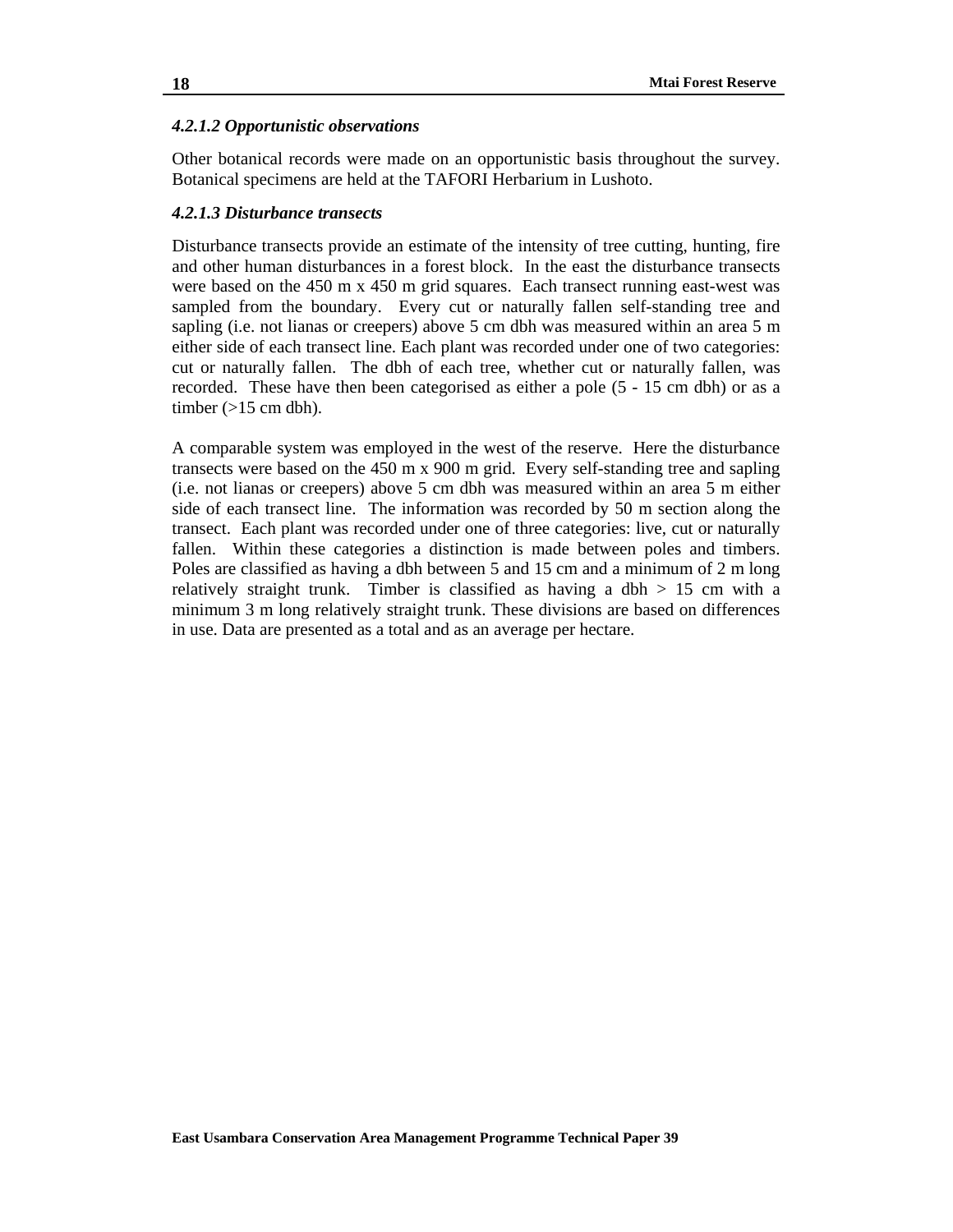#### *4.2.1.2 Opportunistic observations*

Other botanical records were made on an opportunistic basis throughout the survey. Botanical specimens are held at the TAFORI Herbarium in Lushoto.

#### *4.2.1.3 Disturbance transects*

Disturbance transects provide an estimate of the intensity of tree cutting, hunting, fire and other human disturbances in a forest block. In the east the disturbance transects were based on the 450 m x 450 m grid squares. Each transect running east-west was sampled from the boundary. Every cut or naturally fallen self-standing tree and sapling (i.e. not lianas or creepers) above 5 cm dbh was measured within an area 5 m either side of each transect line. Each plant was recorded under one of two categories: cut or naturally fallen. The dbh of each tree, whether cut or naturally fallen, was recorded. These have then been categorised as either a pole (5 - 15 cm dbh) or as a timber (>15 cm dbh).

A comparable system was employed in the west of the reserve. Here the disturbance transects were based on the 450 m x 900 m grid. Every self-standing tree and sapling (i.e. not lianas or creepers) above 5 cm dbh was measured within an area 5 m either side of each transect line. The information was recorded by 50 m section along the transect. Each plant was recorded under one of three categories: live, cut or naturally fallen. Within these categories a distinction is made between poles and timbers. Poles are classified as having a dbh between 5 and 15 cm and a minimum of 2 m long relatively straight trunk. Timber is classified as having a dbh > 15 cm with a minimum 3 m long relatively straight trunk. These divisions are based on differences in use. Data are presented as a total and as an average per hectare.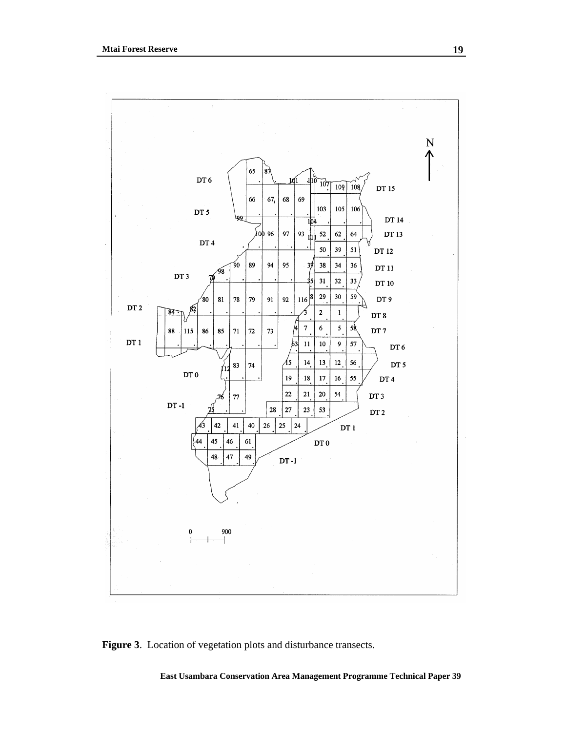**Figure 3**. Location of vegetation plots and disturbance transects.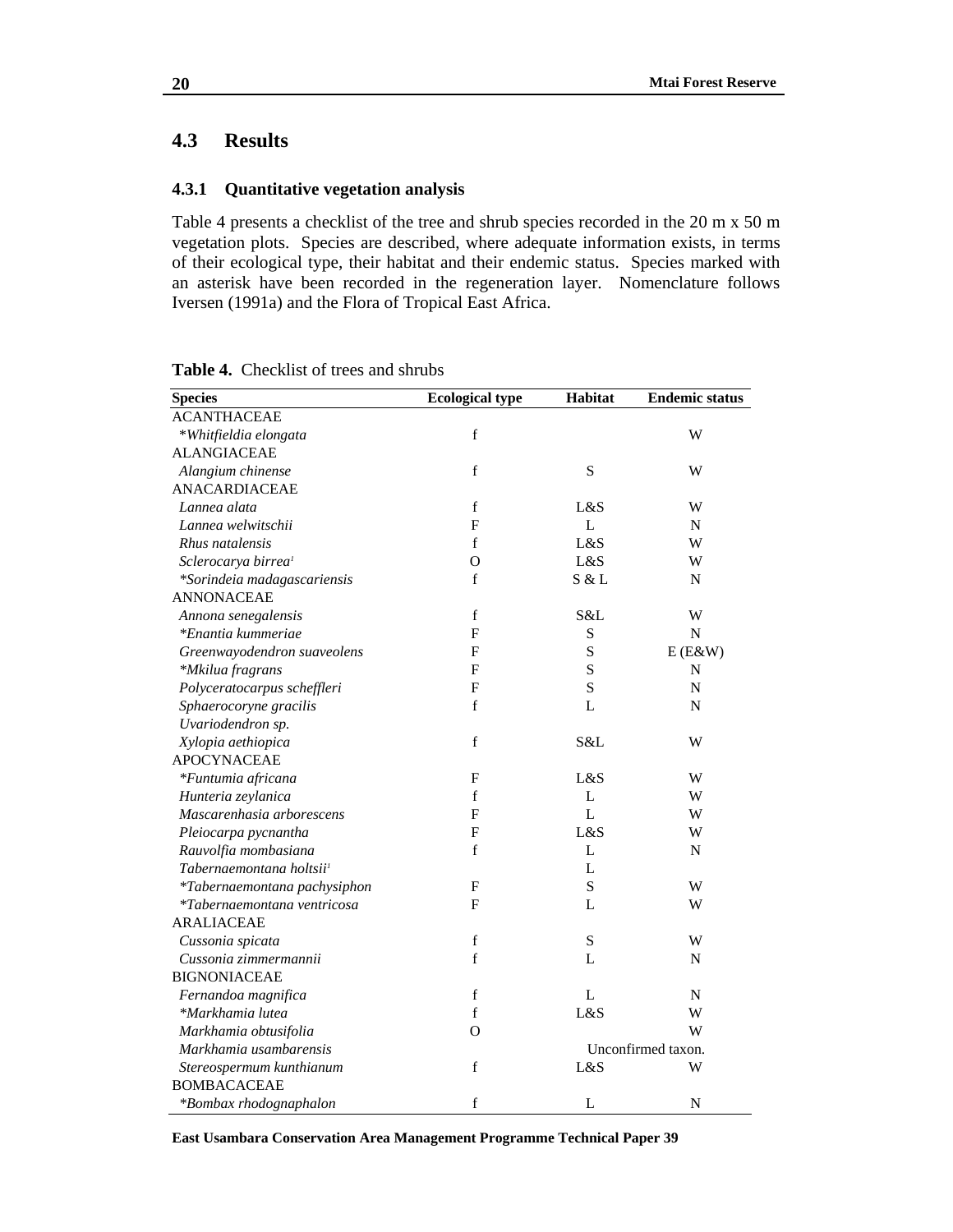## 4.3 Results

### 4.3.1 Quantitative vegetation analysis

Table 4 presents a checklist of the tree and shrub species recorded in the 20 m x 50 m vegetation plots. Species are described, where adequate information exists, in terms of their ecological type, their habitat and their endemic status. Species marked with an asterisk have been recorded in the regeneration layer. Nomenclature follows Iversen (1991a) and the Flora of Tropical East Africa.

**Table 4.** Checklist of trees and shrubs

| Species | Ecological type | Habitat | Endemic status |
|---|---|---|---|
| ACANTHACEAE | | | |
| *\*Whitfieldia elongata* | f | | W |
| ALANGIACEAE | | | |
| *Alangium chinense* | f | S | W |
| ANACARDIACEAE | | | |
| *Lannea alata* | f | L&S | W |
| *Lannea welwitschii* | F | L | N |
| *Rhus natalensis* | f | L&S | W |
| *Sclerocarya birrea*[1] | O | L&S | W |
| *\*Sorindeia madagascariensis* | f | S & L | N |
| ANNONACEAE | | | |
| *Annona senegalensis* | f | S&L | W |
| *\*Enantia kummeriae* | F | S | N |
| *Greenwayodendron suaveolens* | F | S | E (E&W) |
| *\*Mkilua fragrans* | F | S | N |
| *Polyceratocarpus scheffleri* | F | S | N |
| *Sphaerocoryne gracilis* | f | L | N |
| *Uvariodendron sp.* | | | |
| *Xylopia aethiopica* | f | S&L | W |
| APOCYNACEAE | | | |
| *\*Funtumia africana* | F | L&S | W |
| *Hunteria zeylanica* | f | L | W |
| *Mascarenhasia arborescens* | F | L | W |
| *Pleiocarpa pycnantha* | F | L&S | W |
| *Rauvolfia mombasiana* | f | L | N |
| *Tabernaemontana holtsii*[1] | | L | |
| *\*Tabernaemontana pachysiphon* | F | S | W |
| *\*Tabernaemontana ventricosa* | F | L | W |
| ARALIACEAE | | | |
| *Cussonia spicata* | f | S | W |
| *Cussonia zimmermannii* | f | L | N |
| BIGNONIACEAE | | | |
| *Fernandoa magnifica* | f | L | N |
| *\*Markhamia lutea* | f | L&S | W |
| *Markhamia obtusifolia* | O | | W |
| *Markhamia usambarensis* | | Unconfirmed taxon. | |
| *Stereospermum kunthianum* | f | L&S | W |
| BOMBACACEAE | | | |
| *\*Bombax rhodognaphalon* | f | L | N |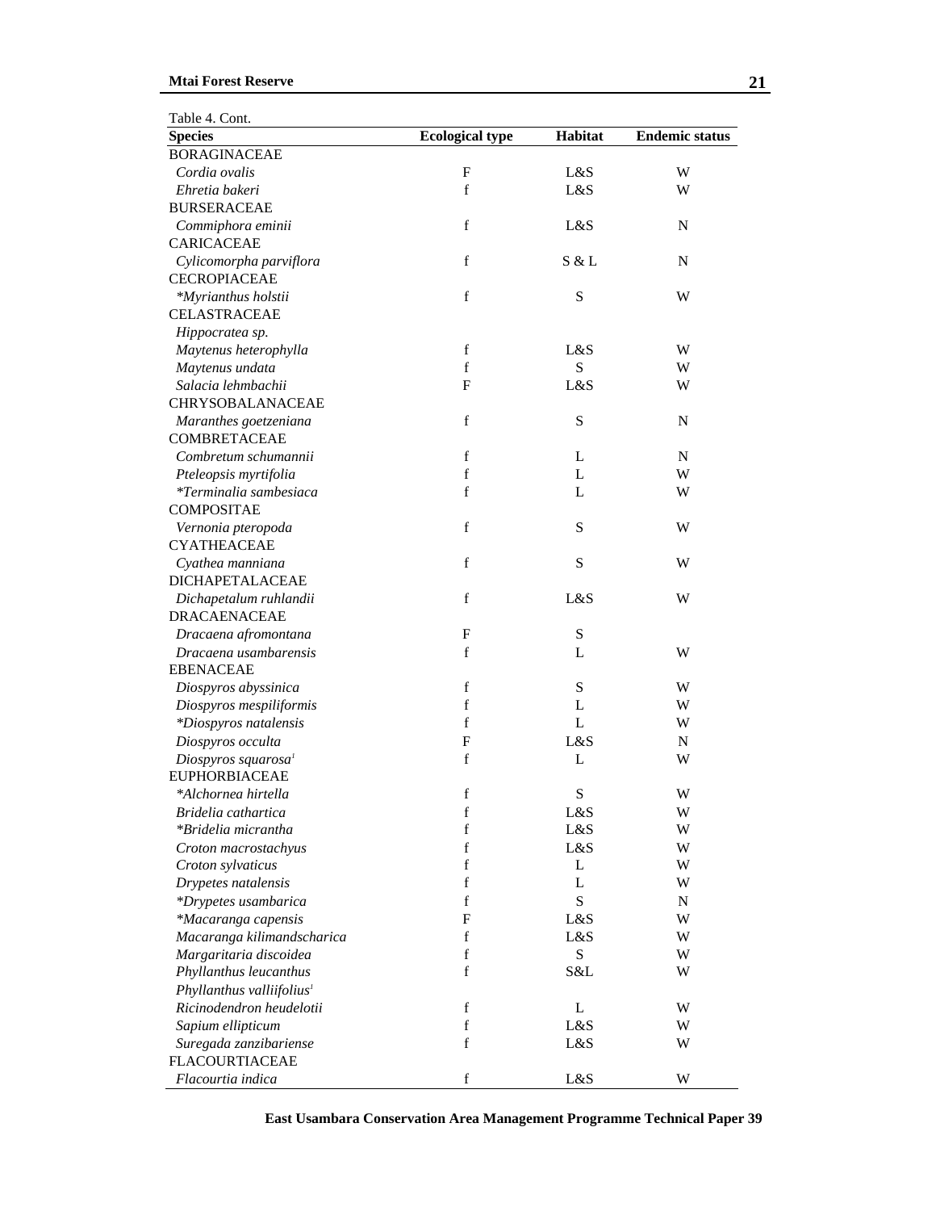Table 4. Cont.

| Species | Ecological type | Habitat | Endemic status |
|---|---|---|---|
| BORAGINACEAE | | | |
| *Cordia ovalis* | F | L&S | W |
| *Ehretia bakeri* | f | L&S | W |
| BURSERACEAE | | | |
| *Commiphora eminii* | f | L&S | N |
| CARICACEAE | | | |
| *Cylicomorpha parviflora* | f | S & L | N |
| CECROPIACEAE | | | |
| **Myrianthus holstii* | f | S | W |
| CELASTRACEAE | | | |
| *Hippocratea sp.* | | | |
| *Maytenus heterophylla* | f | L&S | W |
| *Maytenus undata* | f | S | W |
| *Salacia lehmbachii* | F | L&S | W |
| CHRYSOBALANACEAE | | | |
| *Maranthes goetzeniana* | f | S | N |
| COMBRETACEAE | | | |
| *Combretum schumannii* | f | L | N |
| *Pteleopsis myrtifolia* | f | L | W |
| **Terminalia sambesiaca* | f | L | W |
| COMPOSITAE | | | |
| *Vernonia pteropoda* | f | S | W |
| CYATHEACEAE | | | |
| *Cyathea manniana* | f | S | W |
| DICHAPETALACEAE | | | |
| *Dichapetalum ruhlandii* | f | L&S | W |
| DRACAENACEAE | | | |
| *Dracaena afromontana* | F | S | |
| *Dracaena usambarensis* | f | L | W |
| EBENACEAE | | | |
| *Diospyros abyssinica* | f | S | W |
| *Diospyros mespiliformis* | f | L | W |
| **Diospyros natalensis* | f | L | W |
| *Diospyros occulta* | F | L&S | N |
| *Diospyros squarosa*[1] | f | L | W |
| EUPHORBIACEAE | | | |
| **Alchornea hirtella* | f | S | W |
| *Bridelia cathartica* | f | L&S | W |
| **Bridelia micrantha* | f | L&S | W |
| *Croton macrostachyus* | f | L&S | W |
| *Croton sylvaticus* | f | L | W |
| *Drypetes natalensis* | f | L | W |
| **Drypetes usambarica* | f | S | N |
| **Macaranga capensis* | F | L&S | W |
| *Macaranga kilimandscharica* | f | L&S | W |
| *Margaritaria discoidea* | f | S | W |
| *Phyllanthus leucanthus* | f | S&L | W |
| *Phyllanthus valliifolius*[1] | | | |
| *Ricinodendron heudelotii* | f | L | W |
| *Sapium ellipticum* | f | L&S | W |
| *Suregada zanzibariense* | f | L&S | W |
| FLACOURTIACEAE | | | |
| *Flacourtia indica* | f | L&S | W |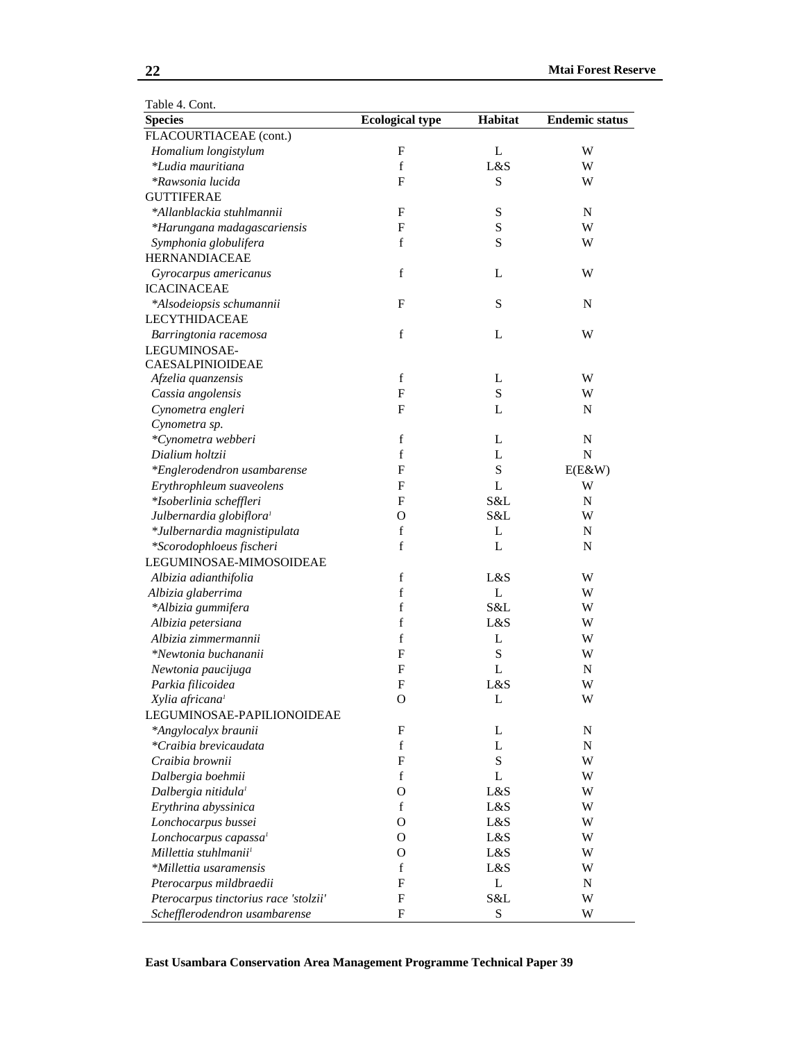Table 4. Cont.

| Species | Ecological type | Habitat | Endemic status |
|---|---|---|---|
| FLACOURTIACEAE (cont.) | | | |
| *Homalium longistylum* | F | L | W |
| **Ludia mauritiana* | f | L&S | W |
| **Rawsonia lucida* | F | S | W |
| GUTTIFERAE | | | |
| **Allanblackia stuhlmannii* | F | S | N |
| **Harungana madagascariensis* | F | S | W |
| *Symphonia globulifera* | f | S | W |
| HERNANDIACEAE | | | |
| *Gyrocarpus americanus* | f | L | W |
| ICACINACEAE | | | |
| **Alsodeiopsis schumannii* | F | S | N |
| LECYTHIDACEAE | | | |
| *Barringtonia racemosa* | f | L | W |
| LEGUMINOSAE-CAESALPINIOIDEAE | | | |
| *Afzelia quanzensis* | f | L | W |
| *Cassia angolensis* | F | S | W |
| *Cynometra engleri* | F | L | N |
| *Cynometra sp.* | | | |
| **Cynometra webberi* | f | L | N |
| *Dialium holtzii* | f | L | N |
| **Englerodendron usambarense* | F | S | E(E&W) |
| *Erythrophleum suaveolens* | F | L | W |
| **Isoberlinia scheffleri* | F | S&L | N |
| *Julbernardia globiflora*[1] | O | S&L | W |
| **Julbernardia magnistipulata* | f | L | N |
| **Scorodophloeus fischeri* | f | L | N |
| LEGUMINOSAE-MIMOSOIDEAE | | | |
| *Albizia adianthifolia* | f | L&S | W |
| *Albizia glaberrima* | f | L | W |
| **Albizia gummifera* | f | S&L | W |
| *Albizia petersiana* | f | L&S | W |
| *Albizia zimmermannii* | f | L | W |
| **Newtonia buchananii* | F | S | W |
| *Newtonia paucijuga* | F | L | N |
| *Parkia filicoidea* | F | L&S | W |
| *Xylia africana*[1] | O | L | W |
| LEGUMINOSAE-PAPILIONOIDEAE | | | |
| **Angylocalyx braunii* | F | L | N |
| **Craibia brevicaudata* | f | L | N |
| *Craibia brownii* | F | S | W |
| *Dalbergia boehmii* | f | L | W |
| *Dalbergia nitidula*[1] | O | L&S | W |
| *Erythrina abyssinica* | f | L&S | W |
| *Lonchocarpus bussei* | O | L&S | W |
| *Lonchocarpus capassa*[1] | O | L&S | W |
| *Millettia stuhlmannii*[1] | O | L&S | W |
| **Millettia usaramensis* | f | L&S | W |
| *Pterocarpus mildbraedii* | F | L | N |
| *Pterocarpus tinctorius race 'stolzii'* | F | S&L | W |
| *Schefflerodendron usambarense* | F | S | W |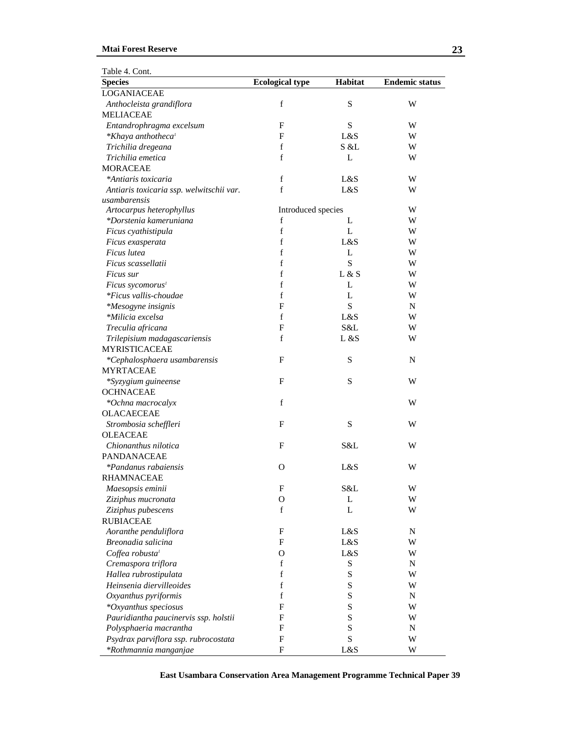Table 4. Cont.

| Species | Ecological type | Habitat | Endemic status |
|---|---|---|---|
| LOGANIACEAE | | | |
| *Anthocleista grandiflora* | f | S | W |
| MELIACEAE | | | |
| *Entandrophragma excelsum* | F | S | W |
| *\*Khaya anthotheca*[1] | F | L&S | W |
| *Trichilia dregeana* | f | S &L | W |
| *Trichilia emetica* | f | L | W |
| MORACEAE | | | |
| *\*Antiaris toxicaria* | f | L&S | W |
| *Antiaris toxicaria ssp. welwitschii var. usambarensis* | f | L&S | W |
| *Artocarpus heterophyllus* | Introduced species | | W |
| *\*Dorstenia kameruniana* | f | L | W |
| *Ficus cyathistipula* | f | L | W |
| *Ficus exasperata* | f | L&S | W |
| *Ficus lutea* | f | L | W |
| *Ficus scassellatii* | f | S | W |
| *Ficus sur* | f | L & S | W |
| *Ficus sycomorus*[1] | f | L | W |
| *\*Ficus vallis-choudae* | f | L | W |
| *\*Mesogyne insignis* | F | S | N |
| *\*Milicia excelsa* | f | L&S | W |
| *Treculia africana* | F | S&L | W |
| *Trilepisium madagascariensis* | f | L &S | W |
| MYRISTICACEAE | | | |
| *\*Cephalosphaera usambarensis* | F | S | N |
| MYRTACEAE | | | |
| *\*Syzygium guineense* | F | S | W |
| OCHNACEAE | | | |
| *\*Ochna macrocalyx* | f | | W |
| OLACAECEAE | | | |
| *Strombosia scheffleri* | F | S | W |
| OLEACEAE | | | |
| *Chionanthus nilotica* | F | S&L | W |
| PANDANACEAE | | | |
| *\*Pandanus rabaiensis* | O | L&S | W |
| RHAMNACEAE | | | |
| *Maesopsis eminii* | F | S&L | W |
| *Ziziphus mucronata* | O | L | W |
| *Ziziphus pubescens* | f | L | W |
| RUBIACEAE | | | |
| *Aoranthe penduliflora* | F | L&S | N |
| *Breonadia salicina* | F | L&S | W |
| *Coffea robusta*[1] | O | L&S | W |
| *Cremaspora triflora* | f | S | N |
| *Hallea rubrostipulata* | f | S | W |
| *Heinsenia diervilleoides* | f | S | W |
| *Oxyanthus pyriformis* | f | S | N |
| *\*Oxyanthus speciosus* | F | S | W |
| *Pauridiantha paucinervis ssp. holstii* | F | S | W |
| *Polysphaeria macrantha* | F | S | N |
| *Psydrax parviflora ssp. rubrocostata* | F | S | W |
| *\*Rothmannia manganjae* | F | L&S | W |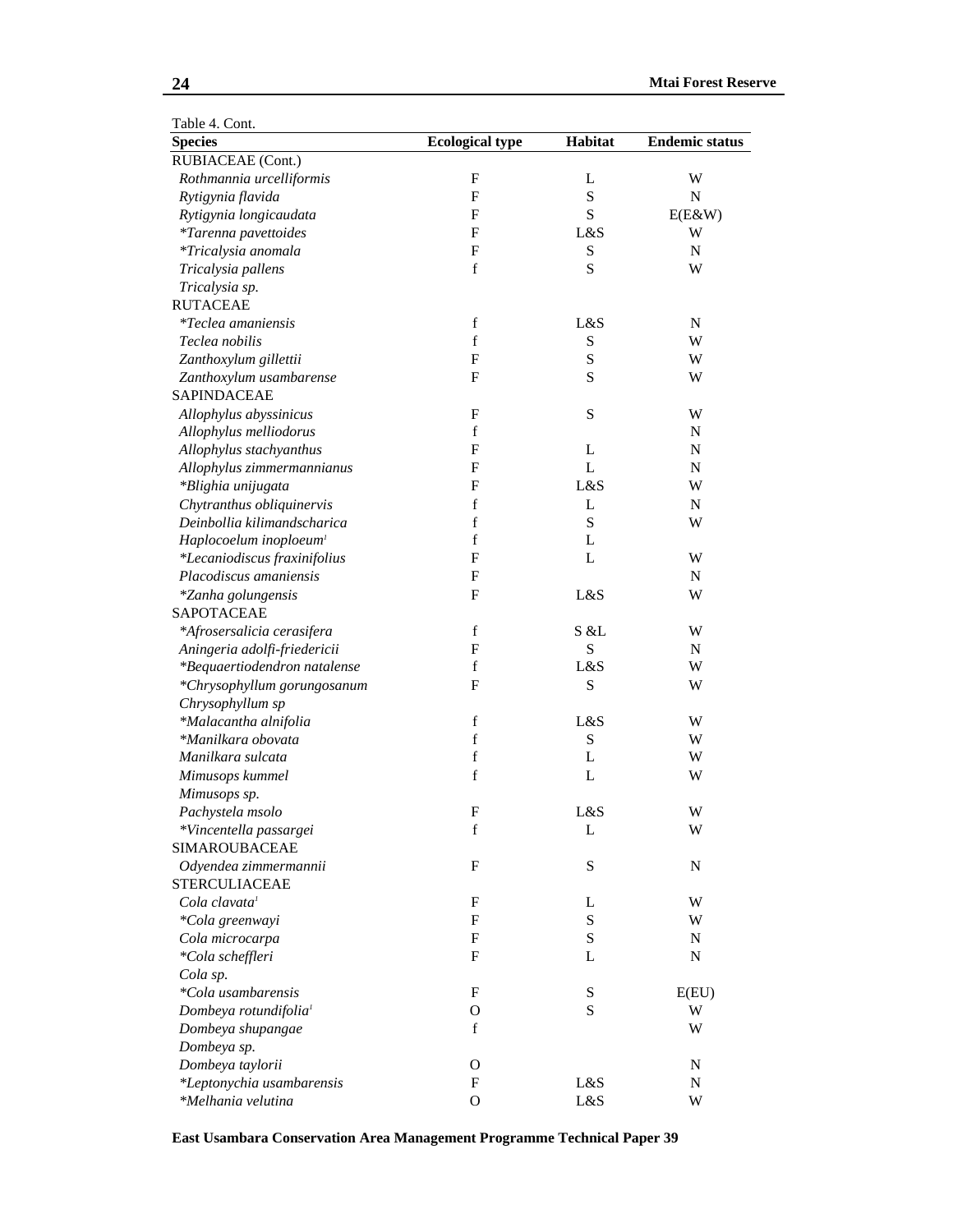Table 4. Cont.

| Species | Ecological type | Habitat | Endemic status |
|---|---|---|---|
| RUBIACEAE (Cont.) | | | |
| *Rothmannia urcelliformis* | F | L | W |
| *Rytigynia flavida* | F | S | N |
| *Rytigynia longicaudata* | F | S | E(E&W) |
| **Tarenna pavettoides* | F | L&S | W |
| **Tricalysia anomala* | F | S | N |
| *Tricalysia pallens* | f | S | W |
| *Tricalysia sp.* | | | |
| RUTACEAE | | | |
| **Teclea amaniensis* | f | L&S | N |
| *Teclea nobilis* | f | S | W |
| *Zanthoxylum gillettii* | F | S | W |
| *Zanthoxylum usambarense* | F | S | W |
| SAPINDACEAE | | | |
| *Allophylus abyssinicus* | F | S | W |
| *Allophylus melliodorus* | f | | N |
| *Allophylus stachyanthus* | F | L | N |
| *Allophylus zimmermannianus* | F | L | N |
| **Blighia unijugata* | F | L&S | W |
| *Chytranthus obliquinervis* | f | L | N |
| *Deinbollia kilimandscharica* | f | S | W |
| *Haplocoelum inoploeum*[1] | f | L | |
| **Lecaniodiscus fraxinifolius* | F | L | W |
| *Placodiscus amaniensis* | F | | N |
| **Zanha golungensis* | F | L&S | W |
| SAPOTACEAE | | | |
| **Afrosersalicia cerasifera* | f | S &L | W |
| *Aningeria adolfi-friedericii* | F | S | N |
| **Bequaertiodendron natalense* | f | L&S | W |
| **Chrysophyllum gorungosanum* | F | S | W |
| *Chrysophyllum sp* | | | |
| **Malacantha alnifolia* | f | L&S | W |
| **Manilkara obovata* | f | S | W |
| *Manilkara sulcata* | f | L | W |
| *Mimusops kummel* | f | L | W |
| *Mimusops sp.* | | | |
| *Pachystela msolo* | F | L&S | W |
| **Vincentella passargei* | f | L | W |
| SIMAROUBACEAE | | | |
| *Odyendea zimmermannii* | F | S | N |
| STERCULIACEAE | | | |
| *Cola clavata*[1] | F | L | W |
| **Cola greenwayi* | F | S | W |
| *Cola microcarpa* | F | S | N |
| **Cola scheffleri* | F | L | N |
| *Cola sp.* | | | |
| **Cola usambarensis* | F | S | E(EU) |
| *Dombeya rotundifolia*[1] | O | S | W |
| *Dombeya shupangae* | f | | W |
| *Dombeya sp.* | | | |
| *Dombeya taylorii* | O | | N |
| **Leptonychia usambarensis* | F | L&S | N |
| **Melhania velutina* | O | L&S | W |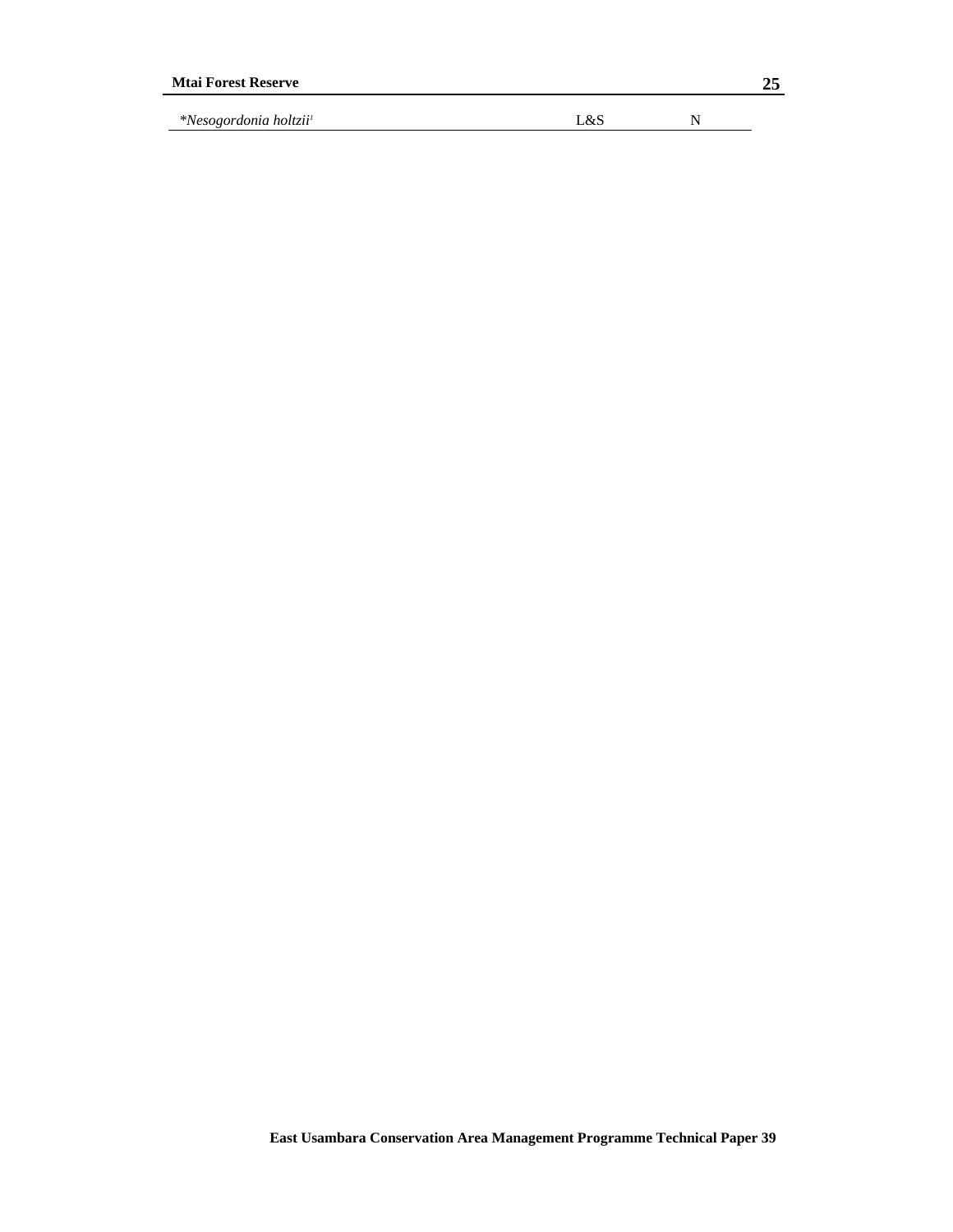| | | |
|---|---|---|
| *Nesogordonia holtzii*[1] | L&S | N |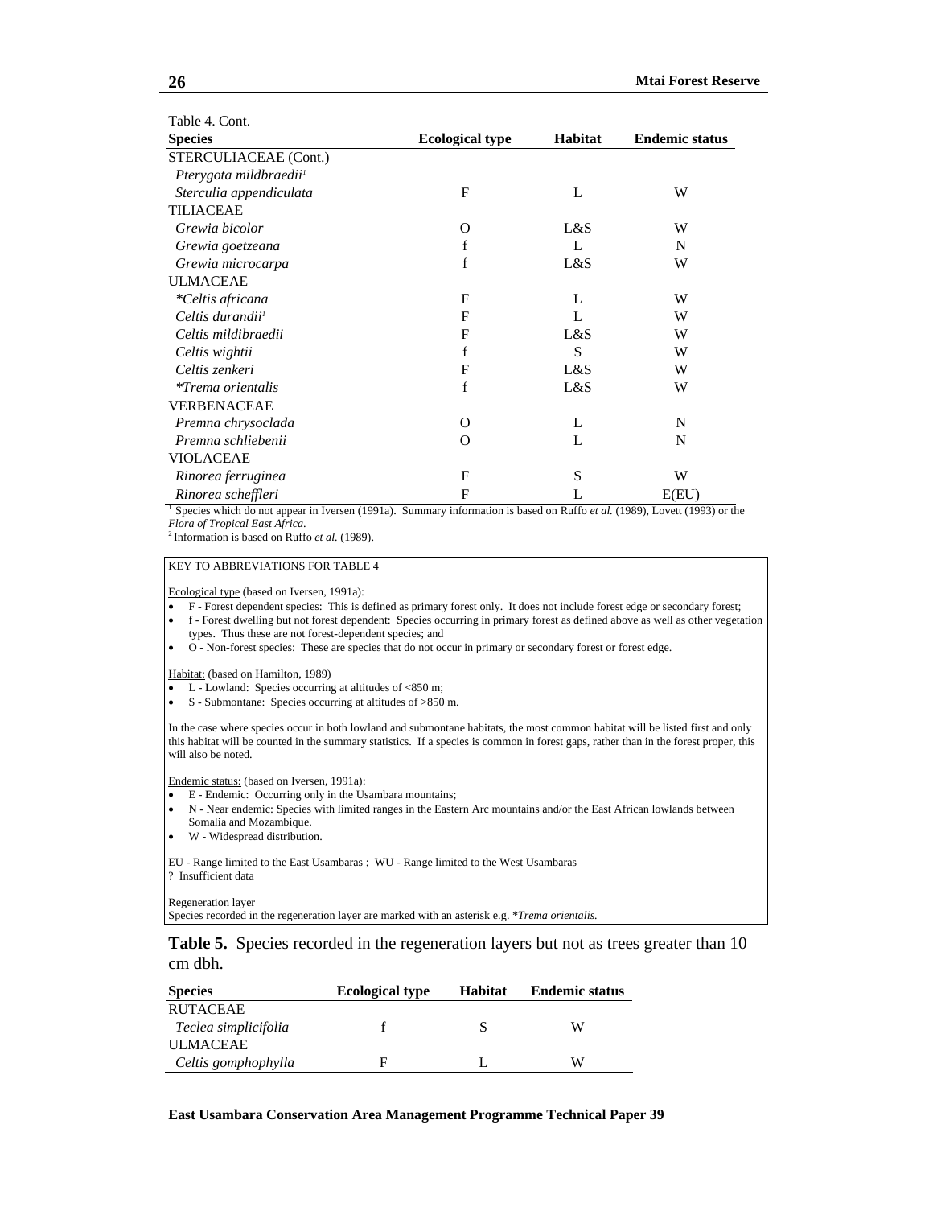Table 4. Cont.

| Species | Ecological type | Habitat | Endemic status |
|---|---|---|---|
| STERCULIACEAE (Cont.) | | | |
| *Pterygota mildbraedii*[1] | | | |
| *Sterculia appendiculata* | F | L | W |
| TILIACEAE | | | |
| *Grewia bicolor* | O | L&S | W |
| *Grewia goetzeana* | f | L | N |
| *Grewia microcarpa* | f | L&S | W |
| ULMACEAE | | | |
| **Celtis africana* | F | L | W |
| *Celtis durandii*[1] | F | L | W |
| *Celtis mildibraedii* | F | L&S | W |
| *Celtis wightii* | f | S | W |
| *Celtis zenkeri* | F | L&S | W |
| **Trema orientalis* | f | L&S | W |
| VERBENACEAE | | | |
| *Premna chrysoclada* | O | L | N |
| *Premna schliebenii* | O | L | N |
| VIOLACEAE | | | |
| *Rinorea ferruginea* | F | S | W |
| *Rinorea scheffleri* | F | L | E(EU) |

[1] Species which do not appear in Iversen (1991a). Summary information is based on Ruffo *et al.* (1989), Lovett (1993) or the *Flora of Tropical East Africa*.
[2] Information is based on Ruffo *et al.* (1989).

KEY TO ABBREVIATIONS FOR TABLE 4

Ecological type (based on Iversen, 1991a):

- F - Forest dependent species: This is defined as primary forest only. It does not include forest edge or secondary forest;
- f - Forest dwelling but not forest dependent: Species occurring in primary forest as defined above as well as other vegetation types. Thus these are not forest-dependent species; and
- O - Non-forest species: These are species that do not occur in primary or secondary forest or forest edge.

Habitat: (based on Hamilton, 1989)

- L - Lowland: Species occurring at altitudes of <850 m;
- S - Submontane: Species occurring at altitudes of >850 m.

In the case where species occur in both lowland and submontane habitats, the most common habitat will be listed first and only this habitat will be counted in the summary statistics. If a species is common in forest gaps, rather than in the forest proper, this will also be noted.

Endemic status: (based on Iversen, 1991a):

- E - Endemic: Occurring only in the Usambara mountains;
- N - Near endemic: Species with limited ranges in the Eastern Arc mountains and/or the East African lowlands between Somalia and Mozambique.
- W - Widespread distribution.

EU - Range limited to the East Usambaras ; WU - Range limited to the West Usambaras
? Insufficient data

Regeneration layer
Species recorded in the regeneration layer are marked with an asterisk e.g. **Trema orientalis.*

**Table 5.** Species recorded in the regeneration layers but not as trees greater than 10 cm dbh.

| Species | Ecological type | Habitat | Endemic status |
|---|---|---|---|
| RUTACEAE | | | |
| *Teclea simplicifolia* | f | S | W |
| ULMACEAE | | | |
| *Celtis gomphophylla* | F | L | W |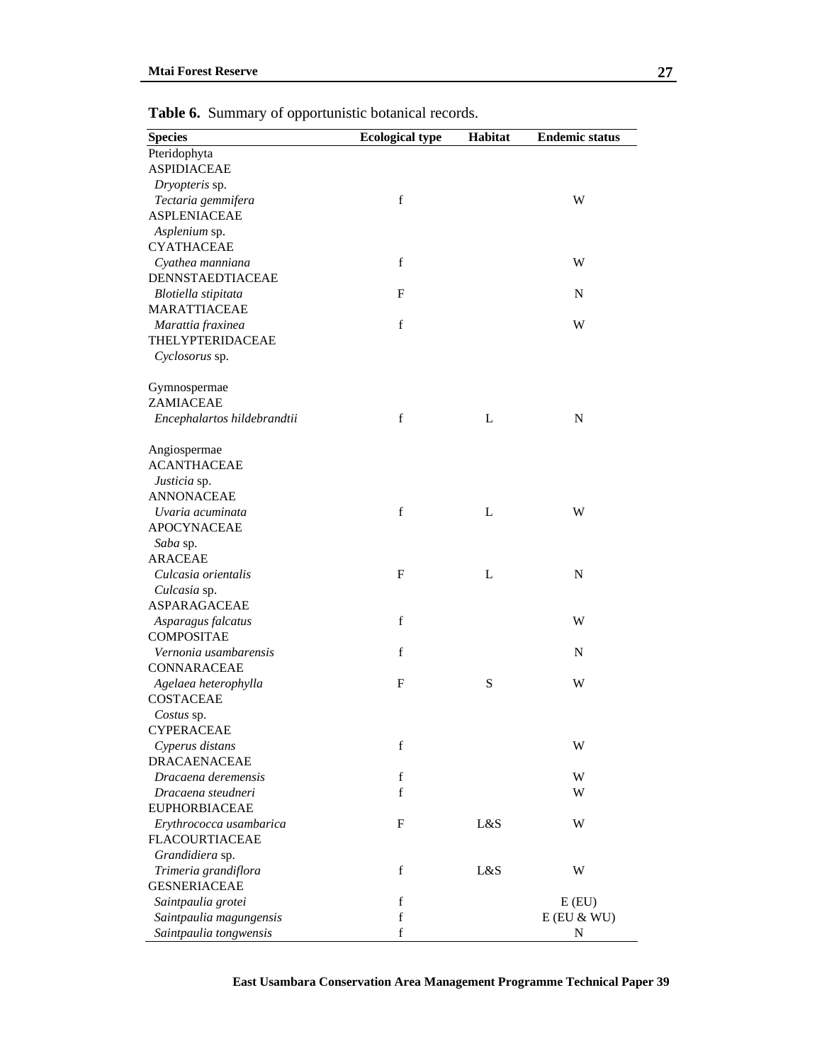**Table 6.** Summary of opportunistic botanical records.

| Species | Ecological type | Habitat | Endemic status |
|---|---|---|---|
| Pteridophyta | | | |
| ASPIDIACEAE | | | |
| *Dryopteris* sp. | | | |
| *Tectaria gemmifera* | f | | W |
| ASPLENIACEAE | | | |
| *Asplenium* sp. | | | |
| CYATHACEAE | | | |
| *Cyathea manniana* | f | | W |
| DENNSTAEDTIACEAE | | | |
| *Blotiella stipitata* | F | | N |
| MARATTIACEAE | | | |
| *Marattia fraxinea* | f | | W |
| THELYPTERIDACEAE | | | |
| *Cyclosorus* sp. | | | |
| | | | |
| Gymnospermae | | | |
| ZAMIACEAE | | | |
| *Encephalartos hildebrandtii* | f | L | N |
| | | | |
| Angiospermae | | | |
| ACANTHACEAE | | | |
| *Justicia* sp. | | | |
| ANNONACEAE | | | |
| *Uvaria acuminata* | f | L | W |
| APOCYNACEAE | | | |
| *Saba* sp. | | | |
| ARACEAE | | | |
| *Culcasia orientalis* | F | L | N |
| *Culcasia* sp. | | | |
| ASPARAGACEAE | | | |
| *Asparagus falcatus* | f | | W |
| COMPOSITAE | | | |
| *Vernonia usambarensis* | f | | N |
| CONNARACEAE | | | |
| *Agelaea heterophylla* | F | S | W |
| COSTACEAE | | | |
| *Costus* sp. | | | |
| CYPERACEAE | | | |
| *Cyperus distans* | f | | W |
| DRACAENACEAE | | | |
| *Dracaena deremensis* | f | | W |
| *Dracaena steudneri* | f | | W |
| EUPHORBIACEAE | | | |
| *Erythrococca usambarica* | F | L&S | W |
| FLACOURTIACEAE | | | |
| *Grandidiera* sp. | | | |
| *Trimeria grandiflora* | f | L&S | W |
| GESNERIACEAE | | | |
| *Saintpaulia grotei* | f | | E (EU) |
| *Saintpaulia magungensis* | f | | E (EU & WU) |
| *Saintpaulia tongwensis* | f | | N |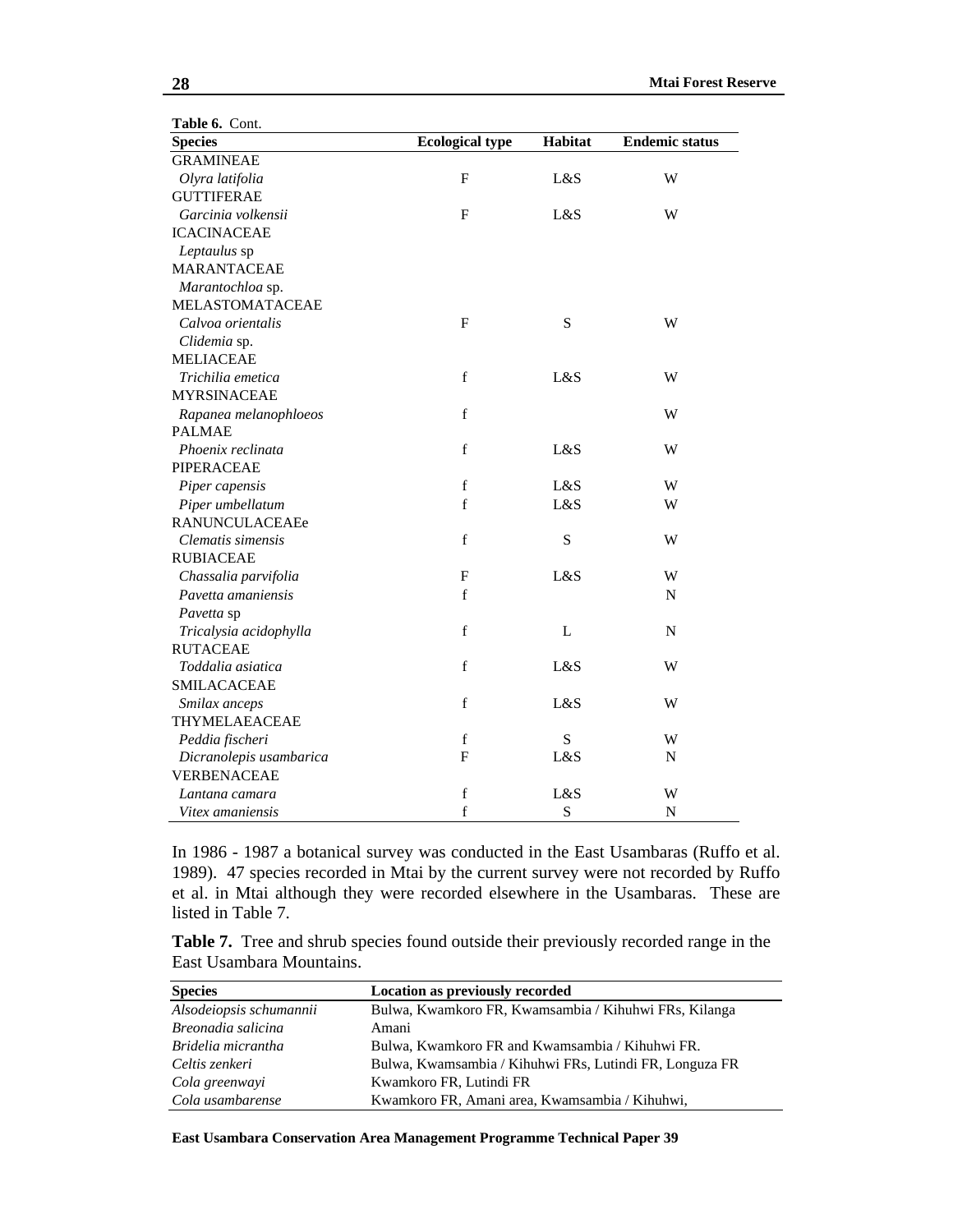**Table 6.** Cont.

| Species | Ecological type | Habitat | Endemic status |
|---|---|---|---|
| GRAMINEAE | | | |
| *Olyra latifolia* | F | L&S | W |
| GUTTIFERAE | | | |
| *Garcinia volkensii* | F | L&S | W |
| ICACINACEAE | | | |
| *Leptaulus* sp | | | |
| MARANTACEAE | | | |
| *Marantochloa* sp. | | | |
| MELASTOMATACEAE | | | |
| *Calvoa orientalis* | F | S | W |
| *Clidemia* sp. | | | |
| MELIACEAE | | | |
| *Trichilia emetica* | f | L&S | W |
| MYRSINACEAE | | | |
| *Rapanea melanophloeos* | f | | W |
| PALMAE | | | |
| *Phoenix reclinata* | f | L&S | W |
| PIPERACEAE | | | |
| *Piper capensis* | f | L&S | W |
| *Piper umbellatum* | f | L&S | W |
| RANUNCULACEAEe | | | |
| *Clematis simensis* | f | S | W |
| RUBIACEAE | | | |
| *Chassalia parvifolia* | F | L&S | W |
| *Pavetta amaniensis* | f | | N |
| *Pavetta* sp | | | |
| *Tricalysia acidophylla* | f | L | N |
| RUTACEAE | | | |
| *Toddalia asiatica* | f | L&S | W |
| SMILACACEAE | | | |
| *Smilax anceps* | f | L&S | W |
| THYMELAEACEAE | | | |
| *Peddia fischeri* | f | S | W |
| *Dicranolepis usambarica* | F | L&S | N |
| VERBENACEAE | | | |
| *Lantana camara* | f | L&S | W |
| *Vitex amaniensis* | f | S | N |

In 1986 - 1987 a botanical survey was conducted in the East Usambaras (Ruffo et al. 1989). 47 species recorded in Mtai by the current survey were not recorded by Ruffo et al. in Mtai although they were recorded elsewhere in the Usambaras. These are listed in Table 7.

**Table 7.** Tree and shrub species found outside their previously recorded range in the East Usambara Mountains.

| Species | Location as previously recorded |
|---|---|
| *Alsodeiopsis schumannii* | Bulwa, Kwamkoro FR, Kwamsambia / Kihuhwi FRs, Kilanga |
| *Breonadia salicina* | Amani |
| *Bridelia micrantha* | Bulwa, Kwamkoro FR and Kwamsambia / Kihuhwi FR. |
| *Celtis zenkeri* | Bulwa, Kwamsambia / Kihuhwi FRs, Lutindi FR, Longuza FR |
| *Cola greenwayi* | Kwamkoro FR, Lutindi FR |
| *Cola usambarense* | Kwamkoro FR, Amani area, Kwamsambia / Kihuhwi, |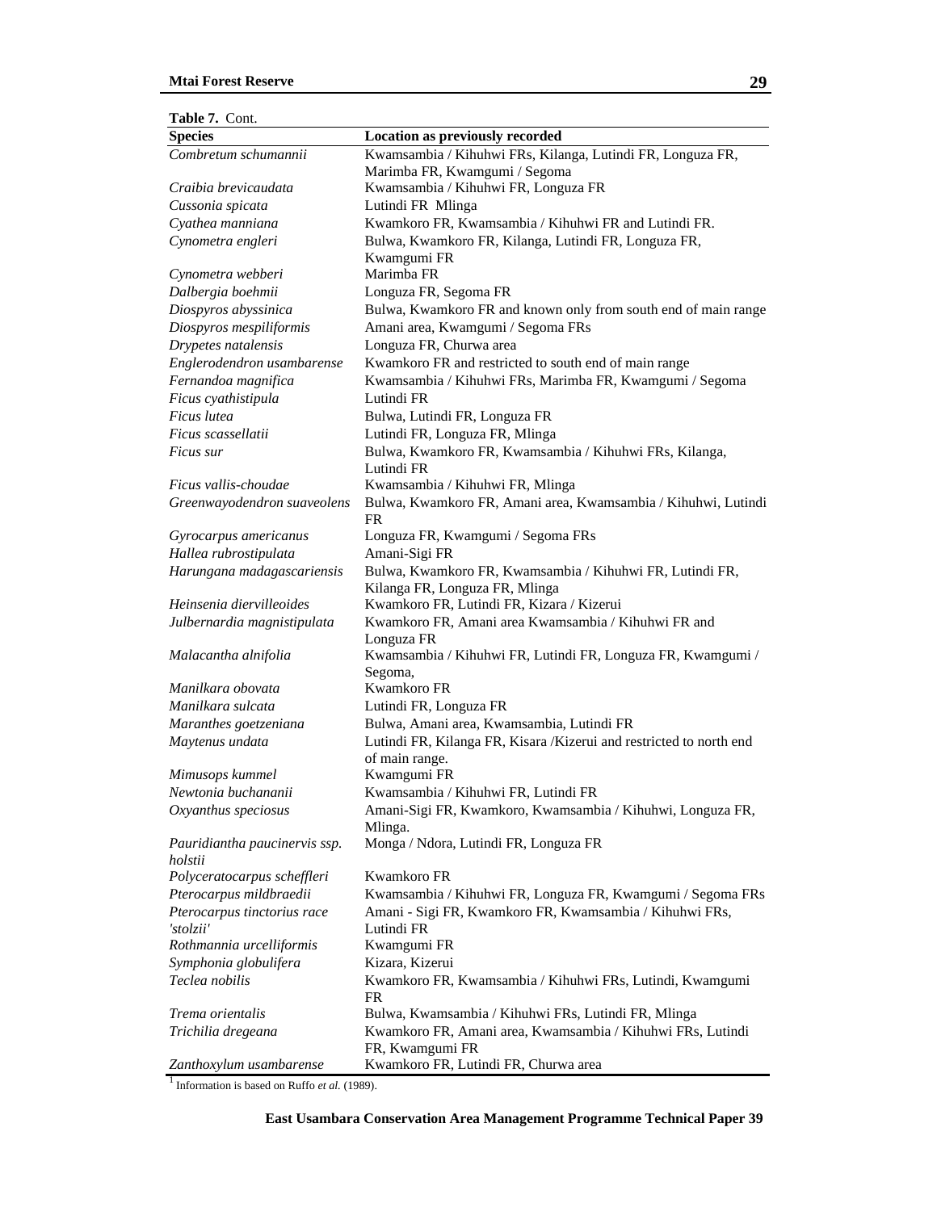**Table 7.** Cont.

| Species | Location as previously recorded |
|---|---|
| *Combretum schumannii* | Kwamsambia / Kihuhwi FRs, Kilanga, Lutindi FR, Longuza FR, Marimba FR, Kwamgumi / Segoma |
| *Craibia brevicaudata* | Kwamsambia / Kihuhwi FR, Longuza FR |
| *Cussonia spicata* | Lutindi FR Mlinga |
| *Cyathea manniana* | Kwamkoro FR, Kwamsambia / Kihuhwi FR and Lutindi FR. |
| *Cynometra engleri* | Bulwa, Kwamkoro FR, Kilanga, Lutindi FR, Longuza FR, Kwamgumi FR |
| *Cynometra webberi* | Marimba FR |
| *Dalbergia boehmii* | Longuza FR, Segoma FR |
| *Diospyros abyssinica* | Bulwa, Kwamkoro FR and known only from south end of main range |
| *Diospyros mespiliformis* | Amani area, Kwamgumi / Segoma FRs |
| *Drypetes natalensis* | Longuza FR, Churwa area |
| *Englerodendron usambarense* | Kwamkoro FR and restricted to south end of main range |
| *Fernandoa magnifica* | Kwamsambia / Kihuhwi FRs, Marimba FR, Kwamgumi / Segoma |
| *Ficus cyathistipula* | Lutindi FR |
| *Ficus lutea* | Bulwa, Lutindi FR, Longuza FR |
| *Ficus scassellatii* | Lutindi FR, Longuza FR, Mlinga |
| *Ficus sur* | Bulwa, Kwamkoro FR, Kwamsambia / Kihuhwi FRs, Kilanga, Lutindi FR |
| *Ficus vallis-choudae* | Kwamsambia / Kihuhwi FR, Mlinga |
| *Greenwayodendron suaveolens* | Bulwa, Kwamkoro FR, Amani area, Kwamsambia / Kihuhwi, Lutindi FR |
| *Gyrocarpus americanus* | Longuza FR, Kwamgumi / Segoma FRs |
| *Hallea rubrostipulata* | Amani-Sigi FR |
| *Harungana madagascariensis* | Bulwa, Kwamkoro FR, Kwamsambia / Kihuhwi FR, Lutindi FR, Kilanga FR, Longuza FR, Mlinga |
| *Heinsenia diervilleoides* | Kwamkoro FR, Lutindi FR, Kizara / Kizerui |
| *Julbernardia magnistipulata* | Kwamkoro FR, Amani area Kwamsambia / Kihuhwi FR and Longuza FR |
| *Malacantha alnifolia* | Kwamsambia / Kihuhwi FR, Lutindi FR, Longuza FR, Kwamgumi / Segoma, |
| *Manilkara obovata* | Kwamkoro FR |
| *Manilkara sulcata* | Lutindi FR, Longuza FR |
| *Maranthes goetzeniana* | Bulwa, Amani area, Kwamsambia, Lutindi FR |
| *Maytenus undata* | Lutindi FR, Kilanga FR, Kisara /Kizerui and restricted to north end of main range. |
| *Mimusops kummel* | Kwamgumi FR |
| *Newtonia buchananii* | Kwamsambia / Kihuhwi FR, Lutindi FR |
| *Oxyanthus speciosus* | Amani-Sigi FR, Kwamkoro, Kwamsambia / Kihuhwi, Longuza FR, Mlinga. |
| *Pauridiantha paucinervis ssp. holstii* | Monga / Ndora, Lutindi FR, Longuza FR |
| *Polyceratocarpus scheffleri* | Kwamkoro FR |
| *Pterocarpus mildbraedii* | Kwamsambia / Kihuhwi FR, Longuza FR, Kwamgumi / Segoma FRs |
| *Pterocarpus tinctorius race 'stolzii'* | Amani - Sigi FR, Kwamkoro FR, Kwamsambia / Kihuhwi FRs, Lutindi FR |
| *Rothmannia urcelliformis* | Kwamgumi FR |
| *Symphonia globulifera* | Kizara, Kizerui |
| *Teclea nobilis* | Kwamkoro FR, Kwamsambia / Kihuhwi FRs, Lutindi, Kwamgumi FR |
| *Trema orientalis* | Bulwa, Kwamsambia / Kihuhwi FRs, Lutindi FR, Mlinga |
| *Trichilia dregeana* | Kwamkoro FR, Amani area, Kwamsambia / Kihuhwi FRs, Lutindi FR, Kwamgumi FR |
| *Zanthoxylum usambarense* | Kwamkoro FR, Lutindi FR, Churwa area |

[1] Information is based on Ruffo *et al.* (1989).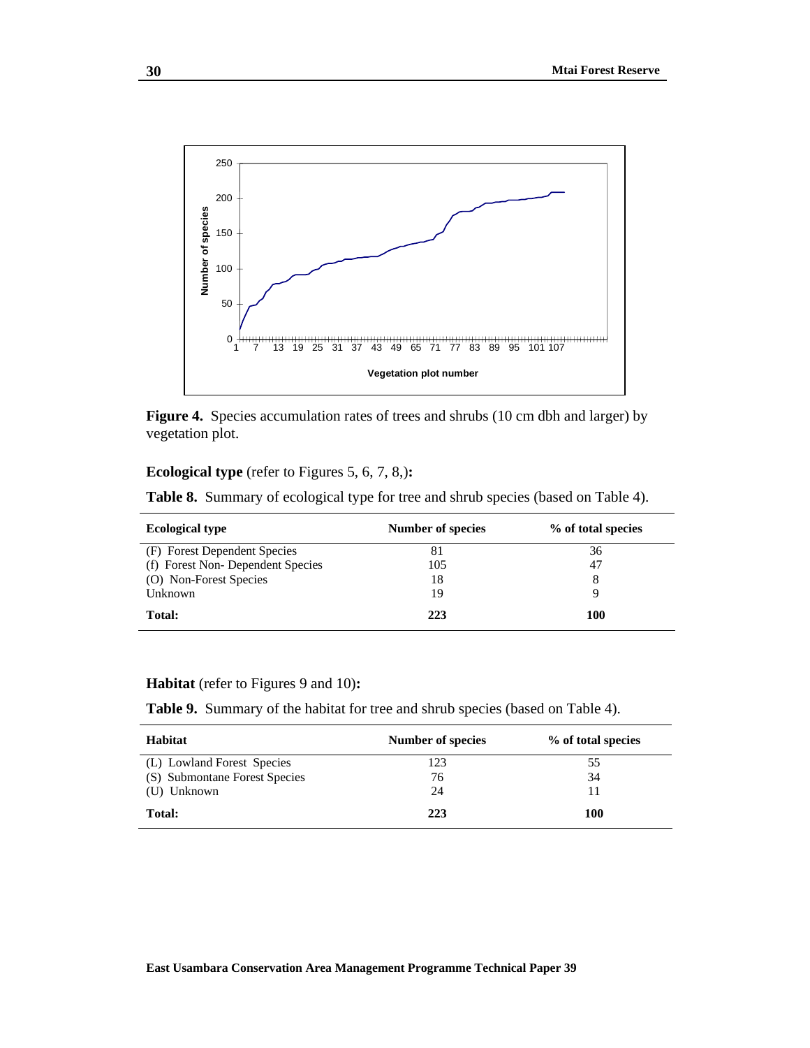**Figure 4.** Species accumulation rates of trees and shrubs (10 cm dbh and larger) by vegetation plot.

**Ecological type** (refer to Figures 5, 6, 7, 8,)**:**

**Table 8.** Summary of ecological type for tree and shrub species (based on Table 4).

| Ecological type | Number of species | % of total species |
|---|---|---|
| (F) Forest Dependent Species | 81 | 36 |
| (f) Forest Non- Dependent Species | 105 | 47 |
| (O) Non-Forest Species | 18 | 8 |
| Unknown | 19 | 9 |
| **Total:** | **223** | **100** |

**Habitat** (refer to Figures 9 and 10)**:**

**Table 9.** Summary of the habitat for tree and shrub species (based on Table 4).

| Habitat | Number of species | % of total species |
|---|---|---|
| (L) Lowland Forest Species | 123 | 55 |
| (S) Submontane Forest Species | 76 | 34 |
| (U) Unknown | 24 | 11 |
| **Total:** | **223** | **100** |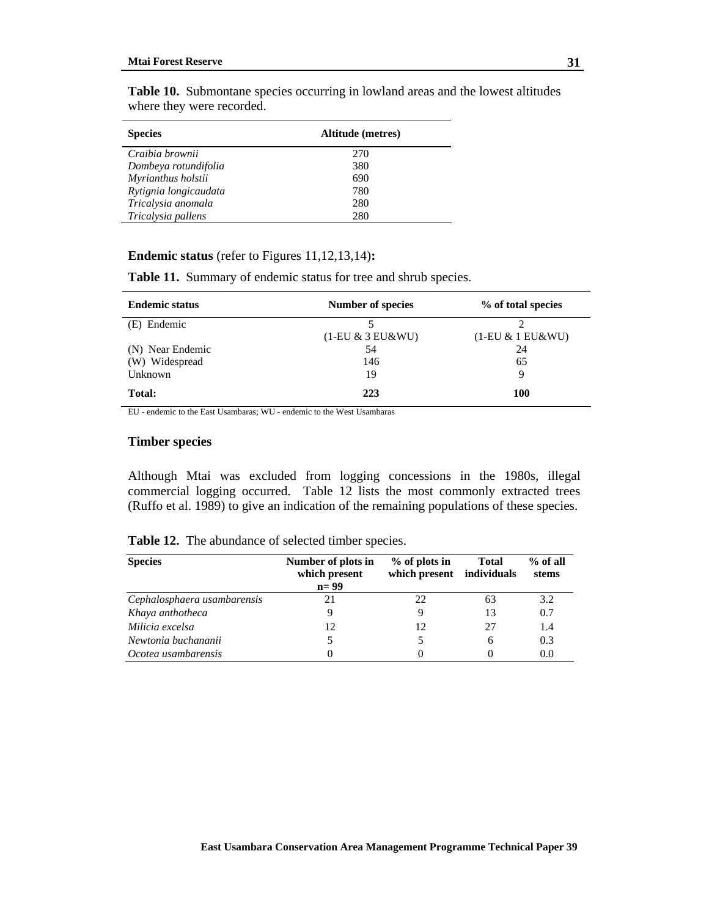**Table 10.** Submontane species occurring in lowland areas and the lowest altitudes where they were recorded.

| Species | Altitude (metres) |
|---|---|
| *Craibia brownii* | 270 |
| *Dombeya rotundifolia* | 380 |
| *Myrianthus holstii* | 690 |
| *Rytignia longicaudata* | 780 |
| *Tricalysia anomala* | 280 |
| *Tricalysia pallens* | 280 |

**Endemic status** (refer to Figures 11,12,13,14)**:**

**Table 11.** Summary of endemic status for tree and shrub species.

| Endemic status | Number of species | % of total species |
|---|---|---|
| (E) Endemic | 5<br>(1-EU & 3 EU&WU) | 2<br>(1-EU & 1 EU&WU) |
| (N) Near Endemic | 54 | 24 |
| (W) Widespread | 146 | 65 |
| Unknown | 19 | 9 |
| **Total:** | **223** | **100** |

EU - endemic to the East Usambaras; WU - endemic to the West Usambaras

### Timber species

Although Mtai was excluded from logging concessions in the 1980s, illegal commercial logging occurred. Table 12 lists the most commonly extracted trees (Ruffo et al. 1989) to give an indication of the remaining populations of these species.

**Table 12.** The abundance of selected timber species.

| Species | Number of plots in which present n= 99 | % of plots in which present | Total individuals | % of all stems |
|---|---|---|---|---|
| *Cephalosphaera usambarensis* | 21 | 22 | 63 | 3.2 |
| *Khaya anthotheca* | 9 | 9 | 13 | 0.7 |
| *Milicia excelsa* | 12 | 12 | 27 | 1.4 |
| *Newtonia buchananii* | 5 | 5 | 6 | 0.3 |
| *Ocotea usambarensis* | 0 | 0 | 0 | 0.0 |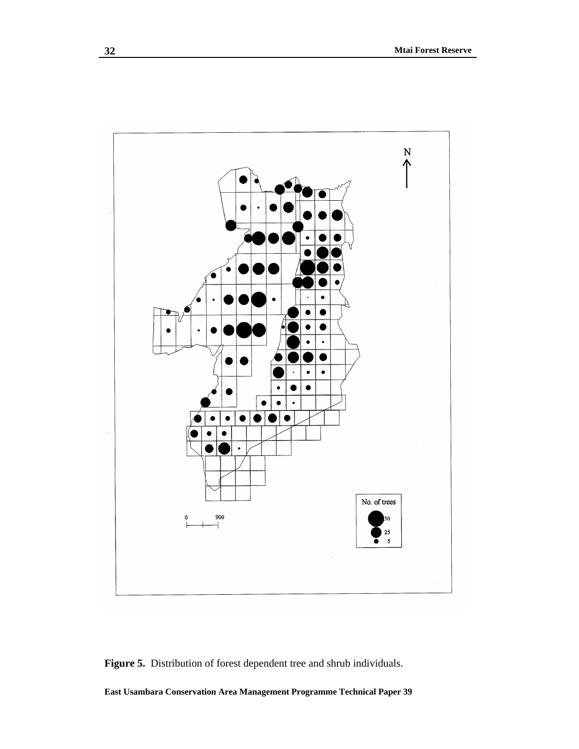**Figure 5.** Distribution of forest dependent tree and shrub individuals.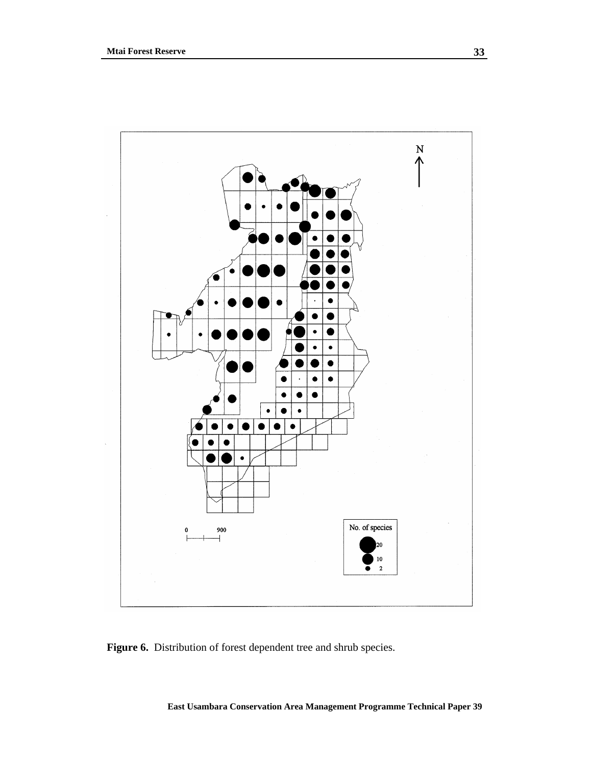**Figure 6.** Distribution of forest dependent tree and shrub species.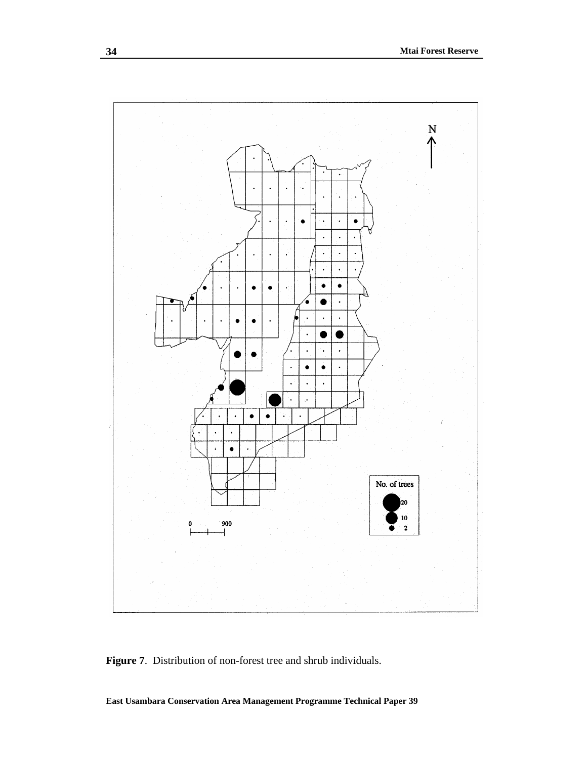**Figure 7**. Distribution of non-forest tree and shrub individuals.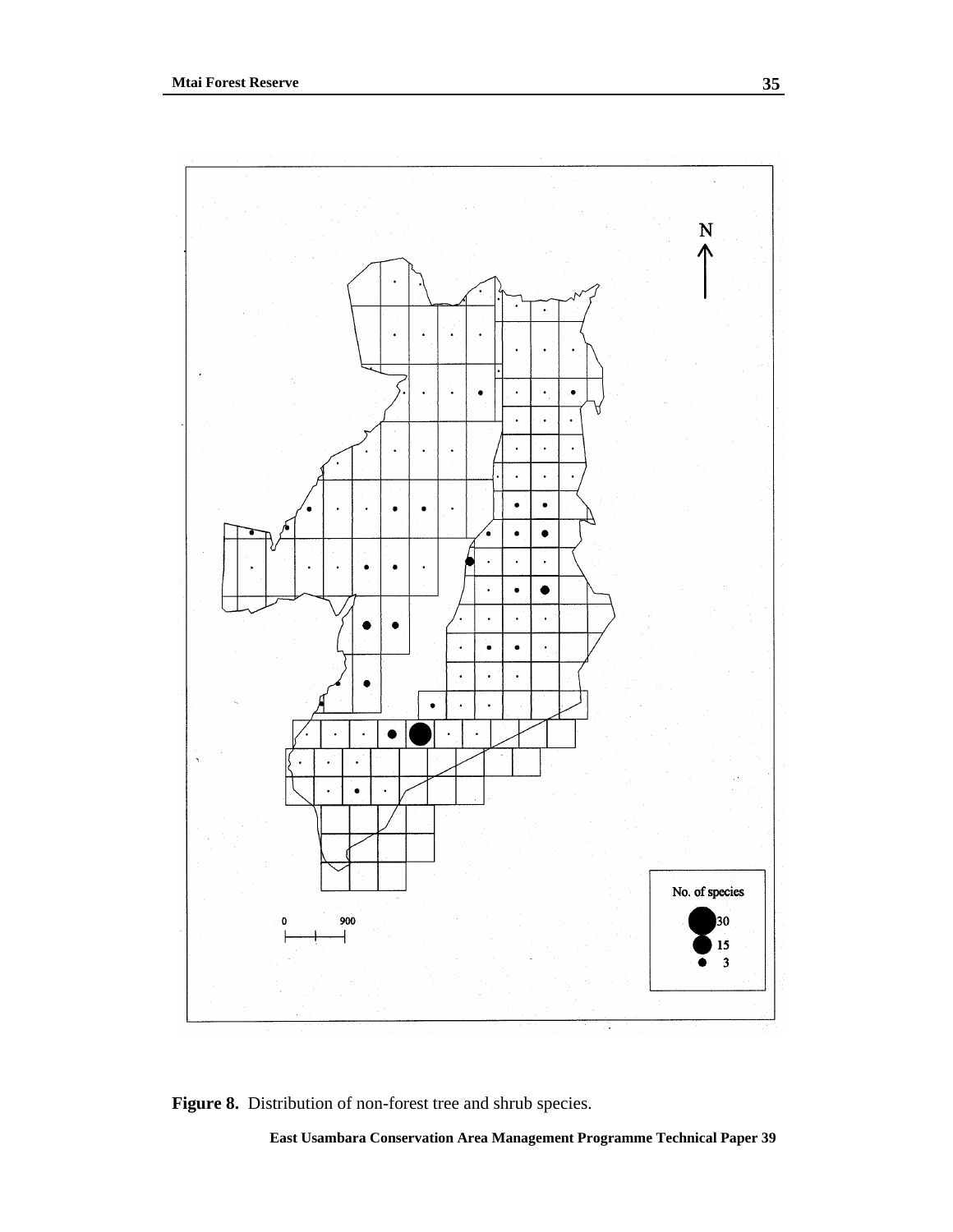**Figure 8.** Distribution of non-forest tree and shrub species.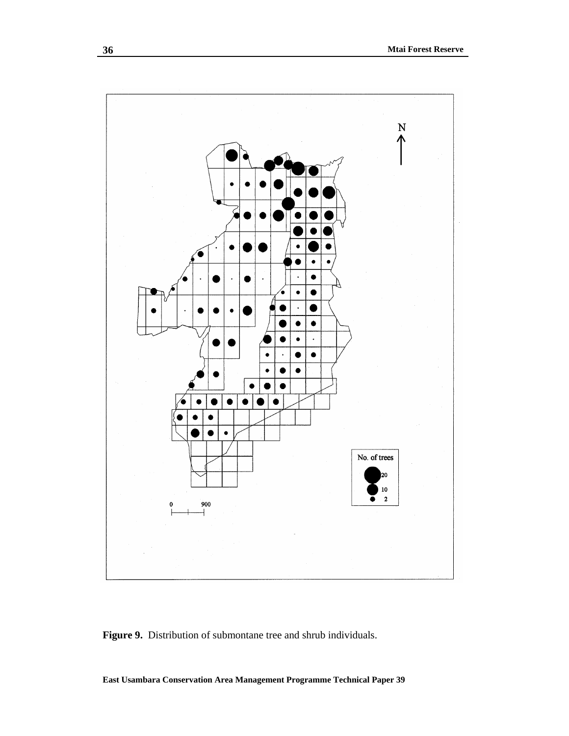**Figure 9.** Distribution of submontane tree and shrub individuals.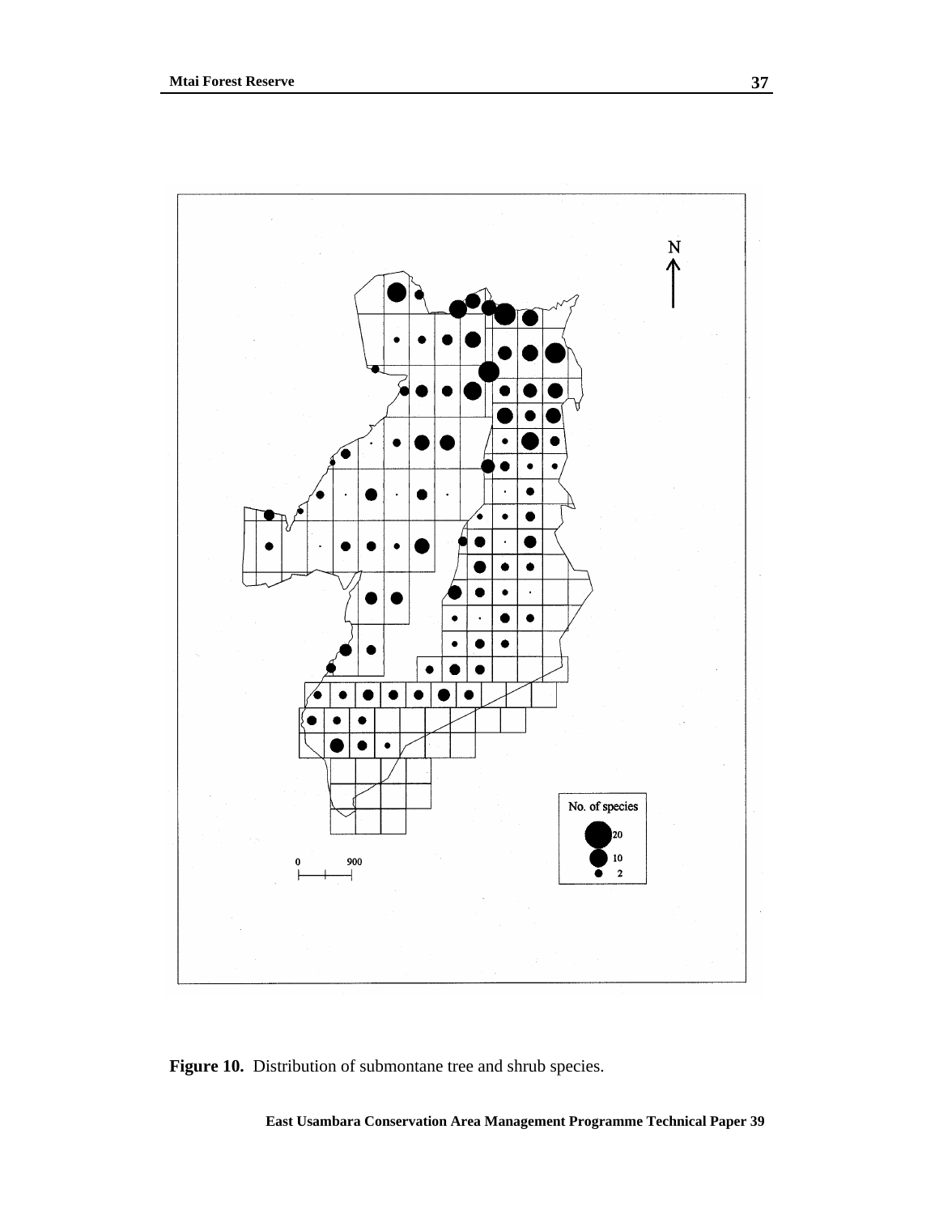**Figure 10.** Distribution of submontane tree and shrub species.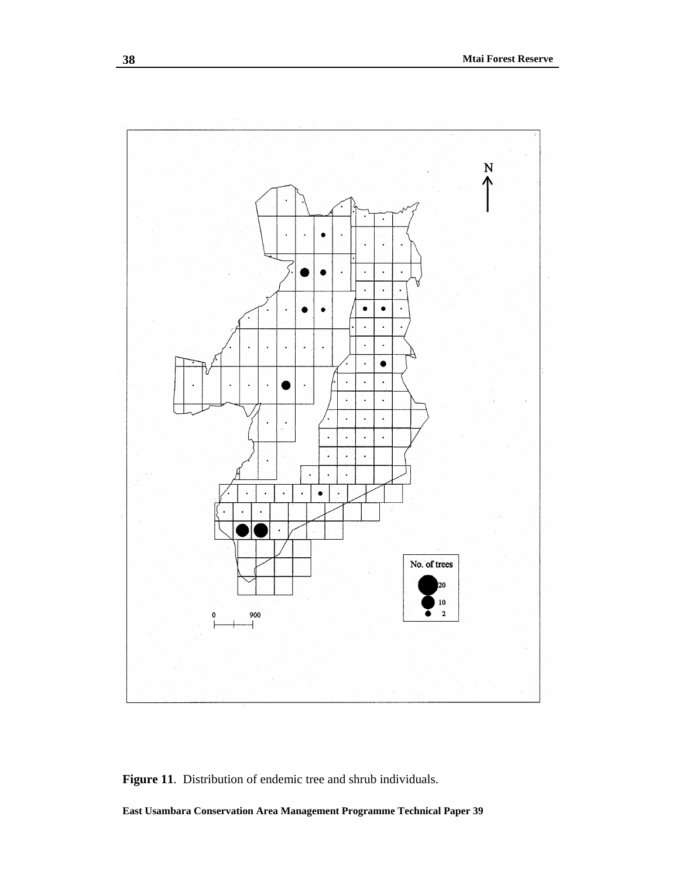**Figure 11**. Distribution of endemic tree and shrub individuals.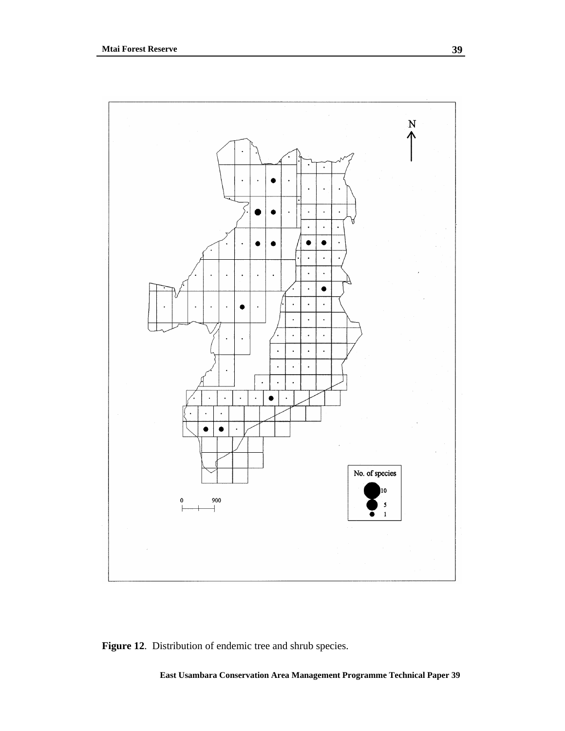**Figure 12**. Distribution of endemic tree and shrub species.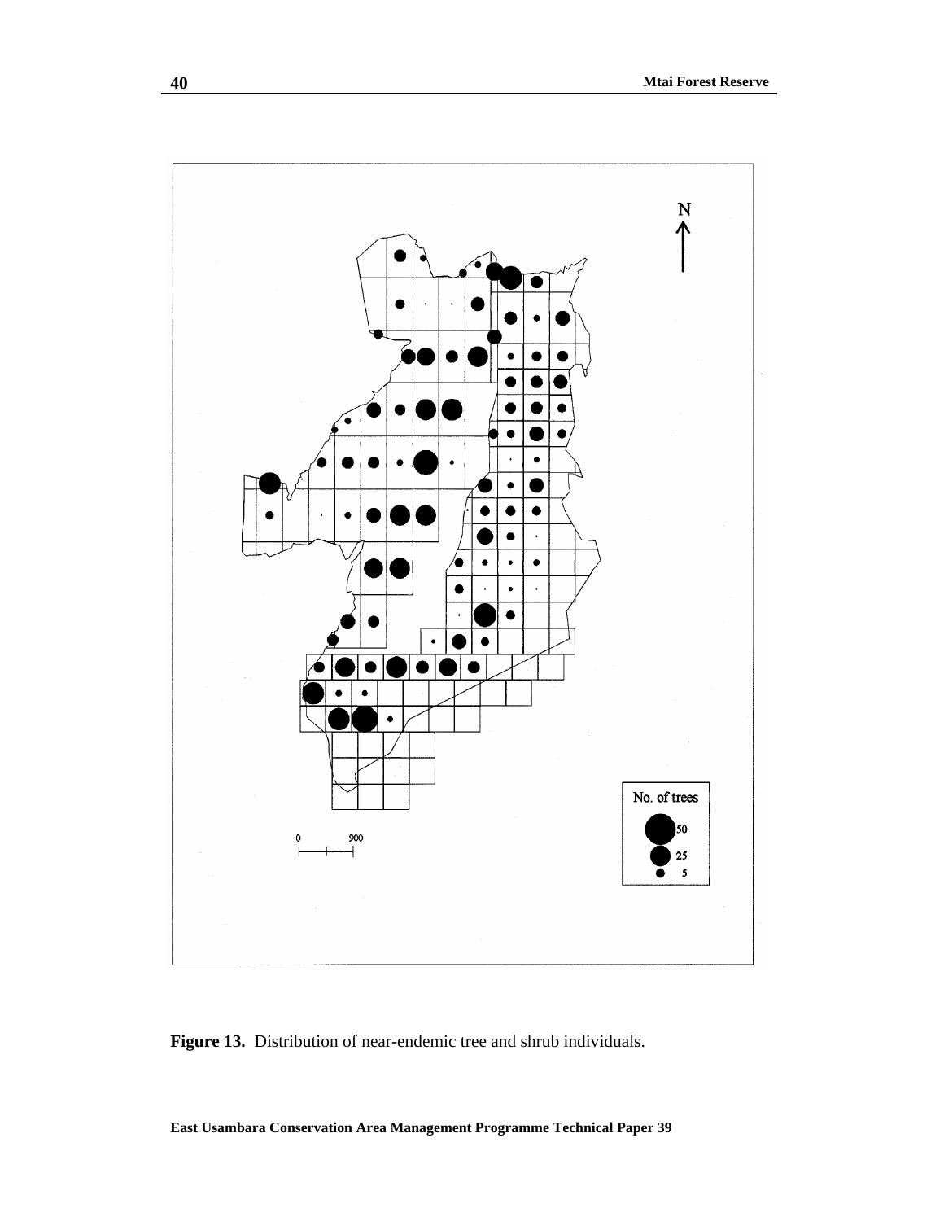**Figure 13.** Distribution of near-endemic tree and shrub individuals.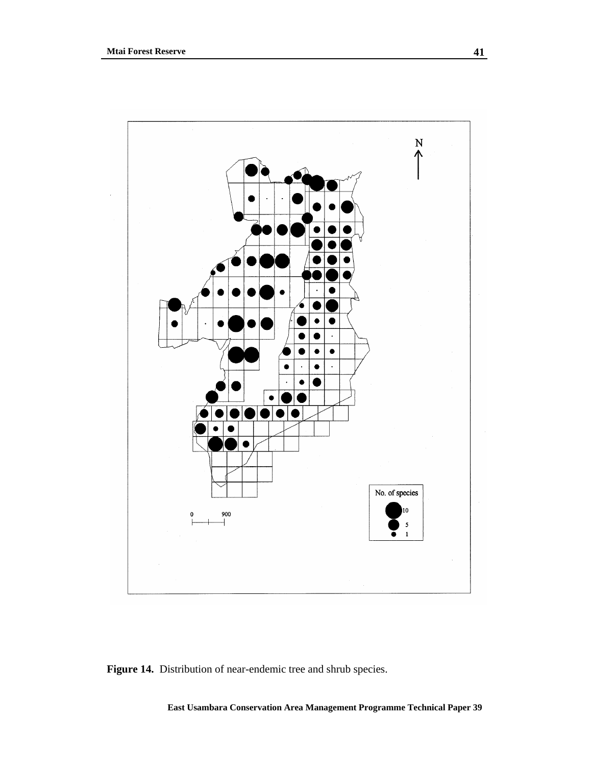**Figure 14.** Distribution of near-endemic tree and shrub species.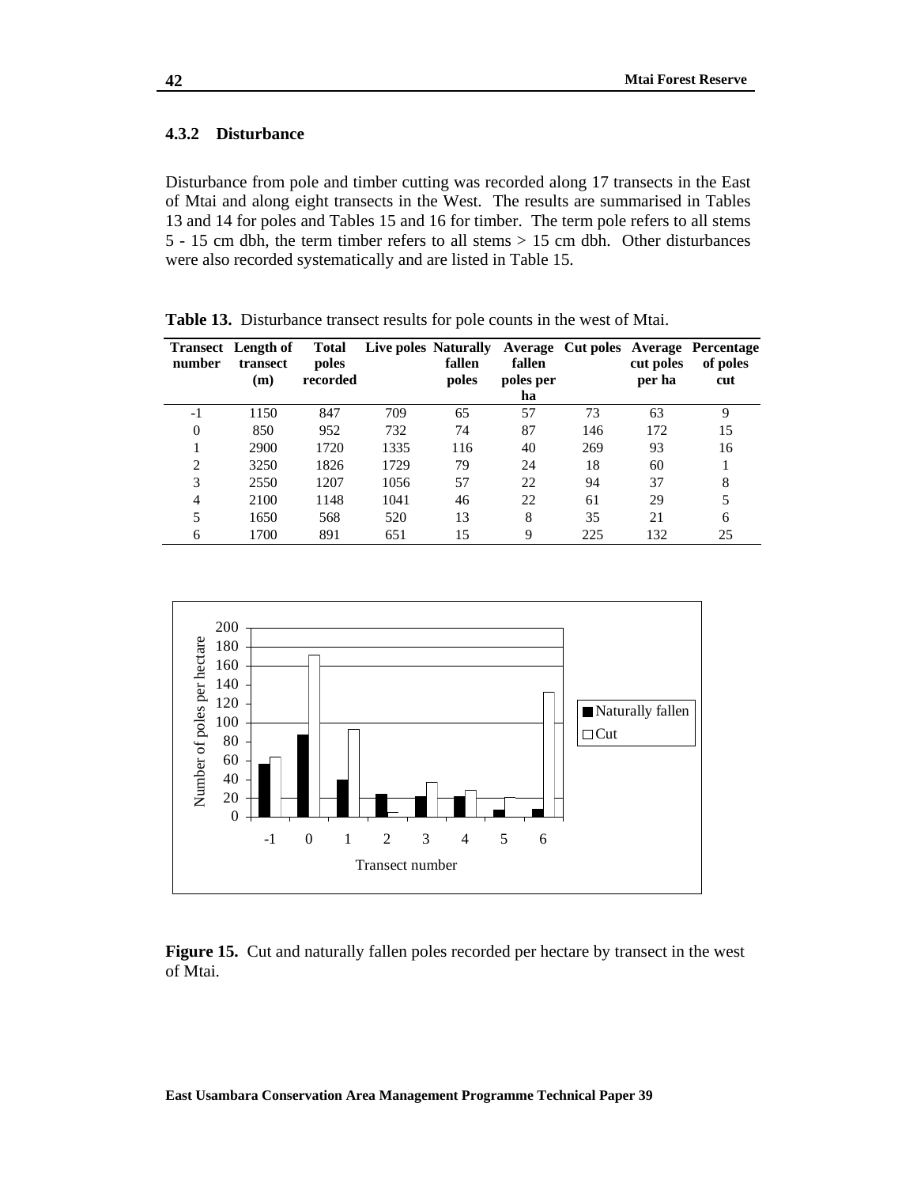### 4.3.2 Disturbance

Disturbance from pole and timber cutting was recorded along 17 transects in the East of Mtai and along eight transects in the West. The results are summarised in Tables 13 and 14 for poles and Tables 15 and 16 for timber. The term pole refers to all stems 5 - 15 cm dbh, the term timber refers to all stems > 15 cm dbh. Other disturbances were also recorded systematically and are listed in Table 15.

**Table 13.** Disturbance transect results for pole counts in the west of Mtai.

| Transect number | Length of transect (m) | Total poles recorded | Live poles | Naturally fallen poles | Average fallen poles per ha | Cut poles | Average cut poles per ha | Percentage of poles cut |
|---|---|---|---|---|---|---|---|---|
| -1 | 1150 | 847 | 709 | 65 | 57 | 73 | 63 | 9 |
| 0 | 850 | 952 | 732 | 74 | 87 | 146 | 172 | 15 |
| 1 | 2900 | 1720 | 1335 | 116 | 40 | 269 | 93 | 16 |
| 2 | 3250 | 1826 | 1729 | 79 | 24 | 18 | 60 | 1 |
| 3 | 2550 | 1207 | 1056 | 57 | 22 | 94 | 37 | 8 |
| 4 | 2100 | 1148 | 1041 | 46 | 22 | 61 | 29 | 5 |
| 5 | 1650 | 568 | 520 | 13 | 8 | 35 | 21 | 6 |
| 6 | 1700 | 891 | 651 | 15 | 9 | 225 | 132 | 25 |

**Figure 15.** Cut and naturally fallen poles recorded per hectare by transect in the west of Mtai.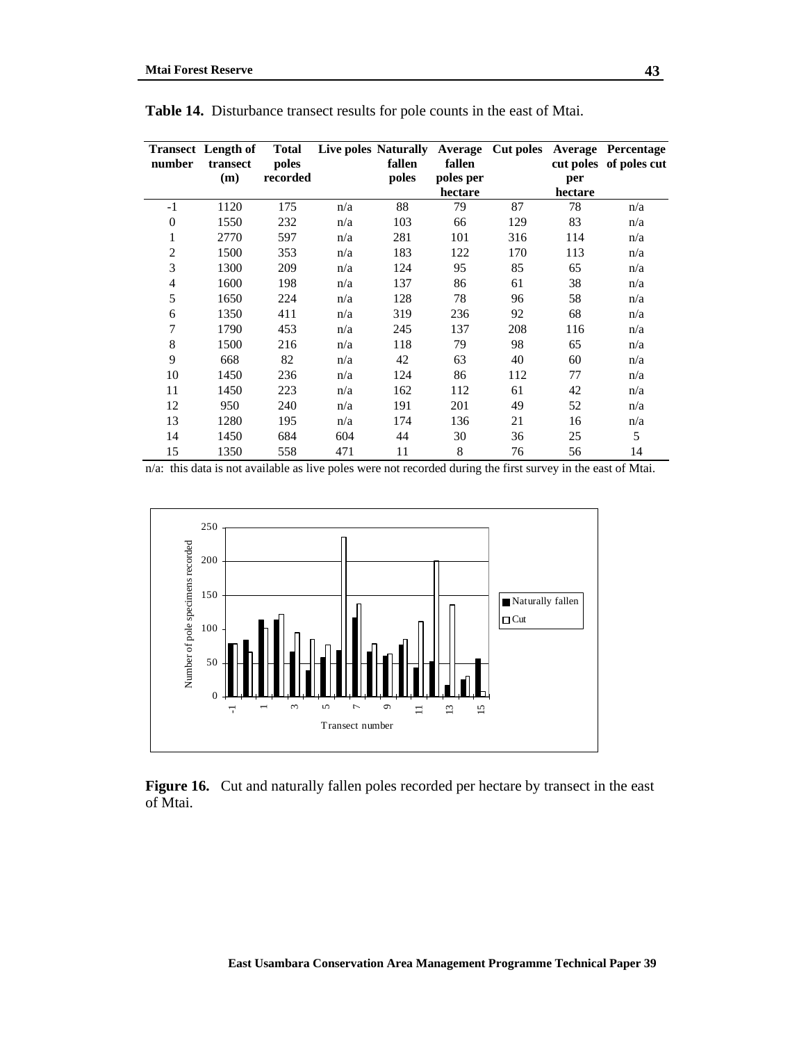**Table 14.** Disturbance transect results for pole counts in the east of Mtai.

| Transect number | Length of transect (m) | Total poles recorded | Live poles | Naturally fallen poles | Average fallen poles per hectare | Cut poles | Average cut poles per hectare | Percentage of poles cut |
|---|---|---|---|---|---|---|---|---|
| -1 | 1120 | 175 | n/a | 88 | 79 | 87 | 78 | n/a |
| 0 | 1550 | 232 | n/a | 103 | 66 | 129 | 83 | n/a |
| 1 | 2770 | 597 | n/a | 281 | 101 | 316 | 114 | n/a |
| 2 | 1500 | 353 | n/a | 183 | 122 | 170 | 113 | n/a |
| 3 | 1300 | 209 | n/a | 124 | 95 | 85 | 65 | n/a |
| 4 | 1600 | 198 | n/a | 137 | 86 | 61 | 38 | n/a |
| 5 | 1650 | 224 | n/a | 128 | 78 | 96 | 58 | n/a |
| 6 | 1350 | 411 | n/a | 319 | 236 | 92 | 68 | n/a |
| 7 | 1790 | 453 | n/a | 245 | 137 | 208 | 116 | n/a |
| 8 | 1500 | 216 | n/a | 118 | 79 | 98 | 65 | n/a |
| 9 | 668 | 82 | n/a | 42 | 63 | 40 | 60 | n/a |
| 10 | 1450 | 236 | n/a | 124 | 86 | 112 | 77 | n/a |
| 11 | 1450 | 223 | n/a | 162 | 112 | 61 | 42 | n/a |
| 12 | 950 | 240 | n/a | 191 | 201 | 49 | 52 | n/a |
| 13 | 1280 | 195 | n/a | 174 | 136 | 21 | 16 | n/a |
| 14 | 1450 | 684 | 604 | 44 | 30 | 36 | 25 | 5 |
| 15 | 1350 | 558 | 471 | 11 | 8 | 76 | 56 | 14 |

n/a: this data is not available as live poles were not recorded during the first survey in the east of Mtai.

**Figure 16.** Cut and naturally fallen poles recorded per hectare by transect in the east of Mtai.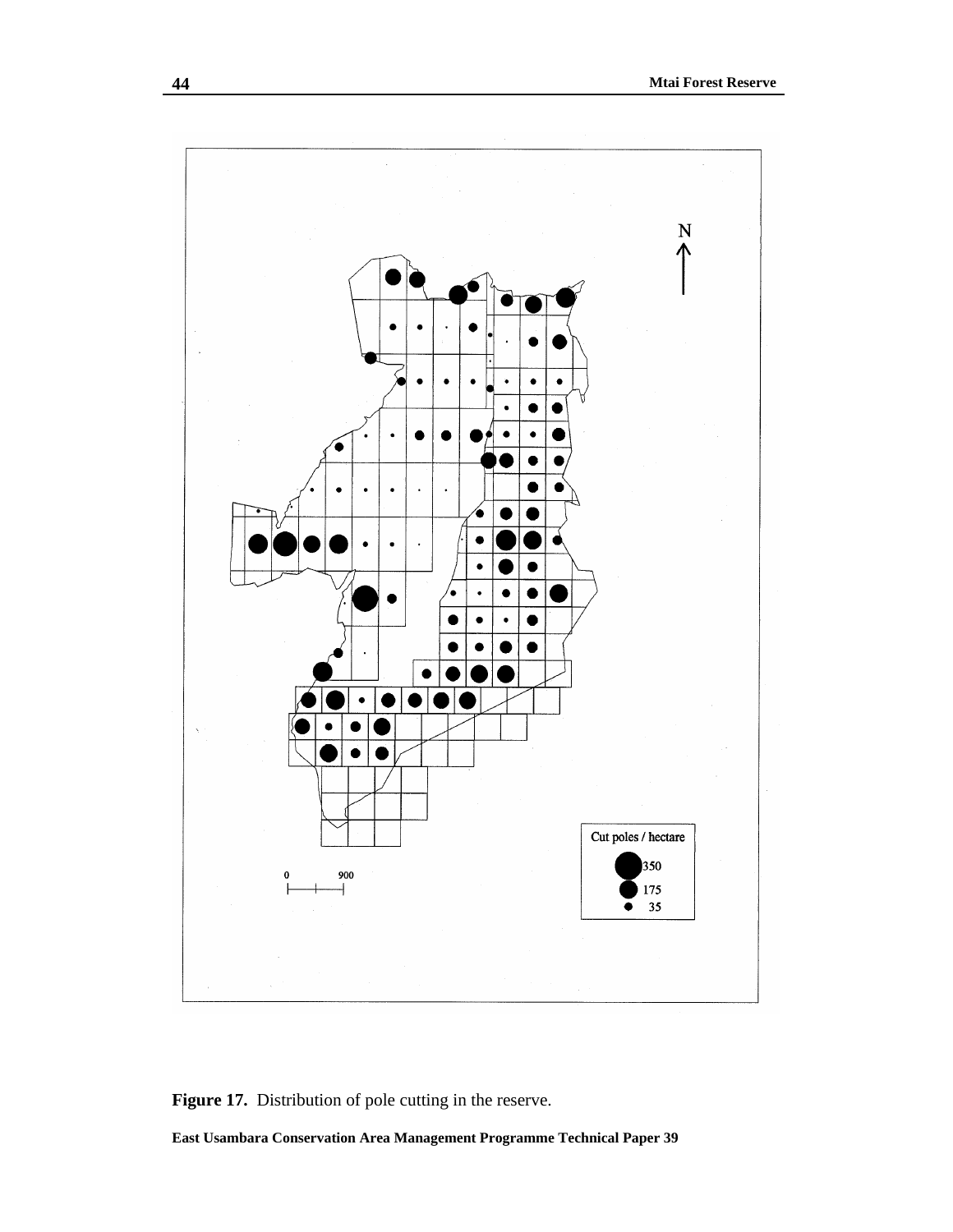Figure 17. Distribution of pole cutting in the reserve.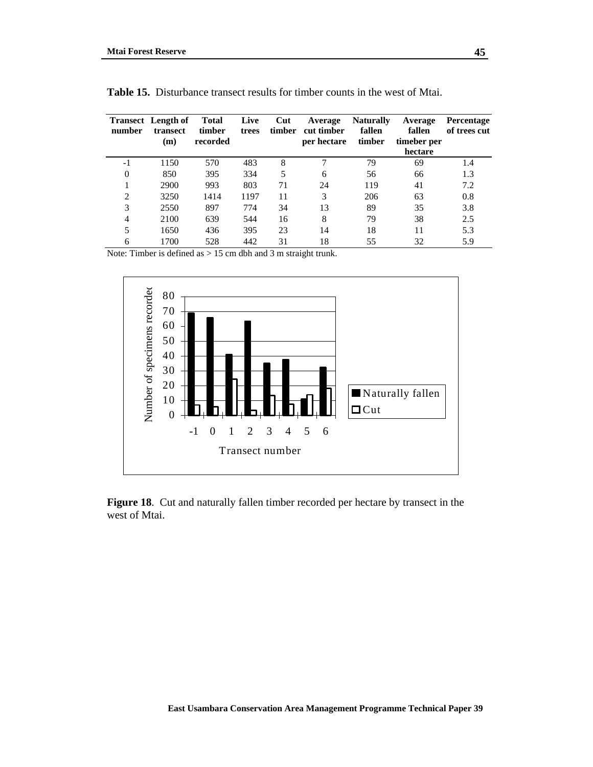**Table 15.** Disturbance transect results for timber counts in the west of Mtai.

| Transect number | Length of transect (m) | Total timber recorded | Live trees | Cut timber | Average cut timber per hectare | Naturally fallen timber | Average fallen timeber per hectare | Percentage of trees cut |
|---|---|---|---|---|---|---|---|---|
| -1 | 1150 | 570 | 483 | 8 | 7 | 79 | 69 | 1.4 |
| 0 | 850 | 395 | 334 | 5 | 6 | 56 | 66 | 1.3 |
| 1 | 2900 | 993 | 803 | 71 | 24 | 119 | 41 | 7.2 |
| 2 | 3250 | 1414 | 1197 | 11 | 3 | 206 | 63 | 0.8 |
| 3 | 2550 | 897 | 774 | 34 | 13 | 89 | 35 | 3.8 |
| 4 | 2100 | 639 | 544 | 16 | 8 | 79 | 38 | 2.5 |
| 5 | 1650 | 436 | 395 | 23 | 14 | 18 | 11 | 5.3 |
| 6 | 1700 | 528 | 442 | 31 | 18 | 55 | 32 | 5.9 |

Note: Timber is defined as > 15 cm dbh and 3 m straight trunk.

**Figure 18**. Cut and naturally fallen timber recorded per hectare by transect in the west of Mtai.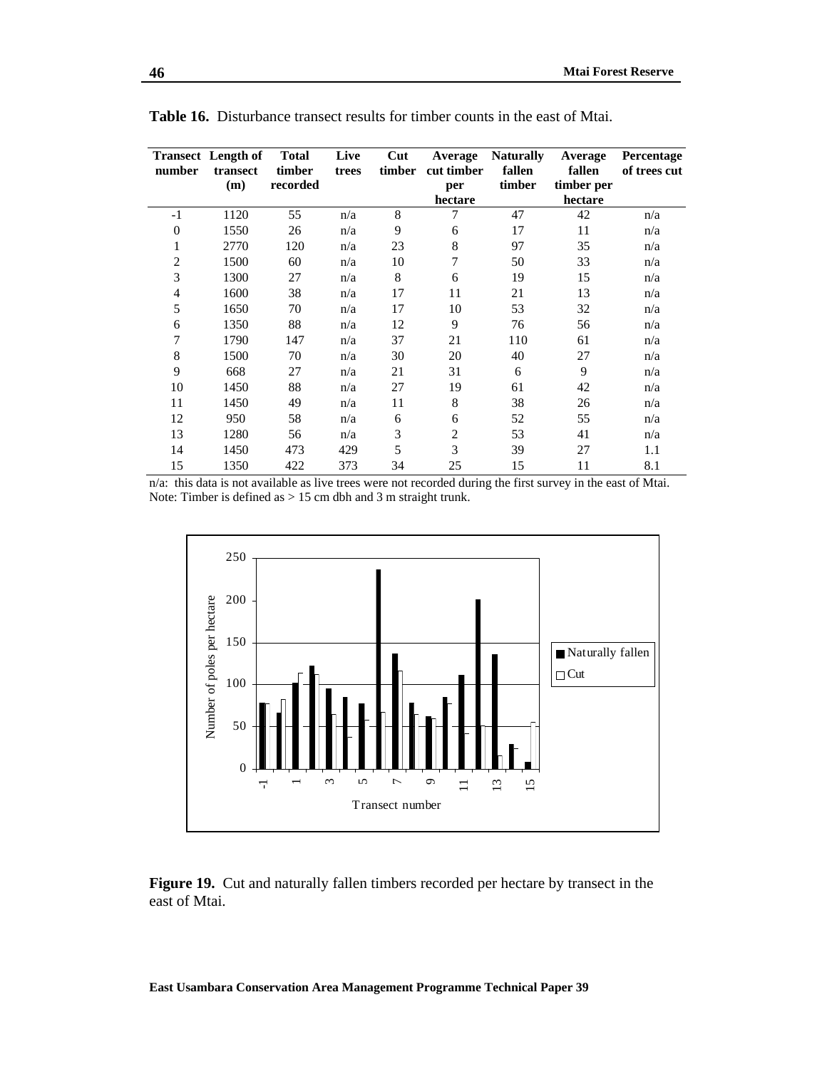**Table 16.** Disturbance transect results for timber counts in the east of Mtai.

| Transect number | Length of transect (m) | Total timber recorded | Live trees | Cut timber | Average cut timber per hectare | Naturally fallen timber | Average fallen timber per hectare | Percentage of trees cut |
|---|---|---|---|---|---|---|---|---|
| -1 | 1120 | 55 | n/a | 8 | 7 | 47 | 42 | n/a |
| 0 | 1550 | 26 | n/a | 9 | 6 | 17 | 11 | n/a |
| 1 | 2770 | 120 | n/a | 23 | 8 | 97 | 35 | n/a |
| 2 | 1500 | 60 | n/a | 10 | 7 | 50 | 33 | n/a |
| 3 | 1300 | 27 | n/a | 8 | 6 | 19 | 15 | n/a |
| 4 | 1600 | 38 | n/a | 17 | 11 | 21 | 13 | n/a |
| 5 | 1650 | 70 | n/a | 17 | 10 | 53 | 32 | n/a |
| 6 | 1350 | 88 | n/a | 12 | 9 | 76 | 56 | n/a |
| 7 | 1790 | 147 | n/a | 37 | 21 | 110 | 61 | n/a |
| 8 | 1500 | 70 | n/a | 30 | 20 | 40 | 27 | n/a |
| 9 | 668 | 27 | n/a | 21 | 31 | 6 | 9 | n/a |
| 10 | 1450 | 88 | n/a | 27 | 19 | 61 | 42 | n/a |
| 11 | 1450 | 49 | n/a | 11 | 8 | 38 | 26 | n/a |
| 12 | 950 | 58 | n/a | 6 | 6 | 52 | 55 | n/a |
| 13 | 1280 | 56 | n/a | 3 | 2 | 53 | 41 | n/a |
| 14 | 1450 | 473 | 429 | 5 | 3 | 39 | 27 | 1.1 |
| 15 | 1350 | 422 | 373 | 34 | 25 | 15 | 11 | 8.1 |

n/a: this data is not available as live trees were not recorded during the first survey in the east of Mtai.
Note: Timber is defined as > 15 cm dbh and 3 m straight trunk.

**Figure 19.** Cut and naturally fallen timbers recorded per hectare by transect in the east of Mtai.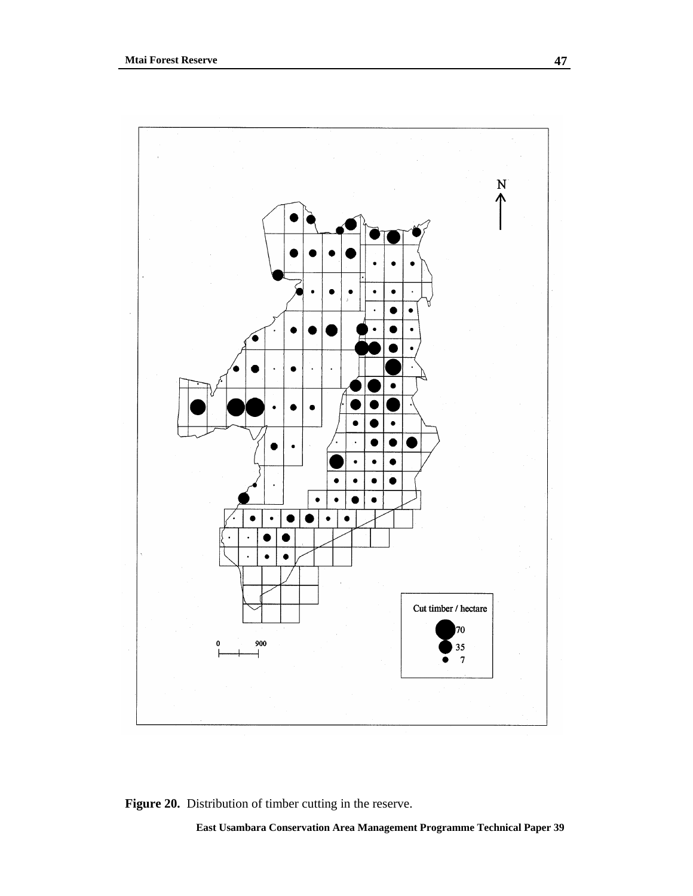**Figure 20.** Distribution of timber cutting in the reserve.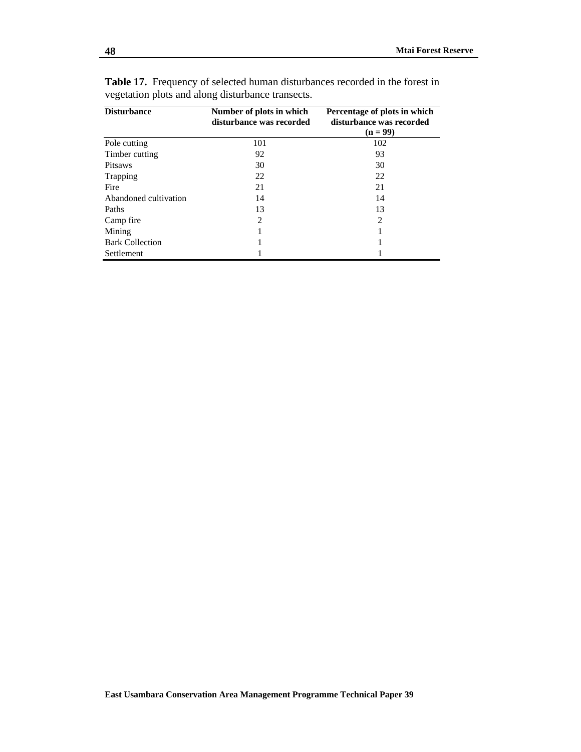**Table 17.** Frequency of selected human disturbances recorded in the forest in vegetation plots and along disturbance transects.

| Disturbance | Number of plots in which disturbance was recorded | Percentage of plots in which disturbance was recorded (n = 99) |
|---|---|---|
| Pole cutting | 101 | 102 |
| Timber cutting | 92 | 93 |
| Pitsaws | 30 | 30 |
| Trapping | 22 | 22 |
| Fire | 21 | 21 |
| Abandoned cultivation | 14 | 14 |
| Paths | 13 | 13 |
| Camp fire | 2 | 2 |
| Mining | 1 | 1 |
| Bark Collection | 1 | 1 |
| Settlement | 1 | 1 |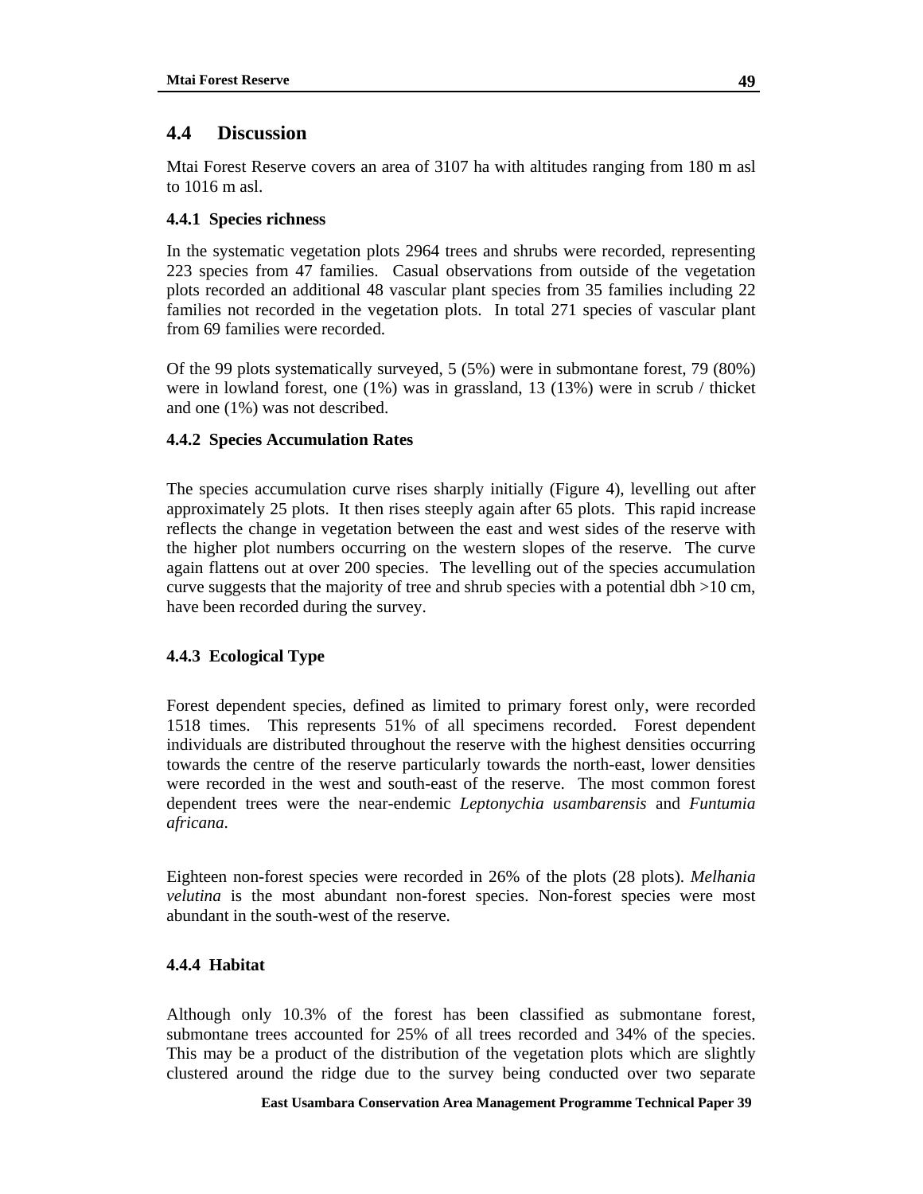## 4.4 Discussion

Mtai Forest Reserve covers an area of 3107 ha with altitudes ranging from 180 m asl to 1016 m asl.

### 4.4.1 Species richness

In the systematic vegetation plots 2964 trees and shrubs were recorded, representing 223 species from 47 families. Casual observations from outside of the vegetation plots recorded an additional 48 vascular plant species from 35 families including 22 families not recorded in the vegetation plots. In total 271 species of vascular plant from 69 families were recorded.

Of the 99 plots systematically surveyed, 5 (5%) were in submontane forest, 79 (80%) were in lowland forest, one (1%) was in grassland, 13 (13%) were in scrub / thicket and one (1%) was not described.

### 4.4.2 Species Accumulation Rates

The species accumulation curve rises sharply initially (Figure 4), levelling out after approximately 25 plots. It then rises steeply again after 65 plots. This rapid increase reflects the change in vegetation between the east and west sides of the reserve with the higher plot numbers occurring on the western slopes of the reserve. The curve again flattens out at over 200 species. The levelling out of the species accumulation curve suggests that the majority of tree and shrub species with a potential dbh >10 cm, have been recorded during the survey.

### 4.4.3 Ecological Type

Forest dependent species, defined as limited to primary forest only, were recorded 1518 times. This represents 51% of all specimens recorded. Forest dependent individuals are distributed throughout the reserve with the highest densities occurring towards the centre of the reserve particularly towards the north-east, lower densities were recorded in the west and south-east of the reserve. The most common forest dependent trees were the near-endemic *Leptonychia usambarensis* and *Funtumia africana*.

Eighteen non-forest species were recorded in 26% of the plots (28 plots). *Melhania velutina* is the most abundant non-forest species. Non-forest species were most abundant in the south-west of the reserve.

### 4.4.4 Habitat

Although only 10.3% of the forest has been classified as submontane forest, submontane trees accounted for 25% of all trees recorded and 34% of the species. This may be a product of the distribution of the vegetation plots which are slightly clustered around the ridge due to the survey being conducted over two separate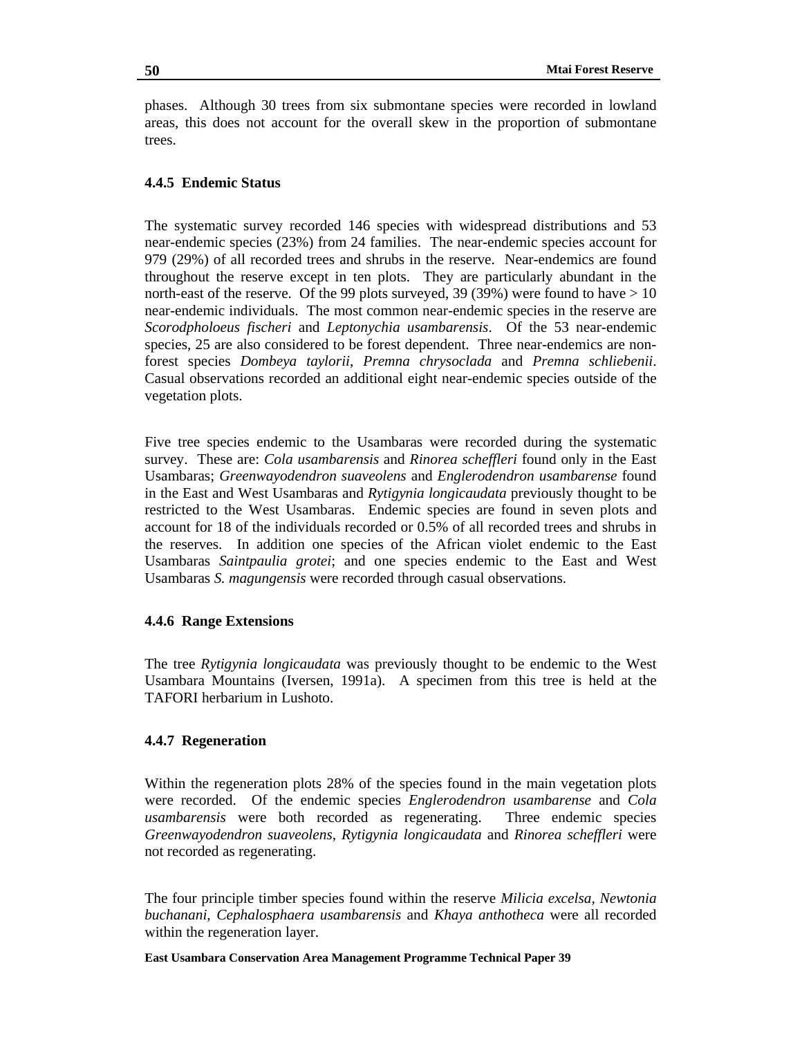phases. Although 30 trees from six submontane species were recorded in lowland areas, this does not account for the overall skew in the proportion of submontane trees.

### 4.4.5 Endemic Status

The systematic survey recorded 146 species with widespread distributions and 53 near-endemic species (23%) from 24 families. The near-endemic species account for 979 (29%) of all recorded trees and shrubs in the reserve. Near-endemics are found throughout the reserve except in ten plots. They are particularly abundant in the north-east of the reserve. Of the 99 plots surveyed, 39 (39%) were found to have > 10 near-endemic individuals. The most common near-endemic species in the reserve are *Scorodpholoeus fischeri* and *Leptonychia usambarensis*. Of the 53 near-endemic species, 25 are also considered to be forest dependent. Three near-endemics are non-forest species *Dombeya taylorii*, *Premna chrysoclada* and *Premna schliebenii*. Casual observations recorded an additional eight near-endemic species outside of the vegetation plots.

Five tree species endemic to the Usambaras were recorded during the systematic survey. These are: *Cola usambarensis* and *Rinorea scheffleri* found only in the East Usambaras; *Greenwayodendron suaveolens* and *Englerodendron usambarense* found in the East and West Usambaras and *Rytigynia longicaudata* previously thought to be restricted to the West Usambaras. Endemic species are found in seven plots and account for 18 of the individuals recorded or 0.5% of all recorded trees and shrubs in the reserves. In addition one species of the African violet endemic to the East Usambaras *Saintpaulia grotei*; and one species endemic to the East and West Usambaras *S. magungensis* were recorded through casual observations.

### 4.4.6 Range Extensions

The tree *Rytigynia longicaudata* was previously thought to be endemic to the West Usambara Mountains (Iversen, 1991a). A specimen from this tree is held at the TAFORI herbarium in Lushoto.

### 4.4.7 Regeneration

Within the regeneration plots 28% of the species found in the main vegetation plots were recorded. Of the endemic species *Englerodendron usambarense* and *Cola usambarensis* were both recorded as regenerating. Three endemic species *Greenwayodendron suaveolens*, *Rytigynia longicaudata* and *Rinorea scheffleri* were not recorded as regenerating.

The four principle timber species found within the reserve *Milicia excelsa*, *Newtonia buchanani*, *Cephalosphaera usambarensis* and *Khaya anthotheca* were all recorded within the regeneration layer.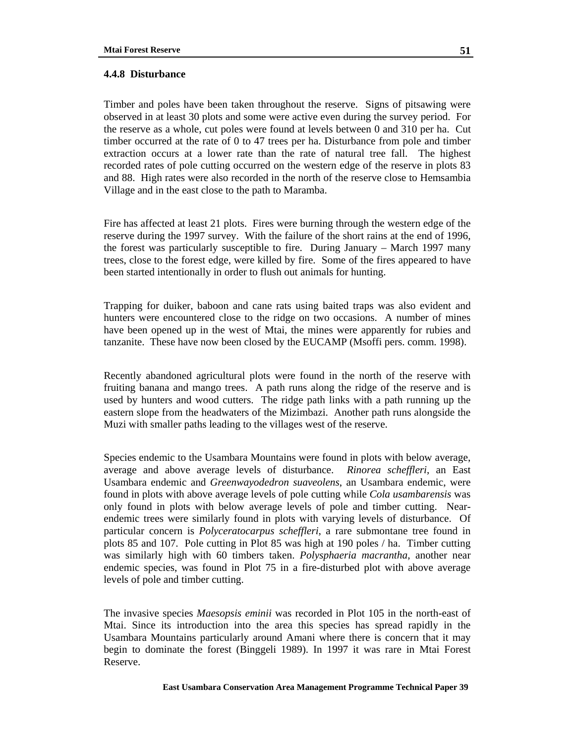### 4.4.8 Disturbance

Timber and poles have been taken throughout the reserve. Signs of pitsawing were observed in at least 30 plots and some were active even during the survey period. For the reserve as a whole, cut poles were found at levels between 0 and 310 per ha. Cut timber occurred at the rate of 0 to 47 trees per ha. Disturbance from pole and timber extraction occurs at a lower rate than the rate of natural tree fall. The highest recorded rates of pole cutting occurred on the western edge of the reserve in plots 83 and 88. High rates were also recorded in the north of the reserve close to Hemsambia Village and in the east close to the path to Maramba.

Fire has affected at least 21 plots. Fires were burning through the western edge of the reserve during the 1997 survey. With the failure of the short rains at the end of 1996, the forest was particularly susceptible to fire. During January – March 1997 many trees, close to the forest edge, were killed by fire. Some of the fires appeared to have been started intentionally in order to flush out animals for hunting.

Trapping for duiker, baboon and cane rats using baited traps was also evident and hunters were encountered close to the ridge on two occasions. A number of mines have been opened up in the west of Mtai, the mines were apparently for rubies and tanzanite. These have now been closed by the EUCAMP (Msoffi pers. comm. 1998).

Recently abandoned agricultural plots were found in the north of the reserve with fruiting banana and mango trees. A path runs along the ridge of the reserve and is used by hunters and wood cutters. The ridge path links with a path running up the eastern slope from the headwaters of the Mizimbazi. Another path runs alongside the Muzi with smaller paths leading to the villages west of the reserve.

Species endemic to the Usambara Mountains were found in plots with below average, average and above average levels of disturbance. *Rinorea scheffleri*, an East Usambara endemic and *Greenwayodedron suaveolens*, an Usambara endemic, were found in plots with above average levels of pole cutting while *Cola usambarensis* was only found in plots with below average levels of pole and timber cutting. Near-endemic trees were similarly found in plots with varying levels of disturbance. Of particular concern is *Polyceratocarpus scheffleri*, a rare submontane tree found in plots 85 and 107. Pole cutting in Plot 85 was high at 190 poles / ha. Timber cutting was similarly high with 60 timbers taken. *Polysphaeria macrantha*, another near endemic species, was found in Plot 75 in a fire-disturbed plot with above average levels of pole and timber cutting.

The invasive species *Maesopsis eminii* was recorded in Plot 105 in the north-east of Mtai. Since its introduction into the area this species has spread rapidly in the Usambara Mountains particularly around Amani where there is concern that it may begin to dominate the forest (Binggeli 1989). In 1997 it was rare in Mtai Forest Reserve.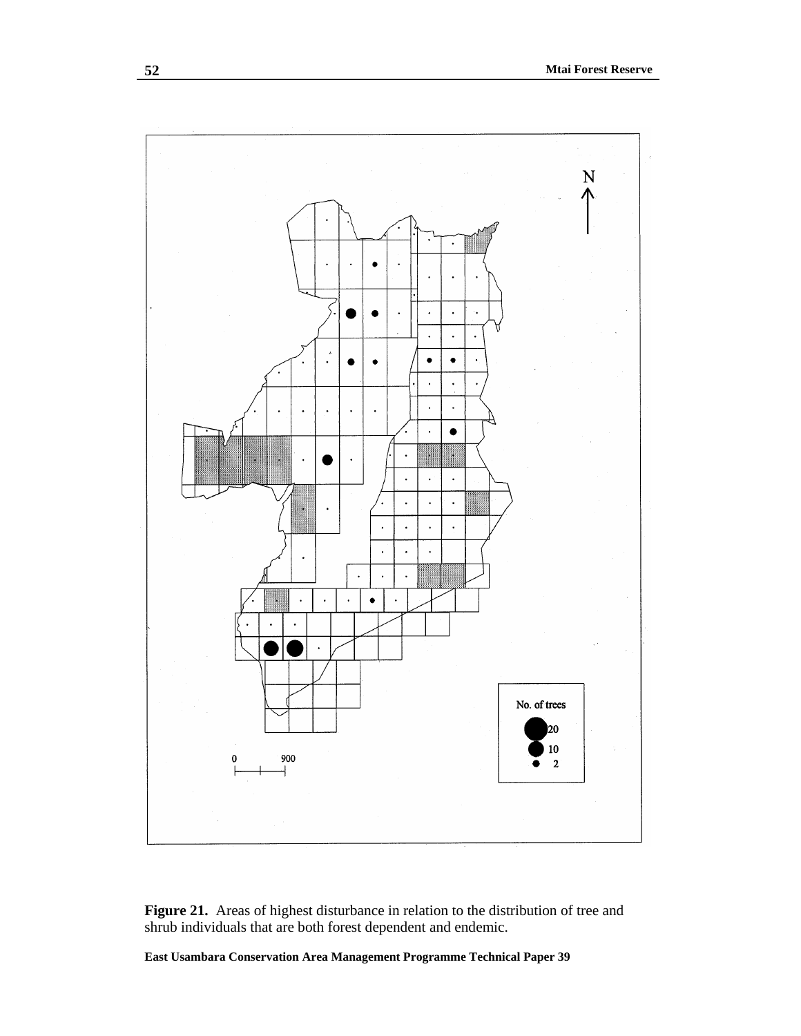**Figure 21.** Areas of highest disturbance in relation to the distribution of tree and shrub individuals that are both forest dependent and endemic.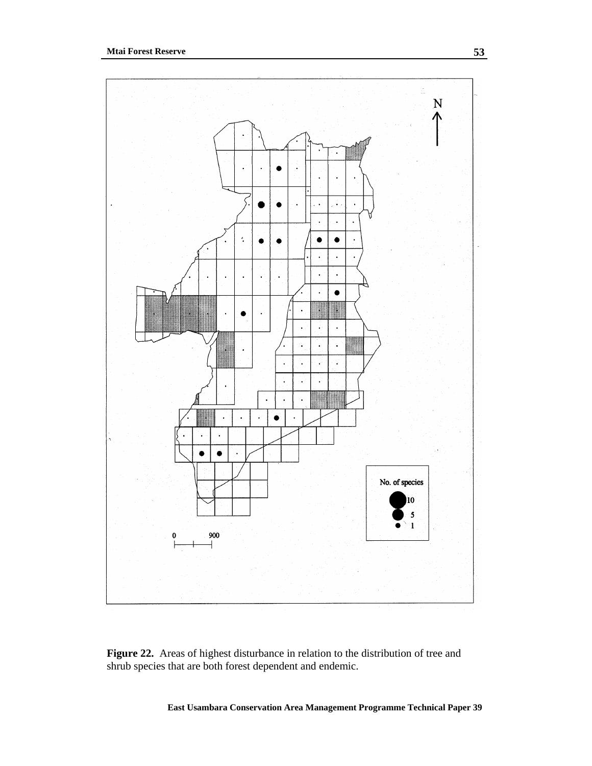**Figure 22.** Areas of highest disturbance in relation to the distribution of tree and shrub species that are both forest dependent and endemic.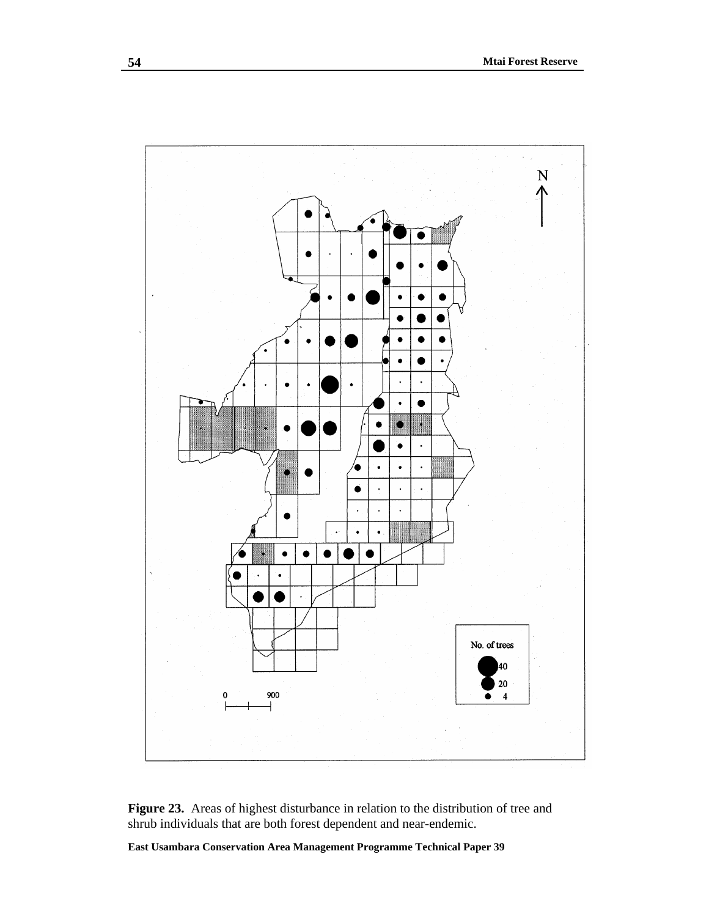**Figure 23.** Areas of highest disturbance in relation to the distribution of tree and shrub individuals that are both forest dependent and near-endemic.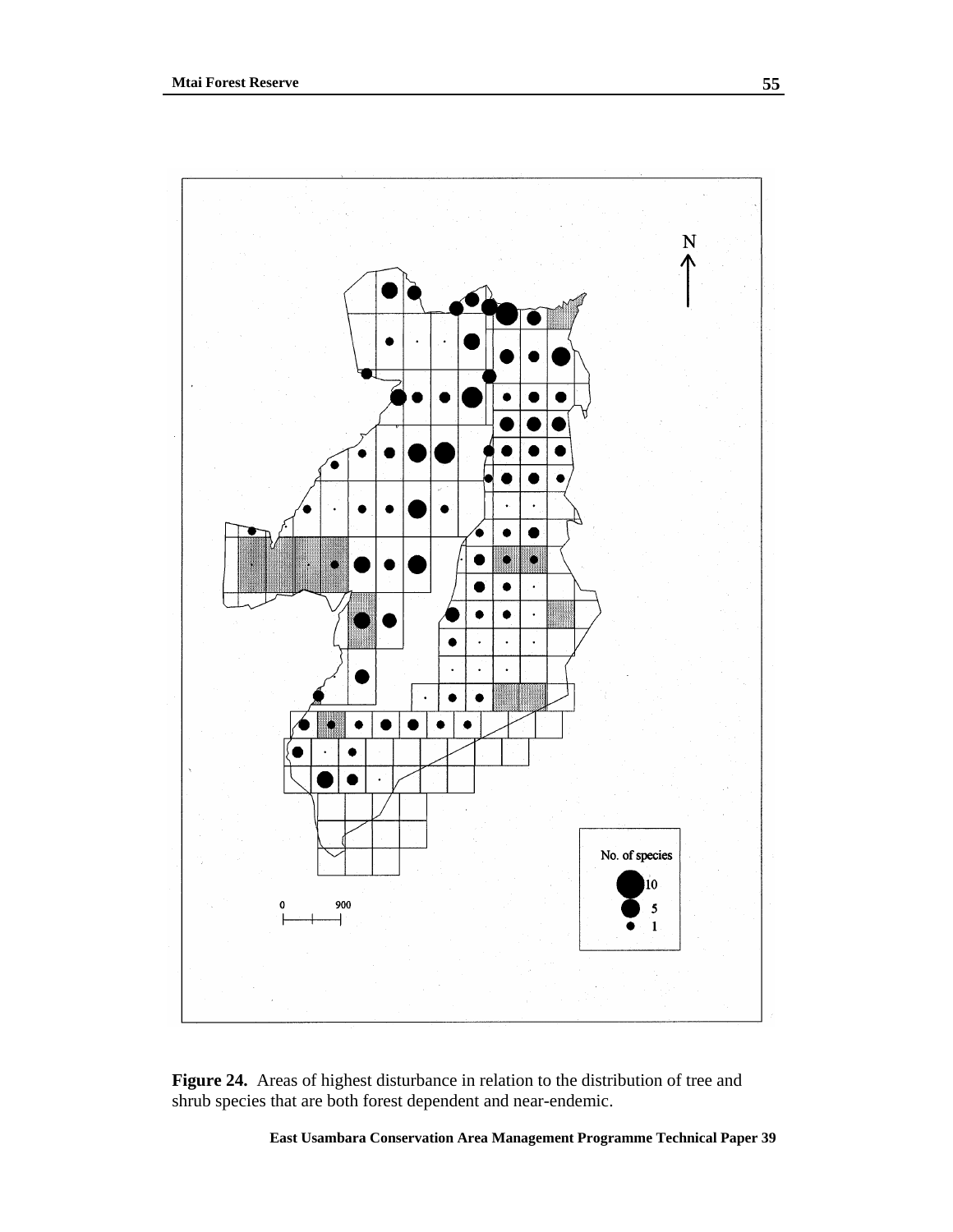**Figure 24.** Areas of highest disturbance in relation to the distribution of tree and shrub species that are both forest dependent and near-endemic.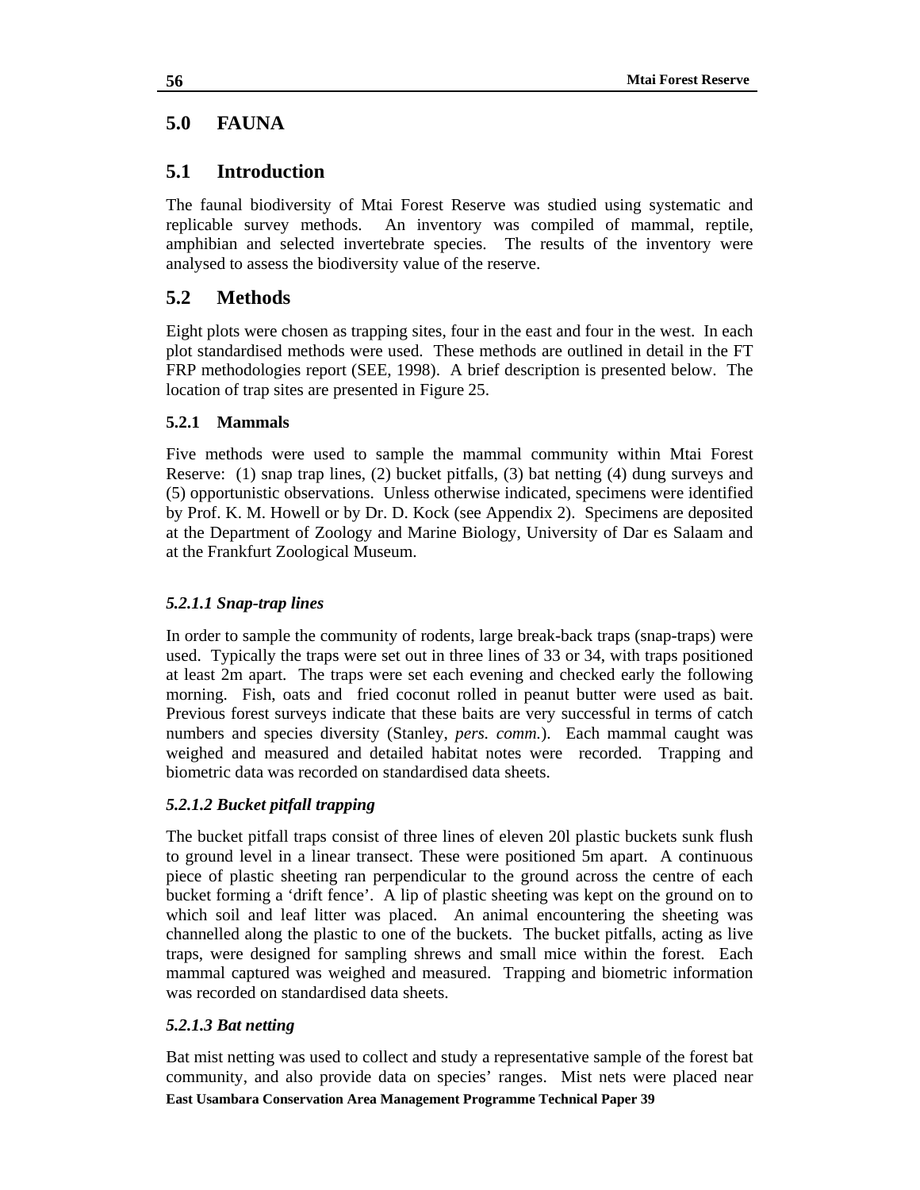# 5.0 FAUNA

## 5.1 Introduction

The faunal biodiversity of Mtai Forest Reserve was studied using systematic and replicable survey methods. An inventory was compiled of mammal, reptile, amphibian and selected invertebrate species. The results of the inventory were analysed to assess the biodiversity value of the reserve.

## 5.2 Methods

Eight plots were chosen as trapping sites, four in the east and four in the west. In each plot standardised methods were used. These methods are outlined in detail in the FT FRP methodologies report (SEE, 1998). A brief description is presented below. The location of trap sites are presented in Figure 25.

### 5.2.1 Mammals

Five methods were used to sample the mammal community within Mtai Forest Reserve: (1) snap trap lines, (2) bucket pitfalls, (3) bat netting (4) dung surveys and (5) opportunistic observations. Unless otherwise indicated, specimens were identified by Prof. K. M. Howell or by Dr. D. Kock (see Appendix 2). Specimens are deposited at the Department of Zoology and Marine Biology, University of Dar es Salaam and at the Frankfurt Zoological Museum.

#### *5.2.1.1 Snap-trap lines*

In order to sample the community of rodents, large break-back traps (snap-traps) were used. Typically the traps were set out in three lines of 33 or 34, with traps positioned at least 2m apart. The traps were set each evening and checked early the following morning. Fish, oats and fried coconut rolled in peanut butter were used as bait. Previous forest surveys indicate that these baits are very successful in terms of catch numbers and species diversity (Stanley, *pers. comm.*). Each mammal caught was weighed and measured and detailed habitat notes were recorded. Trapping and biometric data was recorded on standardised data sheets.

#### *5.2.1.2 Bucket pitfall trapping*

The bucket pitfall traps consist of three lines of eleven 20l plastic buckets sunk flush to ground level in a linear transect. These were positioned 5m apart. A continuous piece of plastic sheeting ran perpendicular to the ground across the centre of each bucket forming a 'drift fence'. A lip of plastic sheeting was kept on the ground on to which soil and leaf litter was placed. An animal encountering the sheeting was channelled along the plastic to one of the buckets. The bucket pitfalls, acting as live traps, were designed for sampling shrews and small mice within the forest. Each mammal captured was weighed and measured. Trapping and biometric information was recorded on standardised data sheets.

#### *5.2.1.3 Bat netting*

Bat mist netting was used to collect and study a representative sample of the forest bat community, and also provide data on species' ranges. Mist nets were placed near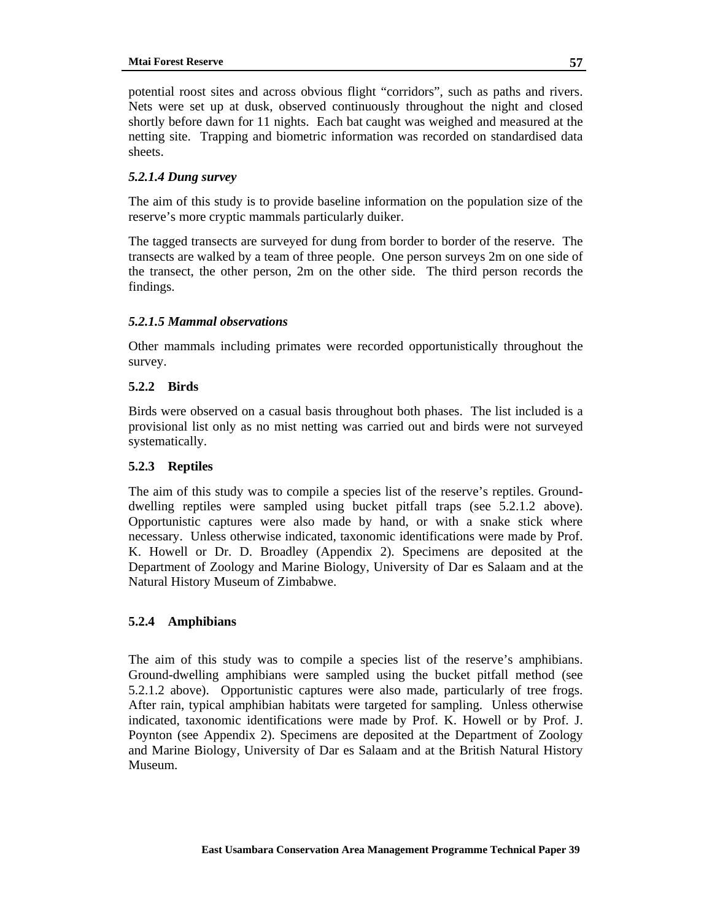potential roost sites and across obvious flight "corridors", such as paths and rivers. Nets were set up at dusk, observed continuously throughout the night and closed shortly before dawn for 11 nights. Each bat caught was weighed and measured at the netting site. Trapping and biometric information was recorded on standardised data sheets.

#### *5.2.1.4 Dung survey*

The aim of this study is to provide baseline information on the population size of the reserve's more cryptic mammals particularly duiker.

The tagged transects are surveyed for dung from border to border of the reserve. The transects are walked by a team of three people. One person surveys 2m on one side of the transect, the other person, 2m on the other side. The third person records the findings.

#### *5.2.1.5 Mammal observations*

Other mammals including primates were recorded opportunistically throughout the survey.

### 5.2.2 Birds

Birds were observed on a casual basis throughout both phases. The list included is a provisional list only as no mist netting was carried out and birds were not surveyed systematically.

### 5.2.3 Reptiles

The aim of this study was to compile a species list of the reserve's reptiles. Ground-dwelling reptiles were sampled using bucket pitfall traps (see 5.2.1.2 above). Opportunistic captures were also made by hand, or with a snake stick where necessary. Unless otherwise indicated, taxonomic identifications were made by Prof. K. Howell or Dr. D. Broadley (Appendix 2). Specimens are deposited at the Department of Zoology and Marine Biology, University of Dar es Salaam and at the Natural History Museum of Zimbabwe.

### 5.2.4 Amphibians

The aim of this study was to compile a species list of the reserve's amphibians. Ground-dwelling amphibians were sampled using the bucket pitfall method (see 5.2.1.2 above). Opportunistic captures were also made, particularly of tree frogs. After rain, typical amphibian habitats were targeted for sampling. Unless otherwise indicated, taxonomic identifications were made by Prof. K. Howell or by Prof. J. Poynton (see Appendix 2). Specimens are deposited at the Department of Zoology and Marine Biology, University of Dar es Salaam and at the British Natural History Museum.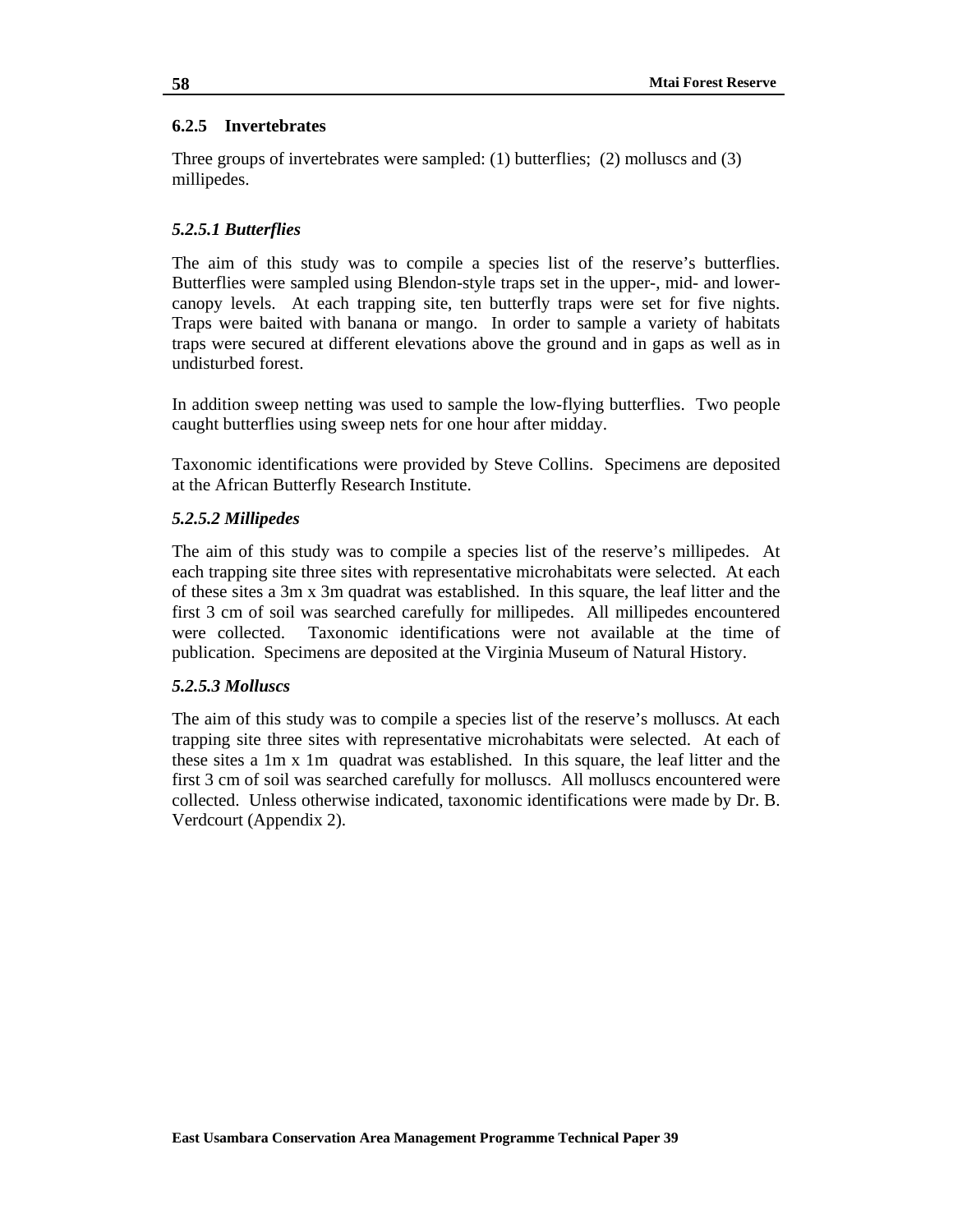### 6.2.5 Invertebrates

Three groups of invertebrates were sampled: (1) butterflies; (2) molluscs and (3) millipedes.

#### *5.2.5.1 Butterflies*

The aim of this study was to compile a species list of the reserve's butterflies. Butterflies were sampled using Blendon-style traps set in the upper-, mid- and lower-canopy levels. At each trapping site, ten butterfly traps were set for five nights. Traps were baited with banana or mango. In order to sample a variety of habitats traps were secured at different elevations above the ground and in gaps as well as in undisturbed forest.

In addition sweep netting was used to sample the low-flying butterflies. Two people caught butterflies using sweep nets for one hour after midday.

Taxonomic identifications were provided by Steve Collins. Specimens are deposited at the African Butterfly Research Institute.

#### *5.2.5.2 Millipedes*

The aim of this study was to compile a species list of the reserve's millipedes. At each trapping site three sites with representative microhabitats were selected. At each of these sites a 3m x 3m quadrat was established. In this square, the leaf litter and the first 3 cm of soil was searched carefully for millipedes. All millipedes encountered were collected. Taxonomic identifications were not available at the time of publication. Specimens are deposited at the Virginia Museum of Natural History.

#### *5.2.5.3 Molluscs*

The aim of this study was to compile a species list of the reserve's molluscs. At each trapping site three sites with representative microhabitats were selected. At each of these sites a 1m x 1m quadrat was established. In this square, the leaf litter and the first 3 cm of soil was searched carefully for molluscs. All molluscs encountered were collected. Unless otherwise indicated, taxonomic identifications were made by Dr. B. Verdcourt (Appendix 2).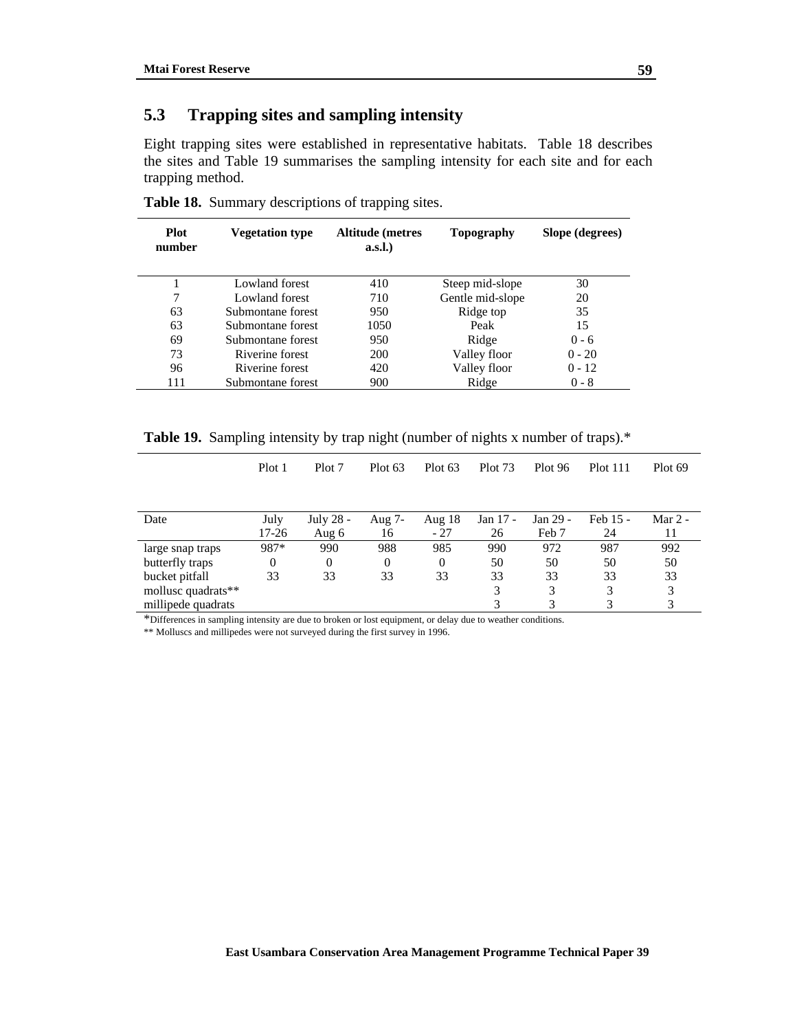## 5.3 Trapping sites and sampling intensity

Eight trapping sites were established in representative habitats. Table 18 describes the sites and Table 19 summarises the sampling intensity for each site and for each trapping method.

**Table 18.** Summary descriptions of trapping sites.

| Plot number | Vegetation type | Altitude (metres a.s.l.) | Topography | Slope (degrees) |
|---|---|---|---|---|
| 1 | Lowland forest | 410 | Steep mid-slope | 30 |
| 7 | Lowland forest | 710 | Gentle mid-slope | 20 |
| 63 | Submontane forest | 950 | Ridge top | 35 |
| 63 | Submontane forest | 1050 | Peak | 15 |
| 69 | Submontane forest | 950 | Ridge | 0 - 6 |
| 73 | Riverine forest | 200 | Valley floor | 0 - 20 |
| 96 | Riverine forest | 420 | Valley floor | 0 - 12 |
| 111 | Submontane forest | 900 | Ridge | 0 - 8 |

**Table 19.** Sampling intensity by trap night (number of nights x number of traps).*

| | Plot 1 | Plot 7 | Plot 63 | Plot 63 | Plot 73 | Plot 96 | Plot 111 | Plot 69 |
|---|---|---|---|---|---|---|---|---|
| Date | July 17-26 | July 28 - Aug 6 | Aug 7-16 | Aug 18 - 27 | Jan 17 - 26 | Jan 29 - Feb 7 | Feb 15 - 24 | Mar 2 - 11 |
| large snap traps | 987* | 990 | 988 | 985 | 990 | 972 | 987 | 992 |
| butterfly traps | 0 | 0 | 0 | 0 | 50 | 50 | 50 | 50 |
| bucket pitfall | 33 | 33 | 33 | 33 | 33 | 33 | 33 | 33 |
| mollusc quadrats** | | | | | 3 | 3 | 3 | 3 |
| millipede quadrats | | | | | 3 | 3 | 3 | 3 |

*Differences in sampling intensity are due to broken or lost equipment, or delay due to weather conditions.

** Molluscs and millipedes were not surveyed during the first survey in 1996.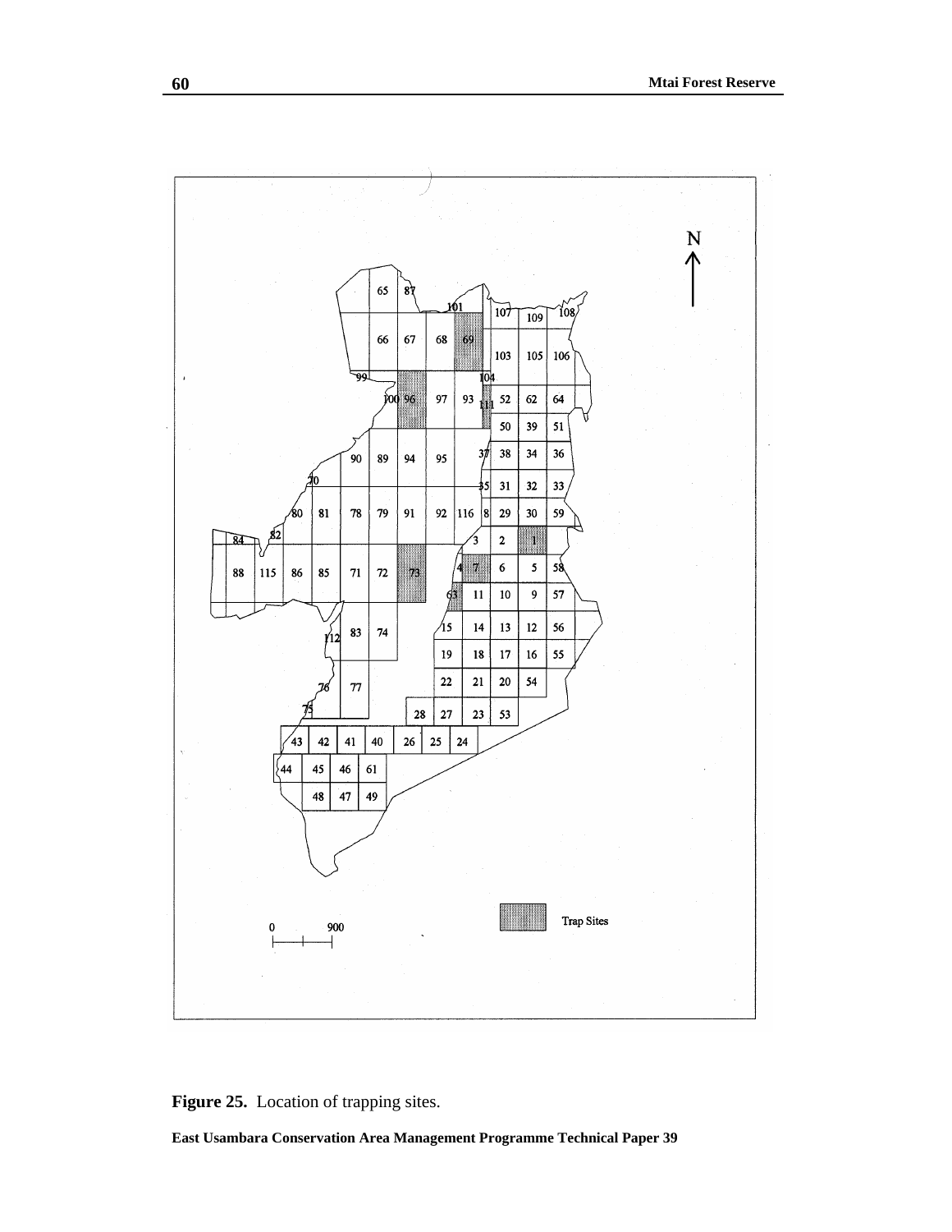Figure 25. Location of trapping sites.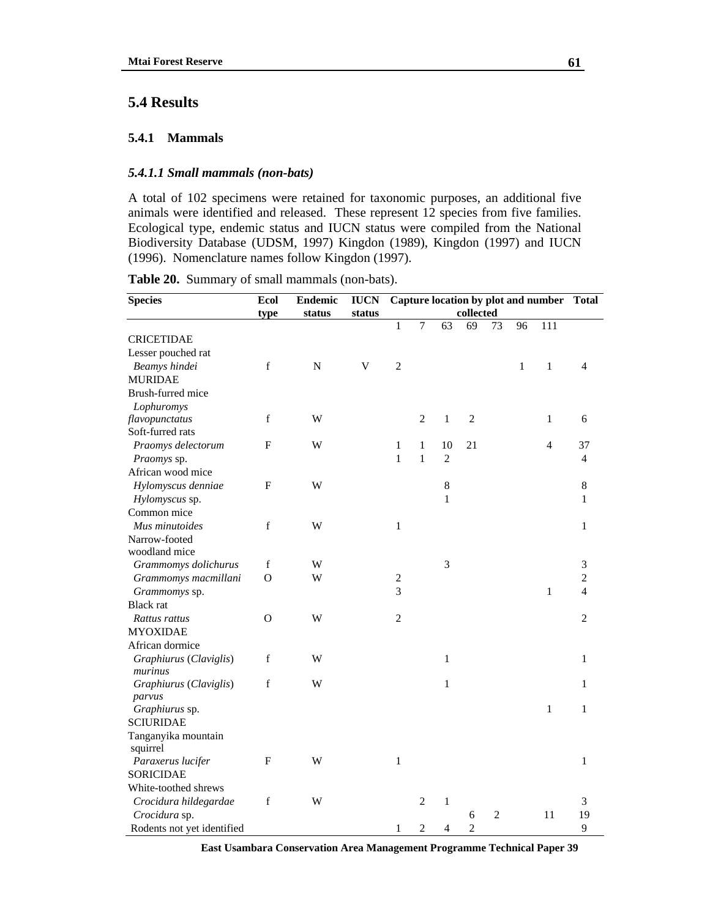## 5.4 Results

### 5.4.1 Mammals

#### *5.4.1.1 Small mammals (non-bats)*

A total of 102 specimens were retained for taxonomic purposes, an additional five animals were identified and released. These represent 12 species from five families. Ecological type, endemic status and IUCN status were compiled from the National Biodiversity Database (UDSM, 1997) Kingdon (1989), Kingdon (1997) and IUCN (1996). Nomenclature names follow Kingdon (1997).

**Table 20.** Summary of small mammals (non-bats).

| Species | Ecol type | Endemic status | IUCN status | Capture location by plot and number collected | | | | | | | Total |
|---|---|---|---|---|---|---|---|---|---|---|---|
| | | | | 1 | 7 | 63 | 69 | 73 | 96 | 111 | |
| CRICETIDAE | | | | | | | | | | | |
| Lesser pouched rat | | | | | | | | | | | |
| *Beamys hindei* | f | N | V | 2 | | | | | 1 | 1 | 4 |
| MURIDAE | | | | | | | | | | | |
| Brush-furred mice | | | | | | | | | | | |
| *Lophuromys flavopunctatus* | f | W | | | 2 | 1 | 2 | | | 1 | 6 |
| Soft-furred rats | | | | | | | | | | | |
| *Praomys delectorum* | F | W | | 1 | 1 | 10 | 21 | | | 4 | 37 |
| *Praomys* sp. | | | | 1 | 1 | 2 | | | | | 4 |
| African wood mice | | | | | | | | | | | |
| *Hylomyscus denniae* | F | W | | | | 8 | | | | | 8 |
| *Hylomyscus* sp. | | | | | | 1 | | | | | 1 |
| Common mice | | | | | | | | | | | |
| *Mus minutoides* | f | W | | 1 | | | | | | | 1 |
| Narrow-footed woodland mice | | | | | | | | | | | |
| *Grammomys dolichurus* | f | W | | | | 3 | | | | | 3 |
| *Grammomys macmillani* | O | W | | 2 | | | | | | | 2 |
| *Grammomys* sp. | | | | 3 | | | | | | 1 | 4 |
| Black rat | | | | | | | | | | | |
| *Rattus rattus* | O | W | | 2 | | | | | | | 2 |
| MYOXIDAE | | | | | | | | | | | |
| African dormice | | | | | | | | | | | |
| *Graphiurus* (*Claviglis*) *murinus* | f | W | | | | 1 | | | | | 1 |
| *Graphiurus* (*Claviglis*) *parvus* | f | W | | | | 1 | | | | | 1 |
| *Graphiurus* sp. | | | | | | | | | | 1 | 1 |
| SCIURIDAE | | | | | | | | | | | |
| Tanganyika mountain squirrel | | | | | | | | | | | |
| *Paraxerus lucifer* | F | W | | 1 | | | | | | | 1 |
| SORICIDAE | | | | | | | | | | | |
| White-toothed shrews | | | | | | | | | | | |
| *Crocidura hildegardae* | f | W | | | 2 | 1 | | | | | 3 |
| *Crocidura* sp. | | | | | | | 6 | 2 | | 11 | 19 |
| Rodents not yet identified | | | | 1 | 2 | 4 | 2 | | | | 9 |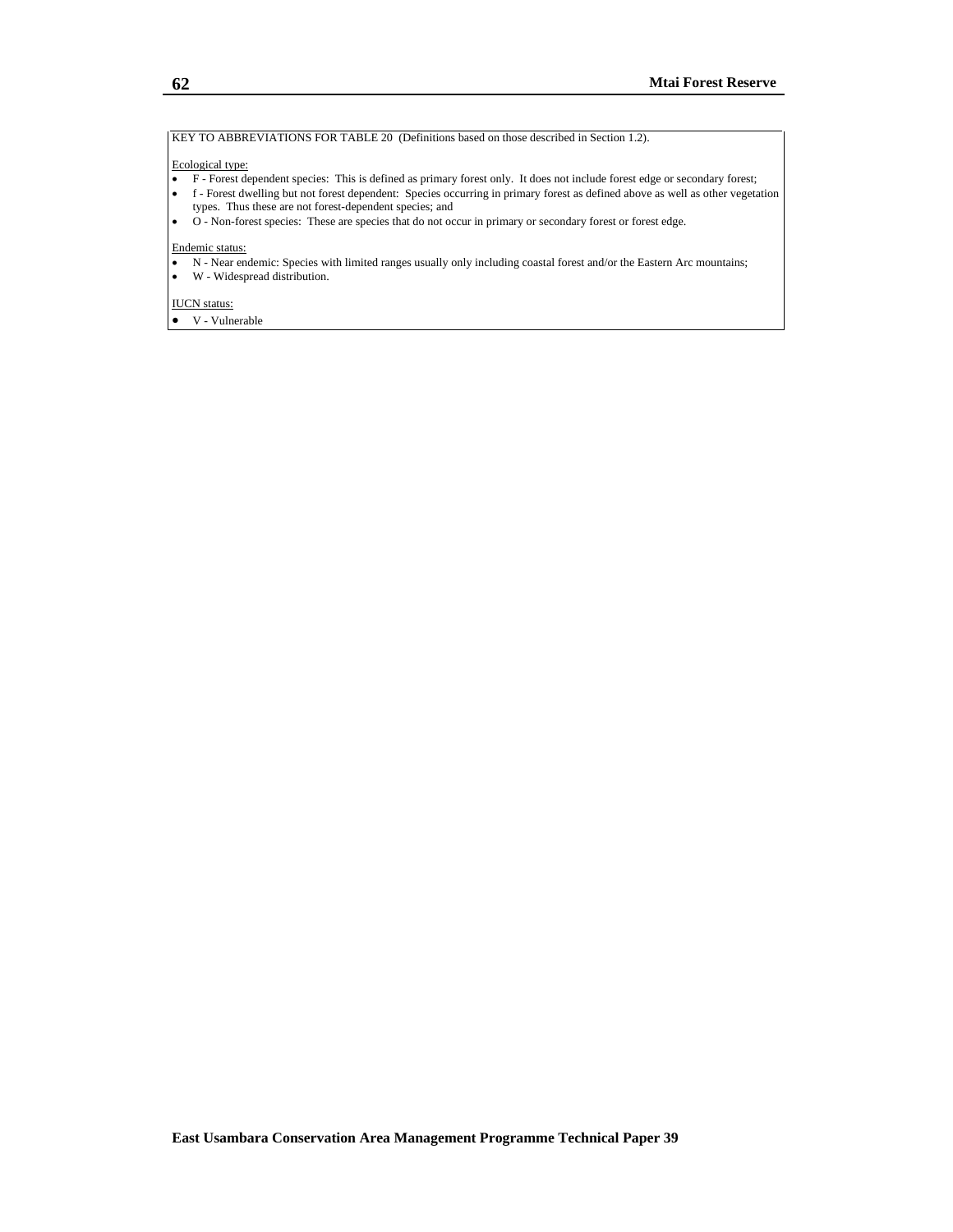KEY TO ABBREVIATIONS FOR TABLE 20 (Definitions based on those described in Section 1.2).

Ecological type:

- F - Forest dependent species: This is defined as primary forest only. It does not include forest edge or secondary forest;
- f - Forest dwelling but not forest dependent: Species occurring in primary forest as defined above as well as other vegetation types. Thus these are not forest-dependent species; and
- O - Non-forest species: These are species that do not occur in primary or secondary forest or forest edge.

Endemic status:

- N - Near endemic: Species with limited ranges usually only including coastal forest and/or the Eastern Arc mountains;
- W - Widespread distribution.

IUCN status:

- V - Vulnerable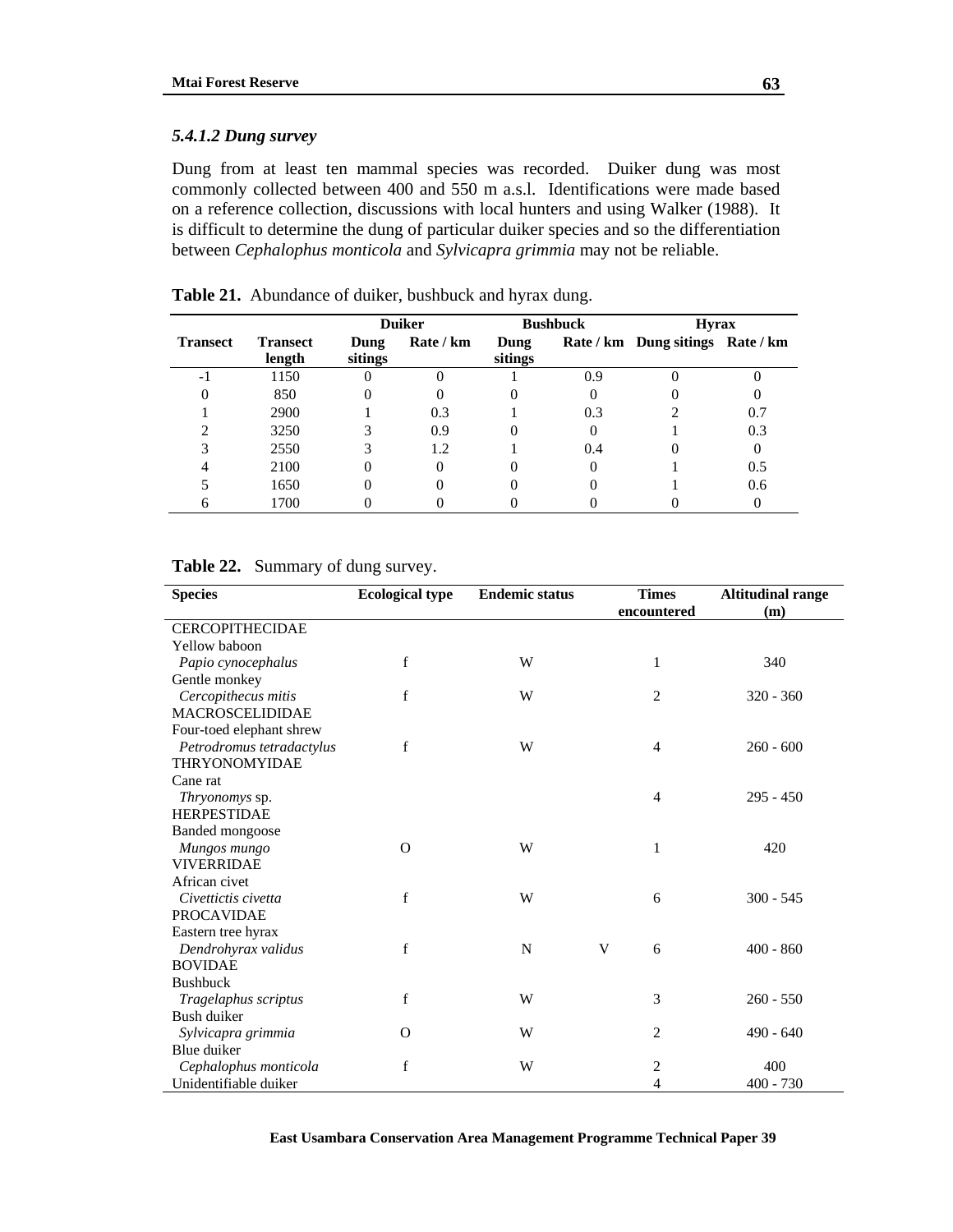### *5.4.1.2 Dung survey*

Dung from at least ten mammal species was recorded. Duiker dung was most commonly collected between 400 and 550 m a.s.l. Identifications were made based on a reference collection, discussions with local hunters and using Walker (1988). It is difficult to determine the dung of particular duiker species and so the differentiation between *Cephalophus monticola* and *Sylvicapra grimmia* may not be reliable.

**Table 21.** Abundance of duiker, bushbuck and hyrax dung.

| | | Duiker | | Bushbuck | | Hyrax | |
|---|---|---|---|---|---|---|---|
| **Transect** | **Transect length** | **Dung sitings** | **Rate / km** | **Dung sitings** | **Rate / km** | **Dung sitings** | **Rate / km** |
| -1 | 1150 | 0 | 0 | 1 | 0.9 | 0 | 0 |
| 0 | 850 | 0 | 0 | 0 | 0 | 0 | 0 |
| 1 | 2900 | 1 | 0.3 | 1 | 0.3 | 2 | 0.7 |
| 2 | 3250 | 3 | 0.9 | 0 | 0 | 1 | 0.3 |
| 3 | 2550 | 3 | 1.2 | 1 | 0.4 | 0 | 0 |
| 4 | 2100 | 0 | 0 | 0 | 0 | 1 | 0.5 |
| 5 | 1650 | 0 | 0 | 0 | 0 | 1 | 0.6 |
| 6 | 1700 | 0 | 0 | 0 | 0 | 0 | 0 |

**Table 22.** Summary of dung survey.

| Species | Ecological type | Endemic status | | Times encountered | Altitudinal range (m) |
|---|---|---|---|---|---|
| CERCOPITHECIDAE | | | | | |
| Yellow baboon | | | | | |
| *Papio cynocephalus* | f | W | | 1 | 340 |
| Gentle monkey | | | | | |
| *Cercopithecus mitis* | f | W | | 2 | 320 - 360 |
| MACROSCELIDIDAE | | | | | |
| Four-toed elephant shrew | | | | | |
| *Petrodromus tetradactylus* | f | W | | 4 | 260 - 600 |
| THRYONOMYIDAE | | | | | |
| Cane rat | | | | | |
| *Thryonomys* sp. | | | | 4 | 295 - 450 |
| HERPESTIDAE | | | | | |
| Banded mongoose | | | | | |
| *Mungos mungo* | O | W | | 1 | 420 |
| VIVERRIDAE | | | | | |
| African civet | | | | | |
| *Civettictis civetta* | f | W | | 6 | 300 - 545 |
| PROCAVIDAE | | | | | |
| Eastern tree hyrax | | | | | |
| *Dendrohyrax validus* | f | N | V | 6 | 400 - 860 |
| BOVIDAE | | | | | |
| Bushbuck | | | | | |
| *Tragelaphus scriptus* | f | W | | 3 | 260 - 550 |
| Bush duiker | | | | | |
| *Sylvicapra grimmia* | O | W | | 2 | 490 - 640 |
| Blue duiker | | | | | |
| *Cephalophus monticola* | f | W | | 2 | 400 |
| Unidentifiable duiker | | | | 4 | 400 - 730 |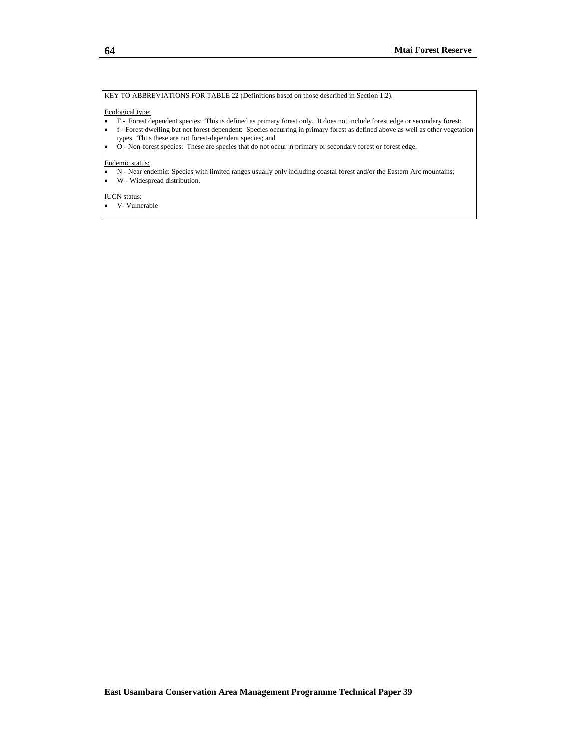KEY TO ABBREVIATIONS FOR TABLE 22 (Definitions based on those described in Section 1.2).

Ecological type:

- F - Forest dependent species: This is defined as primary forest only. It does not include forest edge or secondary forest;
- f - Forest dwelling but not forest dependent: Species occurring in primary forest as defined above as well as other vegetation types. Thus these are not forest-dependent species; and
- O - Non-forest species: These are species that do not occur in primary or secondary forest or forest edge.

Endemic status:

- N - Near endemic: Species with limited ranges usually only including coastal forest and/or the Eastern Arc mountains;
- W - Widespread distribution.

IUCN status:

- V- Vulnerable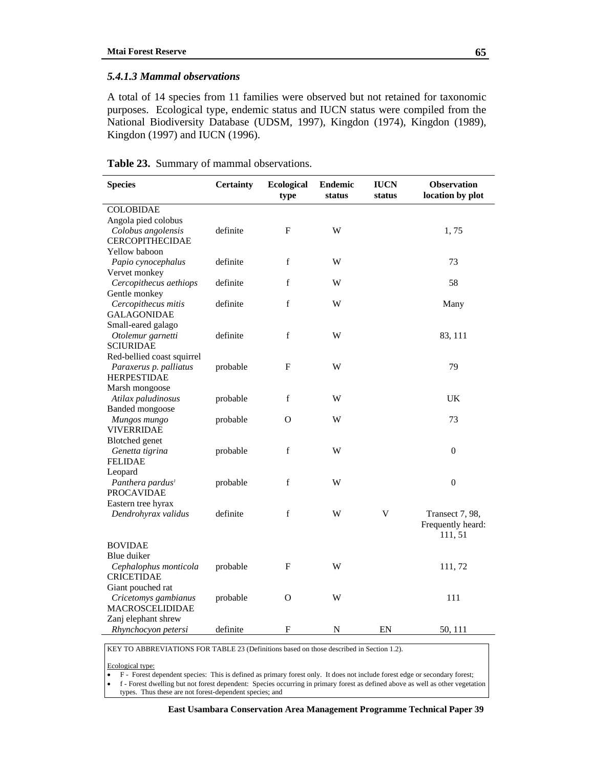#### 5.4.1.3 Mammal observations

A total of 14 species from 11 families were observed but not retained for taxonomic purposes. Ecological type, endemic status and IUCN status were compiled from the National Biodiversity Database (UDSM, 1997), Kingdon (1974), Kingdon (1989), Kingdon (1997) and IUCN (1996).

**Table 23.** Summary of mammal observations.

| Species | Certainty | Ecological type | Endemic status | IUCN status | Observation location by plot |
|---|---|---|---|---|---|
| COLOBIDAE | | | | | |
| Angola pied colobus *Colobus angolensis* | definite | F | W | | 1, 75 |
| CERCOPITHECIDAE | | | | | |
| Yellow baboon *Papio cynocephalus* | definite | f | W | | 73 |
| Vervet monkey *Cercopithecus aethiops* | definite | f | W | | 58 |
| Gentle monkey *Cercopithecus mitis* | definite | f | W | | Many |
| GALAGONIDAE | | | | | |
| Small-eared galago *Otolemur garnetti* | definite | f | W | | 83, 111 |
| SCIURIDAE | | | | | |
| Red-bellied coast squirrel *Paraxerus p. palliatus* | probable | F | W | | 79 |
| HERPESTIDAE | | | | | |
| Marsh mongoose *Atilax paludinosus* | probable | f | W | | UK |
| Banded mongoose *Mungos mungo* | probable | O | W | | 73 |
| VIVERRIDAE | | | | | |
| Blotched genet *Genetta tigrina* | probable | f | W | | 0 |
| FELIDAE | | | | | |
| Leopard *Panthera pardus*[1] | probable | f | W | | 0 |
| PROCAVIDAE | | | | | |
| Eastern tree hyrax *Dendrohyrax validus* | definite | f | W | V | Transect 7, 98, Frequently heard: 111, 51 |
| BOVIDAE | | | | | |
| Blue duiker *Cephalophus monticola* | probable | F | W | | 111, 72 |
| CRICETIDAE | | | | | |
| Giant pouched rat *Cricetomys gambianus* | probable | O | W | | 111 |
| MACROSCELIDIDAE | | | | | |
| Zanj elephant shrew *Rhynchocyon petersi* | definite | F | N | EN | 50, 111 |

KEY TO ABBREVIATIONS FOR TABLE 23 (Definitions based on those described in Section 1.2).

Ecological type:

- F - Forest dependent species: This is defined as primary forest only. It does not include forest edge or secondary forest;
- f - Forest dwelling but not forest dependent: Species occurring in primary forest as defined above as well as other vegetation types. Thus these are not forest-dependent species; and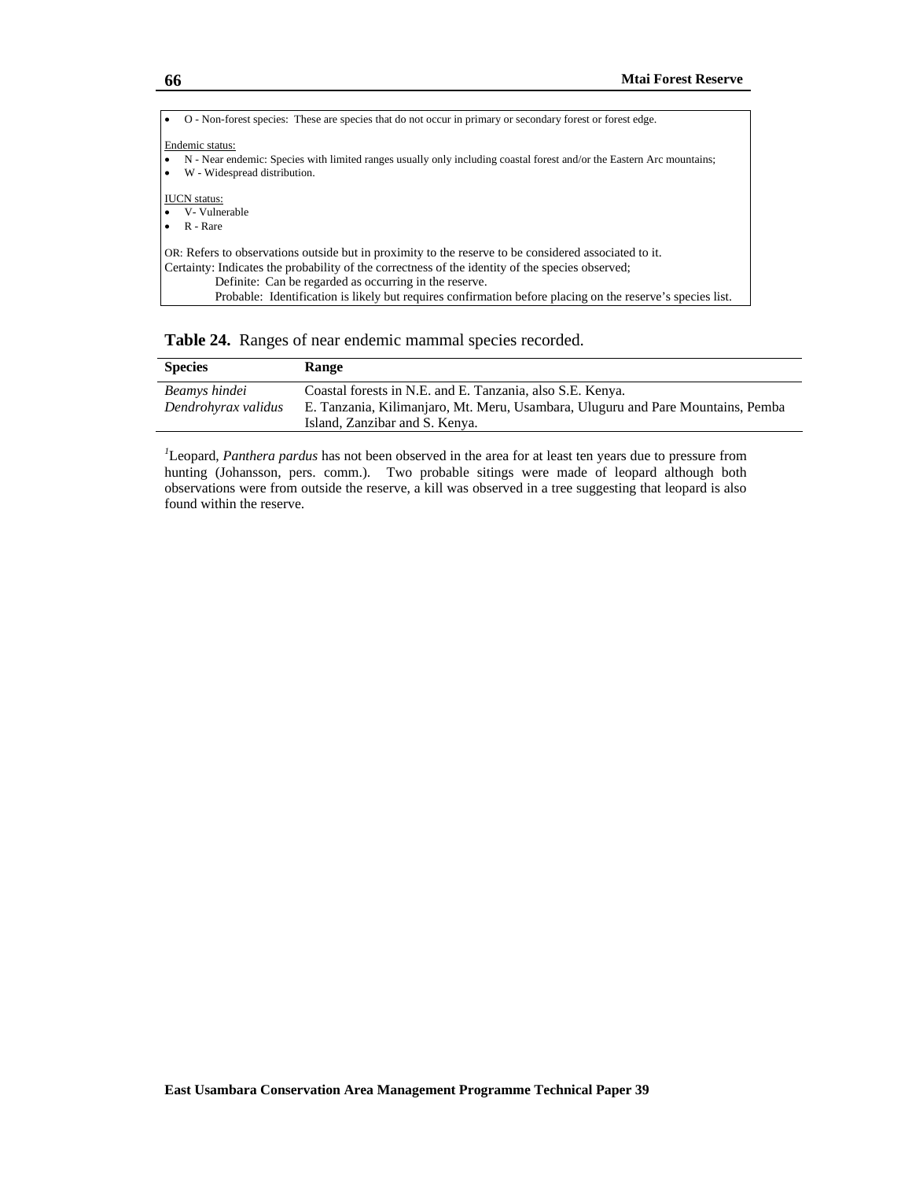- O - Non-forest species: These are species that do not occur in primary or secondary forest or forest edge.

Endemic status:
- N - Near endemic: Species with limited ranges usually only including coastal forest and/or the Eastern Arc mountains;
- W - Widespread distribution.

IUCN status:
- V- Vulnerable
- R - Rare

OR: Refers to observations outside but in proximity to the reserve to be considered associated to it.
Certainty: Indicates the probability of the correctness of the identity of the species observed;
Definite: Can be regarded as occurring in the reserve.
Probable: Identification is likely but requires confirmation before placing on the reserve's species list.

**Table 24.** Ranges of near endemic mammal species recorded.

| Species | Range |
|---|---|
| *Beamys hindei* | Coastal forests in N.E. and E. Tanzania, also S.E. Kenya. |
| *Dendrohyrax validus* | E. Tanzania, Kilimanjaro, Mt. Meru, Usambara, Uluguru and Pare Mountains, Pemba Island, Zanzibar and S. Kenya. |

[1]Leopard, *Panthera pardus* has not been observed in the area for at least ten years due to pressure from hunting (Johansson, pers. comm.). Two probable sitings were made of leopard although both observations were from outside the reserve, a kill was observed in a tree suggesting that leopard is also found within the reserve.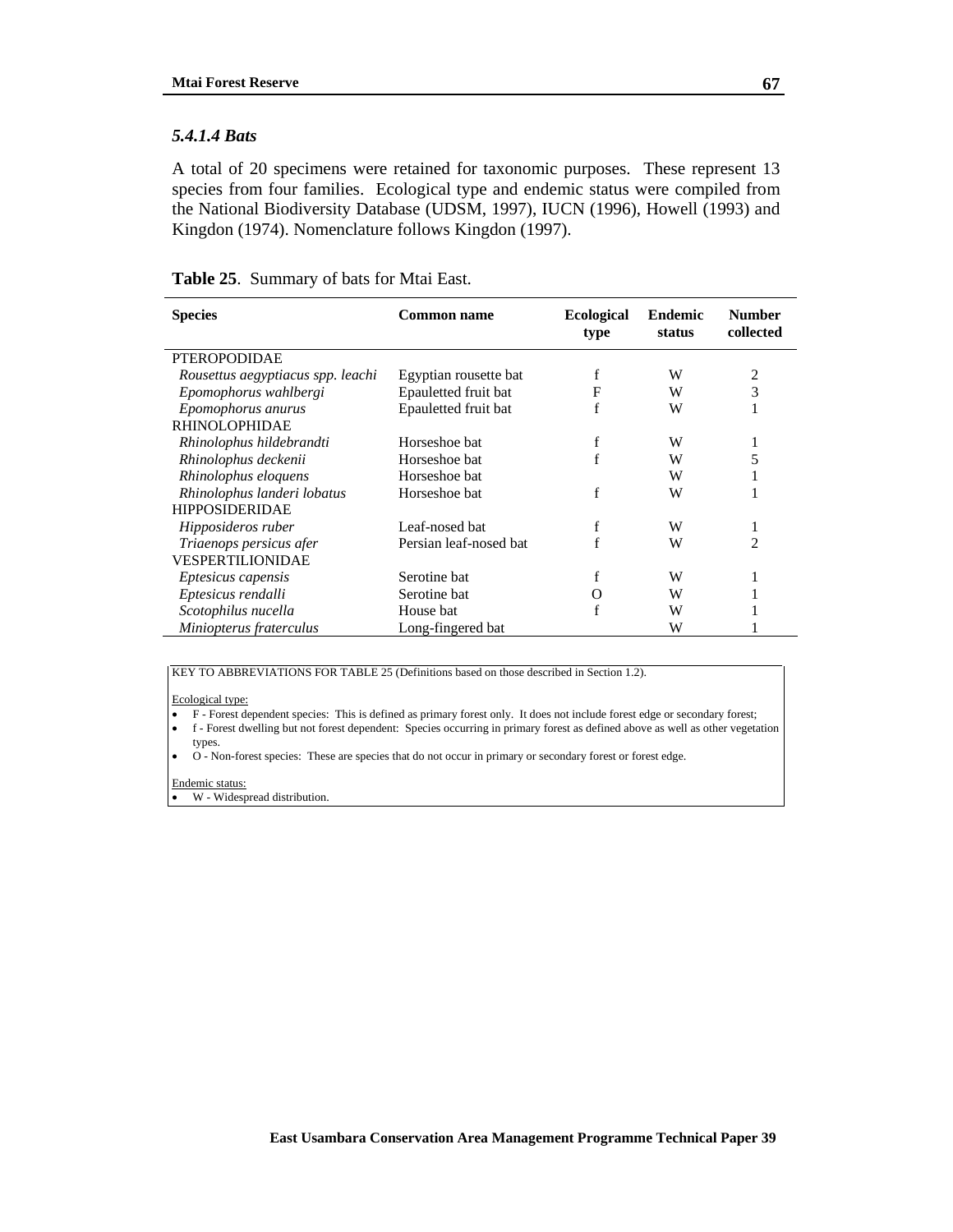### *5.4.1.4 Bats*

A total of 20 specimens were retained for taxonomic purposes. These represent 13 species from four families. Ecological type and endemic status were compiled from the National Biodiversity Database (UDSM, 1997), IUCN (1996), Howell (1993) and Kingdon (1974). Nomenclature follows Kingdon (1997).

**Table 25**. Summary of bats for Mtai East.

| Species | Common name | Ecological type | Endemic status | Number collected |
|---|---|---|---|---|
| PTEROPODIDAE | | | | |
| *Rousettus aegyptiacus spp. leachi* | Egyptian rousette bat | f | W | 2 |
| *Epomophorus wahlbergi* | Epauletted fruit bat | F | W | 3 |
| *Epomophorus anurus* | Epauletted fruit bat | f | W | 1 |
| RHINOLOPHIDAE | | | | |
| *Rhinolophus hildebrandti* | Horseshoe bat | f | W | 1 |
| *Rhinolophus deckenii* | Horseshoe bat | f | W | 5 |
| *Rhinolophus eloquens* | Horseshoe bat | | W | 1 |
| *Rhinolophus landeri lobatus* | Horseshoe bat | f | W | 1 |
| HIPPOSIDERIDAE | | | | |
| *Hipposideros ruber* | Leaf-nosed bat | f | W | 1 |
| *Triaenops persicus afer* | Persian leaf-nosed bat | f | W | 2 |
| VESPERTILIONIDAE | | | | |
| *Eptesicus capensis* | Serotine bat | f | W | 1 |
| *Eptesicus rendalli* | Serotine bat | O | W | 1 |
| *Scotophilus nucella* | House bat | f | W | 1 |
| *Miniopterus fraterculus* | Long-fingered bat | | W | 1 |

KEY TO ABBREVIATIONS FOR TABLE 25 (Definitions based on those described in Section 1.2).

Ecological type:
- F - Forest dependent species: This is defined as primary forest only. It does not include forest edge or secondary forest;
- f - Forest dwelling but not forest dependent: Species occurring in primary forest as defined above as well as other vegetation types.
- O - Non-forest species: These are species that do not occur in primary or secondary forest or forest edge.

Endemic status:
- W - Widespread distribution.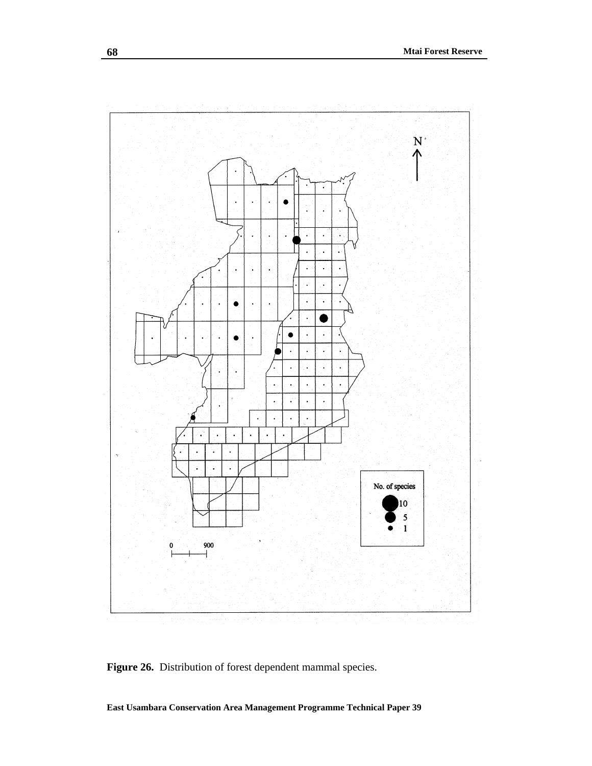N

No. of species

10

5

1

0 900

**Figure 26.** Distribution of forest dependent mammal species.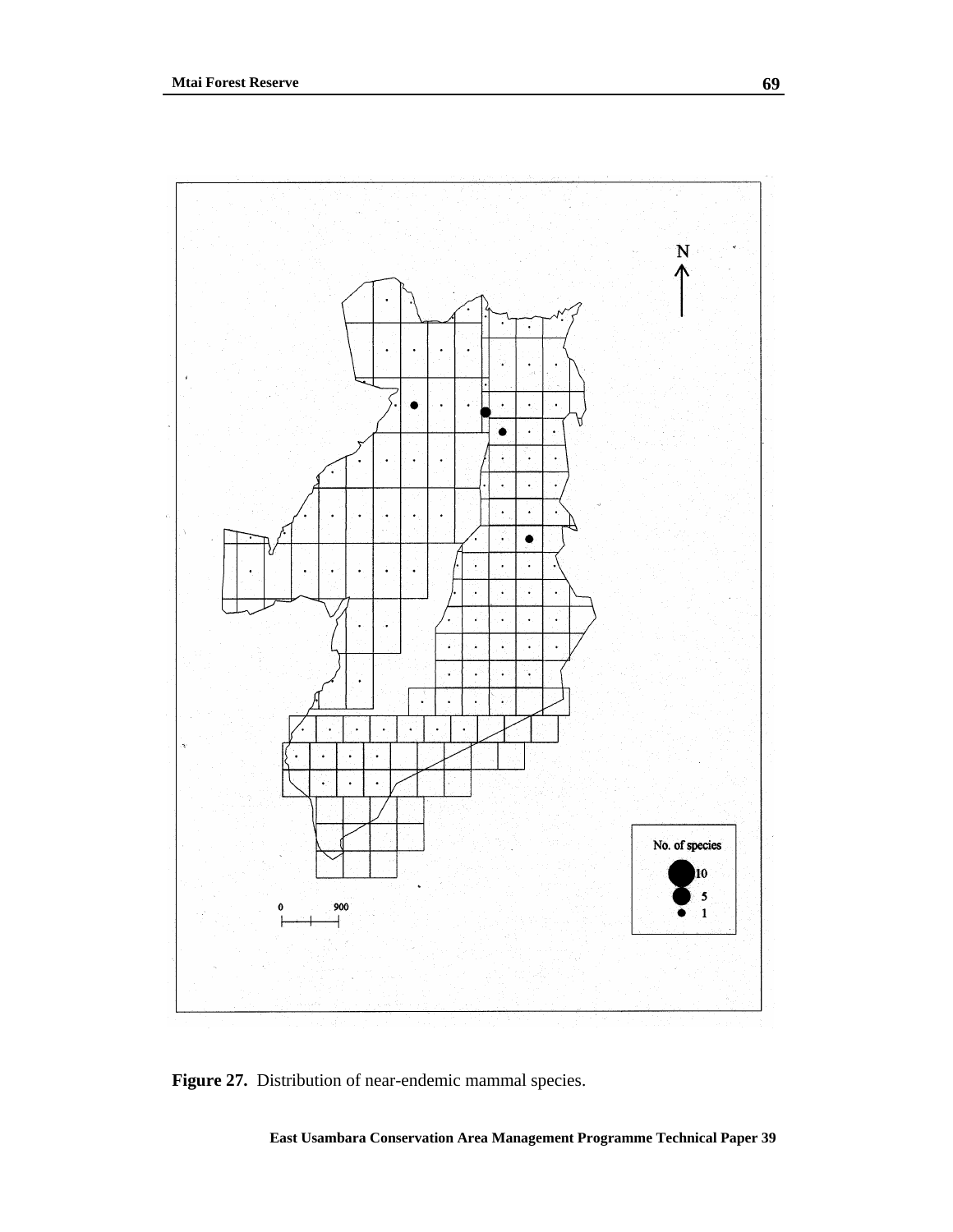**Figure 27.** Distribution of near-endemic mammal species.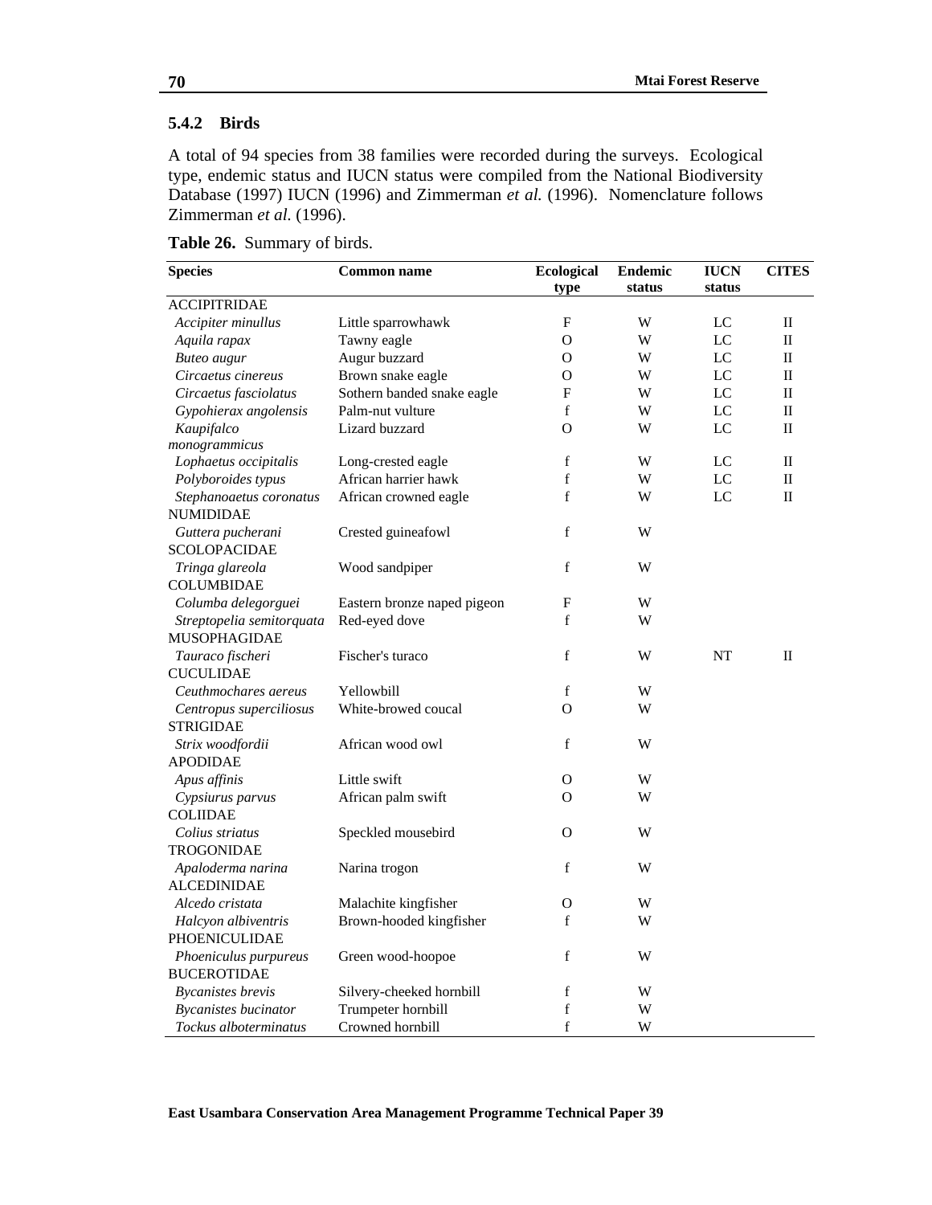### 5.4.2 Birds

A total of 94 species from 38 families were recorded during the surveys. Ecological type, endemic status and IUCN status were compiled from the National Biodiversity Database (1997) IUCN (1996) and Zimmerman *et al.* (1996). Nomenclature follows Zimmerman *et al.* (1996).

**Table 26.** Summary of birds.

| Species | Common name | Ecological type | Endemic status | IUCN status | CITES |
|---|---|---|---|---|---|
| ACCIPITRIDAE | | | | | |
| *Accipiter minullus* | Little sparrowhawk | F | W | LC | II |
| *Aquila rapax* | Tawny eagle | O | W | LC | II |
| *Buteo augur* | Augur buzzard | O | W | LC | II |
| *Circaetus cinereus* | Brown snake eagle | O | W | LC | II |
| *Circaetus fasciolatus* | Sothern banded snake eagle | F | W | LC | II |
| *Gypohierax angolensis* | Palm-nut vulture | f | W | LC | II |
| *Kaupifalco monogrammicus* | Lizard buzzard | O | W | LC | II |
| *Lophaetus occipitalis* | Long-crested eagle | f | W | LC | II |
| *Polyboroides typus* | African harrier hawk | f | W | LC | II |
| *Stephanoaetus coronatus* | African crowned eagle | f | W | LC | II |
| NUMIDIDAE | | | | | |
| *Guttera pucherani* | Crested guineafowl | f | W | | |
| SCOLOPACIDAE | | | | | |
| *Tringa glareola* | Wood sandpiper | f | W | | |
| COLUMBIDAE | | | | | |
| *Columba delegorguei* | Eastern bronze naped pigeon | F | W | | |
| *Streptopelia semitorquata* | Red-eyed dove | f | W | | |
| MUSOPHAGIDAE | | | | | |
| *Tauraco fischeri* | Fischer's turaco | f | W | NT | II |
| CUCULIDAE | | | | | |
| *Ceuthmochares aereus* | Yellowbill | f | W | | |
| *Centropus superciliosus* | White-browed coucal | O | W | | |
| STRIGIDAE | | | | | |
| *Strix woodfordii* | African wood owl | f | W | | |
| APODIDAE | | | | | |
| *Apus affinis* | Little swift | O | W | | |
| *Cypsiurus parvus* | African palm swift | O | W | | |
| COLIIDAE | | | | | |
| *Colius striatus* | Speckled mousebird | O | W | | |
| TROGONIDAE | | | | | |
| *Apaloderma narina* | Narina trogon | f | W | | |
| ALCEDINIDAE | | | | | |
| *Alcedo cristata* | Malachite kingfisher | O | W | | |
| *Halcyon albiventris* | Brown-hooded kingfisher | f | W | | |
| PHOENICULIDAE | | | | | |
| *Phoeniculus purpureus* | Green wood-hoopoe | f | W | | |
| BUCEROTIDAE | | | | | |
| *Bycanistes brevis* | Silvery-cheeked hornbill | f | W | | |
| *Bycanistes bucinator* | Trumpeter hornbill | f | W | | |
| *Tockus alboterminatus* | Crowned hornbill | f | W | | |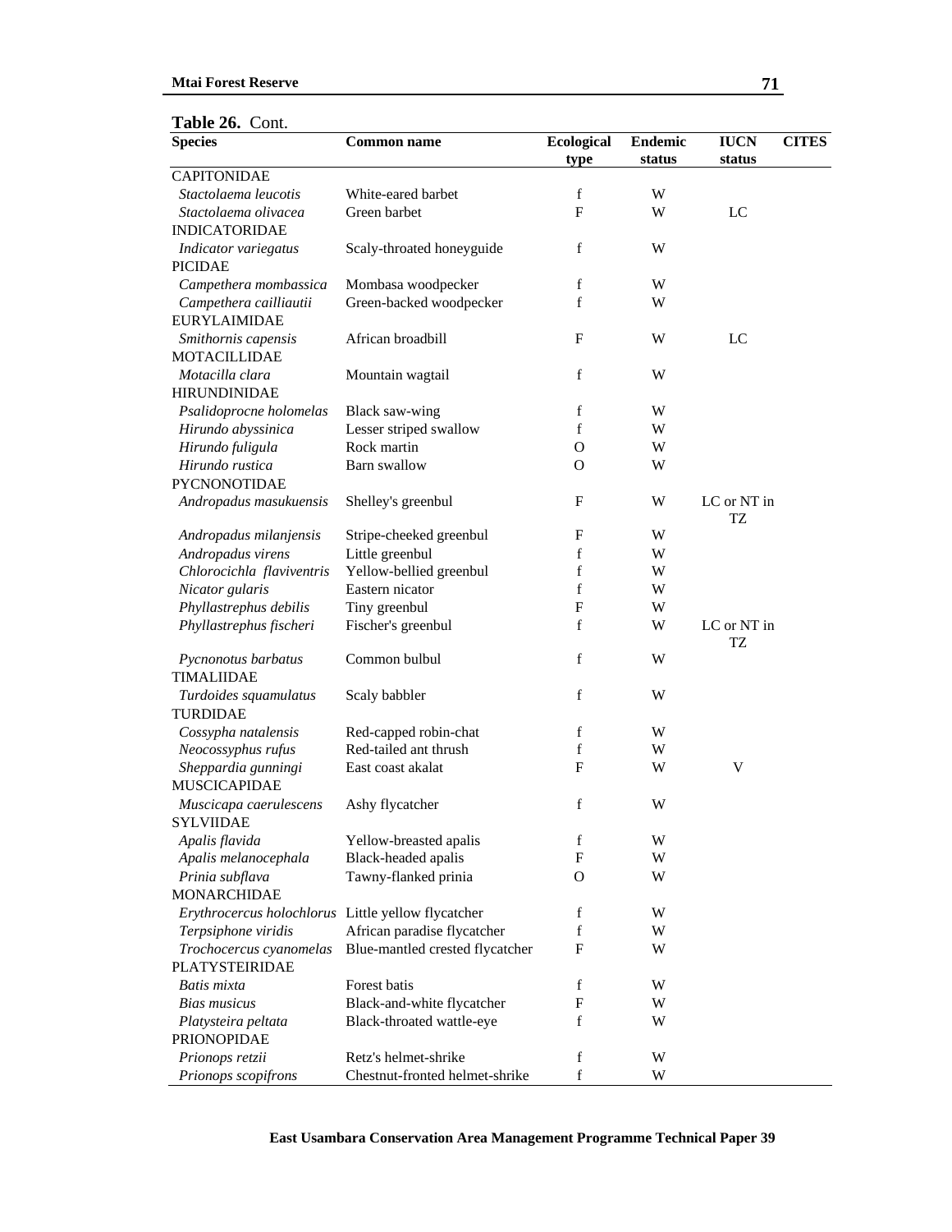**Table 26.** Cont.

| Species | Common name | Ecological type | Endemic status | IUCN status | CITES |
|---|---|---|---|---|---|
| CAPITONIDAE | | | | | |
| *Stactolaema leucotis* | White-eared barbet | f | W | | |
| *Stactolaema olivacea* | Green barbet | F | W | LC | |
| INDICATORIDAE | | | | | |
| *Indicator variegatus* | Scaly-throated honeyguide | f | W | | |
| PICIDAE | | | | | |
| *Campethera mombassica* | Mombasa woodpecker | f | W | | |
| *Campethera cailliautii* | Green-backed woodpecker | f | W | | |
| EURYLAIMIDAE | | | | | |
| *Smithornis capensis* | African broadbill | F | W | LC | |
| MOTACILLIDAE | | | | | |
| *Motacilla clara* | Mountain wagtail | f | W | | |
| HIRUNDINIDAE | | | | | |
| *Psalidoprocne holomelas* | Black saw-wing | f | W | | |
| *Hirundo abyssinica* | Lesser striped swallow | f | W | | |
| *Hirundo fuligula* | Rock martin | O | W | | |
| *Hirundo rustica* | Barn swallow | O | W | | |
| PYCNONOTIDAE | | | | | |
| *Andropadus masukuensis* | Shelley's greenbul | F | W | LC or NT in TZ | |
| *Andropadus milanjensis* | Stripe-cheeked greenbul | F | W | | |
| *Andropadus virens* | Little greenbul | f | W | | |
| *Chlorocichla flaviventris* | Yellow-bellied greenbul | f | W | | |
| *Nicator gularis* | Eastern nicator | f | W | | |
| *Phyllastrephus debilis* | Tiny greenbul | F | W | | |
| *Phyllastrephus fischeri* | Fischer's greenbul | f | W | LC or NT in TZ | |
| *Pycnonotus barbatus* | Common bulbul | f | W | | |
| TIMALIIDAE | | | | | |
| *Turdoides squamulatus* | Scaly babbler | f | W | | |
| TURDIDAE | | | | | |
| *Cossypha natalensis* | Red-capped robin-chat | f | W | | |
| *Neocossyphus rufus* | Red-tailed ant thrush | f | W | | |
| *Sheppardia gunningi* | East coast akalat | F | W | V | |
| MUSCICAPIDAE | | | | | |
| *Muscicapa caerulescens* | Ashy flycatcher | f | W | | |
| SYLVIIDAE | | | | | |
| *Apalis flavida* | Yellow-breasted apalis | f | W | | |
| *Apalis melanocephala* | Black-headed apalis | F | W | | |
| *Prinia subflava* | Tawny-flanked prinia | O | W | | |
| MONARCHIDAE | | | | | |
| *Erythrocercus holochlorus* | Little yellow flycatcher | f | W | | |
| *Terpsiphone viridis* | African paradise flycatcher | f | W | | |
| *Trochocercus cyanomelas* | Blue-mantled crested flycatcher | F | W | | |
| PLATYSTEIRIDAE | | | | | |
| *Batis mixta* | Forest batis | f | W | | |
| *Bias musicus* | Black-and-white flycatcher | F | W | | |
| *Platysteira peltata* | Black-throated wattle-eye | f | W | | |
| PRIONOPIDAE | | | | | |
| *Prionops retzii* | Retz's helmet-shrike | f | W | | |
| *Prionops scopifrons* | Chestnut-fronted helmet-shrike | f | W | | |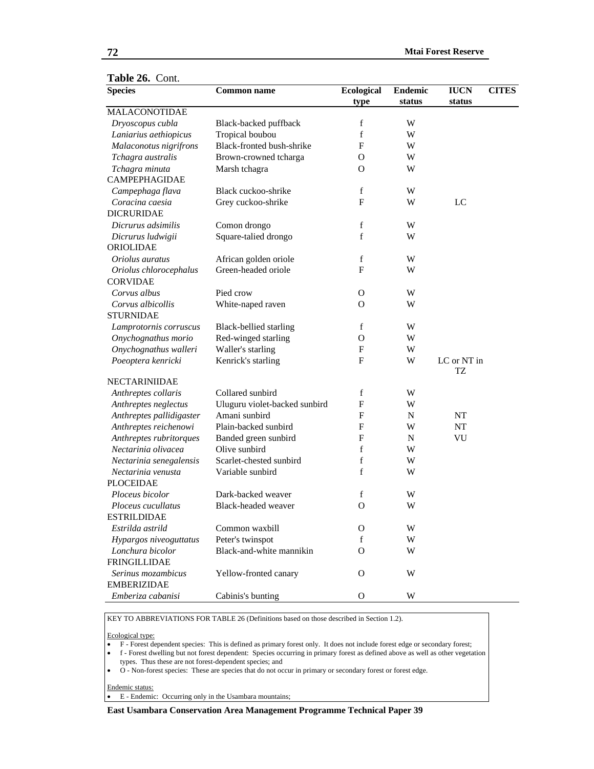**Table 26.** Cont.

| Species | Common name | Ecological type | Endemic status | IUCN status | CITES |
|---|---|---|---|---|---|
| MALACONOTIDAE | | | | | |
| *Dryoscopus cubla* | Black-backed puffback | f | W | | |
| *Laniarius aethiopicus* | Tropical boubou | f | W | | |
| *Malaconotus nigrifrons* | Black-fronted bush-shrike | F | W | | |
| *Tchagra australis* | Brown-crowned tcharga | O | W | | |
| *Tchagra minuta* | Marsh tchagra | O | W | | |
| CAMPEPHAGIDAE | | | | | |
| *Campephaga flava* | Black cuckoo-shrike | f | W | | |
| *Coracina caesia* | Grey cuckoo-shrike | F | W | LC | |
| DICRURIDAE | | | | | |
| *Dicrurus adsimilis* | Comon drongo | f | W | | |
| *Dicrurus ludwigii* | Square-talied drongo | f | W | | |
| ORIOLIDAE | | | | | |
| *Oriolus auratus* | African golden oriole | f | W | | |
| *Oriolus chlorocephalus* | Green-headed oriole | F | W | | |
| CORVIDAE | | | | | |
| *Corvus albus* | Pied crow | O | W | | |
| *Corvus albicollis* | White-naped raven | O | W | | |
| STURNIDAE | | | | | |
| *Lamprotornis corruscus* | Black-bellied starling | f | W | | |
| *Onychognathus morio* | Red-winged starling | O | W | | |
| *Onychognathus walleri* | Waller's starling | F | W | | |
| *Poeoptera kenricki* | Kenrick's starling | F | W | LC or NT in TZ | |
| NECTARINIIDAE | | | | | |
| *Anthreptes collaris* | Collared sunbird | f | W | | |
| *Anthreptes neglectus* | Uluguru violet-backed sunbird | F | W | | |
| *Anthreptes pallidigaster* | Amani sunbird | F | N | NT | |
| *Anthreptes reichenowi* | Plain-backed sunbird | F | W | NT | |
| *Anthreptes rubritorques* | Banded green sunbird | F | N | VU | |
| *Nectarinia olivacea* | Olive sunbird | f | W | | |
| *Nectarinia senegalensis* | Scarlet-chested sunbird | f | W | | |
| *Nectarinia venusta* | Variable sunbird | f | W | | |
| PLOCEIDAE | | | | | |
| *Ploceus bicolor* | Dark-backed weaver | f | W | | |
| *Ploceus cucullatus* | Black-headed weaver | O | W | | |
| ESTRILDIDAE | | | | | |
| *Estrilda astrild* | Common waxbill | O | W | | |
| *Hypargos niveoguttatus* | Peter's twinspot | f | W | | |
| *Lonchura bicolor* | Black-and-white mannikin | O | W | | |
| FRINGILLIDAE | | | | | |
| *Serinus mozambicus* | Yellow-fronted canary | O | W | | |
| EMBERIZIDAE | | | | | |
| *Emberiza cabanisi* | Cabinis's bunting | O | W | | |

KEY TO ABBREVIATIONS FOR TABLE 26 (Definitions based on those described in Section 1.2).

Ecological type:

- F - Forest dependent species: This is defined as primary forest only. It does not include forest edge or secondary forest;
- f - Forest dwelling but not forest dependent: Species occurring in primary forest as defined above as well as other vegetation types. Thus these are not forest-dependent species; and
- O - Non-forest species: These are species that do not occur in primary or secondary forest or forest edge.

Endemic status:

- E - Endemic: Occurring only in the Usambara mountains;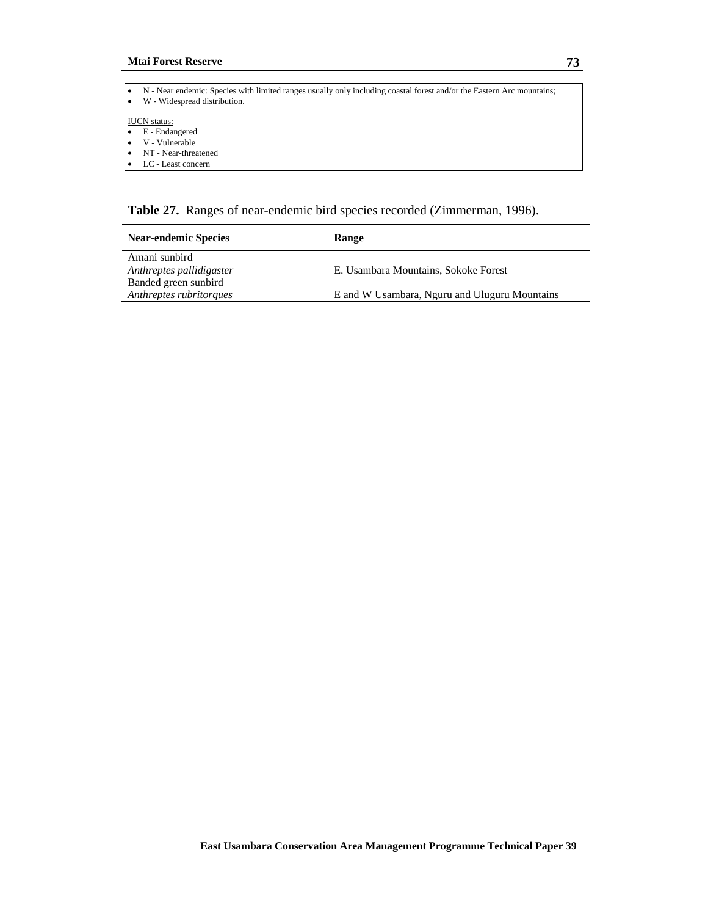- N - Near endemic: Species with limited ranges usually only including coastal forest and/or the Eastern Arc mountains;
- W - Widespread distribution.

IUCN status:

- E - Endangered
- V - Vulnerable
- NT - Near-threatened
- LC - Least concern

**Table 27.** Ranges of near-endemic bird species recorded (Zimmerman, 1996).

| Near-endemic Species | Range |
|---|---|
| Amani sunbird *Anthreptes pallidigaster* | E. Usambara Mountains, Sokoke Forest |
| Banded green sunbird *Anthreptes rubritorques* | E and W Usambara, Nguru and Uluguru Mountains |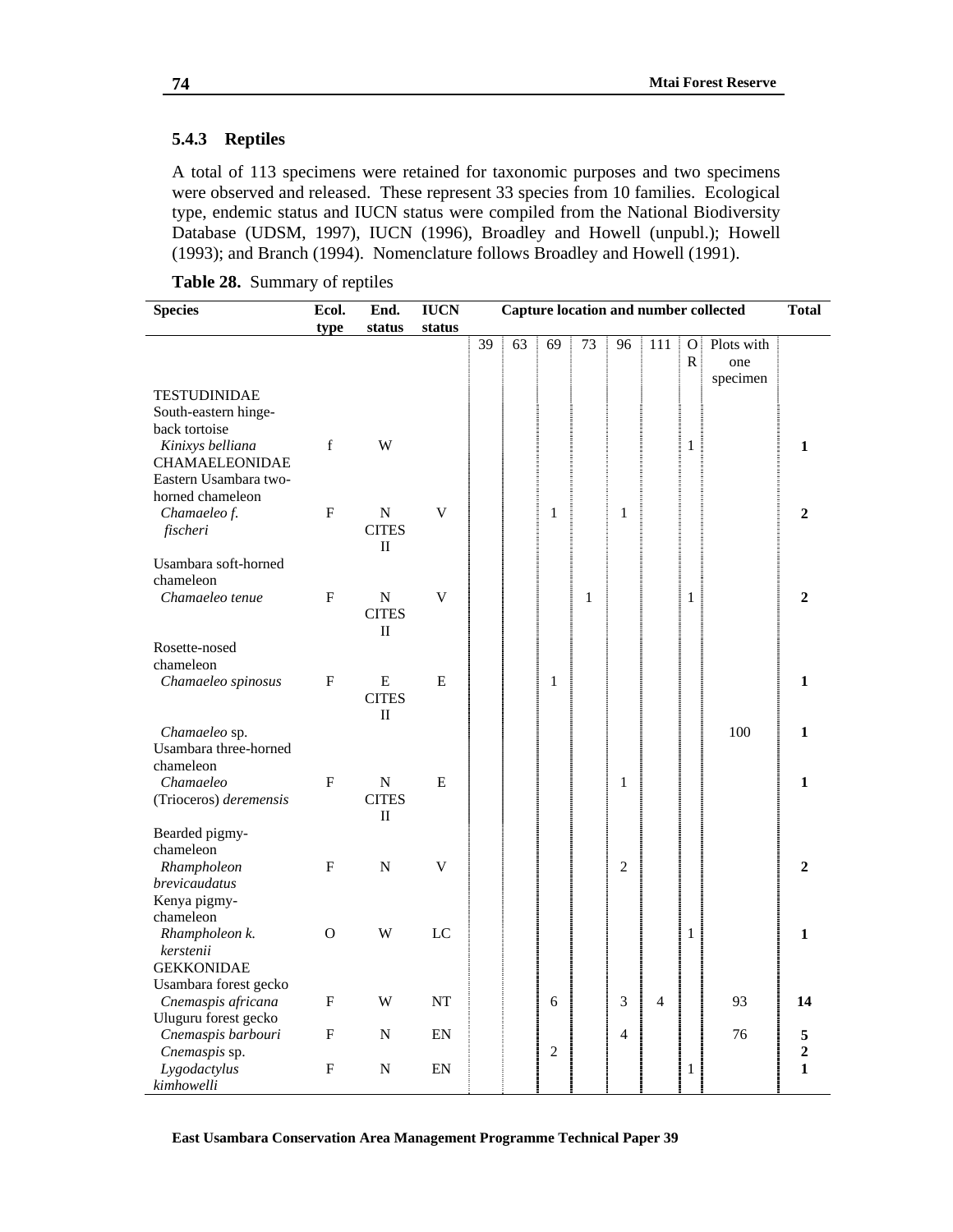### 5.4.3 Reptiles

A total of 113 specimens were retained for taxonomic purposes and two specimens were observed and released. These represent 33 species from 10 families. Ecological type, endemic status and IUCN status were compiled from the National Biodiversity Database (UDSM, 1997), IUCN (1996), Broadley and Howell (unpubl.); Howell (1993); and Branch (1994). Nomenclature follows Broadley and Howell (1991).

**Table 28.** Summary of reptiles

| Species | Ecol. type | End. status | IUCN status | Capture location and number collected | | | | | | | | Total |
|---|---|---|---|---|---|---|---|---|---|---|---|---|
| | | | | 39 | 63 | 69 | 73 | 96 | 111 | OR | Plots with one specimen | |
| TESTUDINIDAE | | | | | | | | | | | | |
| South-eastern hinge-back tortoise *Kinixys belliana* | f | W | | | | | | | | 1 | | **1** |
| CHAMAELEONIDAE | | | | | | | | | | | | |
| Eastern Usambara two-horned chameleon *Chamaeleo f. fischeri* | F | N CITES II | V | | | 1 | | 1 | | | | **2** |
| Usambara soft-horned chameleon *Chamaeleo tenue* | F | N CITES II | V | | | | 1 | | | 1 | | **2** |
| Rosette-nosed chameleon *Chamaeleo spinosus* | F | E CITES II | E | | | 1 | | | | | | **1** |
| *Chamaeleo* sp. | | | | | | | | | | | 100 | **1** |
| Usambara three-horned chameleon *Chamaeleo* (Trioceros) *deremensis* | F | N CITES II | E | | | | | 1 | | | | **1** |
| Bearded pigmy-chameleon *Rhampholeon brevicaudatus* | F | N | V | | | | | 2 | | | | **2** |
| Kenya pigmy-chameleon *Rhampholeon k. kerstenii* | O | W | LC | | | | | | | 1 | | **1** |
| GEKKONIDAE | | | | | | | | | | | | |
| Usambara forest gecko *Cnemaspis africana* | F | W | NT | | | 6 | | 3 | 4 | | 93 | **14** |
| Uluguru forest gecko *Cnemaspis barbouri* | F | N | EN | | | | | 4 | | | 76 | **5** |
| *Cnemaspis* sp. | | | | | | 2 | | | | | | **2** |
| *Lygodactylus kimhowelli* | F | N | EN | | | | | | | 1 | | **1** |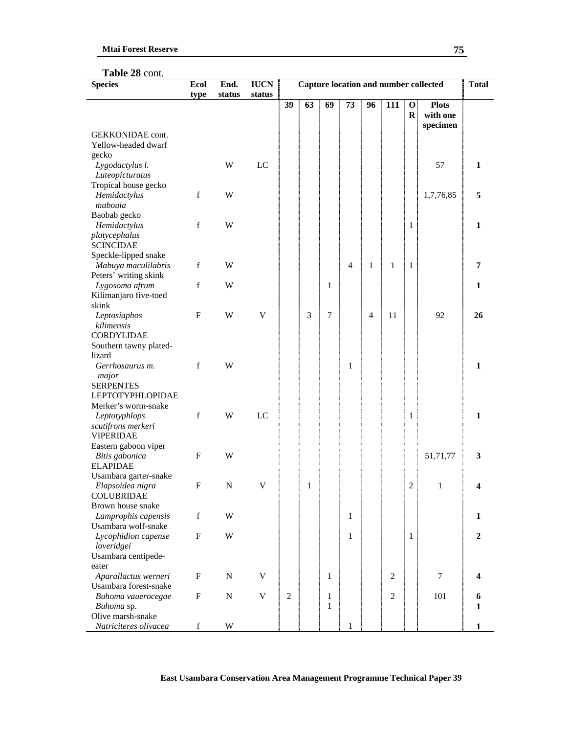**Table 28** cont.

| Species | Ecol type | End. status | IUCN status | Capture location and number collected | | | | | | | | Total |
|---|---|---|---|---|---|---|---|---|---|---|---|---|
| | | | | 39 | 63 | 69 | 73 | 96 | 111 | OR | Plots with one specimen | |
| GEKKONIDAE cont. | | | | | | | | | | | | |
| Yellow-headed dwarf gecko *Lygodactylus l. Luteopicturatus* | | W | LC | | | | | | | | 57 | **1** |
| Tropical house gecko *Hemidactylus mabouia* | f | W | | | | | | | | | 1,7,76,85 | **5** |
| Baobab gecko *Hemidactylus platycephalus* | f | W | | | | | | | | 1 | | **1** |
| SCINCIDAE | | | | | | | | | | | | |
| Speckle-lipped snake *Mabuya maculilabris* | f | W | | | | | 4 | 1 | 1 | 1 | | **7** |
| Peters' writing skink *Lygosoma afrum* | f | W | | | | 1 | | | | | | **1** |
| Kilimanjaro five-toed skink *Leptosiaphos kilimensis* | F | W | V | | 3 | 7 | | 4 | 11 | | 92 | **26** |
| CORDYLIDAE | | | | | | | | | | | | |
| Southern tawny plated-lizard *Gerrhosaurus m. major* | f | W | | | | | 1 | | | | | **1** |
| SERPENTES | | | | | | | | | | | | |
| LEPTOTYPHLOPIDAE | | | | | | | | | | | | |
| Merker's worm-snake *Leptotyphlops scutifrons merkeri* | f | W | LC | | | | | | | 1 | | **1** |
| VIPERIDAE | | | | | | | | | | | | |
| Eastern gaboon viper *Bitis gabonica* | F | W | | | | | | | | | 51,71,77 | **3** |
| ELAPIDAE | | | | | | | | | | | | |
| Usambara garter-snake *Elapsoidea nigra* | F | N | V | | 1 | | | | | 2 | 1 | **4** |
| COLUBRIDAE | | | | | | | | | | | | |
| Brown house snake *Lamprophis capensis* | f | W | | | | | 1 | | | | | **1** |
| Usambara wolf-snake *Lycophidion capense loveridgei* | F | W | | | | | 1 | | | 1 | | **2** |
| Usambara centipede-eater *Aparallactus werneri* | F | N | V | | | 1 | | | 2 | | 7 | **4** |
| Usambara forest-snake *Buhoma vauerocegae* | F | N | V | 2 | | 1 | | | 2 | | 101 | **6** |
| *Buhoma* sp. | | | | | | 1 | | | | | | **1** |
| Olive marsh-snake *Natriciteres olivacea* | f | W | | | | | 1 | | | | | **1** |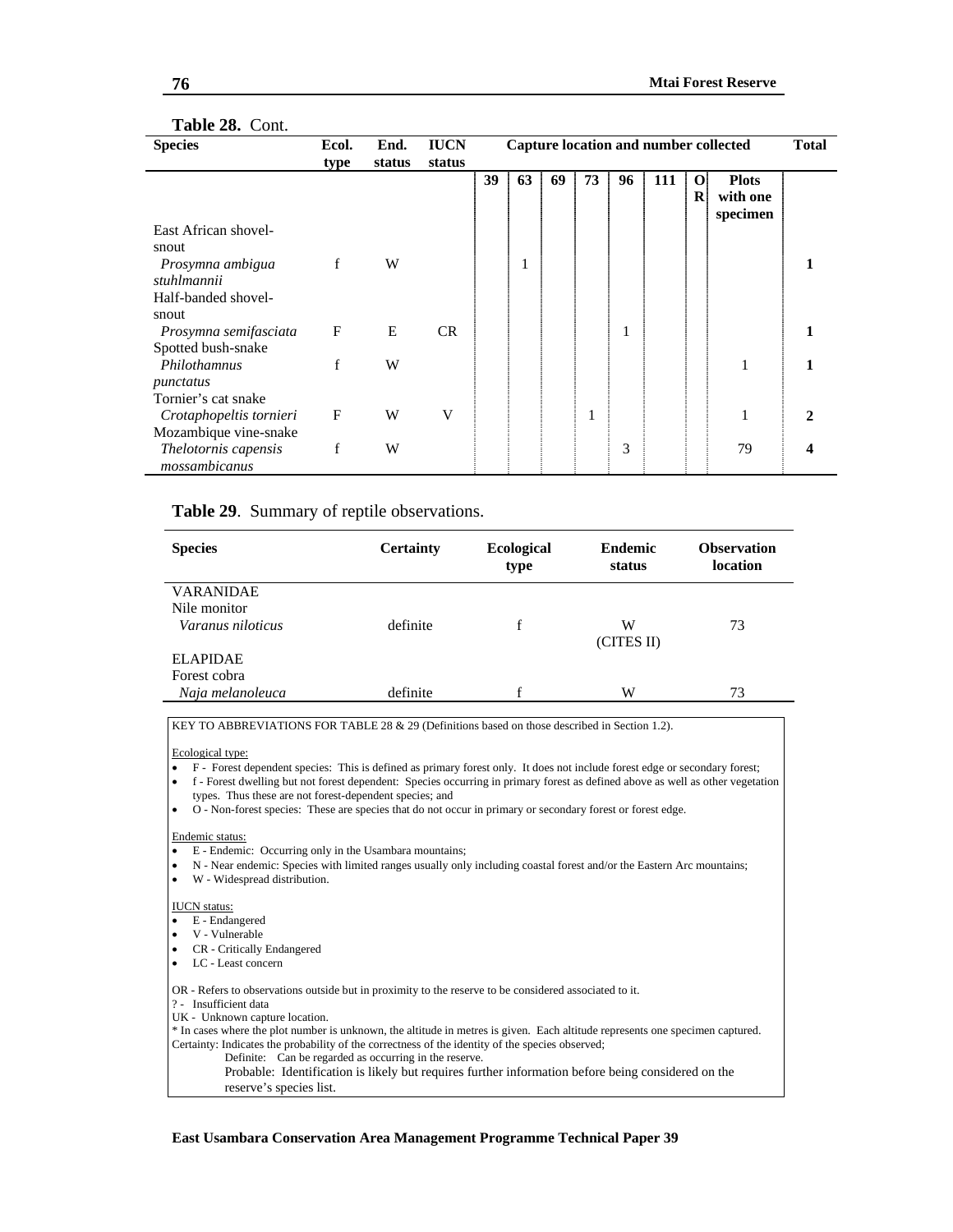**Table 28.** Cont.

| Species | Ecol. type | End. status | IUCN status | Capture location and number collected | | | | | | | | Total |
|---|---|---|---|---|---|---|---|---|---|---|---|---|
| | | | | 39 | 63 | 69 | 73 | 96 | 111 | OR | Plots with one specimen | |
| East African shovel-snout *Prosymna ambigua stuhlmannii* | f | W | | | 1 | | | | | | | **1** |
| Half-banded shovel-snout *Prosymna semifasciata* | F | E | CR | | | | | 1 | | | | **1** |
| Spotted bush-snake *Philothamnus punctatus* | f | W | | | | | | | | | 1 | **1** |
| Tornier's cat snake *Crotaphopeltis tornieri* | F | W | V | | | | 1 | | | | 1 | **2** |
| Mozambique vine-snake *Thelotornis capensis mossambicanus* | f | W | | | | | | 3 | | | 79 | **4** |

**Table 29**. Summary of reptile observations.

| Species | Certainty | Ecological type | Endemic status | Observation location |
|---|---|---|---|---|
| VARANIDAE | | | | |
| Nile monitor *Varanus niloticus* | definite | f | W (CITES II) | 73 |
| ELAPIDAE | | | | |
| Forest cobra *Naja melanoleuca* | definite | f | W | 73 |

KEY TO ABBREVIATIONS FOR TABLE 28 & 29 (Definitions based on those described in Section 1.2).

Ecological type:
- F - Forest dependent species: This is defined as primary forest only. It does not include forest edge or secondary forest;
- f - Forest dwelling but not forest dependent: Species occurring in primary forest as defined above as well as other vegetation types. Thus these are not forest-dependent species; and
- O - Non-forest species: These are species that do not occur in primary or secondary forest or forest edge.

Endemic status:
- E - Endemic: Occurring only in the Usambara mountains;
- N - Near endemic: Species with limited ranges usually only including coastal forest and/or the Eastern Arc mountains;
- W - Widespread distribution.

IUCN status:
- E - Endangered
- V - Vulnerable
- CR - Critically Endangered
- LC - Least concern

OR - Refers to observations outside but in proximity to the reserve to be considered associated to it.
? - Insufficient data
UK - Unknown capture location.
* In cases where the plot number is unknown, the altitude in metres is given. Each altitude represents one specimen captured.
Certainty: Indicates the probability of the correctness of the identity of the species observed;
Definite: Can be regarded as occurring in the reserve.
Probable: Identification is likely but requires further information before being considered on the reserve's species list.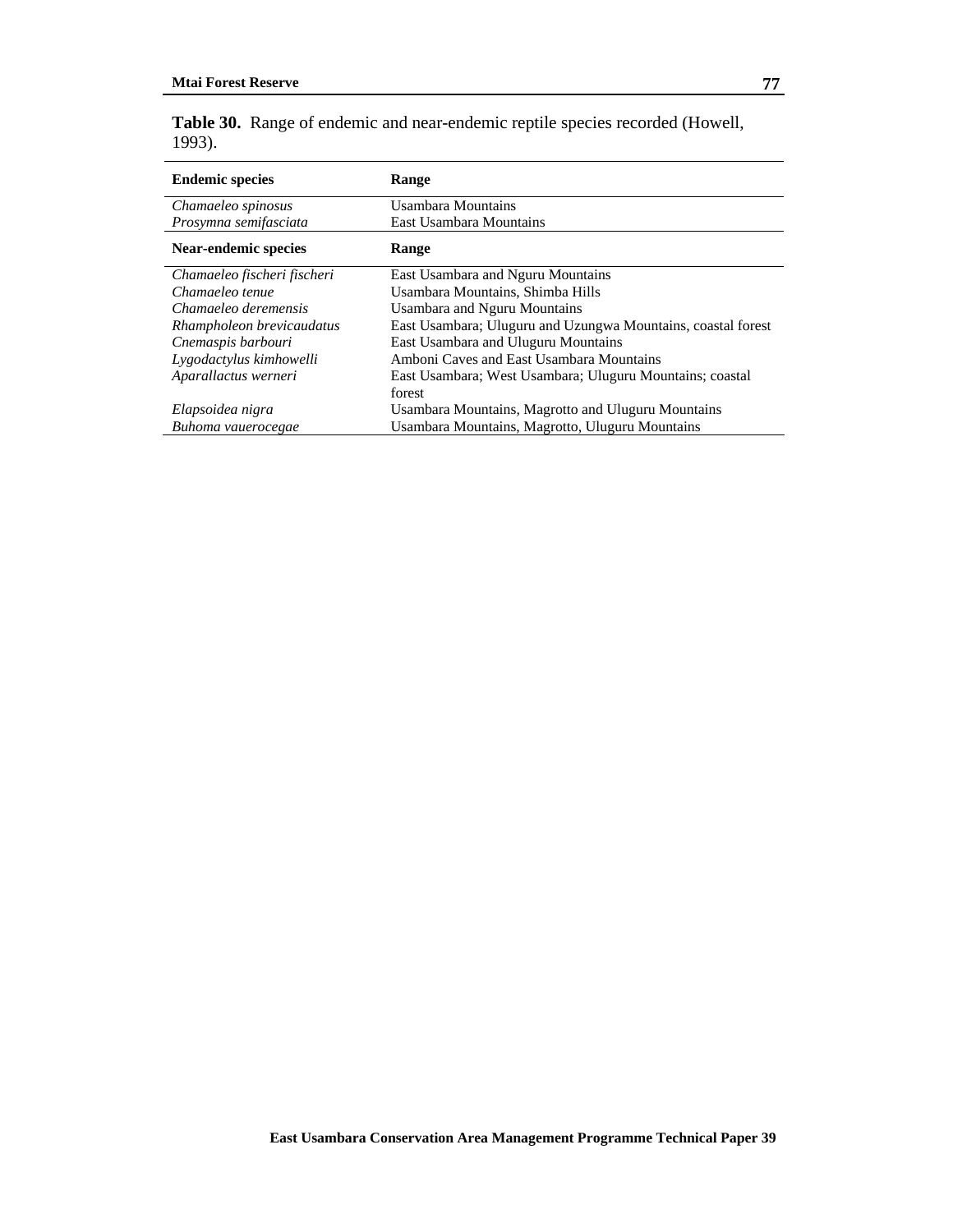**Table 30.** Range of endemic and near-endemic reptile species recorded (Howell, 1993).

| **Endemic species** | **Range** |
| --- | --- |
| *Chamaeleo spinosus* | Usambara Mountains |
| *Prosymna semifasciata* | East Usambara Mountains |
| **Near-endemic species** | **Range** |
| *Chamaeleo fischeri fischeri* | East Usambara and Nguru Mountains |
| *Chamaeleo tenue* | Usambara Mountains, Shimba Hills |
| *Chamaeleo deremensis* | Usambara and Nguru Mountains |
| *Rhampholeon brevicaudatus* | East Usambara; Uluguru and Uzungwa Mountains, coastal forest |
| *Cnemaspis barbouri* | East Usambara and Uluguru Mountains |
| *Lygodactylus kimhowelli* | Amboni Caves and East Usambara Mountains |
| *Aparallactus werneri* | East Usambara; West Usambara; Uluguru Mountains; coastal forest |
| *Elapsoidea nigra* | Usambara Mountains, Magrotto and Uluguru Mountains |
| *Buhoma vauerocegae* | Usambara Mountains, Magrotto, Uluguru Mountains |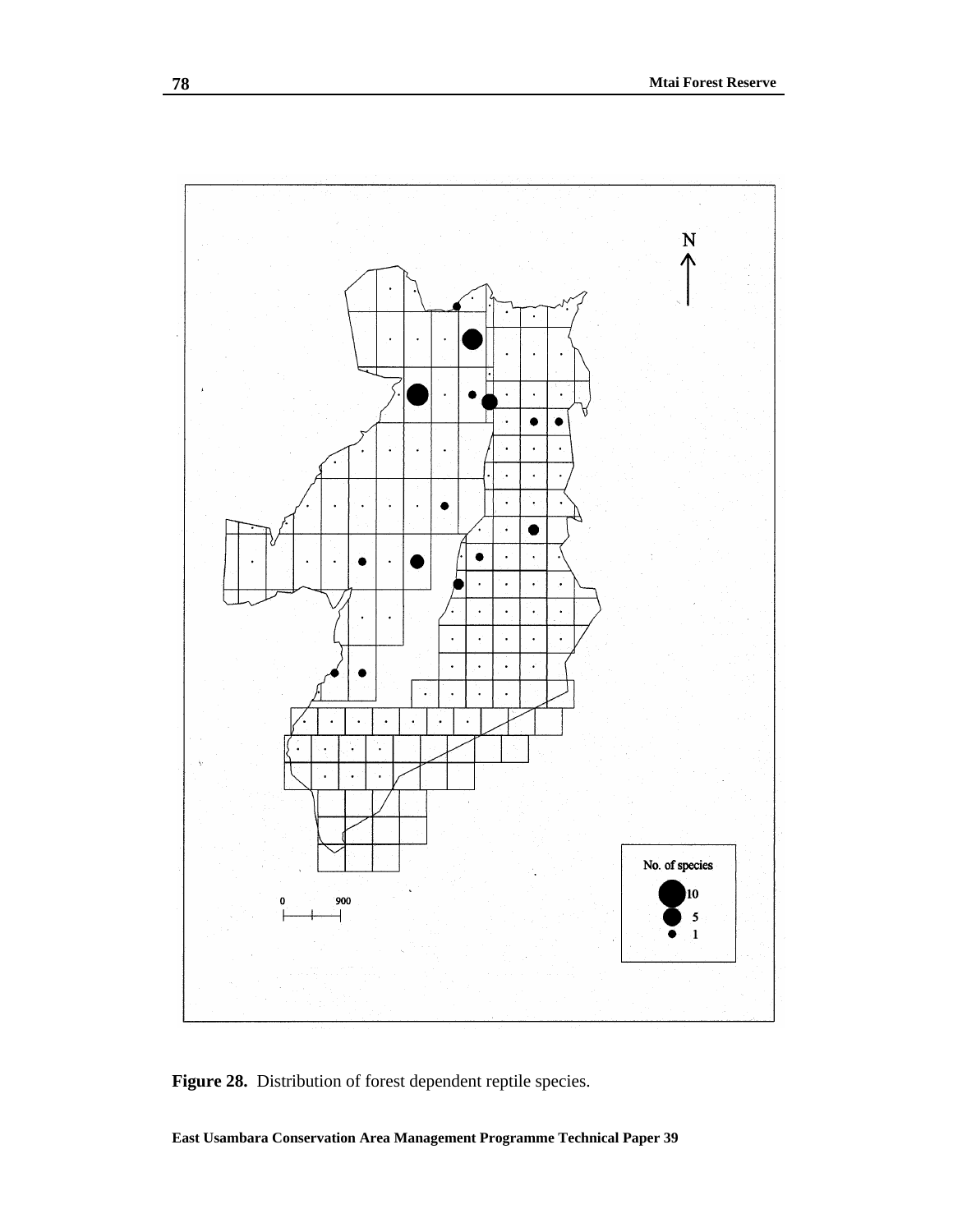**Figure 28.** Distribution of forest dependent reptile species.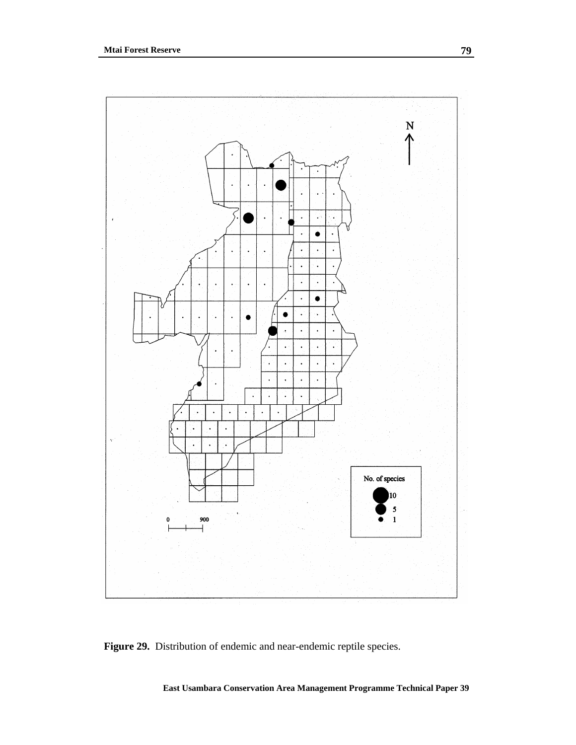**Figure 29.** Distribution of endemic and near-endemic reptile species.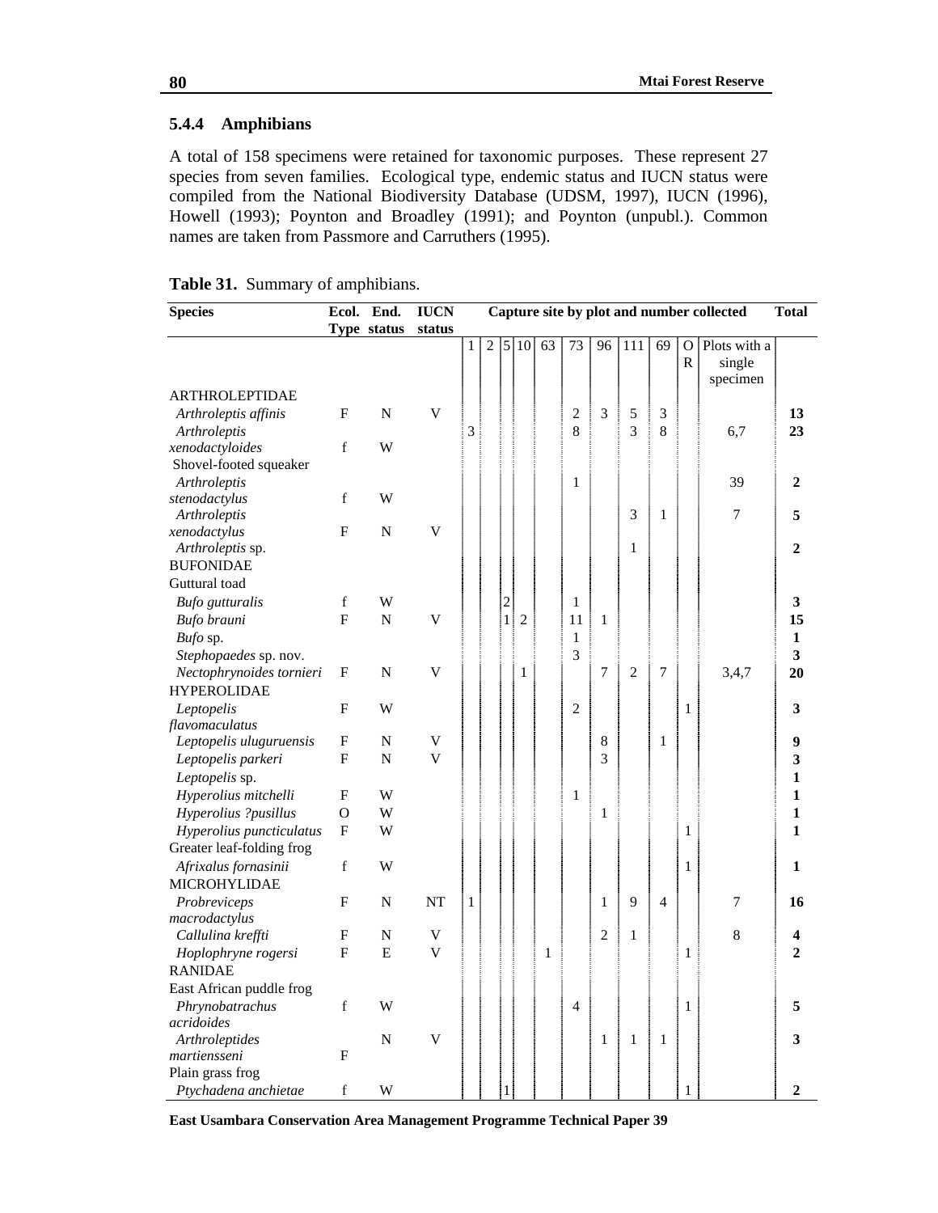## 5.4.4 Amphibians

A total of 158 specimens were retained for taxonomic purposes. These represent 27 species from seven families. Ecological type, endemic status and IUCN status were compiled from the National Biodiversity Database (UDSM, 1997), IUCN (1996), Howell (1993); Poynton and Broadley (1991); and Poynton (unpubl.). Common names are taken from Passmore and Carruthers (1995).

**Table 31.** Summary of amphibians.

| Species | Ecol. Type | End. status | IUCN status | Capture site by plot and number collected | | | | | | | | | | | Total |
|---|---|---|---|---|---|---|---|---|---|---|---|---|---|---|---|
| | | | | 1 | 2 | 5 | 10 | 63 | 73 | 96 | 111 | 69 | OR | Plots with a single specimen | |
| ARTHROLEPTIDAE | | | | | | | | | | | | | | | |
| *Arthroleptis affinis* | F | N | V | | | | | | 2 | 3 | 5 | 3 | | | **13** |
| *Arthroleptis xenodactyloides* | f | W | | 3 | | | | | 8 | | 3 | 8 | | 6,7 | **23** |
| Shovel-footed squeaker | | | | | | | | | | | | | | | |
| *Arthroleptis stenodactylus* | f | W | | | | | | | 1 | | | | | 39 | **2** |
| *Arthroleptis xenodactylus* | F | N | V | | | | | | | | 3 | 1 | | 7 | **5** |
| *Arthroleptis* sp. | | | | | | | | | | | 1 | | | | **2** |
| BUFONIDAE | | | | | | | | | | | | | | | |
| Guttural toad | | | | | | | | | | | | | | | |
| *Bufo gutturalis* | f | W | | | | 2 | | | 1 | | | | | | **3** |
| *Bufo brauni* | F | N | V | | | 1 | 2 | | 11 | 1 | | | | | **15** |
| *Bufo* sp. | | | | | | | | | 1 | | | | | | **1** |
| *Stephopaedes* sp. nov. | | | | | | | | | 3 | | | | | | **3** |
| *Nectophrynoides tornieri* | F | N | V | | | | 1 | | | 7 | 2 | 7 | | 3,4,7 | **20** |
| HYPEROLIDAE | | | | | | | | | | | | | | | |
| *Leptopelis flavomaculatus* | F | W | | | | | | | 2 | | | | 1 | | **3** |
| *Leptopelis uluguruensis* | F | N | V | | | | | | | 8 | | 1 | | | **9** |
| *Leptopelis parkeri* | F | N | V | | | | | | | 3 | | | | | **3** |
| *Leptopelis* sp. | | | | | | | | | | | | | | | **1** |
| *Hyperolius mitchelli* | F | W | | | | | | | 1 | | | | | | **1** |
| *Hyperolius ?pusillus* | O | W | | | | | | | | 1 | | | | | **1** |
| *Hyperolius puncticulatus* | F | W | | | | | | | | | | | 1 | | **1** |
| Greater leaf-folding frog | | | | | | | | | | | | | | | |
| *Afrixalus fornasinii* | f | W | | | | | | | | | | | 1 | | **1** |
| MICROHYLIDAE | | | | | | | | | | | | | | | |
| *Probreviceps macrodactylus* | F | N | NT | 1 | | | | | | 1 | 9 | 4 | | 7 | **16** |
| *Callulina kreffti* | F | N | V | | | | | | | 2 | 1 | | | 8 | **4** |
| *Hoplophryne rogersi* | F | E | V | | | | | 1 | | | | | 1 | | **2** |
| RANIDAE | | | | | | | | | | | | | | | |
| East African puddle frog | | | | | | | | | | | | | | | |
| *Phrynobatrachus acridoides* | f | W | | | | | | | 4 | | | | 1 | | **5** |
| *Arthroleptides martiensseni* | F | N | V | | | | | | | 1 | 1 | 1 | | | **3** |
| Plain grass frog | | | | | | | | | | | | | | | |
| *Ptychadena anchietae* | f | W | | | | 1 | | | | | | | 1 | | **2** |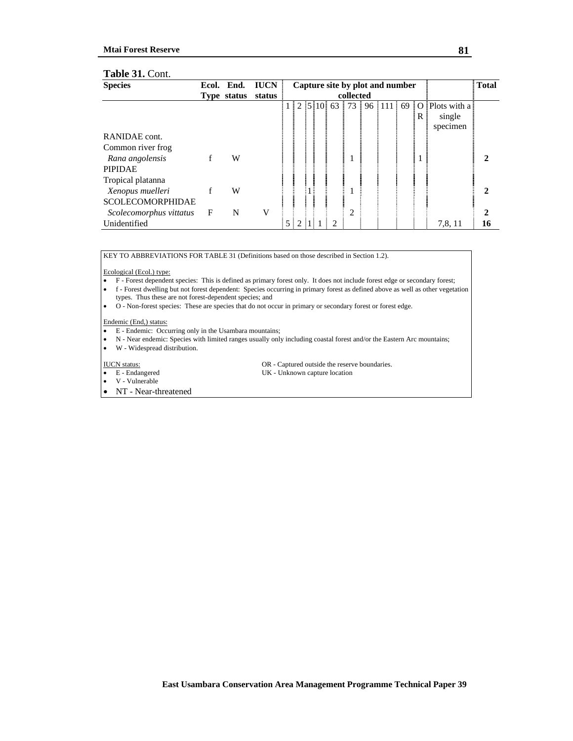**Table 31.** Cont.

| Species | Ecol. Type | End. status | IUCN status | Capture site by plot and number collected | | | | | | | | | | | Total |
|---|---|---|---|---|---|---|---|---|---|---|---|---|---|---|---|
| | | | | 1 | 2 | 5 | 10 | 63 | 73 | 96 | 111 | 69 | OR | Plots with a single specimen | |
| RANIDAE cont. | | | | | | | | | | | | | | | |
| Common river frog | | | | | | | | | | | | | | | |
| *Rana angolensis* | f | W | | | | | | | 1 | | | | 1 | | **2** |
| PIPIDAE | | | | | | | | | | | | | | | |
| Tropical platanna | | | | | | | | | | | | | | | |
| *Xenopus muelleri* | f | W | | | | 1 | | | 1 | | | | | | **2** |
| SCOLECOMORPHIDAE | | | | | | | | | | | | | | | |
| *Scolecomorphus vittatus* | F | N | V | | | | | | 2 | | | | | | **2** |
| Unidentified | | | | 5 | 2 | 1 | 1 | 2 | | | | | | 7,8, 11 | **16** |

KEY TO ABBREVIATIONS FOR TABLE 31 (Definitions based on those described in Section 1.2).

Ecological (Ecol.) type:

- F - Forest dependent species: This is defined as primary forest only. It does not include forest edge or secondary forest;
- f - Forest dwelling but not forest dependent: Species occurring in primary forest as defined above as well as other vegetation types. Thus these are not forest-dependent species; and
- O - Non-forest species: These are species that do not occur in primary or secondary forest or forest edge.

Endemic (End,) status:

- E - Endemic: Occurring only in the Usambara mountains;
- N - Near endemic: Species with limited ranges usually only including coastal forest and/or the Eastern Arc mountains;
- W - Widespread distribution.

IUCN status:

- E - Endangered
- V - Vulnerable
- NT - Near-threatened

OR - Captured outside the reserve boundaries.
UK - Unknown capture location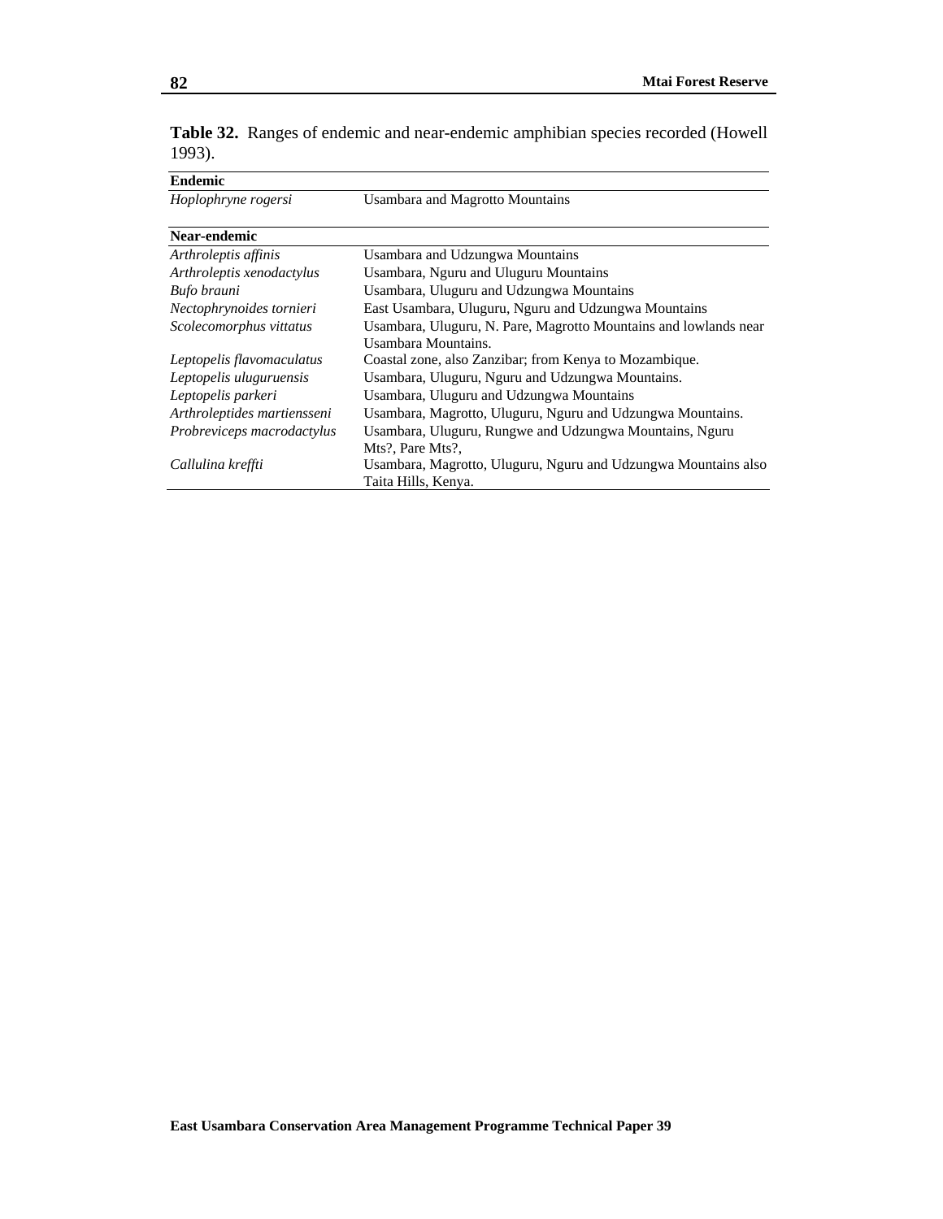**Table 32.** Ranges of endemic and near-endemic amphibian species recorded (Howell 1993).

| **Endemic** | |
|---|---|
| *Hoplophryne rogersi* | Usambara and Magrotto Mountains |
| **Near-endemic** | |
| *Arthroleptis affinis* | Usambara and Udzungwa Mountains |
| *Arthroleptis xenodactylus* | Usambara, Nguru and Uluguru Mountains |
| *Bufo brauni* | Usambara, Uluguru and Udzungwa Mountains |
| *Nectophrynoides tornieri* | East Usambara, Uluguru, Nguru and Udzungwa Mountains |
| *Scolecomorphus vittatus* | Usambara, Uluguru, N. Pare, Magrotto Mountains and lowlands near Usambara Mountains. |
| *Leptopelis flavomaculatus* | Coastal zone, also Zanzibar; from Kenya to Mozambique. |
| *Leptopelis uluguruensis* | Usambara, Uluguru, Nguru and Udzungwa Mountains. |
| *Leptopelis parkeri* | Usambara, Uluguru and Udzungwa Mountains |
| *Arthroleptides martiensseni* | Usambara, Magrotto, Uluguru, Nguru and Udzungwa Mountains. |
| *Probreviceps macrodactylus* | Usambara, Uluguru, Rungwe and Udzungwa Mountains, Nguru Mts?, Pare Mts?, |
| *Callulina kreffti* | Usambara, Magrotto, Uluguru, Nguru and Udzungwa Mountains also Taita Hills, Kenya. |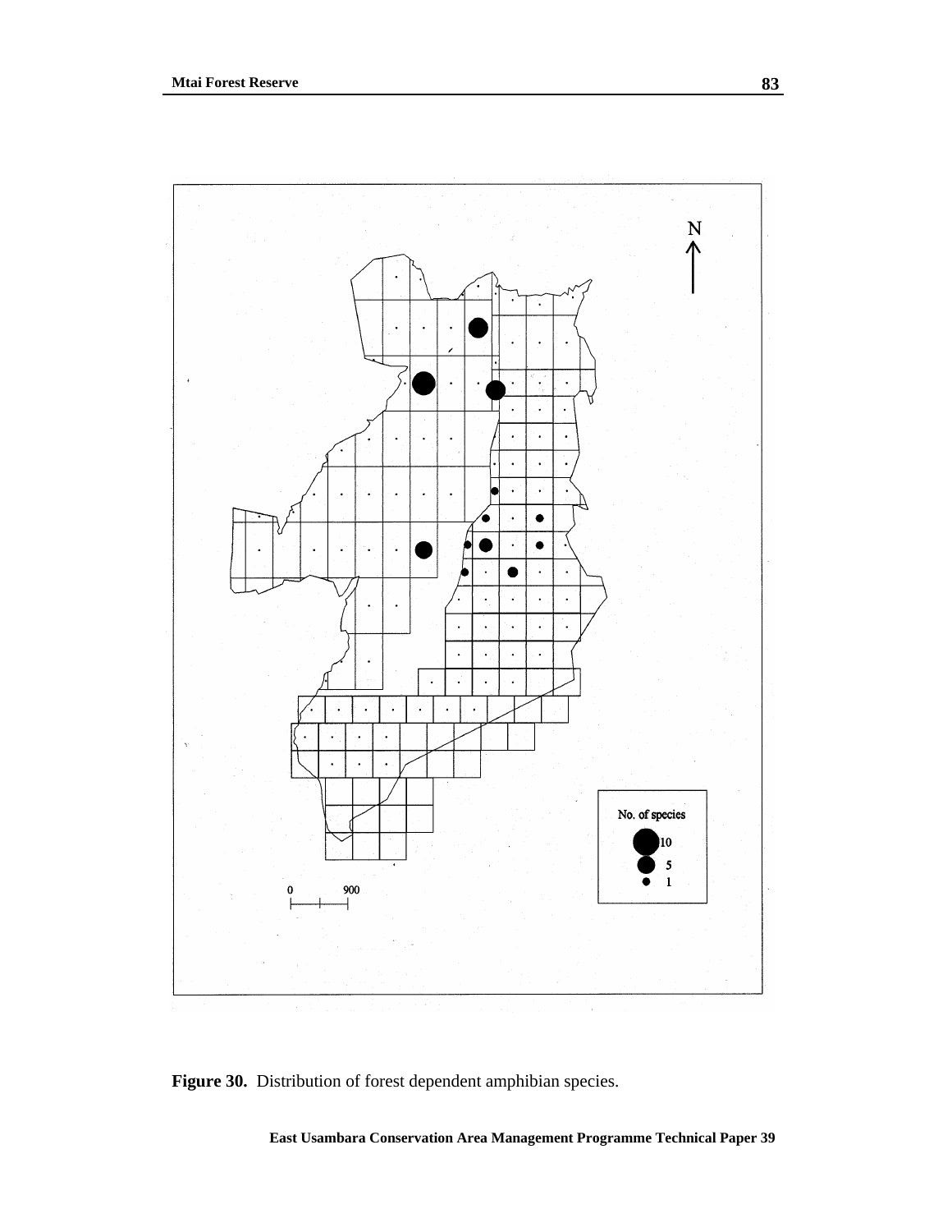**Figure 30.** Distribution of forest dependent amphibian species.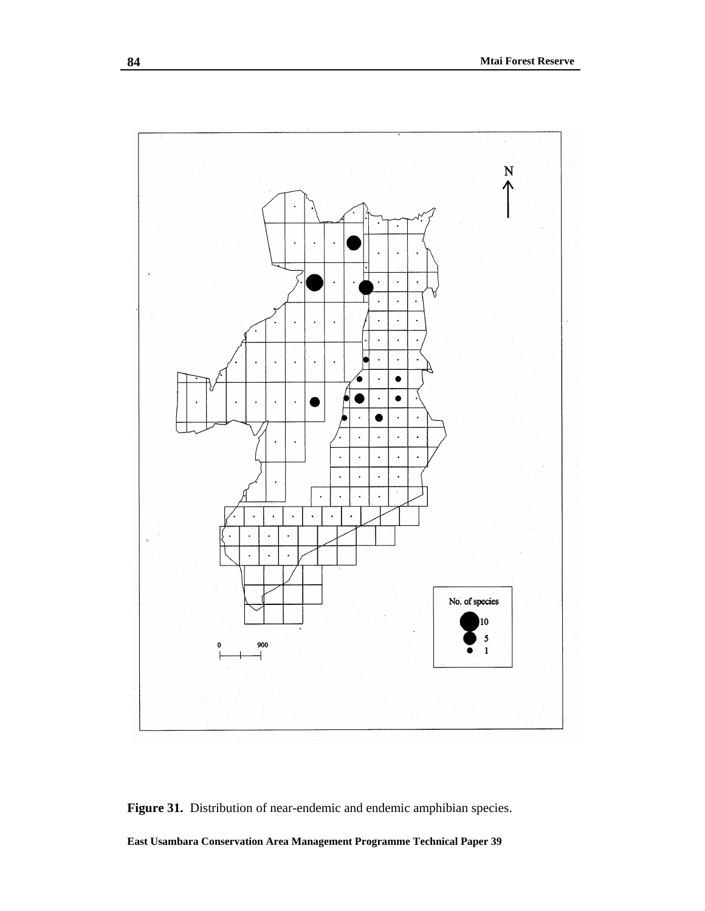**Figure 31.** Distribution of near-endemic and endemic amphibian species.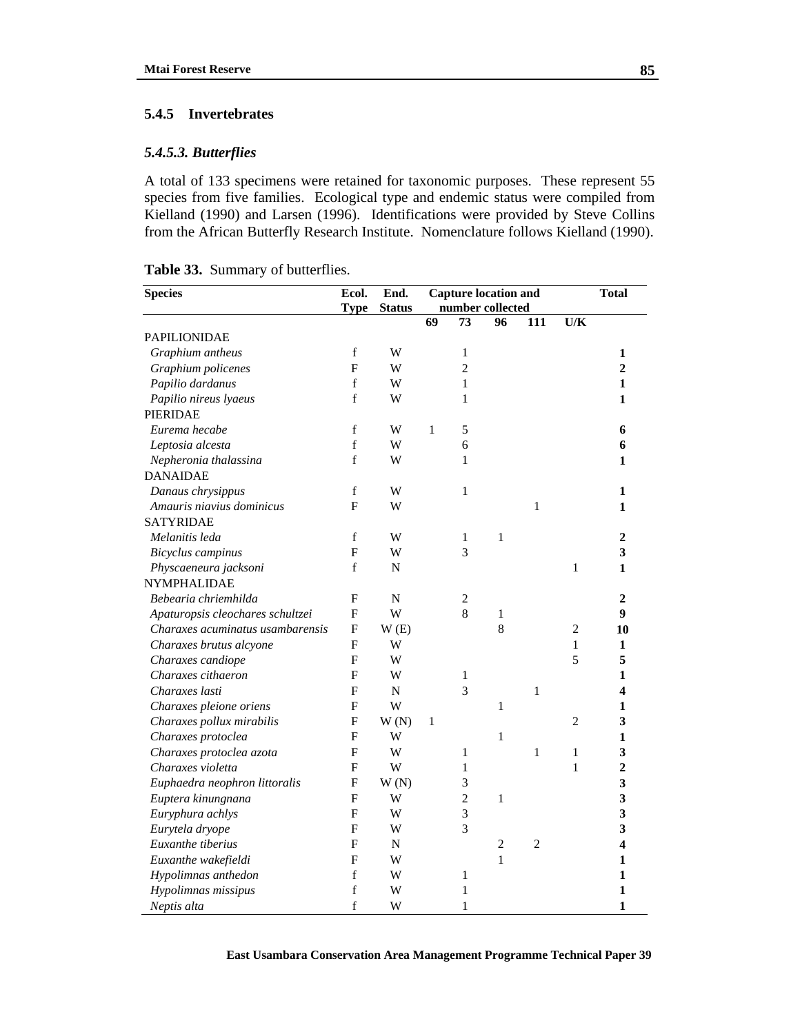### 5.4.5 Invertebrates

#### *5.4.5.3. Butterflies*

A total of 133 specimens were retained for taxonomic purposes. These represent 55 species from five families. Ecological type and endemic status were compiled from Kielland (1990) and Larsen (1996). Identifications were provided by Steve Collins from the African Butterfly Research Institute. Nomenclature follows Kielland (1990).

**Table 33.** Summary of butterflies.

| Species | Ecol. Type | End. Status | Capture location and number collected | | | | | Total |
|---|---|---|---|---|---|---|---|---|
| | | | 69 | 73 | 96 | 111 | U/K | |
| PAPILIONIDAE | | | | | | | | |
| *Graphium antheus* | f | W | | 1 | | | | **1** |
| *Graphium policenes* | F | W | | 2 | | | | **2** |
| *Papilio dardanus* | f | W | | 1 | | | | **1** |
| *Papilio nireus lyaeus* | f | W | | 1 | | | | **1** |
| PIERIDAE | | | | | | | | |
| *Eurema hecabe* | f | W | 1 | 5 | | | | **6** |
| *Leptosia alcesta* | f | W | | 6 | | | | **6** |
| *Nepheronia thalassina* | f | W | | 1 | | | | **1** |
| DANAIDAE | | | | | | | | |
| *Danaus chrysippus* | f | W | | 1 | | | | **1** |
| *Amauris niavius dominicus* | F | W | | | | 1 | | **1** |
| SATYRIDAE | | | | | | | | |
| *Melanitis leda* | f | W | | 1 | 1 | | | **2** |
| *Bicyclus campinus* | F | W | | 3 | | | | **3** |
| *Physcaeneura jacksoni* | f | N | | | | | 1 | **1** |
| NYMPHALIDAE | | | | | | | | |
| *Bebearia chriemhilda* | F | N | | 2 | | | | **2** |
| *Apaturopsis cleochares schultzei* | F | W | | 8 | 1 | | | **9** |
| *Charaxes acuminatus usambarensis* | F | W (E) | | | 8 | | 2 | **10** |
| *Charaxes brutus alcyone* | F | W | | | | | 1 | **1** |
| *Charaxes candiope* | F | W | | | | | 5 | **5** |
| *Charaxes cithaeron* | F | W | | 1 | | | | **1** |
| *Charaxes lasti* | F | N | | 3 | | 1 | | **4** |
| *Charaxes pleione oriens* | F | W | | | 1 | | | **1** |
| *Charaxes pollux mirabilis* | F | W (N) | 1 | | | | 2 | **3** |
| *Charaxes protoclea* | F | W | | | 1 | | | **1** |
| *Charaxes protoclea azota* | F | W | | 1 | | 1 | 1 | **3** |
| *Charaxes violetta* | F | W | | 1 | | | 1 | **2** |
| *Euphaedra neophron littoralis* | F | W (N) | | 3 | | | | **3** |
| *Euptera kinungnana* | F | W | | 2 | 1 | | | **3** |
| *Euryphura achlys* | F | W | | 3 | | | | **3** |
| *Eurytela dryope* | F | W | | 3 | | | | **3** |
| *Euxanthe tiberius* | F | N | | | 2 | 2 | | **4** |
| *Euxanthe wakefieldi* | F | W | | | 1 | | | **1** |
| *Hypolimnas anthedon* | f | W | | 1 | | | | **1** |
| *Hypolimnas missipus* | f | W | | 1 | | | | **1** |
| *Neptis alta* | f | W | | 1 | | | | **1** |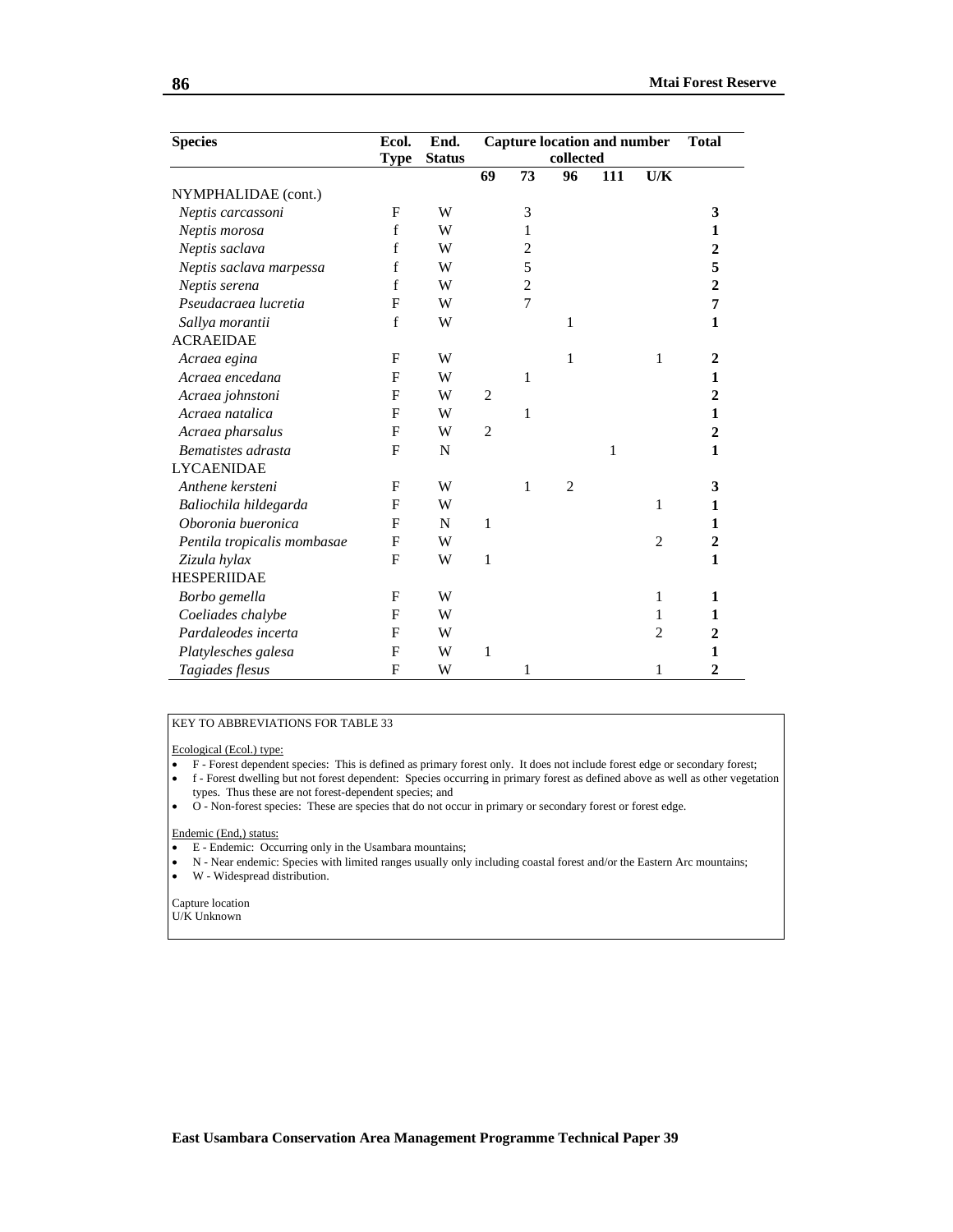| Species | Ecol. Type | End. Status | Capture location and number collected | | | | | Total |
|---|---|---|---|---|---|---|---|---|
| | | | 69 | 73 | 96 | 111 | U/K | |
| NYMPHALIDAE (cont.) | | | | | | | | |
| *Neptis carcassoni* | F | W | | 3 | | | | **3** |
| *Neptis morosa* | f | W | | 1 | | | | **1** |
| *Neptis saclava* | f | W | | 2 | | | | **2** |
| *Neptis saclava marpessa* | f | W | | 5 | | | | **5** |
| *Neptis serena* | f | W | | 2 | | | | **2** |
| *Pseudacraea lucretia* | F | W | | 7 | | | | **7** |
| *Sallya morantii* | f | W | | | 1 | | | **1** |
| ACRAEIDAE | | | | | | | | |
| *Acraea egina* | F | W | | | 1 | | 1 | **2** |
| *Acraea encedana* | F | W | | 1 | | | | **1** |
| *Acraea johnstoni* | F | W | 2 | | | | | **2** |
| *Acraea natalica* | F | W | | 1 | | | | **1** |
| *Acraea pharsalus* | F | W | 2 | | | | | **2** |
| *Bematistes adrasta* | F | N | | | | 1 | | **1** |
| LYCAENIDAE | | | | | | | | |
| *Anthene kersteni* | F | W | | 1 | 2 | | | **3** |
| *Baliochila hildegarda* | F | W | | | | | 1 | **1** |
| *Oboronia bueronica* | F | N | 1 | | | | | **1** |
| *Pentila tropicalis mombasae* | F | W | | | | | 2 | **2** |
| *Zizula hylax* | F | W | 1 | | | | | **1** |
| HESPERIIDAE | | | | | | | | |
| *Borbo gemella* | F | W | | | | | 1 | **1** |
| *Coeliades chalybe* | F | W | | | | | 1 | **1** |
| *Pardaleodes incerta* | F | W | | | | | 2 | **2** |
| *Platylesches galesa* | F | W | 1 | | | | | **1** |
| *Tagiades flesus* | F | W | | 1 | | | 1 | **2** |

KEY TO ABBREVIATIONS FOR TABLE 33

Ecological (Ecol.) type:

- F - Forest dependent species: This is defined as primary forest only. It does not include forest edge or secondary forest;
- f - Forest dwelling but not forest dependent: Species occurring in primary forest as defined above as well as other vegetation types. Thus these are not forest-dependent species; and
- O - Non-forest species: These are species that do not occur in primary or secondary forest or forest edge.

Endemic (End,) status:

- E - Endemic: Occurring only in the Usambara mountains;
- N - Near endemic: Species with limited ranges usually only including coastal forest and/or the Eastern Arc mountains;
- W - Widespread distribution.

Capture location
U/K Unknown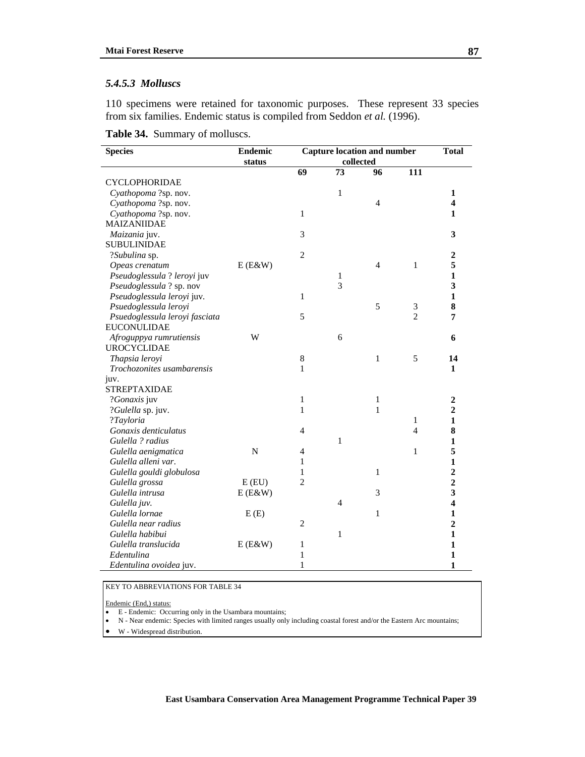### *5.4.5.3 Molluscs*

110 specimens were retained for taxonomic purposes. These represent 33 species from six families. Endemic status is compiled from Seddon *et al.* (1996).

**Table 34.** Summary of molluscs.

| Species | Endemic status | Capture location and number collected | | | | Total |
|---|---|---|---|---|---|---|
| | | 69 | 73 | 96 | 111 | |
| CYCLOPHORIDAE | | | | | | |
| *Cyathopoma* ?sp. nov. | | | 1 | | | **1** |
| *Cyathopoma* ?sp. nov. | | | | 4 | | **4** |
| *Cyathopoma* ?sp. nov. | | 1 | | | | **1** |
| MAIZANIIDAE | | | | | | |
| *Maizania* juv. | | 3 | | | | **3** |
| SUBULINIDAE | | | | | | |
| ?*Subulina* sp. | | 2 | | | | **2** |
| *Opeas crenatum* | E (E&W) | | | 4 | 1 | **5** |
| *Pseudoglessula* ? *leroyi* juv | | | 1 | | | **1** |
| *Pseudoglessula* ? sp. nov | | | 3 | | | **3** |
| *Pseudoglessula leroyi* juv. | | 1 | | | | **1** |
| *Psuedoglessula leroyi* | | | | 5 | 3 | **8** |
| *Psuedoglessula leroyi fasciata* | | 5 | | | 2 | **7** |
| EUCONULIDAE | | | | | | |
| *Afroguppya rumrutiensis* | W | | 6 | | | **6** |
| UROCYCLIDAE | | | | | | |
| *Thapsia leroyi* | | 8 | | 1 | 5 | **14** |
| *Trochozonites usambarensis* juv. | | 1 | | | | **1** |
| STREPTAXIDAE | | | | | | |
| ?*Gonaxis* juv | | 1 | | 1 | | **2** |
| ?*Gulella* sp. juv. | | 1 | | 1 | | **2** |
| ?*Tayloria* | | | | | 1 | **1** |
| *Gonaxis denticulatus* | | 4 | | | 4 | **8** |
| *Gulella ? radius* | | | 1 | | | **1** |
| *Gulella aenigmatica* | N | 4 | | | 1 | **5** |
| *Gulella alleni var*. | | 1 | | | | **1** |
| *Gulella gouldi globulosa* | | 1 | | 1 | | **2** |
| *Gulella grossa* | E (EU) | 2 | | | | **2** |
| *Gulella intrusa* | E (E&W) | | | 3 | | **3** |
| *Gulella juv.* | | | 4 | | | **4** |
| *Gulella lornae* | E (E) | | | 1 | | **1** |
| *Gulella near radius* | | 2 | | | | **2** |
| *Gulella habibui* | | | 1 | | | **1** |
| *Gulella translucida* | E (E&W) | 1 | | | | **1** |
| *Edentulina* | | 1 | | | | **1** |
| *Edentulina ovoidea* juv. | | 1 | | | | **1** |

KEY TO ABBREVIATIONS FOR TABLE 34

Endemic (End,) status:

- E - Endemic: Occurring only in the Usambara mountains;
- N - Near endemic: Species with limited ranges usually only including coastal forest and/or the Eastern Arc mountains;
- W - Widespread distribution.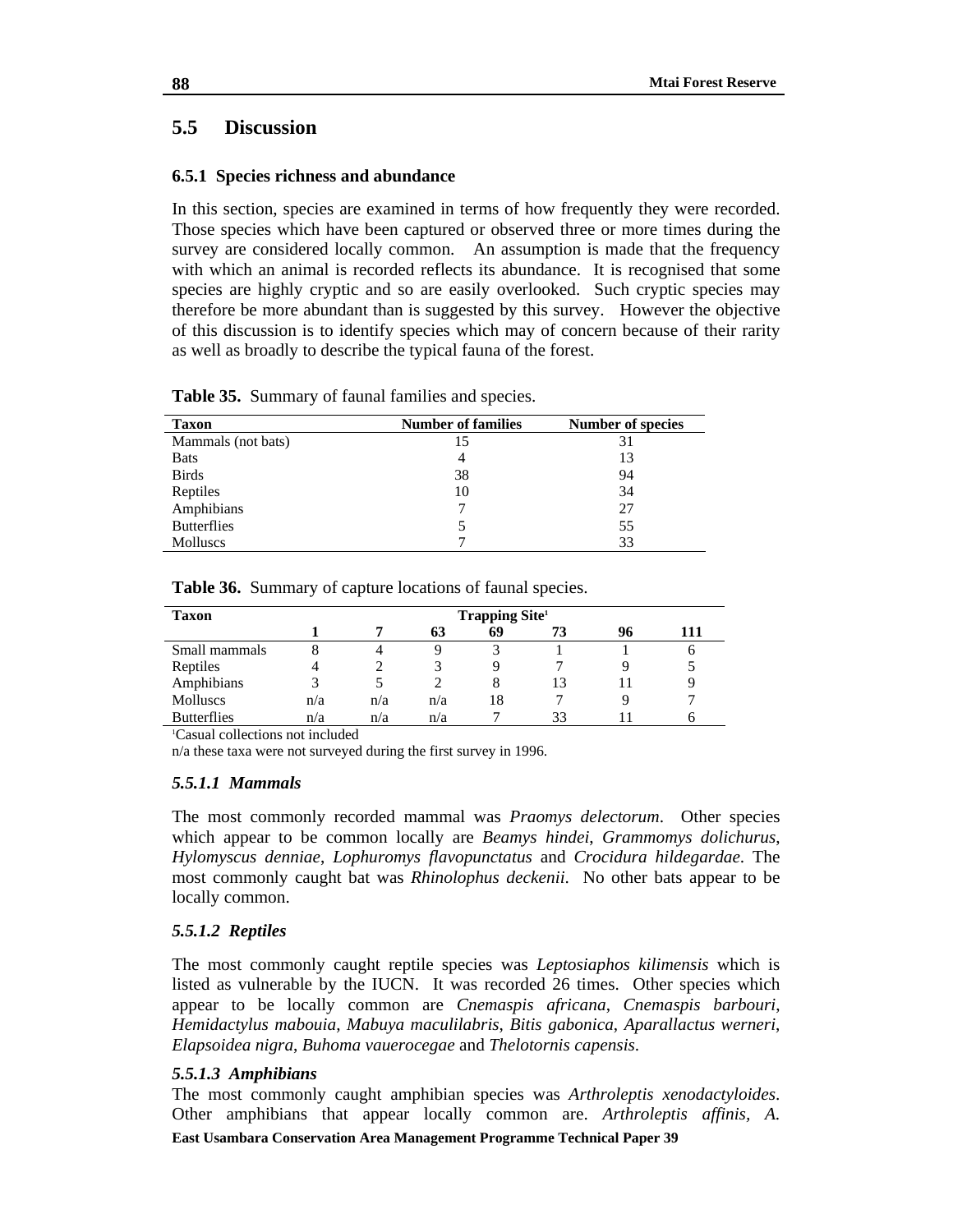## 5.5 Discussion

### 6.5.1 Species richness and abundance

In this section, species are examined in terms of how frequently they were recorded. Those species which have been captured or observed three or more times during the survey are considered locally common. An assumption is made that the frequency with which an animal is recorded reflects its abundance. It is recognised that some species are highly cryptic and so are easily overlooked. Such cryptic species may therefore be more abundant than is suggested by this survey. However the objective of this discussion is to identify species which may of concern because of their rarity as well as broadly to describe the typical fauna of the forest.

**Table 35.** Summary of faunal families and species.

| Taxon | Number of families | Number of species |
|---|---|---|
| Mammals (not bats) | 15 | 31 |
| Bats | 4 | 13 |
| Birds | 38 | 94 |
| Reptiles | 10 | 34 |
| Amphibians | 7 | 27 |
| Butterflies | 5 | 55 |
| Molluscs | 7 | 33 |

**Table 36.** Summary of capture locations of faunal species.

| Taxon | Trapping Site[1] | | | | | | |
|---|---|---|---|---|---|---|---|
| | 1 | 7 | 63 | 69 | 73 | 96 | 111 |
| Small mammals | 8 | 4 | 9 | 3 | 1 | 1 | 6 |
| Reptiles | 4 | 2 | 3 | 9 | 7 | 9 | 5 |
| Amphibians | 3 | 5 | 2 | 8 | 13 | 11 | 9 |
| Molluscs | n/a | n/a | n/a | 18 | 7 | 9 | 7 |
| Butterflies | n/a | n/a | n/a | 7 | 33 | 11 | 6 |

[1]Casual collections not included

n/a these taxa were not surveyed during the first survey in 1996.

#### *5.5.1.1 Mammals*

The most commonly recorded mammal was *Praomys delectorum*. Other species which appear to be common locally are *Beamys hindei*, *Grammomys dolichurus*, *Hylomyscus denniae*, *Lophuromys flavopunctatus* and *Crocidura hildegardae*. The most commonly caught bat was *Rhinolophus deckenii.* No other bats appear to be locally common.

#### *5.5.1.2 Reptiles*

The most commonly caught reptile species was *Leptosiaphos kilimensis* which is listed as vulnerable by the IUCN. It was recorded 26 times. Other species which appear to be locally common are *Cnemaspis africana*, *Cnemaspis barbouri*, *Hemidactylus mabouia*, *Mabuya maculilabris*, *Bitis gabonica*, *Aparallactus werneri*, *Elapsoidea nigra*, *Buhoma vauerocegae* and *Thelotornis capensis*.

#### *5.5.1.3 Amphibians*

The most commonly caught amphibian species was *Arthroleptis xenodactyloides*. Other amphibians that appear locally common are. *Arthroleptis affinis, A.*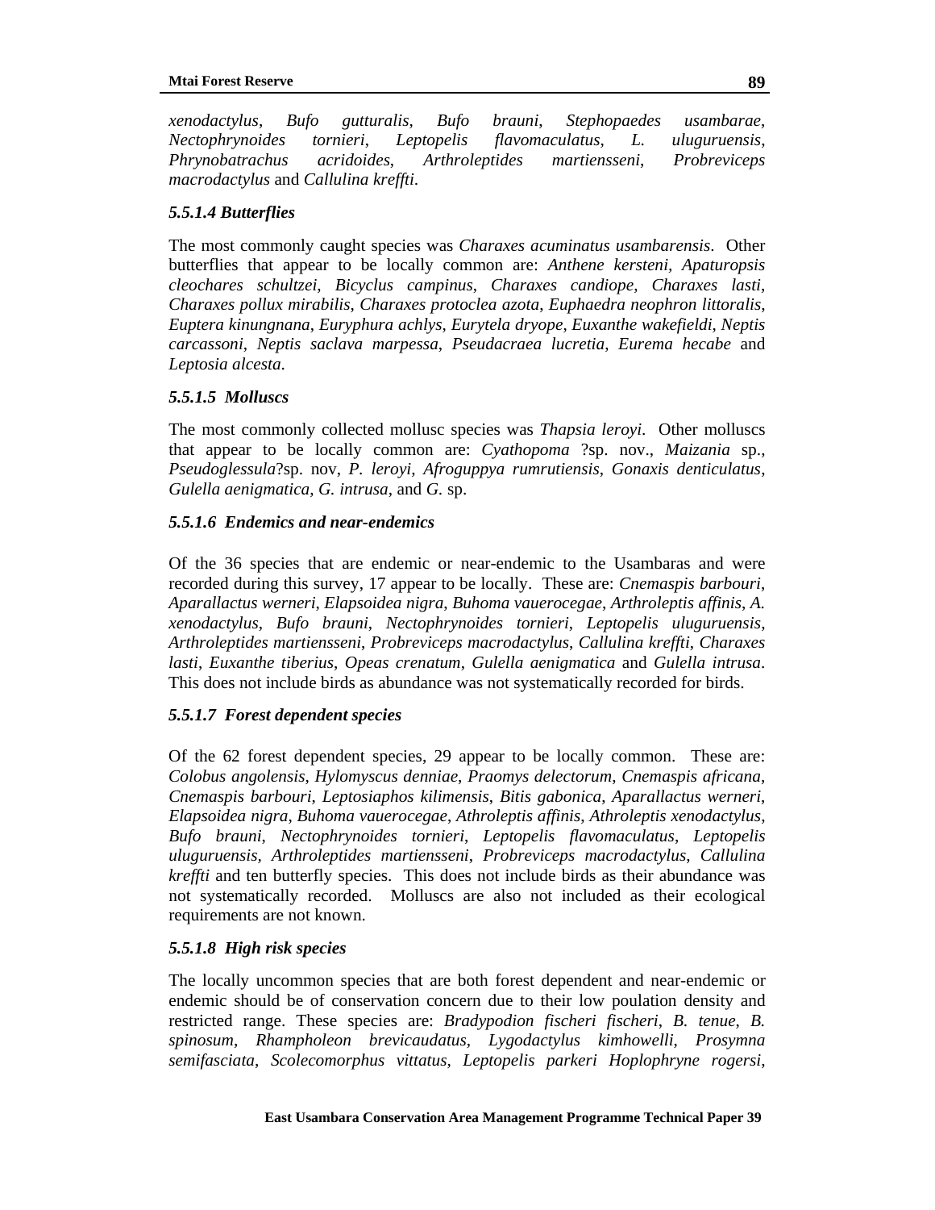*xenodactylus*, *Bufo gutturalis*, *Bufo brauni*, *Stephopaedes usambarae*, *Nectophrynoides tornieri*, *Leptopelis flavomaculatus*, *L. uluguruensis*, *Phrynobatrachus acridoides*, *Arthroleptides martiensseni*, *Probreviceps macrodactylus* and *Callulina kreffti*.

#### *5.5.1.4 Butterflies*

The most commonly caught species was *Charaxes acuminatus usambarensis*. Other butterflies that appear to be locally common are: *Anthene kersteni*, *Apaturopsis cleochares schultzei*, *Bicyclus campinus*, *Charaxes candiope*, *Charaxes lasti*, *Charaxes pollux mirabilis*, *Charaxes protoclea azota*, *Euphaedra neophron littoralis*, *Euptera kinungnana*, *Euryphura achlys*, *Eurytela dryope*, *Euxanthe wakefieldi*, *Neptis carcassoni*, *Neptis saclava marpessa*, *Pseudacraea lucretia*, *Eurema hecabe* and *Leptosia alcesta*.

#### *5.5.1.5 Molluscs*

The most commonly collected mollusc species was *Thapsia leroyi*. Other molluscs that appear to be locally common are: *Cyathopoma* ?sp. nov., *Maizania* sp., *Pseudoglessula*?sp. nov, *P. leroyi*, *Afroguppya rumrutiensis*, *Gonaxis denticulatus*, *Gulella aenigmatica*, *G. intrusa*, and *G.* sp.

#### *5.5.1.6 Endemics and near-endemics*

Of the 36 species that are endemic or near-endemic to the Usambaras and were recorded during this survey, 17 appear to be locally. These are: *Cnemaspis barbouri*, *Aparallactus werneri*, *Elapsoidea nigra*, *Buhoma vauerocegae*, *Arthroleptis affinis*, *A. xenodactylus*, *Bufo brauni*, *Nectophrynoides tornieri*, *Leptopelis uluguruensis*, *Arthroleptides martiensseni*, *Probreviceps macrodactylus*, *Callulina kreffti*, *Charaxes lasti*, *Euxanthe tiberius*, *Opeas crenatum*, *Gulella aenigmatica* and *Gulella intrusa*. This does not include birds as abundance was not systematically recorded for birds.

#### *5.5.1.7 Forest dependent species*

Of the 62 forest dependent species, 29 appear to be locally common. These are: *Colobus angolensis*, *Hylomyscus denniae*, *Praomys delectorum*, *Cnemaspis africana*, *Cnemaspis barbouri*, *Leptosiaphos kilimensis*, *Bitis gabonica*, *Aparallactus werneri*, *Elapsoidea nigra*, *Buhoma vauerocegae*, *Athroleptis affinis*, *Athroleptis xenodactylus*, *Bufo brauni*, *Nectophrynoides tornieri*, *Leptopelis flavomaculatus*, *Leptopelis uluguruensis*, *Arthroleptides martiensseni*, *Probreviceps macrodactylus*, *Callulina kreffti* and ten butterfly species. This does not include birds as their abundance was not systematically recorded. Molluscs are also not included as their ecological requirements are not known.

#### *5.5.1.8 High risk species*

The locally uncommon species that are both forest dependent and near-endemic or endemic should be of conservation concern due to their low poulation density and restricted range. These species are: *Bradypodion fischeri fischeri*, *B. tenue*, *B. spinosum*, *Rhampholeon brevicaudatus*, *Lygodactylus kimhowelli*, *Prosymna semifasciata*, *Scolecomorphus vittatus*, *Leptopelis parkeri Hoplophryne rogersi*,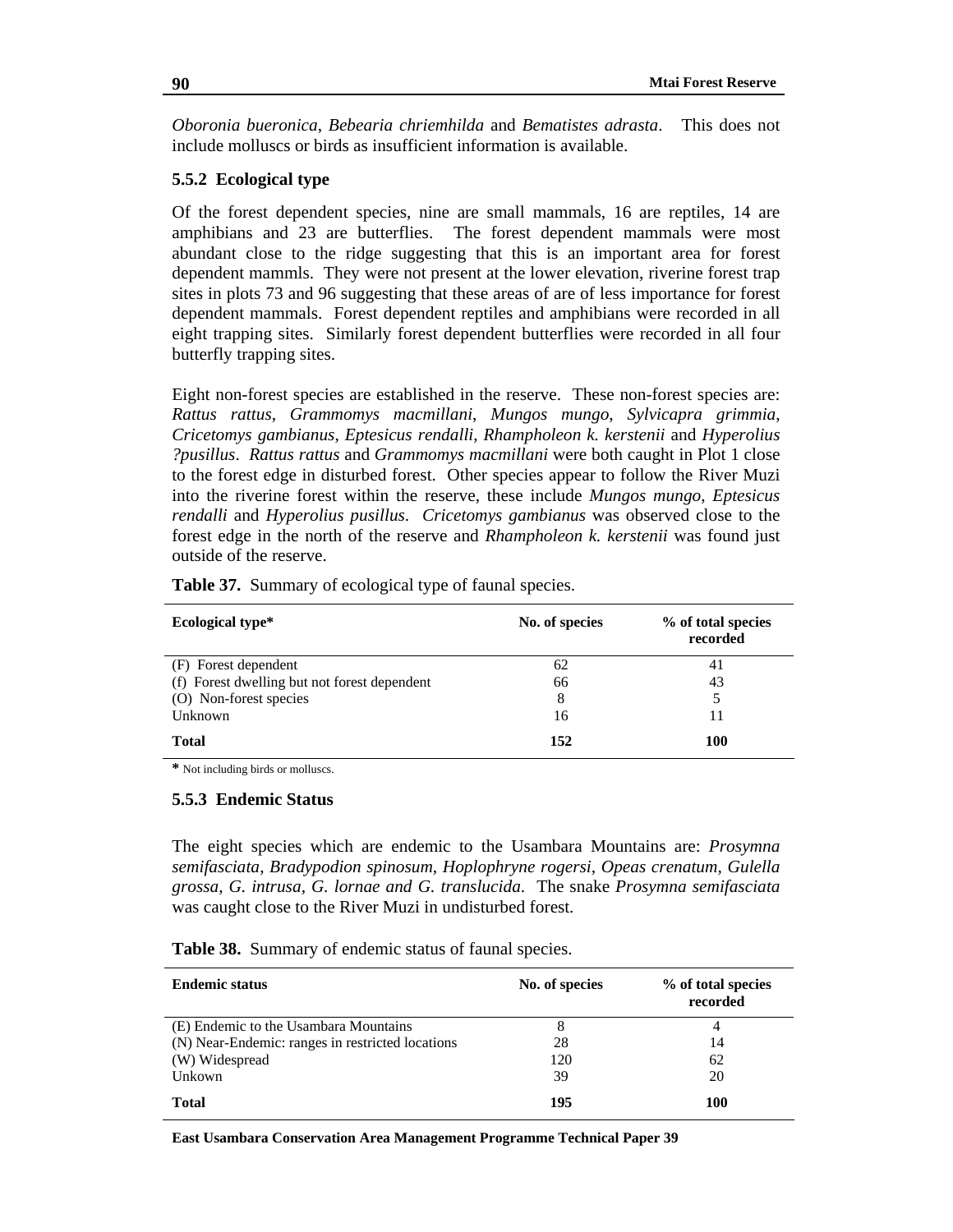*Oboronia bueronica*, *Bebearia chriemhilda* and *Bematistes adrasta*. This does not include molluscs or birds as insufficient information is available.

### 5.5.2 Ecological type

Of the forest dependent species, nine are small mammals, 16 are reptiles, 14 are amphibians and 23 are butterflies. The forest dependent mammals were most abundant close to the ridge suggesting that this is an important area for forest dependent mammls. They were not present at the lower elevation, riverine forest trap sites in plots 73 and 96 suggesting that these areas of are of less importance for forest dependent mammals. Forest dependent reptiles and amphibians were recorded in all eight trapping sites. Similarly forest dependent butterflies were recorded in all four butterfly trapping sites.

Eight non-forest species are established in the reserve. These non-forest species are: *Rattus rattus*, *Grammomys macmillani*, *Mungos mungo*, *Sylvicapra grimmia*, *Cricetomys gambianus*, *Eptesicus rendalli*, *Rhampholeon k. kerstenii* and *Hyperolius ?pusillus*. *Rattus rattus* and *Grammomys macmillani* were both caught in Plot 1 close to the forest edge in disturbed forest. Other species appear to follow the River Muzi into the riverine forest within the reserve, these include *Mungos mungo*, *Eptesicus rendalli* and *Hyperolius pusillus*. *Cricetomys gambianus* was observed close to the forest edge in the north of the reserve and *Rhampholeon k. kerstenii* was found just outside of the reserve.

**Table 37.** Summary of ecological type of faunal species.

| Ecological type* | No. of species | % of total species recorded |
|---|---|---|
| (F) Forest dependent | 62 | 41 |
| (f) Forest dwelling but not forest dependent | 66 | 43 |
| (O) Non-forest species | 8 | 5 |
| Unknown | 16 | 11 |
| **Total** | **152** | **100** |

* Not including birds or molluscs.

### 5.5.3 Endemic Status

The eight species which are endemic to the Usambara Mountains are: *Prosymna semifasciata*, *Bradypodion spinosum*, *Hoplophryne rogersi*, *Opeas crenatum*, *Gulella grossa*, *G. intrusa*, *G. lornae and G. translucida*. The snake *Prosymna semifasciata* was caught close to the River Muzi in undisturbed forest.

**Table 38.** Summary of endemic status of faunal species.

| Endemic status | No. of species | % of total species recorded |
|---|---|---|
| (E) Endemic to the Usambara Mountains | 8 | 4 |
| (N) Near-Endemic: ranges in restricted locations | 28 | 14 |
| (W) Widespread | 120 | 62 |
| Unkown | 39 | 20 |
| **Total** | **195** | **100** |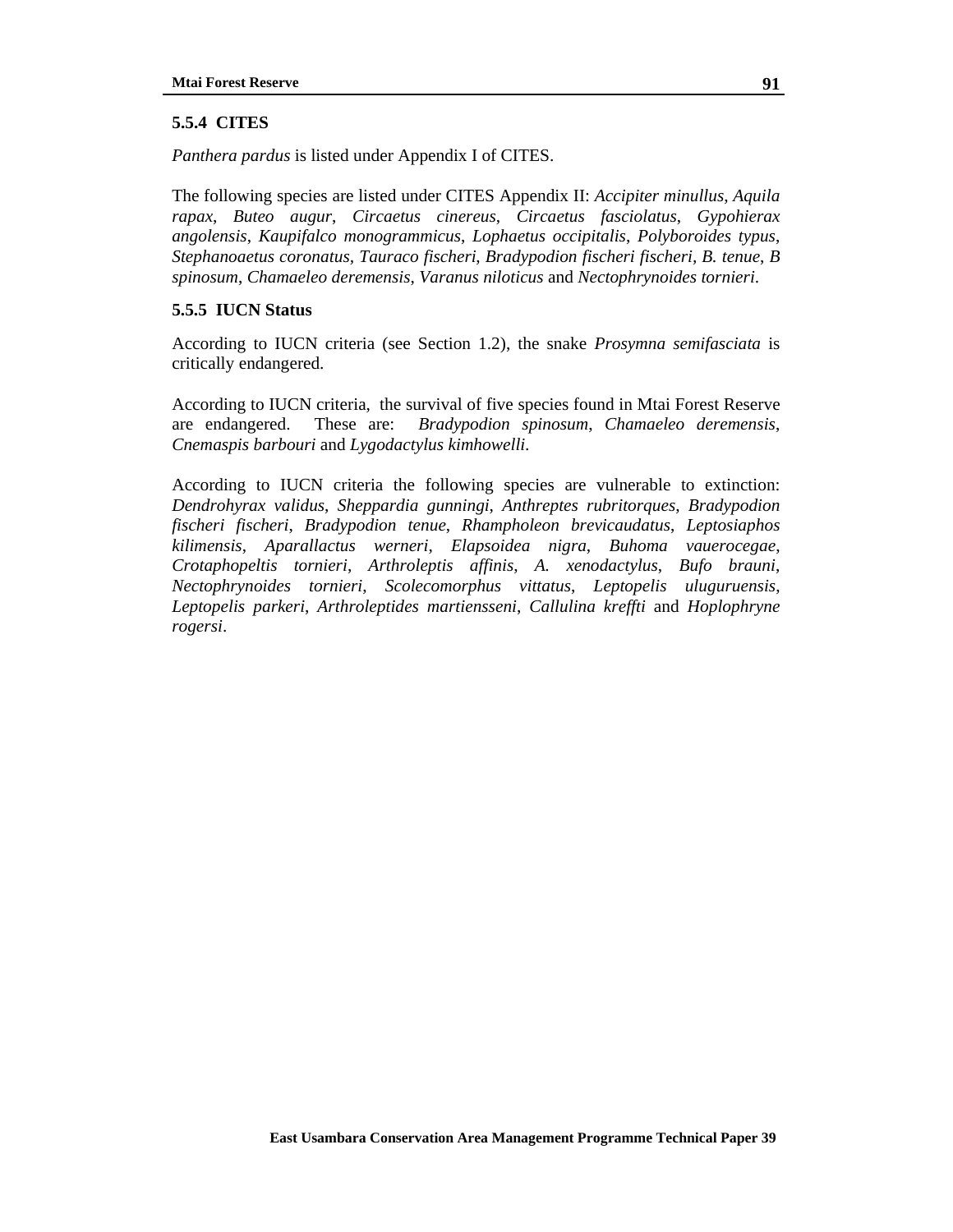### 5.5.4 CITES

*Panthera pardus* is listed under Appendix I of CITES.

The following species are listed under CITES Appendix II: *Accipiter minullus*, *Aquila rapax*, *Buteo augur*, *Circaetus cinereus*, *Circaetus fasciolatus*, *Gypohierax angolensis*, *Kaupifalco monogrammicus*, *Lophaetus occipitalis*, *Polyboroides typus*, *Stephanoaetus coronatus*, *Tauraco fischeri*, *Bradypodion fischeri fischeri*, *B. tenue*, *B spinosum*, *Chamaeleo deremensis*, *Varanus niloticus* and *Nectophrynoides tornieri*.

### 5.5.5 IUCN Status

According to IUCN criteria (see Section 1.2), the snake *Prosymna semifasciata* is critically endangered.

According to IUCN criteria, the survival of five species found in Mtai Forest Reserve are endangered. These are: *Bradypodion spinosum*, *Chamaeleo deremensis*, *Cnemaspis barbouri* and *Lygodactylus kimhowelli*.

According to IUCN criteria the following species are vulnerable to extinction: *Dendrohyrax validus*, *Sheppardia gunningi*, *Anthreptes rubritorques*, *Bradypodion fischeri fischeri*, *Bradypodion tenue*, *Rhampholeon brevicaudatus*, *Leptosiaphos kilimensis*, *Aparallactus werneri*, *Elapsoidea nigra*, *Buhoma vauerocegae*, *Crotaphopeltis tornieri*, *Arthroleptis affinis*, *A. xenodactylus*, *Bufo brauni*, *Nectophrynoides tornieri*, *Scolecomorphus vittatus*, *Leptopelis uluguruensis*, *Leptopelis parkeri*, *Arthroleptides martiensseni*, *Callulina kreffti* and *Hoplophryne rogersi*.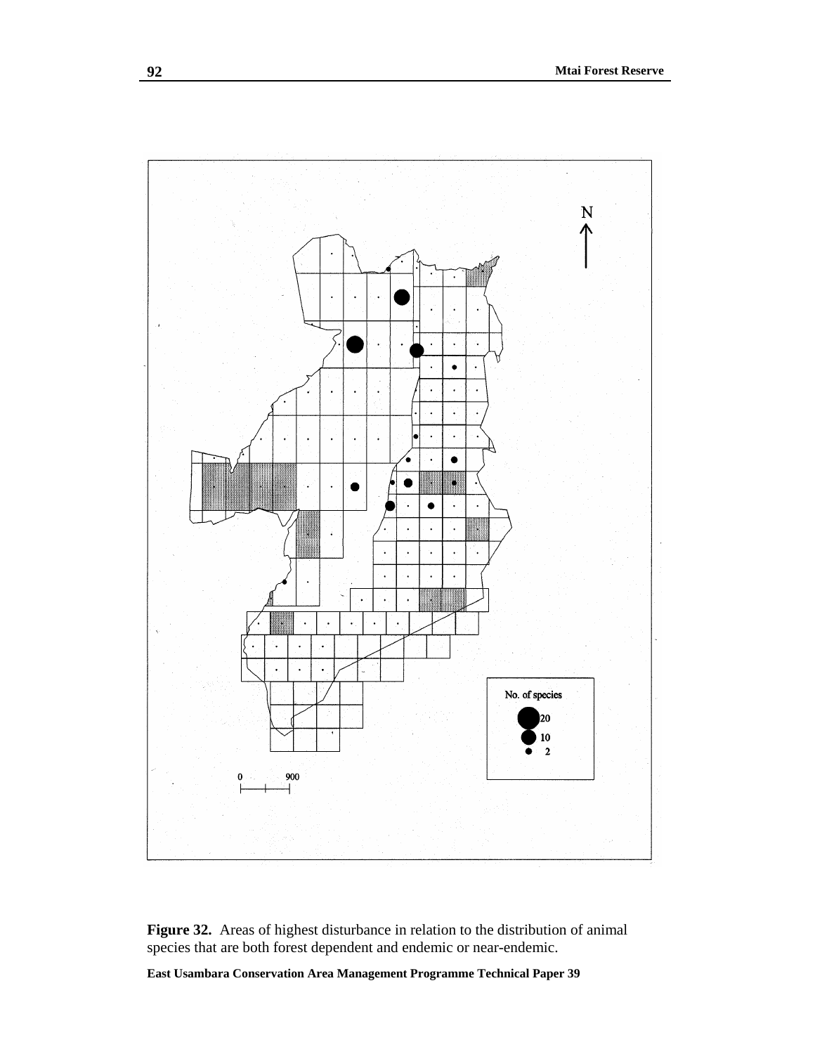**Figure 32.** Areas of highest disturbance in relation to the distribution of animal species that are both forest dependent and endemic or near-endemic.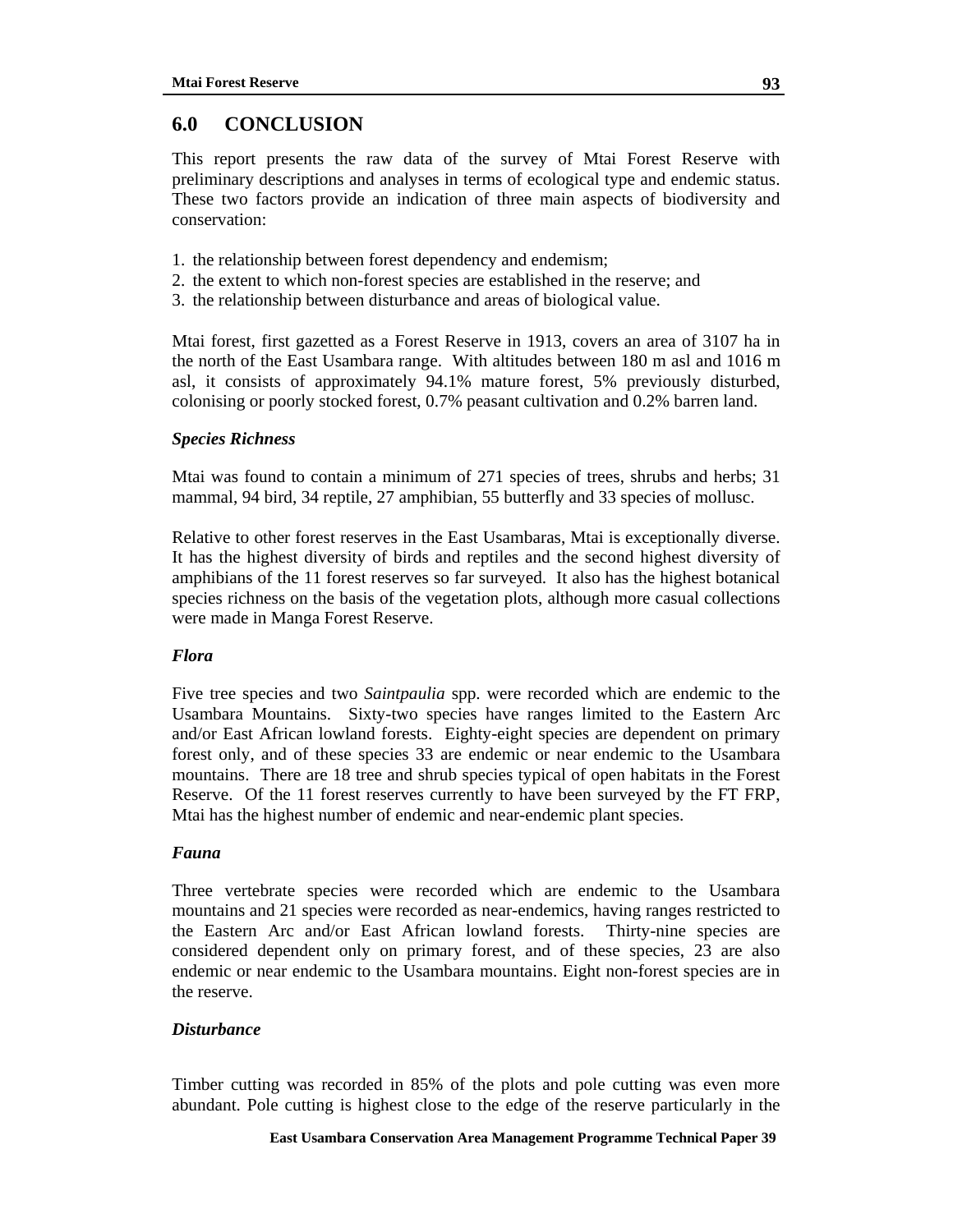# 6.0 CONCLUSION

This report presents the raw data of the survey of Mtai Forest Reserve with preliminary descriptions and analyses in terms of ecological type and endemic status. These two factors provide an indication of three main aspects of biodiversity and conservation:

1. the relationship between forest dependency and endemism;
2. the extent to which non-forest species are established in the reserve; and
3. the relationship between disturbance and areas of biological value.

Mtai forest, first gazetted as a Forest Reserve in 1913, covers an area of 3107 ha in the north of the East Usambara range. With altitudes between 180 m asl and 1016 m asl, it consists of approximately 94.1% mature forest, 5% previously disturbed, colonising or poorly stocked forest, 0.7% peasant cultivation and 0.2% barren land.

### *Species Richness*

Mtai was found to contain a minimum of 271 species of trees, shrubs and herbs; 31 mammal, 94 bird, 34 reptile, 27 amphibian, 55 butterfly and 33 species of mollusc.

Relative to other forest reserves in the East Usambaras, Mtai is exceptionally diverse. It has the highest diversity of birds and reptiles and the second highest diversity of amphibians of the 11 forest reserves so far surveyed. It also has the highest botanical species richness on the basis of the vegetation plots, although more casual collections were made in Manga Forest Reserve.

### *Flora*

Five tree species and two *Saintpaulia* spp. were recorded which are endemic to the Usambara Mountains. Sixty-two species have ranges limited to the Eastern Arc and/or East African lowland forests. Eighty-eight species are dependent on primary forest only, and of these species 33 are endemic or near endemic to the Usambara mountains. There are 18 tree and shrub species typical of open habitats in the Forest Reserve. Of the 11 forest reserves currently to have been surveyed by the FT FRP, Mtai has the highest number of endemic and near-endemic plant species.

### *Fauna*

Three vertebrate species were recorded which are endemic to the Usambara mountains and 21 species were recorded as near-endemics, having ranges restricted to the Eastern Arc and/or East African lowland forests. Thirty-nine species are considered dependent only on primary forest, and of these species, 23 are also endemic or near endemic to the Usambara mountains. Eight non-forest species are in the reserve.

### *Disturbance*

Timber cutting was recorded in 85% of the plots and pole cutting was even more abundant. Pole cutting is highest close to the edge of the reserve particularly in the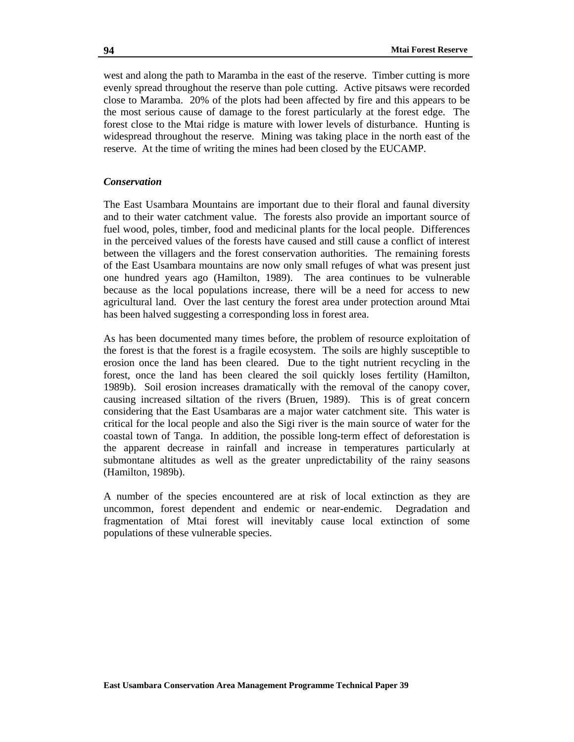west and along the path to Maramba in the east of the reserve. Timber cutting is more evenly spread throughout the reserve than pole cutting. Active pitsaws were recorded close to Maramba. 20% of the plots had been affected by fire and this appears to be the most serious cause of damage to the forest particularly at the forest edge. The forest close to the Mtai ridge is mature with lower levels of disturbance. Hunting is widespread throughout the reserve. Mining was taking place in the north east of the reserve. At the time of writing the mines had been closed by the EUCAMP.

### *Conservation*

The East Usambara Mountains are important due to their floral and faunal diversity and to their water catchment value. The forests also provide an important source of fuel wood, poles, timber, food and medicinal plants for the local people. Differences in the perceived values of the forests have caused and still cause a conflict of interest between the villagers and the forest conservation authorities. The remaining forests of the East Usambara mountains are now only small refuges of what was present just one hundred years ago (Hamilton, 1989). The area continues to be vulnerable because as the local populations increase, there will be a need for access to new agricultural land. Over the last century the forest area under protection around Mtai has been halved suggesting a corresponding loss in forest area.

As has been documented many times before, the problem of resource exploitation of the forest is that the forest is a fragile ecosystem. The soils are highly susceptible to erosion once the land has been cleared. Due to the tight nutrient recycling in the forest, once the land has been cleared the soil quickly loses fertility (Hamilton, 1989b). Soil erosion increases dramatically with the removal of the canopy cover, causing increased siltation of the rivers (Bruen, 1989). This is of great concern considering that the East Usambaras are a major water catchment site. This water is critical for the local people and also the Sigi river is the main source of water for the coastal town of Tanga. In addition, the possible long-term effect of deforestation is the apparent decrease in rainfall and increase in temperatures particularly at submontane altitudes as well as the greater unpredictability of the rainy seasons (Hamilton, 1989b).

A number of the species encountered are at risk of local extinction as they are uncommon, forest dependent and endemic or near-endemic. Degradation and fragmentation of Mtai forest will inevitably cause local extinction of some populations of these vulnerable species.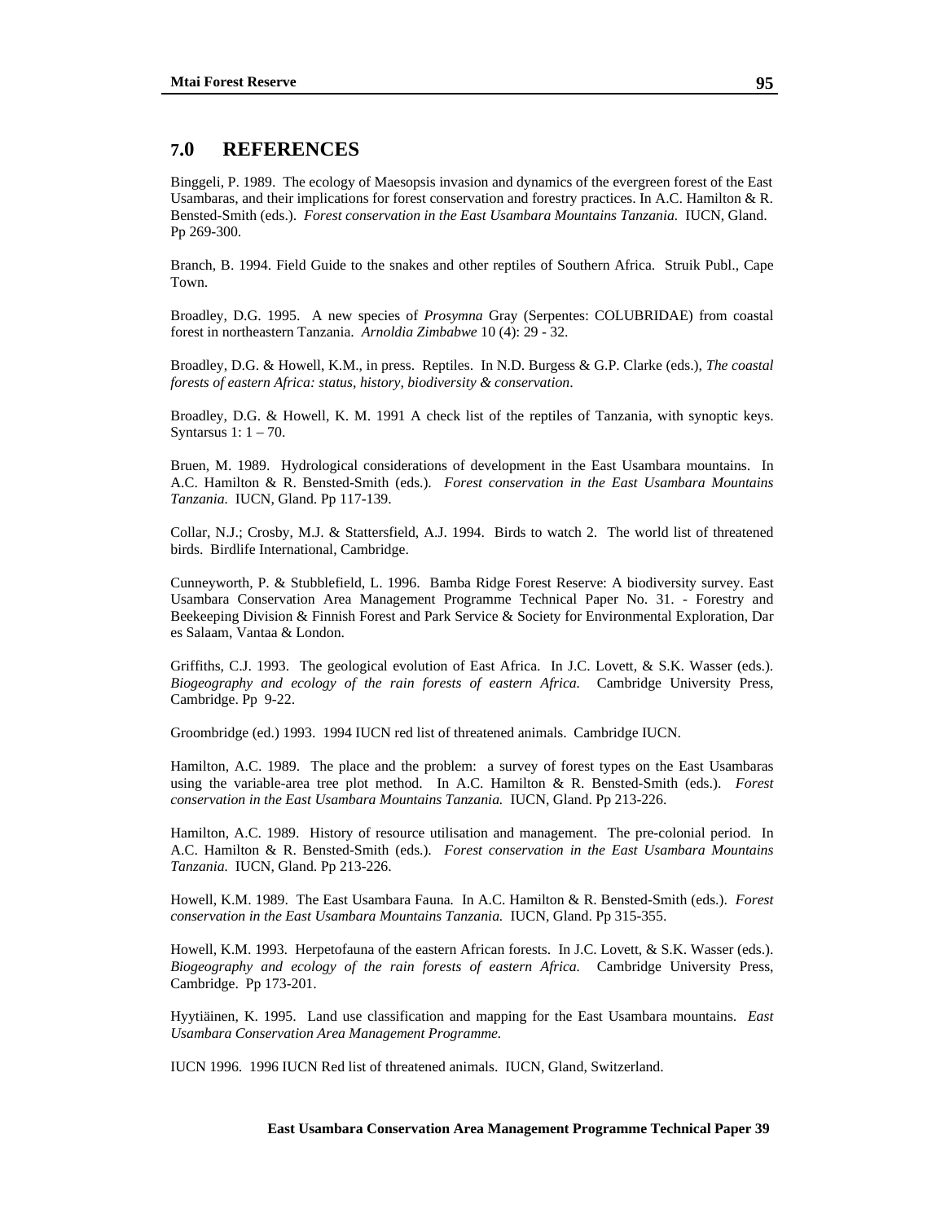## 7.0 REFERENCES

Binggeli, P. 1989. The ecology of Maesopsis invasion and dynamics of the evergreen forest of the East Usambaras, and their implications for forest conservation and forestry practices. In A.C. Hamilton & R. Bensted-Smith (eds.). *Forest conservation in the East Usambara Mountains Tanzania*. IUCN, Gland. Pp 269-300.

Branch, B. 1994. Field Guide to the snakes and other reptiles of Southern Africa. Struik Publ., Cape Town.

Broadley, D.G. 1995. A new species of *Prosymna* Gray (Serpentes: COLUBRIDAE) from coastal forest in northeastern Tanzania. *Arnoldia Zimbabwe* 10 (4): 29 - 32.

Broadley, D.G. & Howell, K.M., in press. Reptiles. In N.D. Burgess & G.P. Clarke (eds.), *The coastal forests of eastern Africa: status, history, biodiversity & conservation*.

Broadley, D.G. & Howell, K. M. 1991 A check list of the reptiles of Tanzania, with synoptic keys. Syntarsus 1: 1 – 70.

Bruen, M. 1989. Hydrological considerations of development in the East Usambara mountains. In A.C. Hamilton & R. Bensted-Smith (eds.). *Forest conservation in the East Usambara Mountains Tanzania.* IUCN, Gland. Pp 117-139.

Collar, N.J.; Crosby, M.J. & Stattersfield, A.J. 1994. Birds to watch 2. The world list of threatened birds. Birdlife International, Cambridge.

Cunneyworth, P. & Stubblefield, L. 1996. Bamba Ridge Forest Reserve: A biodiversity survey. East Usambara Conservation Area Management Programme Technical Paper No. 31. - Forestry and Beekeeping Division & Finnish Forest and Park Service & Society for Environmental Exploration, Dar es Salaam, Vantaa & London.

Griffiths, C.J. 1993. The geological evolution of East Africa. In J.C. Lovett, & S.K. Wasser (eds.). *Biogeography and ecology of the rain forests of eastern Africa.* Cambridge University Press, Cambridge. Pp 9-22.

Groombridge (ed.) 1993. 1994 IUCN red list of threatened animals. Cambridge IUCN.

Hamilton, A.C. 1989. The place and the problem: a survey of forest types on the East Usambaras using the variable-area tree plot method. In A.C. Hamilton & R. Bensted-Smith (eds.). *Forest conservation in the East Usambara Mountains Tanzania.* IUCN, Gland. Pp 213-226.

Hamilton, A.C. 1989. History of resource utilisation and management. The pre-colonial period. In A.C. Hamilton & R. Bensted-Smith (eds.). *Forest conservation in the East Usambara Mountains Tanzania.* IUCN, Gland. Pp 213-226.

Howell, K.M. 1989. The East Usambara Fauna. In A.C. Hamilton & R. Bensted-Smith (eds.). *Forest conservation in the East Usambara Mountains Tanzania.* IUCN, Gland. Pp 315-355.

Howell, K.M. 1993. Herpetofauna of the eastern African forests. In J.C. Lovett, & S.K. Wasser (eds.). *Biogeography and ecology of the rain forests of eastern Africa.* Cambridge University Press, Cambridge. Pp 173-201.

Hyytiäinen, K. 1995. Land use classification and mapping for the East Usambara mountains. *East Usambara Conservation Area Management Programme.*

IUCN 1996. 1996 IUCN Red list of threatened animals. IUCN, Gland, Switzerland.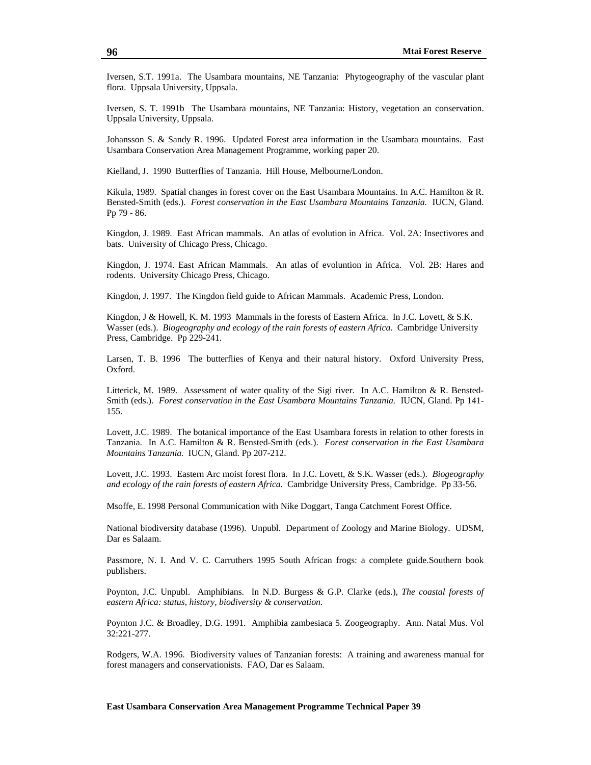Iversen, S.T. 1991a. The Usambara mountains, NE Tanzania: Phytogeography of the vascular plant flora. Uppsala University, Uppsala.

Iversen, S. T. 1991b The Usambara mountains, NE Tanzania: History, vegetation an conservation. Uppsala University, Uppsala.

Johansson S. & Sandy R. 1996. Updated Forest area information in the Usambara mountains. East Usambara Conservation Area Management Programme, working paper 20.

Kielland, J. 1990 Butterflies of Tanzania. Hill House, Melbourne/London.

Kikula, 1989. Spatial changes in forest cover on the East Usambara Mountains. In A.C. Hamilton & R. Bensted-Smith (eds.). *Forest conservation in the East Usambara Mountains Tanzania.* IUCN, Gland. Pp 79 - 86.

Kingdon, J. 1989. East African mammals. An atlas of evolution in Africa. Vol. 2A: Insectivores and bats. University of Chicago Press, Chicago.

Kingdon, J. 1974. East African Mammals. An atlas of evoluntion in Africa. Vol. 2B: Hares and rodents. University Chicago Press, Chicago.

Kingdon, J. 1997. The Kingdon field guide to African Mammals. Academic Press, London.

Kingdon, J & Howell, K. M. 1993 Mammals in the forests of Eastern Africa. In J.C. Lovett, & S.K. Wasser (eds.). *Biogeography and ecology of the rain forests of eastern Africa.* Cambridge University Press, Cambridge. Pp 229-241.

Larsen, T. B. 1996 The butterflies of Kenya and their natural history. Oxford University Press, Oxford.

Litterick, M. 1989. Assessment of water quality of the Sigi river. In A.C. Hamilton & R. Bensted-Smith (eds.). *Forest conservation in the East Usambara Mountains Tanzania.* IUCN, Gland. Pp 141-155.

Lovett, J.C. 1989. The botanical importance of the East Usambara forests in relation to other forests in Tanzania. In A.C. Hamilton & R. Bensted-Smith (eds.). *Forest conservation in the East Usambara Mountains Tanzania.* IUCN, Gland. Pp 207-212.

Lovett, J.C. 1993. Eastern Arc moist forest flora. In J.C. Lovett, & S.K. Wasser (eds.). *Biogeography and ecology of the rain forests of eastern Africa.* Cambridge University Press, Cambridge. Pp 33-56.

Msoffe, E. 1998 Personal Communication with Nike Doggart, Tanga Catchment Forest Office.

National biodiversity database (1996). Unpubl. Department of Zoology and Marine Biology. UDSM, Dar es Salaam.

Passmore, N. I. And V. C. Carruthers 1995 South African frogs: a complete guide.Southern book publishers.

Poynton, J.C. Unpubl. Amphibians. In N.D. Burgess & G.P. Clarke (eds.), *The coastal forests of eastern Africa: status, history, biodiversity & conservation.*

Poynton J.C. & Broadley, D.G. 1991. Amphibia zambesiaca 5. Zoogeography. Ann. Natal Mus. Vol 32:221-277.

Rodgers, W.A. 1996. Biodiversity values of Tanzanian forests: A training and awareness manual for forest managers and conservationists. FAO, Dar es Salaam.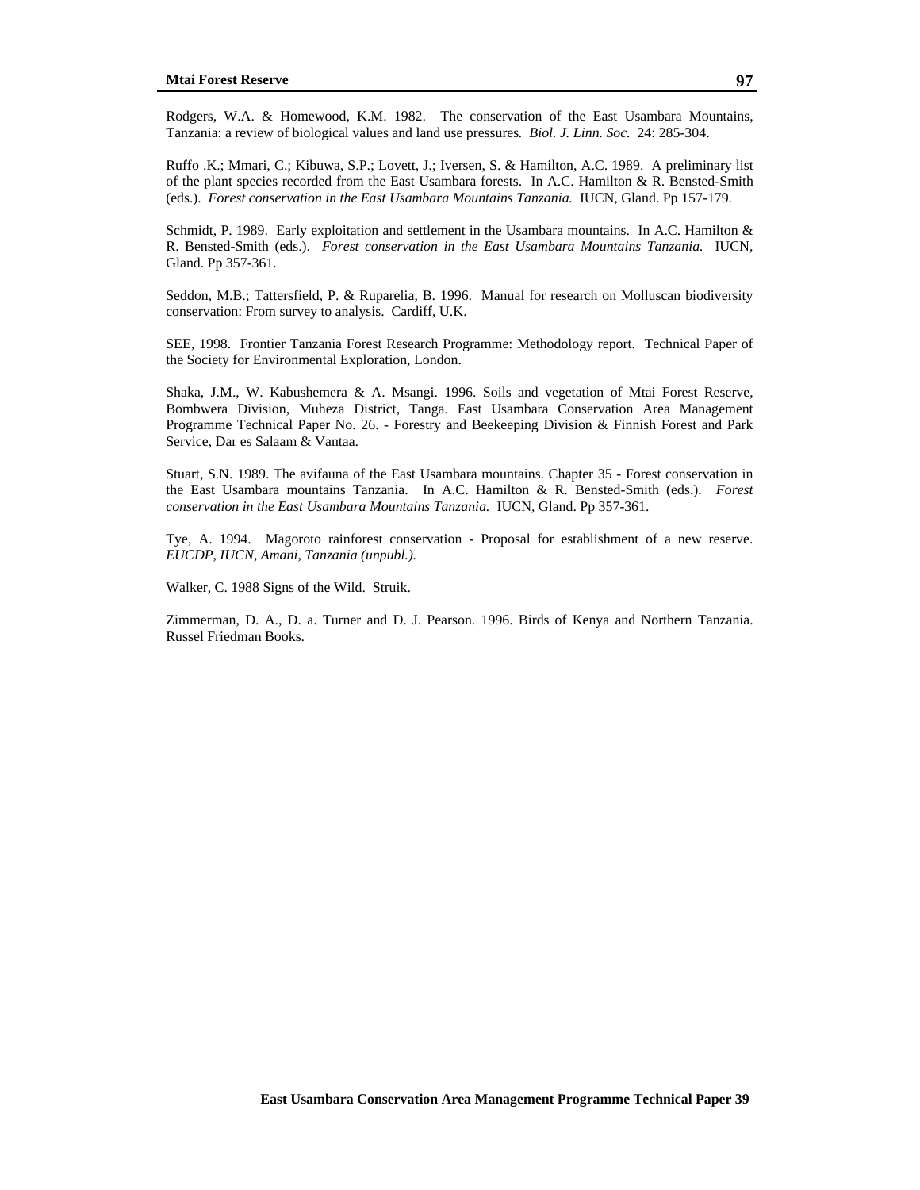Rodgers, W.A. & Homewood, K.M. 1982. The conservation of the East Usambara Mountains, Tanzania: a review of biological values and land use pressures*.* *Biol. J. Linn. Soc.* 24: 285-304.

Ruffo .K.; Mmari, C.; Kibuwa, S.P.; Lovett, J.; Iversen, S. & Hamilton, A.C. 1989. A preliminary list of the plant species recorded from the East Usambara forests. In A.C. Hamilton & R. Bensted-Smith (eds.). *Forest conservation in the East Usambara Mountains Tanzania.* IUCN, Gland. Pp 157-179.

Schmidt, P. 1989. Early exploitation and settlement in the Usambara mountains. In A.C. Hamilton & R. Bensted-Smith (eds.). *Forest conservation in the East Usambara Mountains Tanzania.* IUCN, Gland. Pp 357-361.

Seddon, M.B.; Tattersfield, P. & Ruparelia, B. 1996. Manual for research on Molluscan biodiversity conservation: From survey to analysis. Cardiff, U.K.

SEE, 1998. Frontier Tanzania Forest Research Programme: Methodology report. Technical Paper of the Society for Environmental Exploration, London.

Shaka, J.M., W. Kabushemera & A. Msangi. 1996. Soils and vegetation of Mtai Forest Reserve, Bombwera Division, Muheza District, Tanga. East Usambara Conservation Area Management Programme Technical Paper No. 26. - Forestry and Beekeeping Division & Finnish Forest and Park Service, Dar es Salaam & Vantaa.

Stuart, S.N. 1989. The avifauna of the East Usambara mountains. Chapter 35 - Forest conservation in the East Usambara mountains Tanzania. In A.C. Hamilton & R. Bensted-Smith (eds.). *Forest conservation in the East Usambara Mountains Tanzania.* IUCN, Gland. Pp 357-361.

Tye, A. 1994. Magoroto rainforest conservation - Proposal for establishment of a new reserve. *EUCDP, IUCN, Amani, Tanzania (unpubl.).*

Walker, C. 1988 Signs of the Wild. Struik.

Zimmerman, D. A., D. a. Turner and D. J. Pearson. 1996. Birds of Kenya and Northern Tanzania. Russel Friedman Books.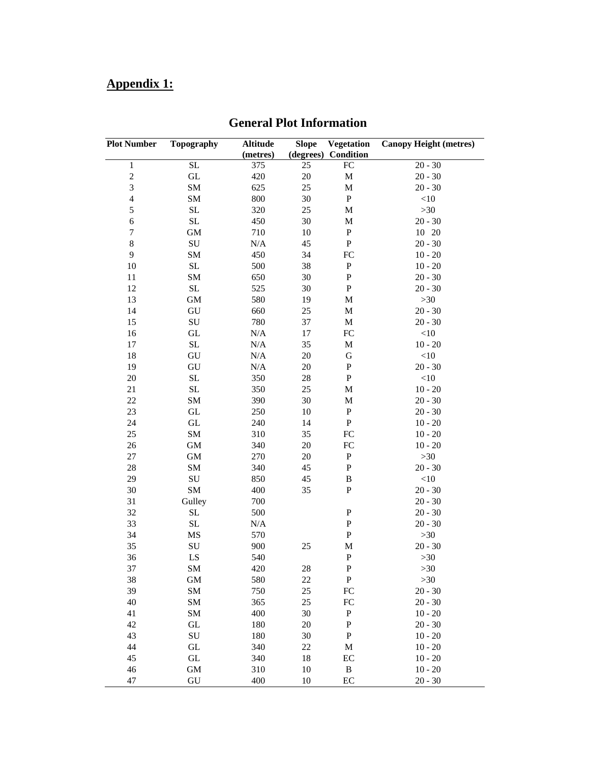## Appendix 1:

### General Plot Information

| Plot Number | Topography | Altitude (metres) | Slope (degrees) | Vegetation Condition | Canopy Height (metres) |
|---|---|---|---|---|---|
| 1 | SL | 375 | 25 | FC | 20 - 30 |
| 2 | GL | 420 | 20 | M | 20 - 30 |
| 3 | SM | 625 | 25 | M | 20 - 30 |
| 4 | SM | 800 | 30 | P | <10 |
| 5 | SL | 320 | 25 | M | >30 |
| 6 | SL | 450 | 30 | M | 20 - 30 |
| 7 | GM | 710 | 10 | P | 10 20 |
| 8 | SU | N/A | 45 | P | 20 - 30 |
| 9 | SM | 450 | 34 | FC | 10 - 20 |
| 10 | SL | 500 | 38 | P | 10 - 20 |
| 11 | SM | 650 | 30 | P | 20 - 30 |
| 12 | SL | 525 | 30 | P | 20 - 30 |
| 13 | GM | 580 | 19 | M | >30 |
| 14 | GU | 660 | 25 | M | 20 - 30 |
| 15 | SU | 780 | 37 | M | 20 - 30 |
| 16 | GL | N/A | 17 | FC | <10 |
| 17 | SL | N/A | 35 | M | 10 - 20 |
| 18 | GU | N/A | 20 | G | <10 |
| 19 | GU | N/A | 20 | P | 20 - 30 |
| 20 | SL | 350 | 28 | P | <10 |
| 21 | SL | 350 | 25 | M | 10 - 20 |
| 22 | SM | 390 | 30 | M | 20 - 30 |
| 23 | GL | 250 | 10 | P | 20 - 30 |
| 24 | GL | 240 | 14 | P | 10 - 20 |
| 25 | SM | 310 | 35 | FC | 10 - 20 |
| 26 | GM | 340 | 20 | FC | 10 - 20 |
| 27 | GM | 270 | 20 | P | >30 |
| 28 | SM | 340 | 45 | P | 20 - 30 |
| 29 | SU | 850 | 45 | B | <10 |
| 30 | SM | 400 | 35 | P | 20 - 30 |
| 31 | Gulley | 700 | | | 20 - 30 |
| 32 | SL | 500 | | P | 20 - 30 |
| 33 | SL | N/A | | P | 20 - 30 |
| 34 | MS | 570 | | P | >30 |
| 35 | SU | 900 | 25 | M | 20 - 30 |
| 36 | LS | 540 | | P | >30 |
| 37 | SM | 420 | 28 | P | >30 |
| 38 | GM | 580 | 22 | P | >30 |
| 39 | SM | 750 | 25 | FC | 20 - 30 |
| 40 | SM | 365 | 25 | FC | 20 - 30 |
| 41 | SM | 400 | 30 | P | 10 - 20 |
| 42 | GL | 180 | 20 | P | 20 - 30 |
| 43 | SU | 180 | 30 | P | 10 - 20 |
| 44 | GL | 340 | 22 | M | 10 - 20 |
| 45 | GL | 340 | 18 | EC | 10 - 20 |
| 46 | GM | 310 | 10 | B | 10 - 20 |
| 47 | GU | 400 | 10 | EC | 20 - 30 |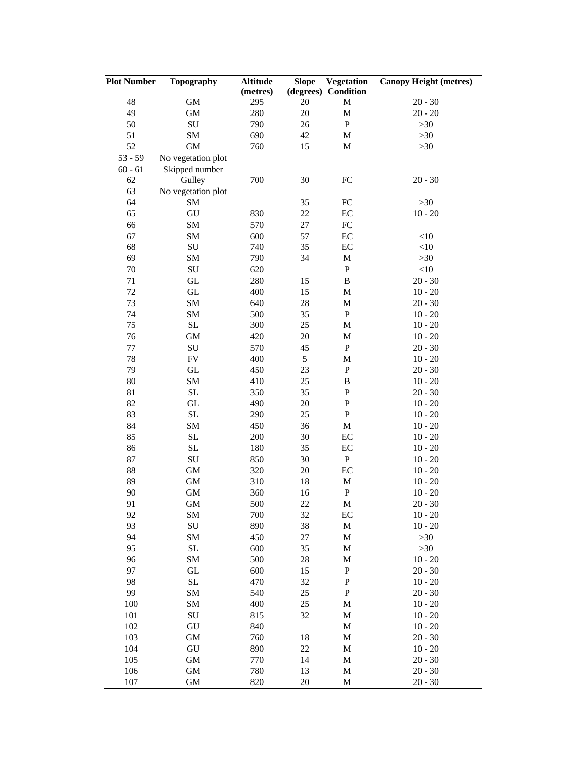| Plot Number | Topography | Altitude (metres) | Slope (degrees) | Vegetation Condition | Canopy Height (metres) |
|---|---|---|---|---|---|
| 48 | GM | 295 | 20 | M | 20 - 30 |
| 49 | GM | 280 | 20 | M | 20 - 20 |
| 50 | SU | 790 | 26 | P | >30 |
| 51 | SM | 690 | 42 | M | >30 |
| 52 | GM | 760 | 15 | M | >30 |
| 53 - 59 | No vegetation plot | | | | |
| 60 - 61 | Skipped number | | | | |
| 62 | Gulley | 700 | 30 | FC | 20 - 30 |
| 63 | No vegetation plot | | | | |
| 64 | SM | | 35 | FC | >30 |
| 65 | GU | 830 | 22 | EC | 10 - 20 |
| 66 | SM | 570 | 27 | FC | |
| 67 | SM | 600 | 57 | EC | <10 |
| 68 | SU | 740 | 35 | EC | <10 |
| 69 | SM | 790 | 34 | M | >30 |
| 70 | SU | 620 | | P | <10 |
| 71 | GL | 280 | 15 | B | 20 - 30 |
| 72 | GL | 400 | 15 | M | 10 - 20 |
| 73 | SM | 640 | 28 | M | 20 - 30 |
| 74 | SM | 500 | 35 | P | 10 - 20 |
| 75 | SL | 300 | 25 | M | 10 - 20 |
| 76 | GM | 420 | 20 | M | 10 - 20 |
| 77 | SU | 570 | 45 | P | 20 - 30 |
| 78 | FV | 400 | 5 | M | 10 - 20 |
| 79 | GL | 450 | 23 | P | 20 - 30 |
| 80 | SM | 410 | 25 | B | 10 - 20 |
| 81 | SL | 350 | 35 | P | 20 - 30 |
| 82 | GL | 490 | 20 | P | 10 - 20 |
| 83 | SL | 290 | 25 | P | 10 - 20 |
| 84 | SM | 450 | 36 | M | 10 - 20 |
| 85 | SL | 200 | 30 | EC | 10 - 20 |
| 86 | SL | 180 | 35 | EC | 10 - 20 |
| 87 | SU | 850 | 30 | P | 10 - 20 |
| 88 | GM | 320 | 20 | EC | 10 - 20 |
| 89 | GM | 310 | 18 | M | 10 - 20 |
| 90 | GM | 360 | 16 | P | 10 - 20 |
| 91 | GM | 500 | 22 | M | 20 - 30 |
| 92 | SM | 700 | 32 | EC | 10 - 20 |
| 93 | SU | 890 | 38 | M | 10 - 20 |
| 94 | SM | 450 | 27 | M | >30 |
| 95 | SL | 600 | 35 | M | >30 |
| 96 | SM | 500 | 28 | M | 10 - 20 |
| 97 | GL | 600 | 15 | P | 20 - 30 |
| 98 | SL | 470 | 32 | P | 10 - 20 |
| 99 | SM | 540 | 25 | P | 20 - 30 |
| 100 | SM | 400 | 25 | M | 10 - 20 |
| 101 | SU | 815 | 32 | M | 10 - 20 |
| 102 | GU | 840 | | M | 10 - 20 |
| 103 | GM | 760 | 18 | M | 20 - 30 |
| 104 | GU | 890 | 22 | M | 10 - 20 |
| 105 | GM | 770 | 14 | M | 20 - 30 |
| 106 | GM | 780 | 13 | M | 20 - 30 |
| 107 | GM | 820 | 20 | M | 20 - 30 |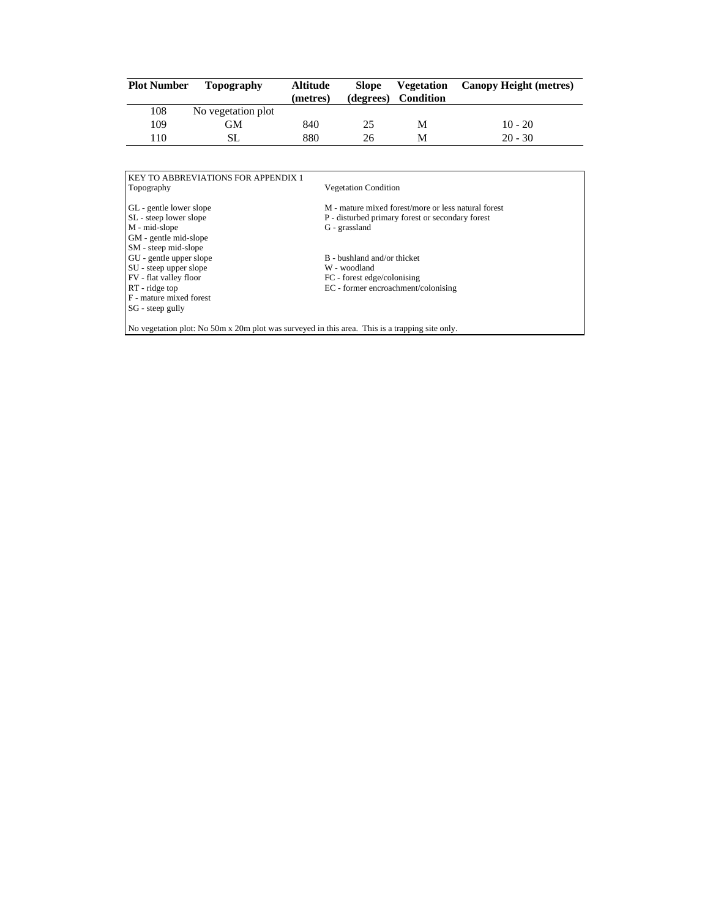| Plot Number | Topography | Altitude (metres) | Slope (degrees) | Vegetation Condition | Canopy Height (metres) |
|---|---|---|---|---|---|
| 108 | No vegetation plot | | | | |
| 109 | GM | 840 | 25 | M | 10 - 20 |
| 110 | SL | 880 | 26 | M | 20 - 30 |

KEY TO ABBREVIATIONS FOR APPENDIX 1

| Topography | Vegetation Condition |
|---|---|
| GL - gentle lower slope | M - mature mixed forest/more or less natural forest |
| SL - steep lower slope | P - disturbed primary forest or secondary forest |
| M - mid-slope | G - grassland |
| GM - gentle mid-slope | |
| SM - steep mid-slope | |
| GU - gentle upper slope | B - bushland and/or thicket |
| SU - steep upper slope | W - woodland |
| FV - flat valley floor | FC - forest edge/colonising |
| RT - ridge top | EC - former encroachment/colonising |
| F - mature mixed forest | |
| SG - steep gully | |

No vegetation plot: No 50m x 20m plot was surveyed in this area. This is a trapping site only.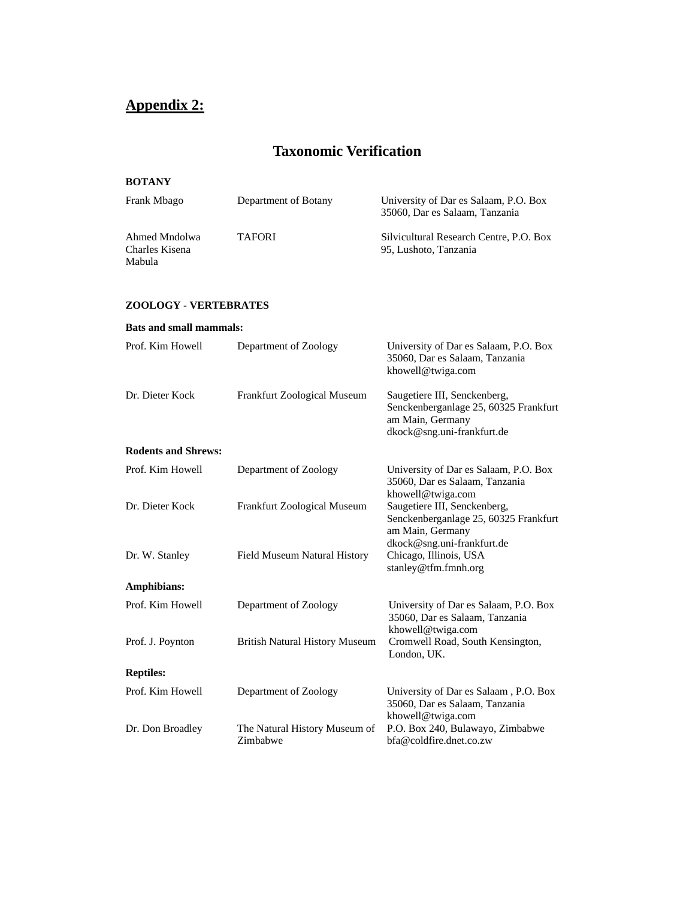## Appendix 2:

# Taxonomic Verification

**BOTANY**

| | | |
|---|---|---|
| Frank Mbago | Department of Botany | University of Dar es Salaam, P.O. Box 35060, Dar es Salaam, Tanzania |
| Ahmed Mndolwa<br>Charles Kisena<br>Mabula | TAFORI | Silvicultural Research Centre, P.O. Box 95, Lushoto, Tanzania |

**ZOOLOGY - VERTEBRATES**

**Bats and small mammals:**

| | | |
|---|---|---|
| Prof. Kim Howell | Department of Zoology | University of Dar es Salaam, P.O. Box 35060, Dar es Salaam, Tanzania<br>khowell@twiga.com |
| Dr. Dieter Kock | Frankfurt Zoological Museum | Saugetiere III, Senckenberg, Senckenberganlage 25, 60325 Frankfurt am Main, Germany<br>dkock@sng.uni-frankfurt.de |

**Rodents and Shrews:**

| | | |
|---|---|---|
| Prof. Kim Howell | Department of Zoology | University of Dar es Salaam, P.O. Box 35060, Dar es Salaam, Tanzania<br>khowell@twiga.com |
| Dr. Dieter Kock | Frankfurt Zoological Museum | Saugetiere III, Senckenberg, Senckenberganlage 25, 60325 Frankfurt am Main, Germany<br>dkock@sng.uni-frankfurt.de |
| Dr. W. Stanley | Field Museum Natural History | Chicago, Illinois, USA<br>stanley@tfm.fmnh.org |

**Amphibians:**

| | | |
|---|---|---|
| Prof. Kim Howell | Department of Zoology | University of Dar es Salaam, P.O. Box 35060, Dar es Salaam, Tanzania<br>khowell@twiga.com |
| Prof. J. Poynton | British Natural History Museum | Cromwell Road, South Kensington, London, UK. |

**Reptiles:**

| | | |
|---|---|---|
| Prof. Kim Howell | Department of Zoology | University of Dar es Salaam , P.O. Box 35060, Dar es Salaam, Tanzania<br>khowell@twiga.com |
| Dr. Don Broadley | The Natural History Museum of Zimbabwe | P.O. Box 240, Bulawayo, Zimbabwe<br>bfa@coldfire.dnet.co.zw |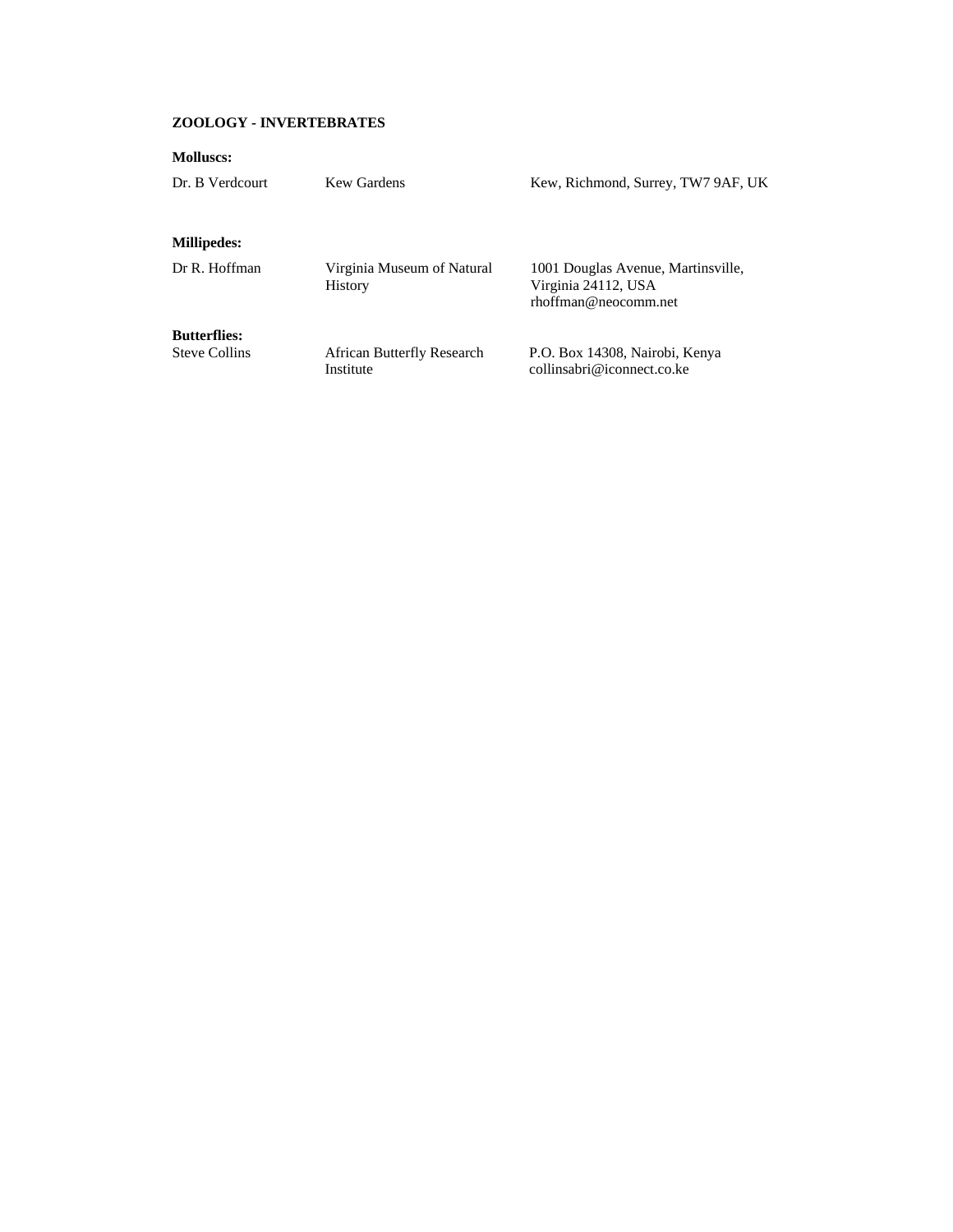**ZOOLOGY - INVERTEBRATES**

**Molluscs:**

| | | |
|---|---|---|
| Dr. B Verdcourt | Kew Gardens | Kew, Richmond, Surrey, TW7 9AF, UK |

**Millipedes:**

| | | |
|---|---|---|
| Dr R. Hoffman | Virginia Museum of Natural History | 1001 Douglas Avenue, Martinsville, Virginia 24112, USA rhoffman@neocomm.net |

**Butterflies:**

| | | |
|---|---|---|
| Steve Collins | African Butterfly Research Institute | P.O. Box 14308, Nairobi, Kenya collinsabri@iconnect.co.ke |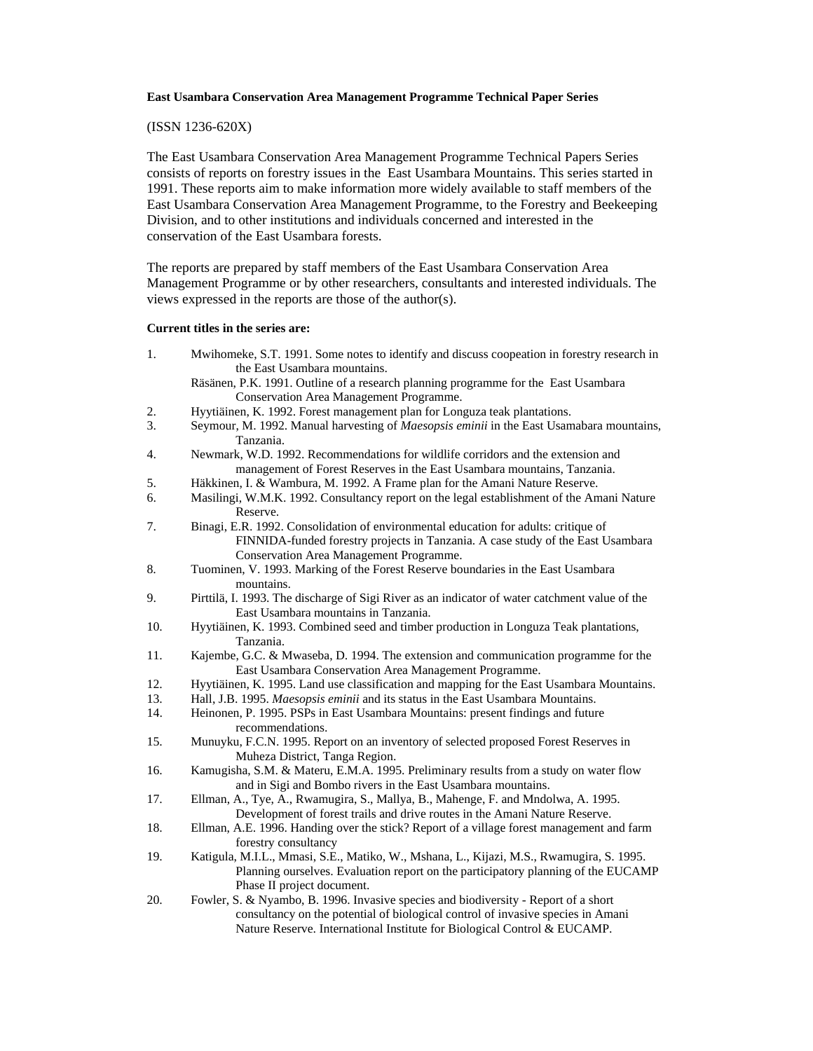**East Usambara Conservation Area Management Programme Technical Paper Series**

(ISSN 1236-620X)

The East Usambara Conservation Area Management Programme Technical Papers Series consists of reports on forestry issues in the East Usambara Mountains. This series started in 1991. These reports aim to make information more widely available to staff members of the East Usambara Conservation Area Management Programme, to the Forestry and Beekeeping Division, and to other institutions and individuals concerned and interested in the conservation of the East Usambara forests.

The reports are prepared by staff members of the East Usambara Conservation Area Management Programme or by other researchers, consultants and interested individuals. The views expressed in the reports are those of the author(s).

**Current titles in the series are:**

1. Mwihomeke, S.T. 1991. Some notes to identify and discuss coopeation in forestry research in the East Usambara mountains.
   Räsänen, P.K. 1991. Outline of a research planning programme for the East Usambara Conservation Area Management Programme.
2. Hyytiäinen, K. 1992. Forest management plan for Longuza teak plantations.
3. Seymour, M. 1992. Manual harvesting of *Maesopsis eminii* in the East Usamabara mountains, Tanzania.
4. Newmark, W.D. 1992. Recommendations for wildlife corridors and the extension and management of Forest Reserves in the East Usambara mountains, Tanzania.
5. Häkkinen, I. & Wambura, M. 1992. A Frame plan for the Amani Nature Reserve.
6. Masilingi, W.M.K. 1992. Consultancy report on the legal establishment of the Amani Nature Reserve.
7. Binagi, E.R. 1992. Consolidation of environmental education for adults: critique of FINNIDA-funded forestry projects in Tanzania. A case study of the East Usambara Conservation Area Management Programme.
8. Tuominen, V. 1993. Marking of the Forest Reserve boundaries in the East Usambara mountains.
9. Pirttilä, I. 1993. The discharge of Sigi River as an indicator of water catchment value of the East Usambara mountains in Tanzania.
10. Hyytiäinen, K. 1993. Combined seed and timber production in Longuza Teak plantations, Tanzania.
11. Kajembe, G.C. & Mwaseba, D. 1994. The extension and communication programme for the East Usambara Conservation Area Management Programme.
12. Hyytiäinen, K. 1995. Land use classification and mapping for the East Usambara Mountains.
13. Hall, J.B. 1995. *Maesopsis eminii* and its status in the East Usambara Mountains.
14. Heinonen, P. 1995. PSPs in East Usambara Mountains: present findings and future recommendations.
15. Munuyku, F.C.N. 1995. Report on an inventory of selected proposed Forest Reserves in Muheza District, Tanga Region.
16. Kamugisha, S.M. & Materu, E.M.A. 1995. Preliminary results from a study on water flow and in Sigi and Bombo rivers in the East Usambara mountains.
17. Ellman, A., Tye, A., Rwamugira, S., Mallya, B., Mahenge, F. and Mndolwa, A. 1995. Development of forest trails and drive routes in the Amani Nature Reserve.
18. Ellman, A.E. 1996. Handing over the stick? Report of a village forest management and farm forestry consultancy
19. Katigula, M.I.L., Mmasi, S.E., Matiko, W., Mshana, L., Kijazi, M.S., Rwamugira, S. 1995. Planning ourselves. Evaluation report on the participatory planning of the EUCAMP Phase II project document.
20. Fowler, S. & Nyambo, B. 1996. Invasive species and biodiversity - Report of a short consultancy on the potential of biological control of invasive species in Amani Nature Reserve. International Institute for Biological Control & EUCAMP.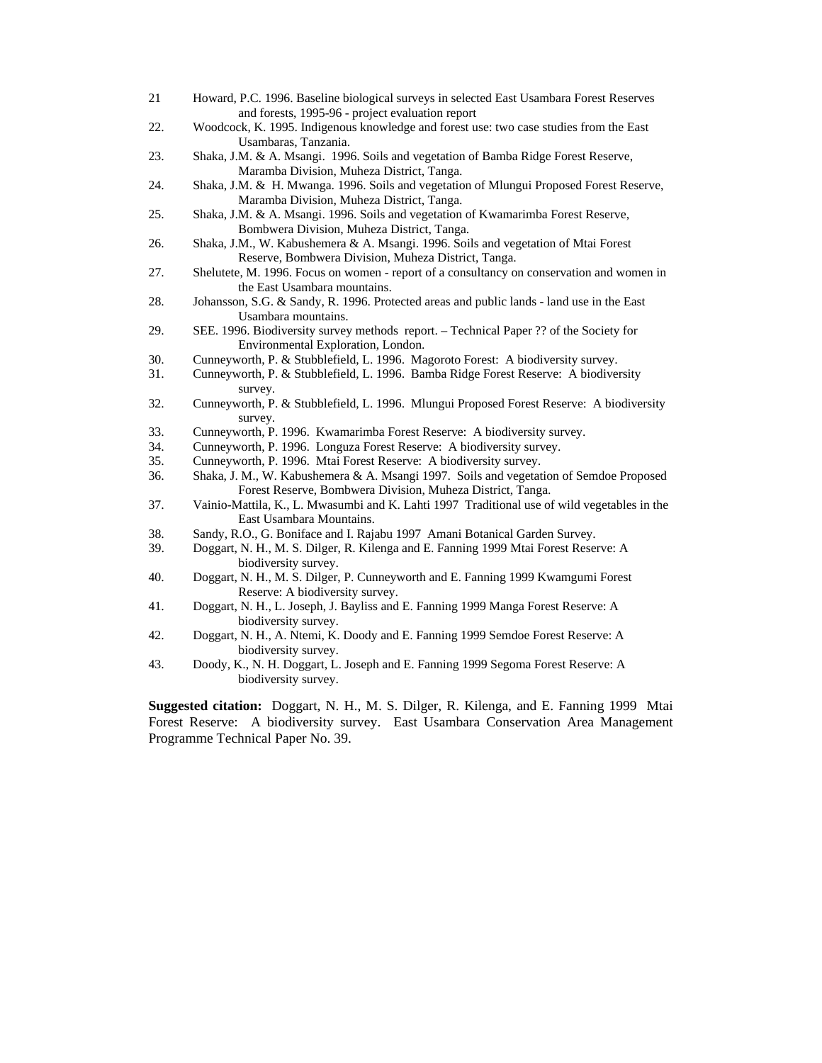21 Howard, P.C. 1996. Baseline biological surveys in selected East Usambara Forest Reserves and forests, 1995-96 - project evaluation report

22. Woodcock, K. 1995. Indigenous knowledge and forest use: two case studies from the East Usambaras, Tanzania.

23. Shaka, J.M. & A. Msangi. 1996. Soils and vegetation of Bamba Ridge Forest Reserve, Maramba Division, Muheza District, Tanga.

24. Shaka, J.M. & H. Mwanga. 1996. Soils and vegetation of Mlungui Proposed Forest Reserve, Maramba Division, Muheza District, Tanga.

25. Shaka, J.M. & A. Msangi. 1996. Soils and vegetation of Kwamarimba Forest Reserve, Bombwera Division, Muheza District, Tanga.

26. Shaka, J.M., W. Kabushemera & A. Msangi. 1996. Soils and vegetation of Mtai Forest Reserve, Bombwera Division, Muheza District, Tanga.

27. Shelutete, M. 1996. Focus on women - report of a consultancy on conservation and women in the East Usambara mountains.

28. Johansson, S.G. & Sandy, R. 1996. Protected areas and public lands - land use in the East Usambara mountains.

29. SEE. 1996. Biodiversity survey methods report. – Technical Paper ?? of the Society for Environmental Exploration, London.

30. Cunneyworth, P. & Stubblefield, L. 1996. Magoroto Forest: A biodiversity survey.

31. Cunneyworth, P. & Stubblefield, L. 1996. Bamba Ridge Forest Reserve: A biodiversity survey.

32. Cunneyworth, P. & Stubblefield, L. 1996. Mlungui Proposed Forest Reserve: A biodiversity survey.

33. Cunneyworth, P. 1996. Kwamarimba Forest Reserve: A biodiversity survey.

34. Cunneyworth, P. 1996. Longuza Forest Reserve: A biodiversity survey.

35. Cunneyworth, P. 1996. Mtai Forest Reserve: A biodiversity survey.

36. Shaka, J. M., W. Kabushemera & A. Msangi 1997. Soils and vegetation of Semdoe Proposed Forest Reserve, Bombwera Division, Muheza District, Tanga.

37. Vainio-Mattila, K., L. Mwasumbi and K. Lahti 1997 Traditional use of wild vegetables in the East Usambara Mountains.

38. Sandy, R.O., G. Boniface and I. Rajabu 1997 Amani Botanical Garden Survey.

39. Doggart, N. H., M. S. Dilger, R. Kilenga and E. Fanning 1999 Mtai Forest Reserve: A biodiversity survey.

40. Doggart, N. H., M. S. Dilger, P. Cunneyworth and E. Fanning 1999 Kwamgumi Forest Reserve: A biodiversity survey.

41. Doggart, N. H., L. Joseph, J. Bayliss and E. Fanning 1999 Manga Forest Reserve: A biodiversity survey.

42. Doggart, N. H., A. Ntemi, K. Doody and E. Fanning 1999 Semdoe Forest Reserve: A biodiversity survey.

43. Doody, K., N. H. Doggart, L. Joseph and E. Fanning 1999 Segoma Forest Reserve: A biodiversity survey.

**Suggested citation:** Doggart, N. H., M. S. Dilger, R. Kilenga, and E. Fanning 1999 Mtai Forest Reserve: A biodiversity survey. East Usambara Conservation Area Management Programme Technical Paper No. 39.